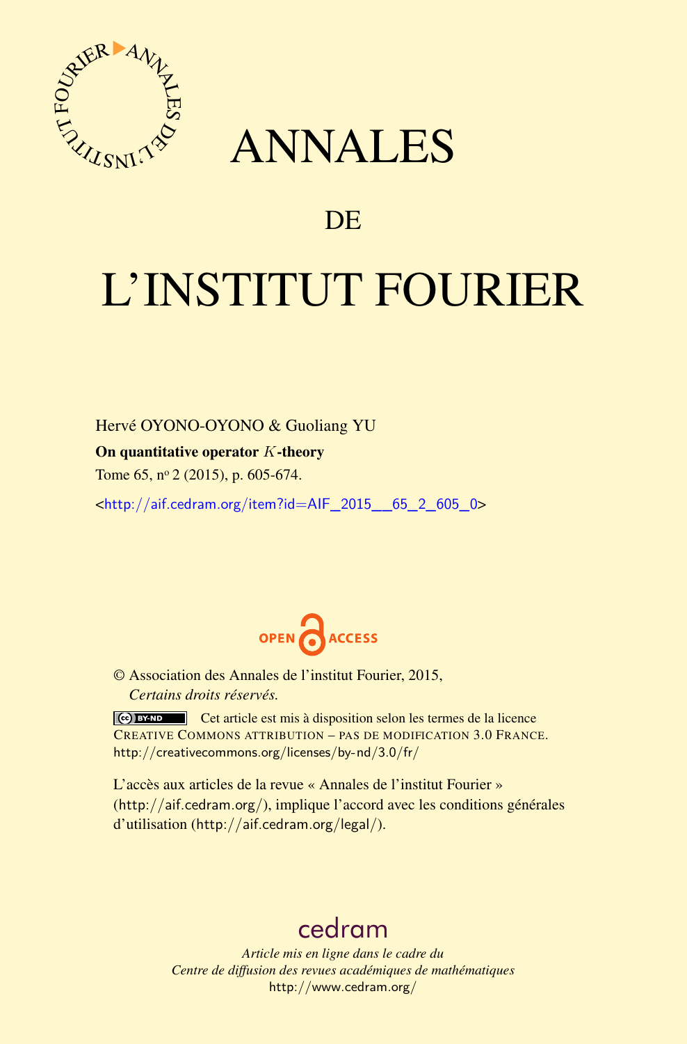# ANNALES

## DE

# L'INSTITUT FOURIER

Hervé OYONO-OYONO & Guoliang YU

**On quantitative operator $K$-theory**

Tome 65, nº 2 (2015), p. 605-674.

<http://aif.cedram.org/item?id=AIF_2015__65_2_605_0>

OPEN ACCESS

© Association des Annales de l'institut Fourier, 2015,
*Certains droits réservés.*

Cet article est mis à disposition selon les termes de la licence CREATIVE COMMONS ATTRIBUTION – PAS DE MODIFICATION 3.0 FRANCE.
http://creativecommons.org/licenses/by-nd/3.0/fr/

L'accès aux articles de la revue « Annales de l'institut Fourier » (http://aif.cedram.org/), implique l'accord avec les conditions générales d'utilisation (http://aif.cedram.org/legal/).

cedram

*Article mis en ligne dans le cadre du*
*Centre de diffusion des revues académiques de mathématiques*
http://www.cedram.org/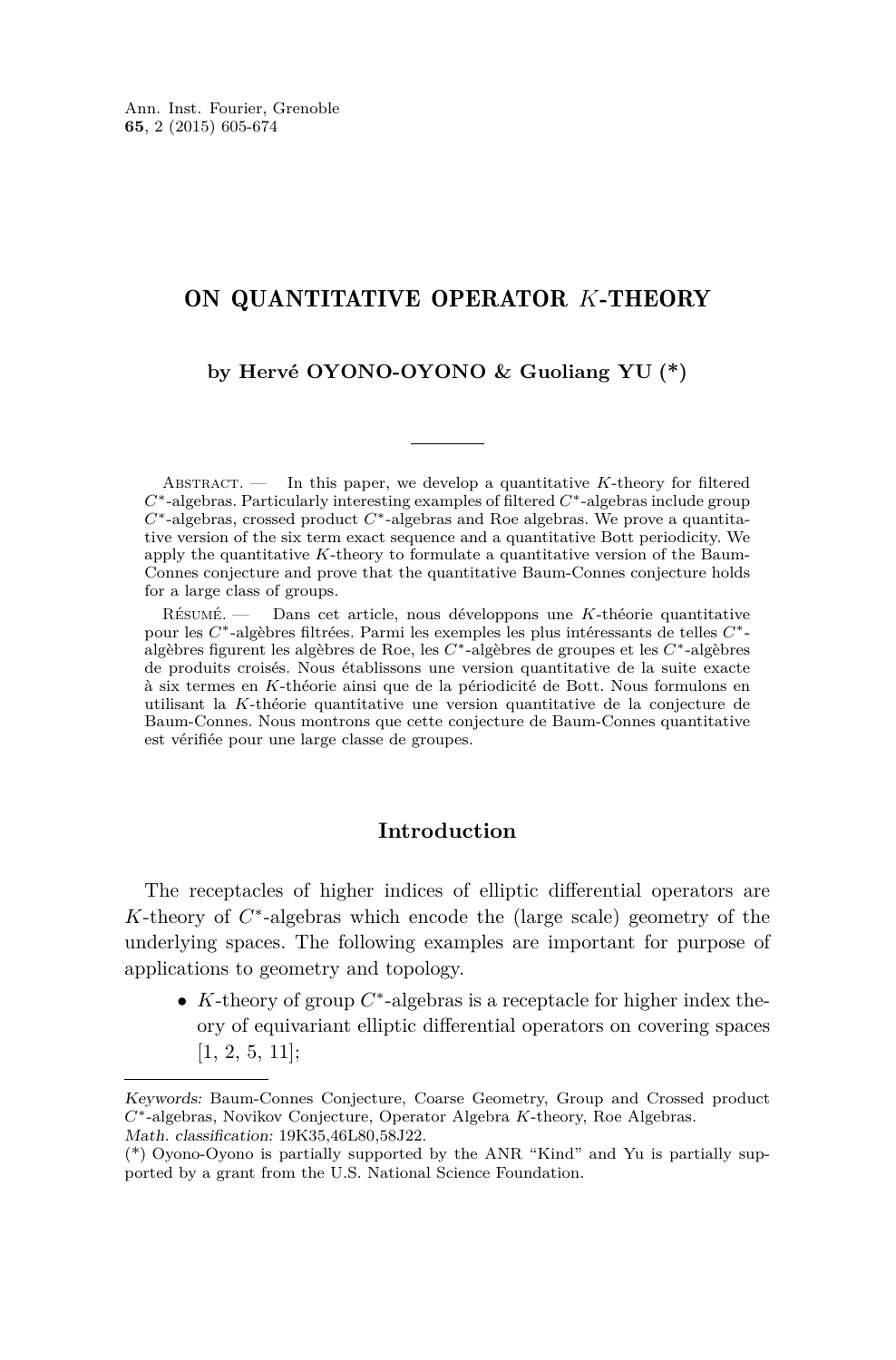# ON QUANTITATIVE OPERATOR $K$-THEORY

**by Hervé OYONO-OYONO & Guoliang YU (\*)**

Abstract. — In this paper, we develop a quantitative $K$-theory for filtered $C^*$-algebras. Particularly interesting examples of filtered $C^*$-algebras include group $C^*$-algebras, crossed product $C^*$-algebras and Roe algebras. We prove a quantitative version of the six term exact sequence and a quantitative Bott periodicity. We apply the quantitative $K$-theory to formulate a quantitative version of the Baum-Connes conjecture and prove that the quantitative Baum-Connes conjecture holds for a large class of groups.

Résumé. — Dans cet article, nous développons une $K$-théorie quantitative pour les $C^*$-algèbres filtrées. Parmi les exemples les plus intéressants de telles $C^*$-algèbres figurent les algèbres de Roe, les $C^*$-algèbres de groupes et les $C^*$-algèbres de produits croisés. Nous établissons une version quantitative de la suite exacte à six termes en $K$-théorie ainsi que de la périodicité de Bott. Nous formulons en utilisant la $K$-théorie quantitative une version quantitative de la conjecture de Baum-Connes. Nous montrons que cette conjecture de Baum-Connes quantitative est vérifiée pour une large classe de groupes.

## Introduction

The receptacles of higher indices of elliptic differential operators are $K$-theory of $C^*$-algebras which encode the (large scale) geometry of the underlying spaces. The following examples are important for purpose of applications to geometry and topology.

- $K$-theory of group $C^*$-algebras is a receptacle for higher index theory of equivariant elliptic differential operators on covering spaces [1, 2, 5, 11];

*Keywords:* Baum-Connes Conjecture, Coarse Geometry, Group and Crossed product $C^*$-algebras, Novikov Conjecture, Operator Algebra $K$-theory, Roe Algebras.
*Math. classification:* 19K35,46L80,58J22.
(\*) Oyono-Oyono is partially supported by the ANR "Kind" and Yu is partially supported by a grant from the U.S. National Science Foundation.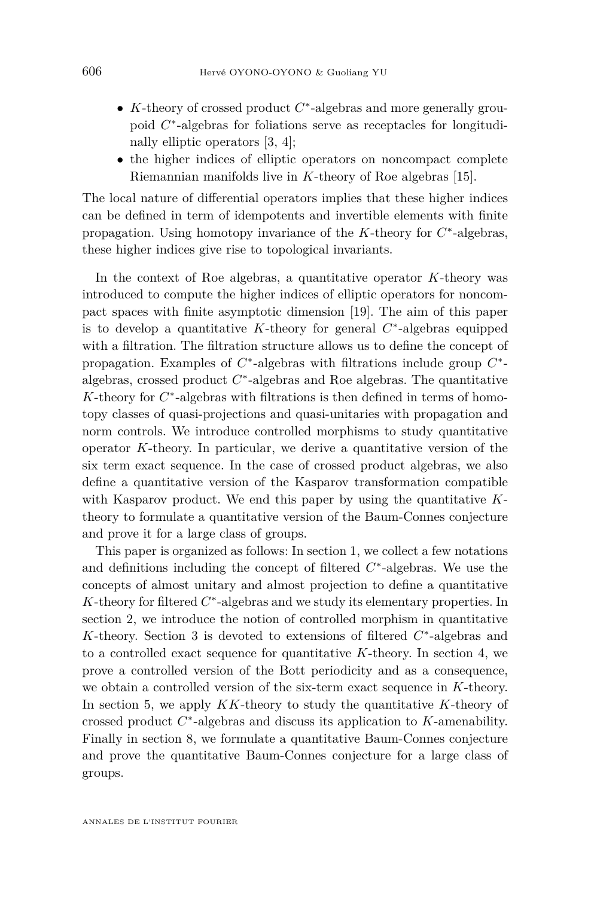- $K$-theory of crossed product $C^*$-algebras and more generally groupoid $C^*$-algebras for foliations serve as receptacles for longitudinally elliptic operators [3, 4];
- the higher indices of elliptic operators on noncompact complete Riemannian manifolds live in $K$-theory of Roe algebras [15].

The local nature of differential operators implies that these higher indices can be defined in term of idempotents and invertible elements with finite propagation. Using homotopy invariance of the $K$-theory for $C^*$-algebras, these higher indices give rise to topological invariants.

In the context of Roe algebras, a quantitative operator $K$-theory was introduced to compute the higher indices of elliptic operators for noncompact spaces with finite asymptotic dimension [19]. The aim of this paper is to develop a quantitative $K$-theory for general $C^*$-algebras equipped with a filtration. The filtration structure allows us to define the concept of propagation. Examples of $C^*$-algebras with filtrations include group $C^*$-algebras, crossed product $C^*$-algebras and Roe algebras. The quantitative $K$-theory for $C^*$-algebras with filtrations is then defined in terms of homotopy classes of quasi-projections and quasi-unitaries with propagation and norm controls. We introduce controlled morphisms to study quantitative operator $K$-theory. In particular, we derive a quantitative version of the six term exact sequence. In the case of crossed product algebras, we also define a quantitative version of the Kasparov transformation compatible with Kasparov product. We end this paper by using the quantitative $K$-theory to formulate a quantitative version of the Baum-Connes conjecture and prove it for a large class of groups.

This paper is organized as follows: In section 1, we collect a few notations and definitions including the concept of filtered $C^*$-algebras. We use the concepts of almost unitary and almost projection to define a quantitative $K$-theory for filtered $C^*$-algebras and we study its elementary properties. In section 2, we introduce the notion of controlled morphism in quantitative $K$-theory. Section 3 is devoted to extensions of filtered $C^*$-algebras and to a controlled exact sequence for quantitative $K$-theory. In section 4, we prove a controlled version of the Bott periodicity and as a consequence, we obtain a controlled version of the six-term exact sequence in $K$-theory. In section 5, we apply $KK$-theory to study the quantitative $K$-theory of crossed product $C^*$-algebras and discuss its application to $K$-amenability. Finally in section 8, we formulate a quantitative Baum-Connes conjecture and prove the quantitative Baum-Connes conjecture for a large class of groups.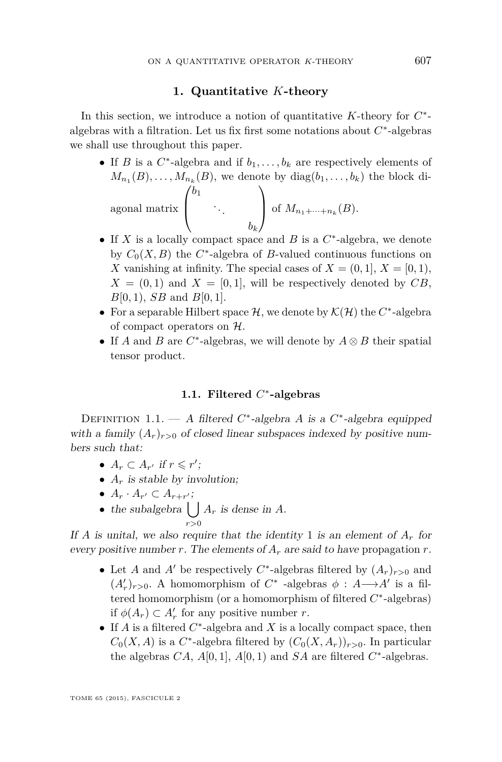## 1. Quantitative $K$-theory

In this section, we introduce a notion of quantitative $K$-theory for $C^*$-algebras with a filtration. Let us fix first some notations about $C^*$-algebras we shall use throughout this paper.

- If $B$ is a $C^*$-algebra and if $b_1, \ldots, b_k$ are respectively elements of $M_{n_1}(B), \ldots, M_{n_k}(B)$, we denote by $\mathrm{diag}(b_1, \ldots, b_k)$ the block diagonal matrix $\begin{pmatrix} b_1 & & \\ & \ddots & \\ & & b_k \end{pmatrix}$ of $M_{n_1+\cdots+n_k}(B)$.
- If $X$ is a locally compact space and $B$ is a $C^*$-algebra, we denote by $C_0(X, B)$ the $C^*$-algebra of $B$-valued continuous functions on $X$ vanishing at infinity. The special cases of $X = (0,1]$, $X = [0,1)$, $X = (0,1)$ and $X = [0,1]$, will be respectively denoted by $CB$, $B[0,1)$, $SB$ and $B[0,1]$.
- For a separable Hilbert space $\mathcal{H}$, we denote by $\mathcal{K}(\mathcal{H})$ the $C^*$-algebra of compact operators on $\mathcal{H}$.
- If $A$ and $B$ are $C^*$-algebras, we will denote by $A \otimes B$ their spatial tensor product.

### 1.1. Filtered $C^*$-algebras

Definition 1.1. — *A filtered $C^*$-algebra $A$ is a $C^*$-algebra equipped with a family $(A_r)_{r>0}$ of closed linear subspaces indexed by positive numbers such that:*

- *$A_r \subset A_{r'}$ if $r \leqslant r'$;*
- *$A_r$ is stable by involution;*
- *$A_r \cdot A_{r'} \subset A_{r+r'}$;*
- *the subalgebra $\bigcup_{r>0} A_r$ is dense in $A$.*

*If $A$ is unital, we also require that the identity $1$ is an element of $A_r$ for every positive number $r$. The elements of $A_r$ are said to have* propagation *$r$.*

- Let $A$ and $A'$ be respectively $C^*$-algebras filtered by $(A_r)_{r>0}$ and $(A'_r)_{r>0}$. A homomorphism of $C^*$ -algebras $\phi : A \longrightarrow A'$ is a filtered homomorphism (or a homomorphism of filtered $C^*$-algebras) if $\phi(A_r) \subset A'_r$ for any positive number $r$.
- If $A$ is a filtered $C^*$-algebra and $X$ is a locally compact space, then $C_0(X, A)$ is a $C^*$-algebra filtered by $(C_0(X, A_r))_{r>0}$. In particular the algebras $CA$, $A[0,1]$, $A[0,1)$ and $SA$ are filtered $C^*$-algebras.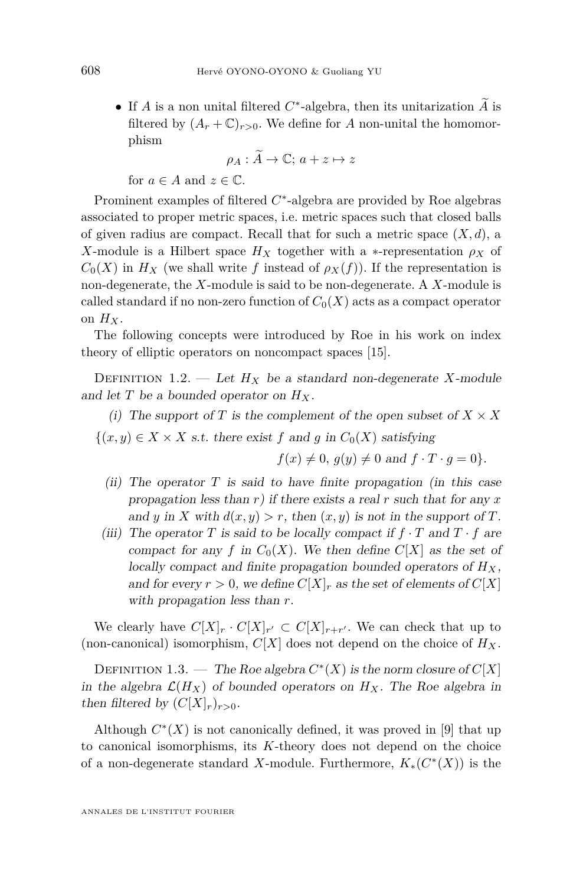- If $A$ is a non unital filtered $C^*$-algebra, then its unitarization $\widetilde{A}$ is filtered by $(A_r + \mathbb{C})_{r>0}$. We define for $A$ non-unital the homomorphism

$$\rho_A : \widetilde{A} \to \mathbb{C};\ a + z \mapsto z$$

for $a \in A$ and $z \in \mathbb{C}$.

Prominent examples of filtered $C^*$-algebra are provided by Roe algebras associated to proper metric spaces, i.e. metric spaces such that closed balls of given radius are compact. Recall that for such a metric space $(X, d)$, a $X$-module is a Hilbert space $H_X$ together with a $*$-representation $\rho_X$ of $C_0(X)$ in $H_X$ (we shall write $f$ instead of $\rho_X(f)$). If the representation is non-degenerate, the $X$-module is said to be non-degenerate. A $X$-module is called standard if no non-zero function of $C_0(X)$ acts as a compact operator on $H_X$.

The following concepts were introduced by Roe in his work on index theory of elliptic operators on noncompact spaces [15].

Definition 1.2. — *Let $H_X$ be a standard non-degenerate $X$-module and let $T$ be a bounded operator on $H_X$.*

*(i) The support of $T$ is the complement of the open subset of $X \times X$*

$$\{(x, y) \in X \times X \text{ s.t. there exist } f \text{ and } g \text{ in } C_0(X) \text{ satisfying } f(x) \neq 0,\ g(y) \neq 0 \text{ and } f \cdot T \cdot g = 0\}.$$

*(ii) The operator $T$ is said to have finite propagation (in this case propagation less than $r$) if there exists a real $r$ such that for any $x$ and $y$ in $X$ with $d(x, y) > r$, then $(x, y)$ is not in the support of $T$.*

*(iii) The operator $T$ is said to be locally compact if $f \cdot T$ and $T \cdot f$ are compact for any $f$ in $C_0(X)$. We then define $C[X]$ as the set of locally compact and finite propagation bounded operators of $H_X$, and for every $r > 0$, we define $C[X]_r$ as the set of elements of $C[X]$ with propagation less than $r$.*

We clearly have $C[X]_r \cdot C[X]_{r'} \subset C[X]_{r+r'}$. We can check that up to (non-canonical) isomorphism, $C[X]$ does not depend on the choice of $H_X$.

Definition 1.3. — *The Roe algebra $C^*(X)$ is the norm closure of $C[X]$ in the algebra $\mathcal{L}(H_X)$ of bounded operators on $H_X$. The Roe algebra in then filtered by $(C[X]_r)_{r>0}$.*

Although $C^*(X)$ is not canonically defined, it was proved in [9] that up to canonical isomorphisms, its $K$-theory does not depend on the choice of a non-degenerate standard $X$-module. Furthermore, $K_*(C^*(X))$ is the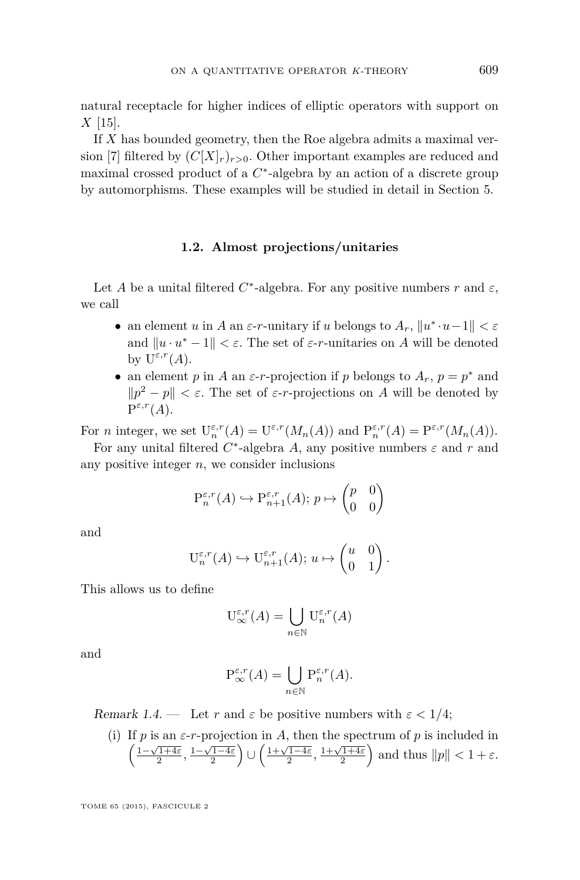natural receptacle for higher indices of elliptic operators with support on $X$ [15].

If $X$ has bounded geometry, then the Roe algebra admits a maximal version [7] filtered by $(C[X]_r)_{r>0}$. Other important examples are reduced and maximal crossed product of a $C^*$-algebra by an action of a discrete group by automorphisms. These examples will be studied in detail in Section 5.

### 1.2. Almost projections/unitaries

Let $A$ be a unital filtered $C^*$-algebra. For any positive numbers $r$ and $\varepsilon$, we call

- an element $u$ in $A$ an $\varepsilon$-$r$-unitary if $u$ belongs to $A_r$, $\|u^* \cdot u - 1\| < \varepsilon$ and $\|u \cdot u^* - 1\| < \varepsilon$. The set of $\varepsilon$-$r$-unitaries on $A$ will be denoted by $\mathrm{U}^{\varepsilon,r}(A)$.
- an element $p$ in $A$ an $\varepsilon$-$r$-projection if $p$ belongs to $A_r$, $p = p^*$ and $\|p^2 - p\| < \varepsilon$. The set of $\varepsilon$-$r$-projections on $A$ will be denoted by $\mathrm{P}^{\varepsilon,r}(A)$.

For $n$ integer, we set $\mathrm{U}_n^{\varepsilon,r}(A) = \mathrm{U}^{\varepsilon,r}(M_n(A))$ and $\mathrm{P}_n^{\varepsilon,r}(A) = \mathrm{P}^{\varepsilon,r}(M_n(A))$.

For any unital filtered $C^*$-algebra $A$, any positive numbers $\varepsilon$ and $r$ and any positive integer $n$, we consider inclusions

$$\mathrm{P}_n^{\varepsilon,r}(A) \hookrightarrow \mathrm{P}_{n+1}^{\varepsilon,r}(A);\, p \mapsto \begin{pmatrix} p & 0 \\ 0 & 0 \end{pmatrix}$$

and

$$\mathrm{U}_n^{\varepsilon,r}(A) \hookrightarrow \mathrm{U}_{n+1}^{\varepsilon,r}(A);\, u \mapsto \begin{pmatrix} u & 0 \\ 0 & 1 \end{pmatrix}.$$

This allows us to define

$$\mathrm{U}_\infty^{\varepsilon,r}(A) = \bigcup_{n\in\mathbb{N}} \mathrm{U}_n^{\varepsilon,r}(A)$$

and

$$\mathrm{P}_\infty^{\varepsilon,r}(A) = \bigcup_{n\in\mathbb{N}} \mathrm{P}_n^{\varepsilon,r}(A).$$

*Remark 1.4.* — Let $r$ and $\varepsilon$ be positive numbers with $\varepsilon < 1/4$;

(i) If $p$ is an $\varepsilon$-$r$-projection in $A$, then the spectrum of $p$ is included in $\left(\frac{1-\sqrt{1+4\varepsilon}}{2}, \frac{1-\sqrt{1-4\varepsilon}}{2}\right) \cup \left(\frac{1+\sqrt{1-4\varepsilon}}{2}, \frac{1+\sqrt{1+4\varepsilon}}{2}\right)$ and thus $\|p\| < 1 + \varepsilon$.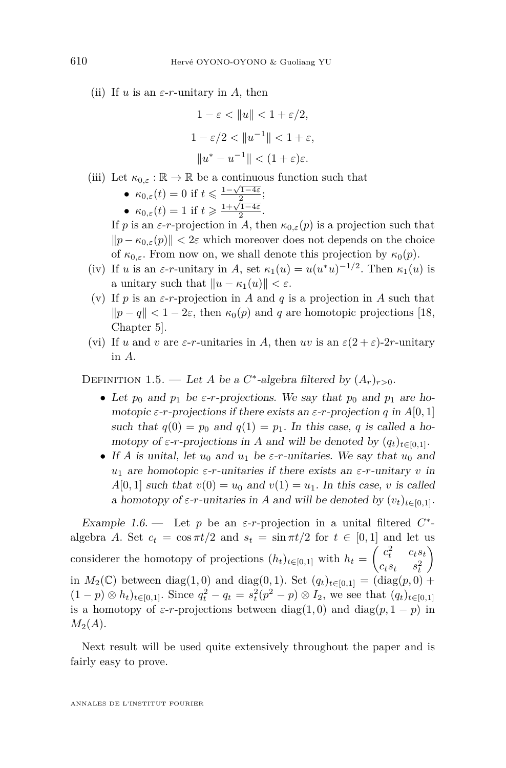(ii) If $u$ is an $\varepsilon$-$r$-unitary in $A$, then

$$1-\varepsilon < \|u\| < 1+\varepsilon/2,$$

$$1-\varepsilon/2 < \|u^{-1}\| < 1+\varepsilon,$$

$$\|u^* - u^{-1}\| < (1+\varepsilon)\varepsilon.$$

(iii) Let $\kappa_{0,\varepsilon} : \mathbb{R} \to \mathbb{R}$ be a continuous function such that

- $\kappa_{0,\varepsilon}(t) = 0$ if $t \leqslant \frac{1-\sqrt{1-4\varepsilon}}{2}$;
- $\kappa_{0,\varepsilon}(t) = 1$ if $t \geqslant \frac{1+\sqrt{1-4\varepsilon}}{2}$.

If $p$ is an $\varepsilon$-$r$-projection in $A$, then $\kappa_{0,\varepsilon}(p)$ is a projection such that $\|p - \kappa_{0,\varepsilon}(p)\| < 2\varepsilon$ which moreover does not depends on the choice of $\kappa_{0,\varepsilon}$. From now on, we shall denote this projection by $\kappa_0(p)$.

(iv) If $u$ is an $\varepsilon$-$r$-unitary in $A$, set $\kappa_1(u) = u(u^*u)^{-1/2}$. Then $\kappa_1(u)$ is a unitary such that $\|u - \kappa_1(u)\| < \varepsilon$.

(v) If $p$ is an $\varepsilon$-$r$-projection in $A$ and $q$ is a projection in $A$ such that $\|p - q\| < 1 - 2\varepsilon$, then $\kappa_0(p)$ and $q$ are homotopic projections [18, Chapter 5].

(vi) If $u$ and $v$ are $\varepsilon$-$r$-unitaries in $A$, then $uv$ is an $\varepsilon(2+\varepsilon)$-$2r$-unitary in $A$.

Definition 1.5. — *Let $A$ be a $C^*$-algebra filtered by $(A_r)_{r>0}$.*

- *Let $p_0$ and $p_1$ be $\varepsilon$-$r$-projections. We say that $p_0$ and $p_1$ are homotopic $\varepsilon$-$r$-projections if there exists an $\varepsilon$-$r$-projection $q$ in $A[0,1]$ such that $q(0) = p_0$ and $q(1) = p_1$. In this case, $q$ is called a homotopy of $\varepsilon$-$r$-projections in $A$ and will be denoted by $(q_t)_{t\in[0,1]}$.*
- *If $A$ is unital, let $u_0$ and $u_1$ be $\varepsilon$-$r$-unitaries. We say that $u_0$ and $u_1$ are homotopic $\varepsilon$-$r$-unitaries if there exists an $\varepsilon$-$r$-unitary $v$ in $A[0,1]$ such that $v(0) = u_0$ and $v(1) = u_1$. In this case, $v$ is called a homotopy of $\varepsilon$-$r$-unitaries in $A$ and will be denoted by $(v_t)_{t\in[0,1]}$.*

*Example 1.6.* — Let $p$ be an $\varepsilon$-$r$-projection in a unital filtered $C^*$-algebra $A$. Set $c_t = \cos \pi t/2$ and $s_t = \sin \pi t/2$ for $t \in [0,1]$ and let us considerer the homotopy of projections $(h_t)_{t\in[0,1]}$ with $h_t = \begin{pmatrix} c_t^2 & c_t s_t \\ c_t s_t & s_t^2 \end{pmatrix}$ in $M_2(\mathbb{C})$ between $\mathrm{diag}(1,0)$ and $\mathrm{diag}(0,1)$. Set $(q_t)_{t\in[0,1]} = (\mathrm{diag}(p,0) + (1-p)\otimes h_t)_{t\in[0,1]}$. Since $q_t^2 - q_t = s_t^2(p^2 - p)\otimes I_2$, we see that $(q_t)_{t\in[0,1]}$ is a homotopy of $\varepsilon$-$r$-projections between $\mathrm{diag}(1,0)$ and $\mathrm{diag}(p, 1-p)$ in $M_2(A)$.

Next result will be used quite extensively throughout the paper and is fairly easy to prove.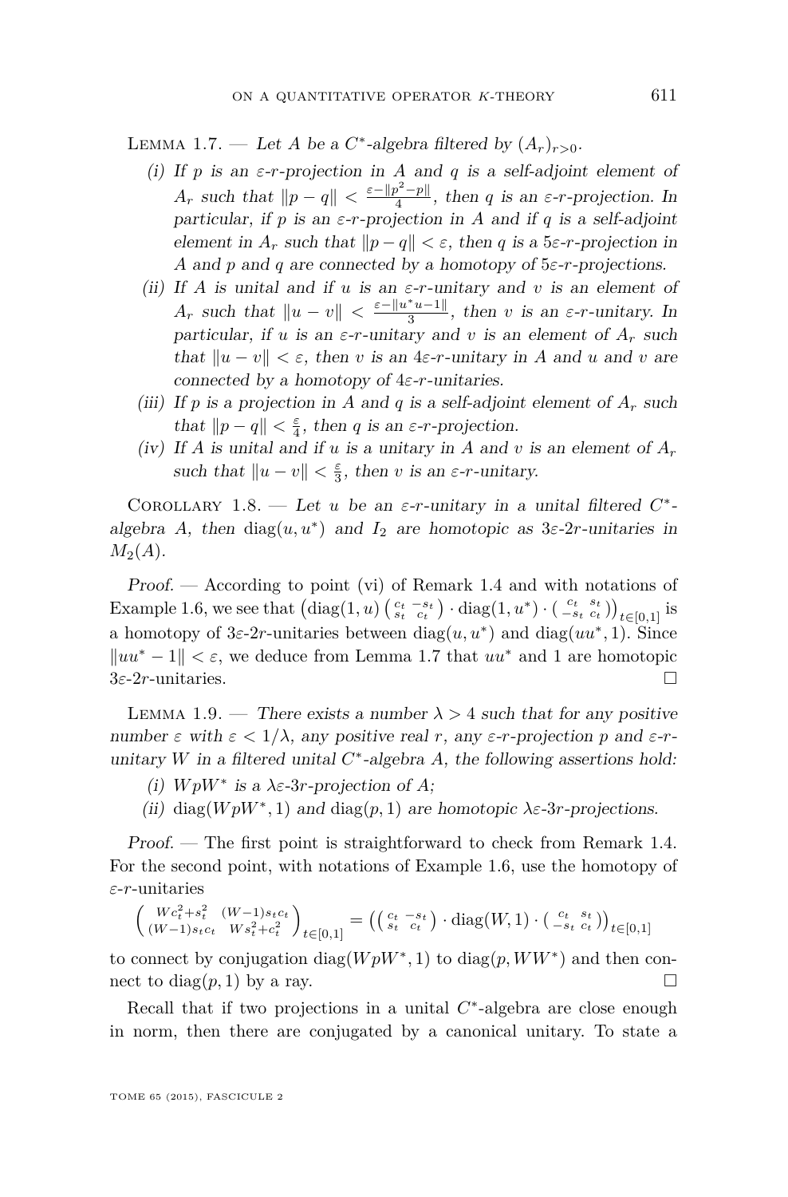Lemma 1.7. — *Let $A$ be a $C^*$-algebra filtered by $(A_r)_{r>0}$.*

(i) *If $p$ is an $\varepsilon$-$r$-projection in $A$ and $q$ is a self-adjoint element of $A_r$ such that $\|p-q\| < \frac{\varepsilon - \|p^2-p\|}{4}$, then $q$ is an $\varepsilon$-$r$-projection. In particular, if $p$ is an $\varepsilon$-$r$-projection in $A$ and if $q$ is a self-adjoint element in $A_r$ such that $\|p-q\| < \varepsilon$, then $q$ is a $5\varepsilon$-$r$-projection in $A$ and $p$ and $q$ are connected by a homotopy of $5\varepsilon$-$r$-projections.*

(ii) *If $A$ is unital and if $u$ is an $\varepsilon$-$r$-unitary and $v$ is an element of $A_r$ such that $\|u-v\| < \frac{\varepsilon - \|u^*u-1\|}{3}$, then $v$ is an $\varepsilon$-$r$-unitary. In particular, if $u$ is an $\varepsilon$-$r$-unitary and $v$ is an element of $A_r$ such that $\|u-v\| < \varepsilon$, then $v$ is an $4\varepsilon$-$r$-unitary in $A$ and $u$ and $v$ are connected by a homotopy of $4\varepsilon$-$r$-unitaries.*

(iii) *If $p$ is a projection in $A$ and $q$ is a self-adjoint element of $A_r$ such that $\|p-q\| < \frac{\varepsilon}{4}$, then $q$ is an $\varepsilon$-$r$-projection.*

(iv) *If $A$ is unital and if $u$ is a unitary in $A$ and $v$ is an element of $A_r$ such that $\|u-v\| < \frac{\varepsilon}{3}$, then $v$ is an $\varepsilon$-$r$-unitary.*

Corollary 1.8. — *Let $u$ be an $\varepsilon$-$r$-unitary in a unital filtered $C^*$-algebra $A$, then $\operatorname{diag}(u, u^*)$ and $I_2$ are homotopic as $3\varepsilon$-$2r$-unitaries in $M_2(A)$.*

*Proof.* — According to point (vi) of Remark 1.4 and with notations of Example 1.6, we see that $\left(\operatorname{diag}(1,u)\left(\begin{smallmatrix} c_t & -s_t \\ s_t & c_t \end{smallmatrix}\right) \cdot \operatorname{diag}(1,u^*) \cdot \left(\begin{smallmatrix} c_t & s_t \\ -s_t & c_t \end{smallmatrix}\right)\right)_{t\in[0,1]}$ is a homotopy of $3\varepsilon$-$2r$-unitaries between $\operatorname{diag}(u,u^*)$ and $\operatorname{diag}(uu^*,1)$. Since $\|uu^*-1\| < \varepsilon$, we deduce from Lemma 1.7 that $uu^*$ and $1$ are homotopic $3\varepsilon$-$2r$-unitaries. □

Lemma 1.9. — *There exists a number $\lambda > 4$ such that for any positive number $\varepsilon$ with $\varepsilon < 1/\lambda$, any positive real $r$, any $\varepsilon$-$r$-projection $p$ and $\varepsilon$-$r$-unitary $W$ in a filtered unital $C^*$-algebra $A$, the following assertions hold:*

(i) *$WpW^*$ is a $\lambda\varepsilon$-$3r$-projection of $A$;*

(ii) *$\operatorname{diag}(WpW^*, 1)$ and $\operatorname{diag}(p,1)$ are homotopic $\lambda\varepsilon$-$3r$-projections.*

*Proof.* — The first point is straightforward to check from Remark 1.4. For the second point, with notations of Example 1.6, use the homotopy of $\varepsilon$-$r$-unitaries

$$\begin{pmatrix} Wc_t^2+s_t^2 & (W-1)s_tc_t \\ (W-1)s_tc_t & Ws_t^2+c_t^2 \end{pmatrix}_{t\in[0,1]} = \left(\begin{pmatrix} c_t & -s_t \\ s_t & c_t \end{pmatrix} \cdot \operatorname{diag}(W,1) \cdot \begin{pmatrix} c_t & s_t \\ -s_t & c_t \end{pmatrix}\right)_{t\in[0,1]}$$

to connect by conjugation $\operatorname{diag}(WpW^*,1)$ to $\operatorname{diag}(p, WW^*)$ and then connect to $\operatorname{diag}(p,1)$ by a ray. □

Recall that if two projections in a unital $C^*$-algebra are close enough in norm, then there are conjugated by a canonical unitary. To state a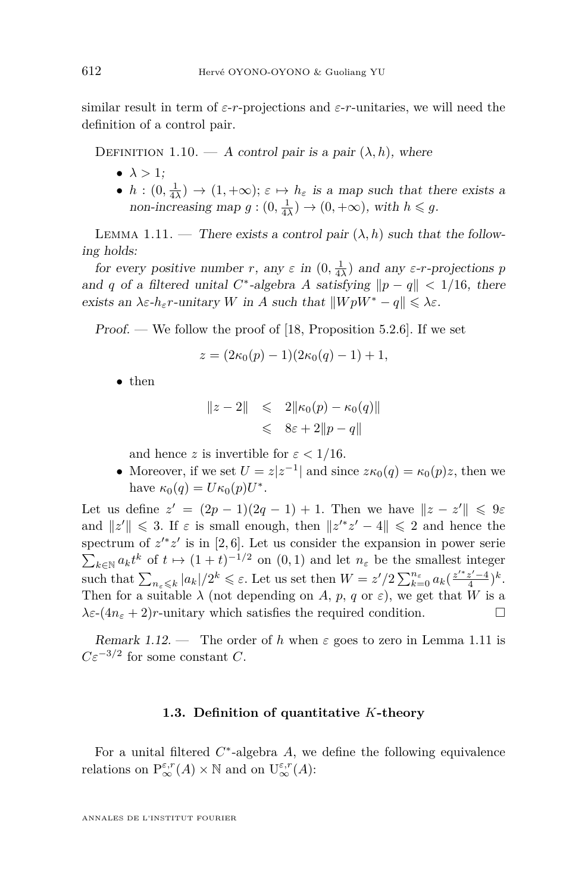similar result in term of $\varepsilon$-$r$-projections and $\varepsilon$-$r$-unitaries, we will need the definition of a control pair.

Definition 1.10. — *A control pair is a pair $(\lambda, h)$, where*

- $\lambda > 1$;
- $h : (0, \frac{1}{4\lambda}) \to (1, +\infty)$; $\varepsilon \mapsto h_\varepsilon$ *is a map such that there exists a non-increasing map* $g : (0, \frac{1}{4\lambda}) \to (0, +\infty)$, *with* $h \leqslant g$.

Lemma 1.11. — *There exists a control pair $(\lambda, h)$ such that the following holds:*

*for every positive number $r$, any $\varepsilon$ in $(0, \frac{1}{4\lambda})$ and any $\varepsilon$-$r$-projections $p$ and $q$ of a filtered unital $C^*$-algebra $A$ satisfying $\|p - q\| < 1/16$, there exists an $\lambda\varepsilon$-$h_\varepsilon r$-unitary $W$ in $A$ such that $\|WpW^* - q\| \leqslant \lambda\varepsilon$.*

*Proof.* — We follow the proof of [18, Proposition 5.2.6]. If we set

$$z = (2\kappa_0(p) - 1)(2\kappa_0(q) - 1) + 1,$$

- then

$$\begin{aligned} \|z - 2\| &\leqslant 2\|\kappa_0(p) - \kappa_0(q)\| \\ &\leqslant 8\varepsilon + 2\|p - q\| \end{aligned}$$

and hence $z$ is invertible for $\varepsilon < 1/16$.
- Moreover, if we set $U = z|z^{-1}|$ and since $z\kappa_0(q) = \kappa_0(p)z$, then we have $\kappa_0(q) = U\kappa_0(p)U^*$.

Let us define $z' = (2p - 1)(2q - 1) + 1$. Then we have $\|z - z'\| \leqslant 9\varepsilon$ and $\|z'\| \leqslant 3$. If $\varepsilon$ is small enough, then $\|z'^*z' - 4\| \leqslant 2$ and hence the spectrum of $z'^*z'$ is in $[2, 6]$. Let us consider the expansion in power serie $\sum_{k\in\mathbb{N}} a_k t^k$ of $t \mapsto (1 + t)^{-1/2}$ on $(0, 1)$ and let $n_\varepsilon$ be the smallest integer such that $\sum_{n_\varepsilon \leqslant k} |a_k|/2^k \leqslant \varepsilon$. Let us set then $W = z'/2 \sum_{k=0}^{n_\varepsilon} a_k (\frac{z'^*z' - 4}{4})^k$. Then for a suitable $\lambda$ (not depending on $A$, $p$, $q$ or $\varepsilon$), we get that $W$ is a $\lambda\varepsilon$-$(4n_\varepsilon + 2)r$-unitary which satisfies the required condition. □

*Remark 1.12.* — The order of $h$ when $\varepsilon$ goes to zero in Lemma 1.11 is $C\varepsilon^{-3/2}$ for some constant $C$.

### 1.3. Definition of quantitative $K$-theory

For a unital filtered $C^*$-algebra $A$, we define the following equivalence relations on $\mathrm{P}_\infty^{\varepsilon,r}(A) \times \mathbb{N}$ and on $\mathrm{U}_\infty^{\varepsilon,r}(A)$: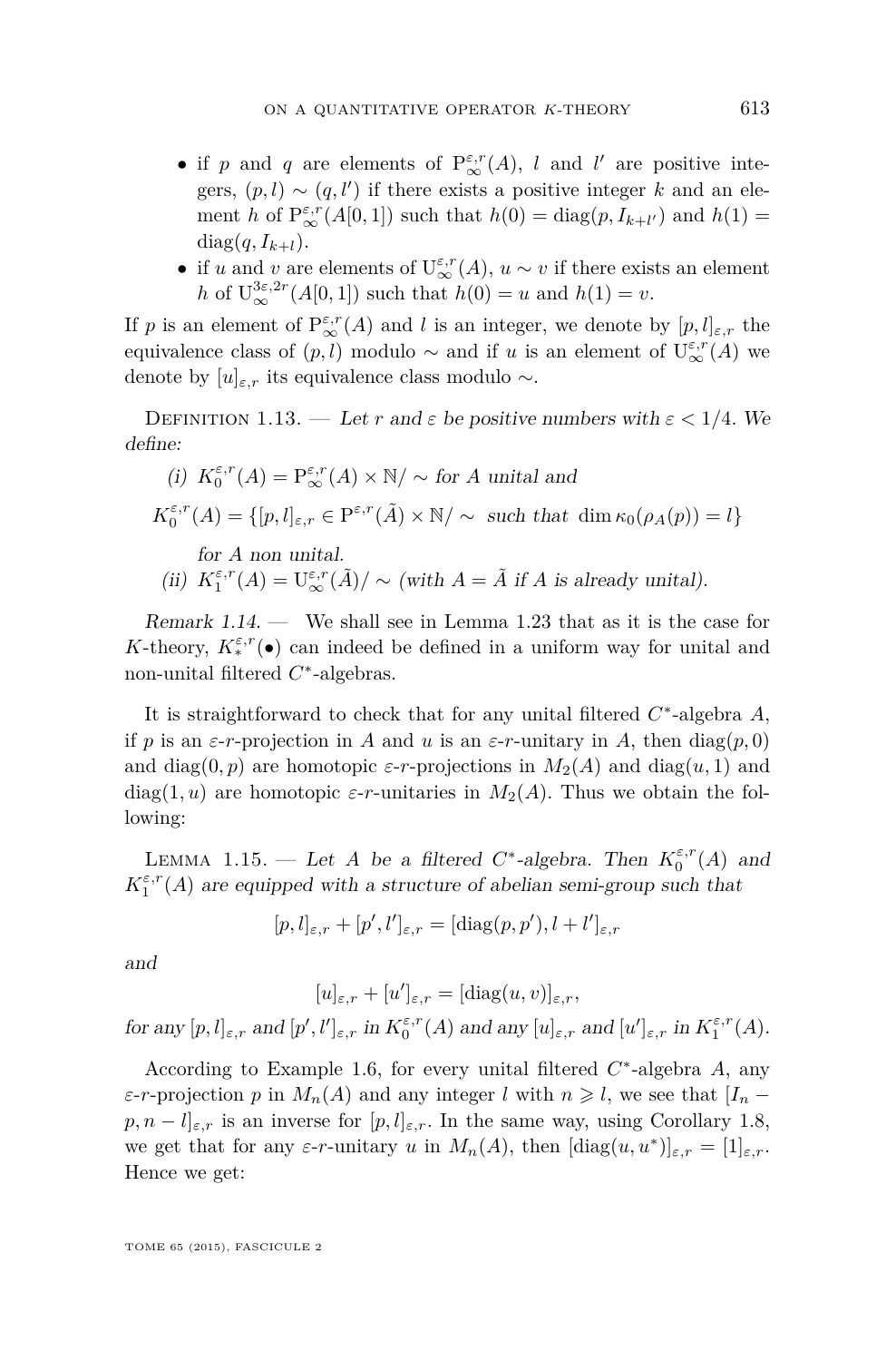- if $p$ and $q$ are elements of $\mathrm{P}_\infty^{\varepsilon,r}(A)$, $l$ and $l'$ are positive integers, $(p,l)\sim(q,l')$ if there exists a positive integer $k$ and an element $h$ of $\mathrm{P}_\infty^{\varepsilon,r}(A[0,1])$ such that $h(0)=\mathrm{diag}(p,I_{k+l'})$ and $h(1)=\mathrm{diag}(q,I_{k+l})$.
- if $u$ and $v$ are elements of $\mathrm{U}_\infty^{\varepsilon,r}(A)$, $u\sim v$ if there exists an element $h$ of $\mathrm{U}_\infty^{3\varepsilon,2r}(A[0,1])$ such that $h(0)=u$ and $h(1)=v$.

If $p$ is an element of $\mathrm{P}_\infty^{\varepsilon,r}(A)$ and $l$ is an integer, we denote by $[p,l]_{\varepsilon,r}$ the equivalence class of $(p,l)$ modulo $\sim$ and if $u$ is an element of $\mathrm{U}_\infty^{\varepsilon,r}(A)$ we denote by $[u]_{\varepsilon,r}$ its equivalence class modulo $\sim$.

Definition 1.13. — *Let $r$ and $\varepsilon$ be positive numbers with $\varepsilon<1/4$. We define:*

(i) $K_0^{\varepsilon,r}(A)=\mathrm{P}_\infty^{\varepsilon,r}(A)\times\mathbb{N}/\sim$ *for $A$ unital and*

$$K_0^{\varepsilon,r}(A)=\{[p,l]_{\varepsilon,r}\in \mathrm{P}^{\varepsilon,r}(\tilde{A})\times\mathbb{N}/\sim \ \text{ such that } \dim\kappa_0(\rho_A(p))=l\}$$

*for $A$ non unital.*

(ii) $K_1^{\varepsilon,r}(A)=\mathrm{U}_\infty^{\varepsilon,r}(\tilde{A})/\sim$ *(with $A=\tilde{A}$ if $A$ is already unital).*

*Remark 1.14.* — We shall see in Lemma 1.23 that as it is the case for $K$-theory, $K_*^{\varepsilon,r}(\bullet)$ can indeed be defined in a uniform way for unital and non-unital filtered $C^*$-algebras.

It is straightforward to check that for any unital filtered $C^*$-algebra $A$, if $p$ is an $\varepsilon$-$r$-projection in $A$ and $u$ is an $\varepsilon$-$r$-unitary in $A$, then $\mathrm{diag}(p,0)$ and $\mathrm{diag}(0,p)$ are homotopic $\varepsilon$-$r$-projections in $M_2(A)$ and $\mathrm{diag}(u,1)$ and $\mathrm{diag}(1,u)$ are homotopic $\varepsilon$-$r$-unitaries in $M_2(A)$. Thus we obtain the following:

Lemma 1.15. — *Let $A$ be a filtered $C^*$-algebra. Then $K_0^{\varepsilon,r}(A)$ and $K_1^{\varepsilon,r}(A)$ are equipped with a structure of abelian semi-group such that*

$$[p,l]_{\varepsilon,r}+[p',l']_{\varepsilon,r}=[\mathrm{diag}(p,p'),l+l']_{\varepsilon,r}$$

*and*

$$[u]_{\varepsilon,r}+[u']_{\varepsilon,r}=[\mathrm{diag}(u,v)]_{\varepsilon,r},$$

*for any $[p,l]_{\varepsilon,r}$ and $[p',l']_{\varepsilon,r}$ in $K_0^{\varepsilon,r}(A)$ and any $[u]_{\varepsilon,r}$ and $[u']_{\varepsilon,r}$ in $K_1^{\varepsilon,r}(A)$.*

According to Example 1.6, for every unital filtered $C^*$-algebra $A$, any $\varepsilon$-$r$-projection $p$ in $M_n(A)$ and any integer $l$ with $n\geqslant l$, we see that $[I_n-p,n-l]_{\varepsilon,r}$ is an inverse for $[p,l]_{\varepsilon,r}$. In the same way, using Corollary 1.8, we get that for any $\varepsilon$-$r$-unitary $u$ in $M_n(A)$, then $[\mathrm{diag}(u,u^*)]_{\varepsilon,r}=[1]_{\varepsilon,r}$. Hence we get: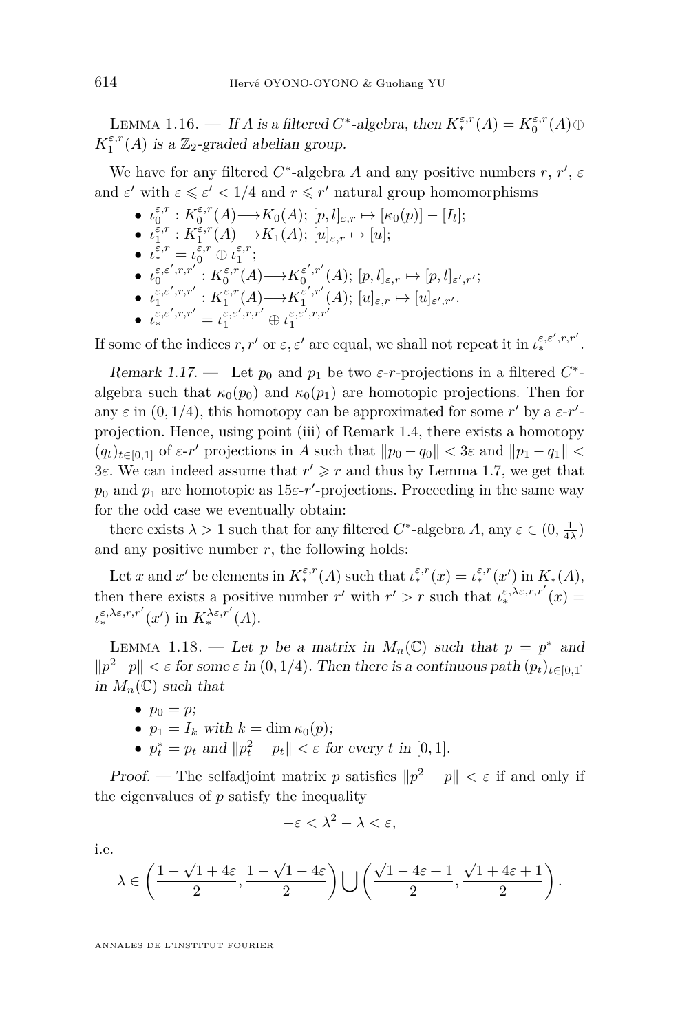Lemma 1.16. — *If $A$ is a filtered $C^*$-algebra, then $K_*^{\varepsilon,r}(A) = K_0^{\varepsilon,r}(A) \oplus K_1^{\varepsilon,r}(A)$ is a $\mathbb{Z}_2$-graded abelian group.*

We have for any filtered $C^*$-algebra $A$ and any positive numbers $r$, $r'$, $\varepsilon$ and $\varepsilon'$ with $\varepsilon \leqslant \varepsilon' < 1/4$ and $r \leqslant r'$ natural group homomorphisms

- $\iota_0^{\varepsilon,r} : K_0^{\varepsilon,r}(A) \longrightarrow K_0(A)$; $[p,l]_{\varepsilon,r} \mapsto [\kappa_0(p)] - [I_l]$;
- $\iota_1^{\varepsilon,r} : K_1^{\varepsilon,r}(A) \longrightarrow K_1(A)$; $[u]_{\varepsilon,r} \mapsto [u]$;
- $\iota_*^{\varepsilon,r} = \iota_0^{\varepsilon,r} \oplus \iota_1^{\varepsilon,r}$;
- $\iota_0^{\varepsilon,\varepsilon',r,r'} : K_0^{\varepsilon,r}(A) \longrightarrow K_0^{\varepsilon',r'}(A)$; $[p,l]_{\varepsilon,r} \mapsto [p,l]_{\varepsilon',r'}$;
- $\iota_1^{\varepsilon,\varepsilon',r,r'} : K_1^{\varepsilon,r}(A) \longrightarrow K_1^{\varepsilon',r'}(A)$; $[u]_{\varepsilon,r} \mapsto [u]_{\varepsilon',r'}$.
- $\iota_*^{\varepsilon,\varepsilon',r,r'} = \iota_1^{\varepsilon,\varepsilon',r,r'} \oplus \iota_1^{\varepsilon,\varepsilon',r,r'}$

If some of the indices $r, r'$ or $\varepsilon, \varepsilon'$ are equal, we shall not repeat it in $\iota_*^{\varepsilon,\varepsilon',r,r'}$.

*Remark 1.17.* — Let $p_0$ and $p_1$ be two $\varepsilon$-$r$-projections in a filtered $C^*$-algebra such that $\kappa_0(p_0)$ and $\kappa_0(p_1)$ are homotopic projections. Then for any $\varepsilon$ in $(0, 1/4)$, this homotopy can be approximated for some $r'$ by a $\varepsilon$-$r'$-projection. Hence, using point (iii) of Remark 1.4, there exists a homotopy $(q_t)_{t\in[0,1]}$ of $\varepsilon$-$r'$ projections in $A$ such that $\|p_0 - q_0\| < 3\varepsilon$ and $\|p_1 - q_1\| < 3\varepsilon$. We can indeed assume that $r' \geqslant r$ and thus by Lemma 1.7, we get that $p_0$ and $p_1$ are homotopic as $15\varepsilon$-$r'$-projections. Proceeding in the same way for the odd case we eventually obtain:

there exists $\lambda > 1$ such that for any filtered $C^*$-algebra $A$, any $\varepsilon \in (0, \frac{1}{4\lambda})$ and any positive number $r$, the following holds:

Let $x$ and $x'$ be elements in $K_*^{\varepsilon,r}(A)$ such that $\iota_*^{\varepsilon,r}(x) = \iota_*^{\varepsilon,r}(x')$ in $K_*(A)$, then there exists a positive number $r'$ with $r' > r$ such that $\iota_*^{\varepsilon,\lambda\varepsilon,r,r'}(x) = \iota_*^{\varepsilon,\lambda\varepsilon,r,r'}(x')$ in $K_*^{\lambda\varepsilon,r'}(A)$.

Lemma 1.18. — *Let $p$ be a matrix in $M_n(\mathbb{C})$ such that $p = p^*$ and $\|p^2 - p\| < \varepsilon$ for some $\varepsilon$ in $(0, 1/4)$. Then there is a continuous path $(p_t)_{t\in[0,1]}$ in $M_n(\mathbb{C})$ such that*

- *$p_0 = p$;*
- *$p_1 = I_k$ with $k = \dim \kappa_0(p)$;*
- *$p_t^* = p_t$ and $\|p_t^2 - p_t\| < \varepsilon$ for every $t$ in $[0, 1]$.*

*Proof.* — The selfadjoint matrix $p$ satisfies $\|p^2 - p\| < \varepsilon$ if and only if the eigenvalues of $p$ satisfy the inequality

$$-\varepsilon < \lambda^2 - \lambda < \varepsilon,$$

i.e.

$$\lambda \in \left(\frac{1-\sqrt{1+4\varepsilon}}{2}, \frac{1-\sqrt{1-4\varepsilon}}{2}\right) \bigcup \left(\frac{\sqrt{1-4\varepsilon}+1}{2}, \frac{\sqrt{1+4\varepsilon}+1}{2}\right).$$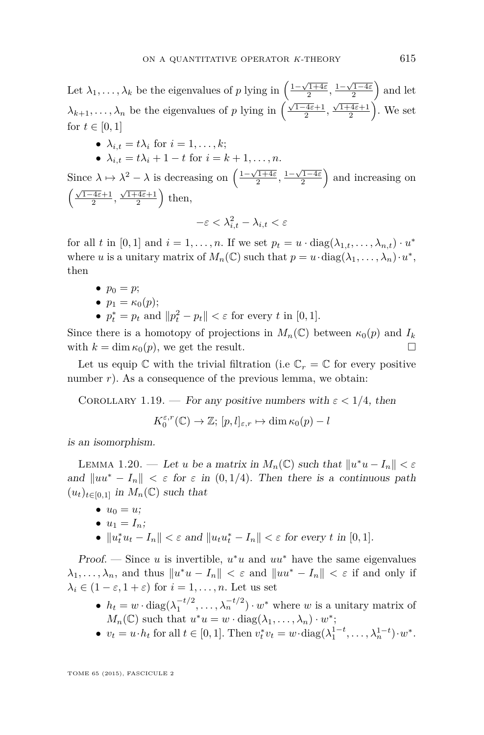Let $\lambda_1, \dots, \lambda_k$ be the eigenvalues of $p$ lying in $\left(\frac{1-\sqrt{1+4\varepsilon}}{2}, \frac{1-\sqrt{1-4\varepsilon}}{2}\right)$ and let $\lambda_{k+1}, \dots, \lambda_n$ be the eigenvalues of $p$ lying in $\left(\frac{\sqrt{1-4\varepsilon}+1}{2}, \frac{\sqrt{1+4\varepsilon}+1}{2}\right)$. We set for $t \in [0,1]$

- $\lambda_{i,t} = t\lambda_i$ for $i = 1, \dots, k$;
- $\lambda_{i,t} = t\lambda_i + 1 - t$ for $i = k+1, \dots, n$.

Since $\lambda \mapsto \lambda^2 - \lambda$ is decreasing on $\left(\frac{1-\sqrt{1+4\varepsilon}}{2}, \frac{1-\sqrt{1-4\varepsilon}}{2}\right)$ and increasing on $\left(\frac{\sqrt{1-4\varepsilon}+1}{2}, \frac{\sqrt{1+4\varepsilon}+1}{2}\right)$ then,

$$-\varepsilon < \lambda_{i,t}^2 - \lambda_{i,t} < \varepsilon$$

for all $t$ in $[0,1]$ and $i = 1, \dots, n$. If we set $p_t = u \cdot \mathrm{diag}(\lambda_{1,t}, \dots, \lambda_{n,t}) \cdot u^*$ where $u$ is a unitary matrix of $M_n(\mathbb{C})$ such that $p = u \cdot \mathrm{diag}(\lambda_1, \dots, \lambda_n) \cdot u^*$, then

- $p_0 = p$;
- $p_1 = \kappa_0(p)$;
- $p_t^* = p_t$ and $\|p_t^2 - p_t\| < \varepsilon$ for every $t$ in $[0,1]$.

Since there is a homotopy of projections in $M_n(\mathbb{C})$ between $\kappa_0(p)$ and $I_k$ with $k = \dim \kappa_0(p)$, we get the result. $\square$

Let us equip $\mathbb{C}$ with the trivial filtration (i.e $\mathbb{C}_r = \mathbb{C}$ for every positive number $r$). As a consequence of the previous lemma, we obtain:

Corollary 1.19. — *For any positive numbers with $\varepsilon < 1/4$, then*

$$K_0^{\varepsilon,r}(\mathbb{C}) \to \mathbb{Z};\ [p,l]_{\varepsilon,r} \mapsto \dim \kappa_0(p) - l$$

*is an isomorphism.*

Lemma 1.20. — *Let $u$ be a matrix in $M_n(\mathbb{C})$ such that $\|u^*u - I_n\| < \varepsilon$ and $\|uu^* - I_n\| < \varepsilon$ for $\varepsilon$ in $(0, 1/4)$. Then there is a continuous path $(u_t)_{t\in[0,1]}$ in $M_n(\mathbb{C})$ such that*

- *$u_0 = u$;*
- *$u_1 = I_n$;*
- *$\|u_t^*u_t - I_n\| < \varepsilon$ and $\|u_tu_t^* - I_n\| < \varepsilon$ for every $t$ in $[0,1]$.*

*Proof.* — Since $u$ is invertible, $u^*u$ and $uu^*$ have the same eigenvalues $\lambda_1, \dots, \lambda_n$, and thus $\|u^*u - I_n\| < \varepsilon$ and $\|uu^* - I_n\| < \varepsilon$ if and only if $\lambda_i \in (1-\varepsilon, 1+\varepsilon)$ for $i = 1, \dots, n$. Let us set

- $h_t = w \cdot \mathrm{diag}(\lambda_1^{-t/2}, \dots, \lambda_n^{-t/2}) \cdot w^*$ where $w$ is a unitary matrix of $M_n(\mathbb{C})$ such that $u^*u = w \cdot \mathrm{diag}(\lambda_1, \dots, \lambda_n) \cdot w^*$;
- $v_t = u \cdot h_t$ for all $t \in [0,1]$. Then $v_t^*v_t = w \cdot \mathrm{diag}(\lambda_1^{1-t}, \dots, \lambda_n^{1-t}) \cdot w^*$.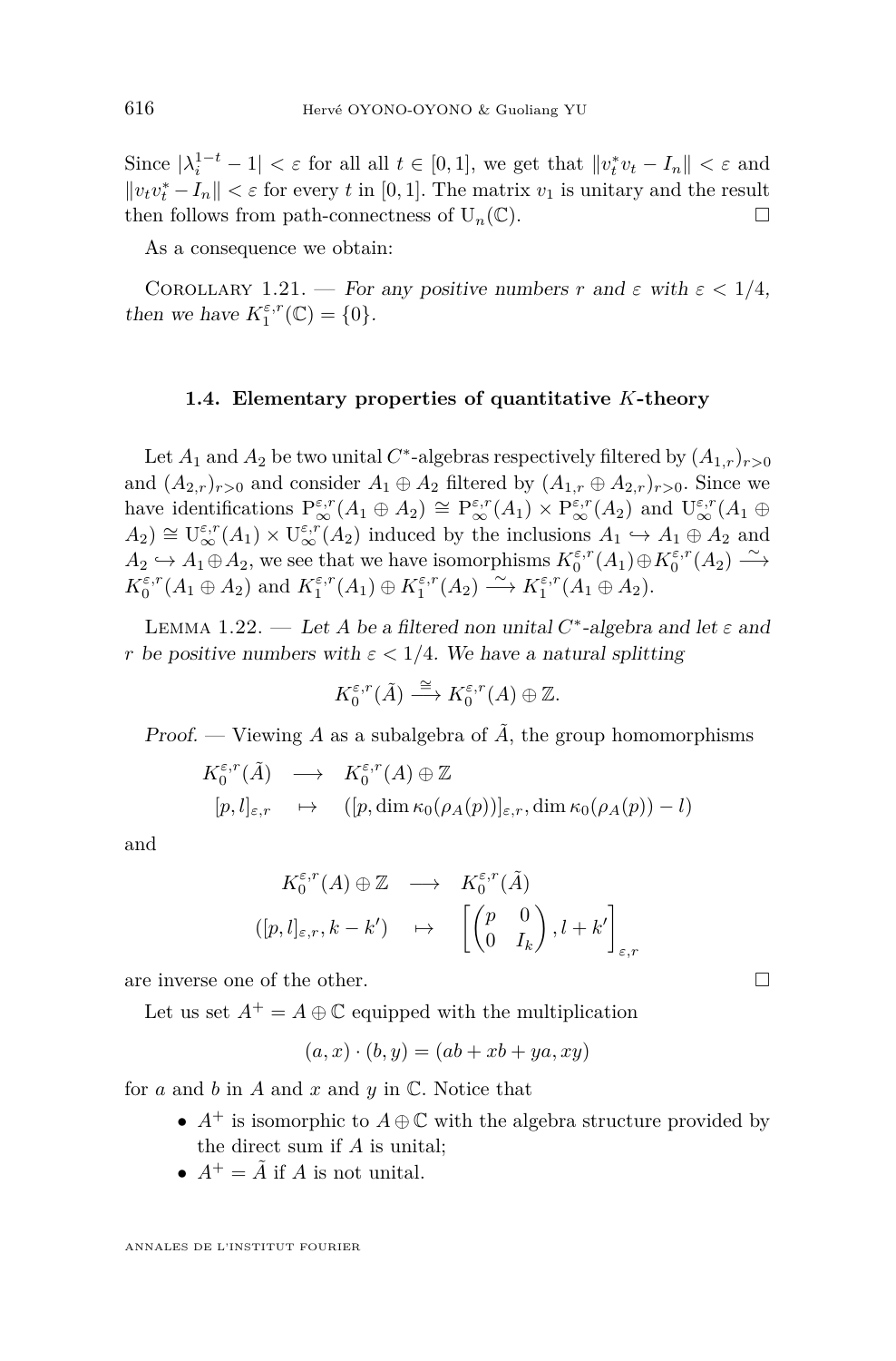Since $|\lambda_i^{1-t} - 1| < \varepsilon$ for all all $t \in [0,1]$, we get that $\|v_t^* v_t - I_n\| < \varepsilon$ and $\|v_t v_t^* - I_n\| < \varepsilon$ for every $t$ in $[0,1]$. The matrix $v_1$ is unitary and the result then follows from path-connectness of $\mathrm{U}_n(\mathbb{C})$. □

As a consequence we obtain:

Corollary 1.21. — *For any positive numbers $r$ and $\varepsilon$ with $\varepsilon < 1/4$, then we have $K_1^{\varepsilon,r}(\mathbb{C}) = \{0\}$.*

### 1.4. Elementary properties of quantitative $K$-theory

Let $A_1$ and $A_2$ be two unital $C^*$-algebras respectively filtered by $(A_{1,r})_{r>0}$ and $(A_{2,r})_{r>0}$ and consider $A_1 \oplus A_2$ filtered by $(A_{1,r} \oplus A_{2,r})_{r>0}$. Since we have identifications $\mathrm{P}_\infty^{\varepsilon,r}(A_1 \oplus A_2) \cong \mathrm{P}_\infty^{\varepsilon,r}(A_1) \times \mathrm{P}_\infty^{\varepsilon,r}(A_2)$ and $\mathrm{U}_\infty^{\varepsilon,r}(A_1 \oplus A_2) \cong \mathrm{U}_\infty^{\varepsilon,r}(A_1) \times \mathrm{U}_\infty^{\varepsilon,r}(A_2)$ induced by the inclusions $A_1 \hookrightarrow A_1 \oplus A_2$ and $A_2 \hookrightarrow A_1 \oplus A_2$, we see that we have isomorphisms $K_0^{\varepsilon,r}(A_1) \oplus K_0^{\varepsilon,r}(A_2) \stackrel{\sim}{\longrightarrow} K_0^{\varepsilon,r}(A_1 \oplus A_2)$ and $K_1^{\varepsilon,r}(A_1) \oplus K_1^{\varepsilon,r}(A_2) \stackrel{\sim}{\longrightarrow} K_1^{\varepsilon,r}(A_1 \oplus A_2)$.

Lemma 1.22. — *Let $A$ be a filtered non unital $C^*$-algebra and let $\varepsilon$ and $r$ be positive numbers with $\varepsilon < 1/4$. We have a natural splitting*

$$K_0^{\varepsilon,r}(\tilde{A}) \stackrel{\cong}{\longrightarrow} K_0^{\varepsilon,r}(A) \oplus \mathbb{Z}.$$

*Proof.* — Viewing $A$ as a subalgebra of $\tilde{A}$, the group homomorphisms

$$\begin{array}{rcl} K_0^{\varepsilon,r}(\tilde{A}) & \longrightarrow & K_0^{\varepsilon,r}(A) \oplus \mathbb{Z} \\ {[p,l]}_{\varepsilon,r} & \mapsto & ([p, \dim \kappa_0(\rho_A(p))]_{\varepsilon,r}, \dim \kappa_0(\rho_A(p)) - l) \end{array}$$

and

$$\begin{array}{rcl} K_0^{\varepsilon,r}(A) \oplus \mathbb{Z} & \longrightarrow & K_0^{\varepsilon,r}(\tilde{A}) \\ ([p,l]_{\varepsilon,r}, k - k') & \mapsto & \left[\begin{pmatrix} p & 0 \\ 0 & I_k \end{pmatrix}, l + k'\right]_{\varepsilon,r} \end{array}$$

are inverse one of the other. □

Let us set $A^+ = A \oplus \mathbb{C}$ equipped with the multiplication

$$(a,x) \cdot (b,y) = (ab + xb + ya, xy)$$

for $a$ and $b$ in $A$ and $x$ and $y$ in $\mathbb{C}$. Notice that

- $A^+$ is isomorphic to $A \oplus \mathbb{C}$ with the algebra structure provided by the direct sum if $A$ is unital;
- $A^+ = \tilde{A}$ if $A$ is not unital.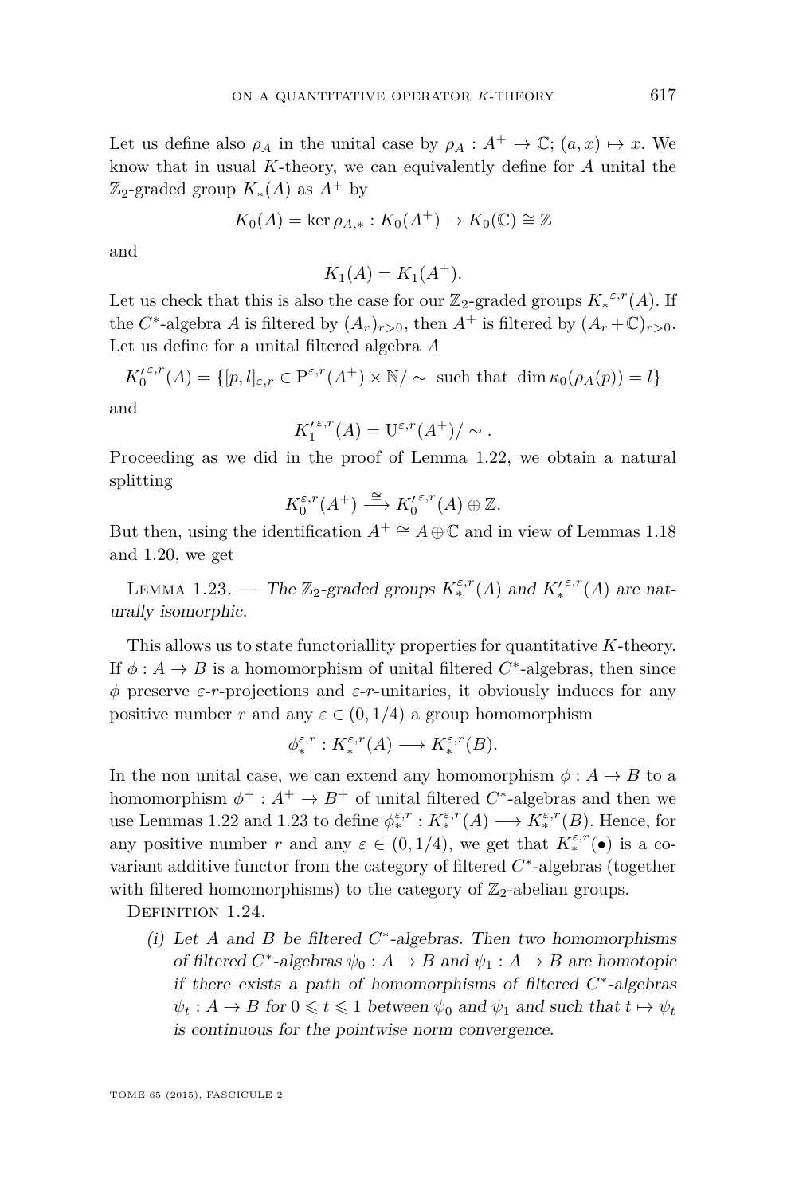Let us define also $\rho_A$ in the unital case by $\rho_A : A^+ \to \mathbb{C};\, (a,x) \mapsto x$. We know that in usual $K$-theory, we can equivalently define for $A$ unital the $\mathbb{Z}_2$-graded group $K_*(A)$ as $A^+$ by

$$K_0(A) = \ker \rho_{A,*} : K_0(A^+) \to K_0(\mathbb{C}) \cong \mathbb{Z}$$

and

$$K_1(A) = K_1(A^+).$$

Let us check that this is also the case for our $\mathbb{Z}_2$-graded groups $K_*^{\varepsilon,r}(A)$. If the $C^*$-algebra $A$ is filtered by $(A_r)_{r>0}$, then $A^+$ is filtered by $(A_r + \mathbb{C})_{r>0}$. Let us define for a unital filtered algebra $A$

$$K_0'^{\varepsilon,r}(A) = \{[p,l]_{\varepsilon,r} \in \mathrm{P}^{\varepsilon,r}(A^+) \times \mathbb{N}/\sim \text{ such that } \dim \kappa_0(\rho_A(p)) = l\}$$

and

$$K_1'^{\varepsilon,r}(A) = \mathrm{U}^{\varepsilon,r}(A^+)/\sim.$$

Proceeding as we did in the proof of Lemma 1.22, we obtain a natural splitting

$$K_0^{\varepsilon,r}(A^+) \xrightarrow{\cong} K_0'^{\varepsilon,r}(A) \oplus \mathbb{Z}.$$

But then, using the identification $A^+ \cong A \oplus \mathbb{C}$ and in view of Lemmas 1.18 and 1.20, we get

Lemma 1.23. — *The $\mathbb{Z}_2$-graded groups $K_*^{\varepsilon,r}(A)$ and $K_*'^{\varepsilon,r}(A)$ are naturally isomorphic.*

This allows us to state functoriallity properties for quantitative $K$-theory. If $\phi : A \to B$ is a homomorphism of unital filtered $C^*$-algebras, then since $\phi$ preserve $\varepsilon$-$r$-projections and $\varepsilon$-$r$-unitaries, it obviously induces for any positive number $r$ and any $\varepsilon \in (0, 1/4)$ a group homomorphism

$$\phi_*^{\varepsilon,r} : K_*^{\varepsilon,r}(A) \longrightarrow K_*^{\varepsilon,r}(B).$$

In the non unital case, we can extend any homomorphism $\phi : A \to B$ to a homomorphism $\phi^+ : A^+ \to B^+$ of unital filtered $C^*$-algebras and then we use Lemmas 1.22 and 1.23 to define $\phi_*^{\varepsilon,r} : K_*^{\varepsilon,r}(A) \longrightarrow K_*^{\varepsilon,r}(B)$. Hence, for any positive number $r$ and any $\varepsilon \in (0, 1/4)$, we get that $K_*^{\varepsilon,r}(\bullet)$ is a covariant additive functor from the category of filtered $C^*$-algebras (together with filtered homomorphisms) to the category of $\mathbb{Z}_2$-abelian groups.

Definition 1.24.

(i) *Let $A$ and $B$ be filtered $C^*$-algebras. Then two homomorphisms of filtered $C^*$-algebras $\psi_0 : A \to B$ and $\psi_1 : A \to B$ are homotopic if there exists a path of homomorphisms of filtered $C^*$-algebras $\psi_t : A \to B$ for $0 \leqslant t \leqslant 1$ between $\psi_0$ and $\psi_1$ and such that $t \mapsto \psi_t$ is continuous for the pointwise norm convergence.*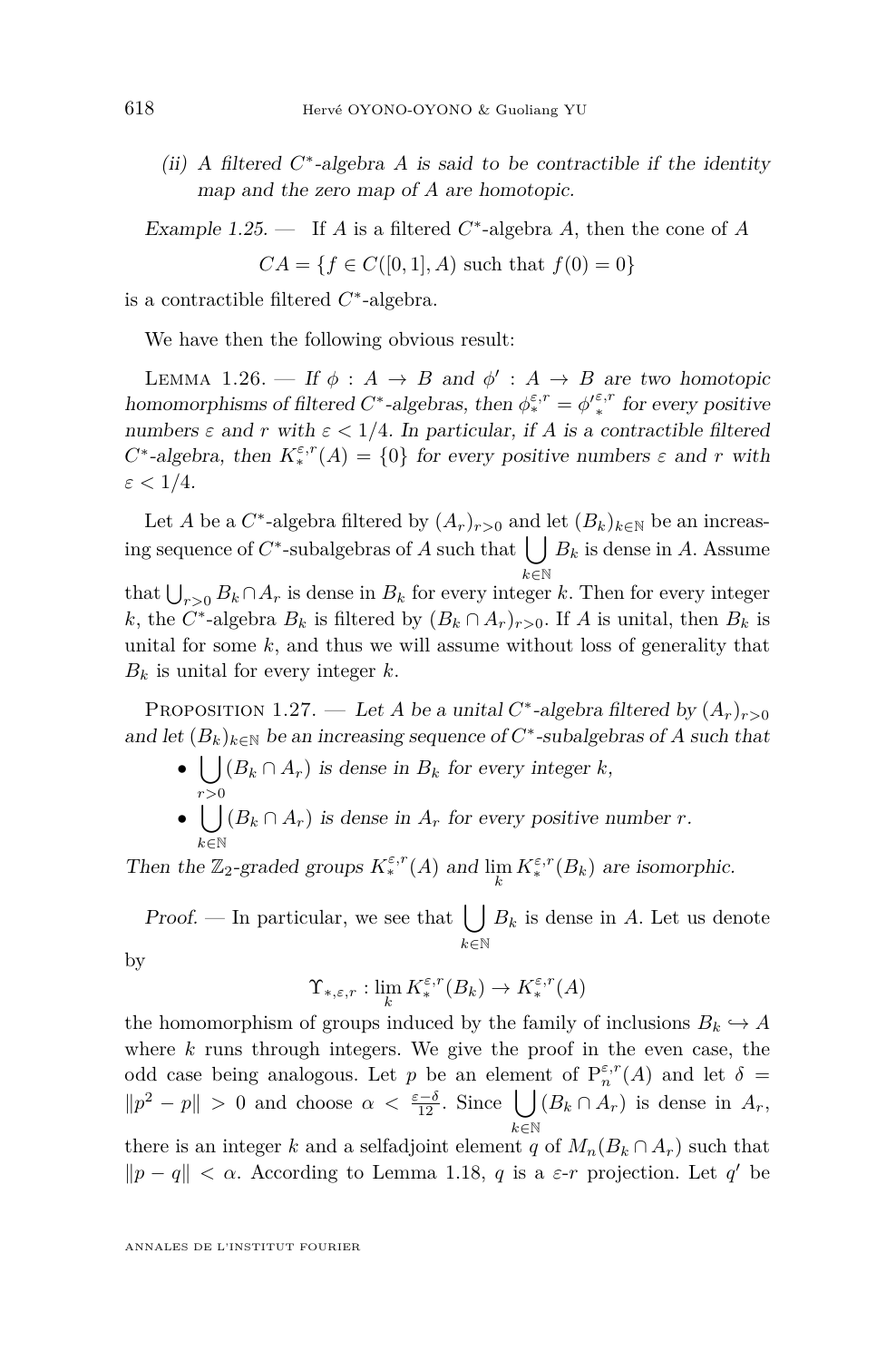(ii) *A filtered $C^*$-algebra $A$ is said to be contractible if the identity map and the zero map of $A$ are homotopic.*

*Example 1.25.* — If $A$ is a filtered $C^*$-algebra $A$, then the cone of $A$

$$CA = \{f \in C([0,1], A) \text{ such that } f(0) = 0\}$$

is a contractible filtered $C^*$-algebra.

We have then the following obvious result:

Lemma 1.26. — *If $\phi : A \to B$ and $\phi' : A \to B$ are two homotopic homomorphisms of filtered $C^*$-algebras, then $\phi_*^{\varepsilon,r} = {\phi'}_*^{\varepsilon,r}$ for every positive numbers $\varepsilon$ and $r$ with $\varepsilon < 1/4$. In particular, if $A$ is a contractible filtered $C^*$-algebra, then $K_*^{\varepsilon,r}(A) = \{0\}$ for every positive numbers $\varepsilon$ and $r$ with $\varepsilon < 1/4$.*

Let $A$ be a $C^*$-algebra filtered by $(A_r)_{r>0}$ and let $(B_k)_{k\in\mathbb{N}}$ be an increasing sequence of $C^*$-subalgebras of $A$ such that $\bigcup_{k\in\mathbb{N}} B_k$ is dense in $A$. Assume that $\bigcup_{r>0} B_k \cap A_r$ is dense in $B_k$ for every integer $k$. Then for every integer $k$, the $C^*$-algebra $B_k$ is filtered by $(B_k \cap A_r)_{r>0}$. If $A$ is unital, then $B_k$ is unital for some $k$, and thus we will assume without loss of generality that $B_k$ is unital for every integer $k$.

Proposition 1.27. — *Let $A$ be a unital $C^*$-algebra filtered by $(A_r)_{r>0}$ and let $(B_k)_{k\in\mathbb{N}}$ be an increasing sequence of $C^*$-subalgebras of $A$ such that*

- $\bigcup_{r>0}(B_k \cap A_r)$ *is dense in $B_k$ for every integer $k$,*
- $\bigcup_{k\in\mathbb{N}}(B_k \cap A_r)$ *is dense in $A_r$ for every positive number $r$.*

*Then the $\mathbb{Z}_2$-graded groups $K_*^{\varepsilon,r}(A)$ and $\lim_k K_*^{\varepsilon,r}(B_k)$ are isomorphic.*

*Proof.* — In particular, we see that $\bigcup_{k\in\mathbb{N}} B_k$ is dense in $A$. Let us denote by

$$\Upsilon_{*,\varepsilon,r} : \lim_k K_*^{\varepsilon,r}(B_k) \to K_*^{\varepsilon,r}(A)$$

the homomorphism of groups induced by the family of inclusions $B_k \hookrightarrow A$ where $k$ runs through integers. We give the proof in the even case, the odd case being analogous. Let $p$ be an element of $\mathrm{P}_n^{\varepsilon,r}(A)$ and let $\delta = \|p^2 - p\| > 0$ and choose $\alpha < \frac{\varepsilon-\delta}{12}$. Since $\bigcup_{k\in\mathbb{N}}(B_k \cap A_r)$ is dense in $A_r$, there is an integer $k$ and a selfadjoint element $q$ of $M_n(B_k \cap A_r)$ such that $\|p - q\| < \alpha$. According to Lemma 1.18, $q$ is a $\varepsilon$-$r$ projection. Let $q'$ be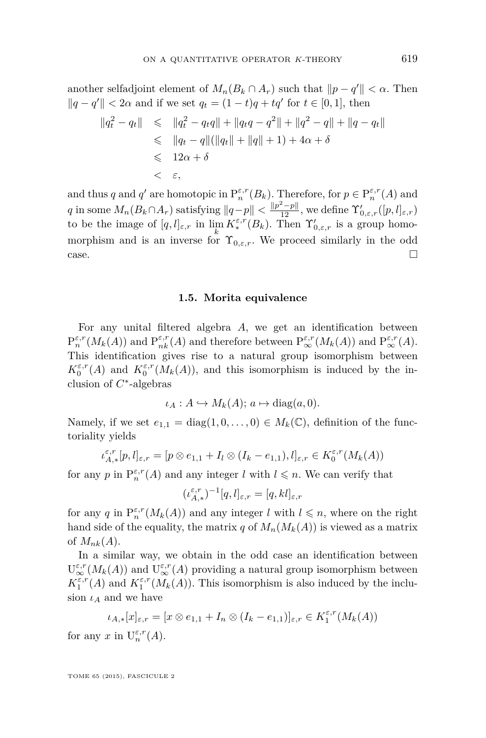another selfadjoint element of $M_n(B_k \cap A_r)$ such that $\|p - q'\| < \alpha$. Then $\|q - q'\| < 2\alpha$ and if we set $q_t = (1-t)q + tq'$ for $t \in [0,1]$, then

$$\begin{aligned}
\|q_t^2 - q_t\| &\leqslant \|q_t^2 - q_t q\| + \|q_t q - q^2\| + \|q^2 - q\| + \|q - q_t\| \\
&\leqslant \|q_t - q\|(\|q_t\| + \|q\| + 1) + 4\alpha + \delta \\
&\leqslant 12\alpha + \delta \\
&< \varepsilon,
\end{aligned}$$

and thus $q$ and $q'$ are homotopic in $\mathrm{P}_n^{\varepsilon,r}(B_k)$. Therefore, for $p \in \mathrm{P}_n^{\varepsilon,r}(A)$ and $q$ in some $M_n(B_k \cap A_r)$ satisfying $\|q - p\| < \frac{\|p^2 - p\|}{12}$, we define $\Upsilon'_{0,\varepsilon,r}([p,l]_{\varepsilon,r})$ to be the image of $[q,l]_{\varepsilon,r}$ in $\lim\limits_{k} K_*^{\varepsilon,r}(B_k)$. Then $\Upsilon'_{0,\varepsilon,r}$ is a group homomorphism and is an inverse for $\Upsilon_{0,\varepsilon,r}$. We proceed similarly in the odd case. □

### 1.5. Morita equivalence

For any unital filtered algebra $A$, we get an identification between $\mathrm{P}_n^{\varepsilon,r}(M_k(A))$ and $\mathrm{P}_{nk}^{\varepsilon,r}(A)$ and therefore between $\mathrm{P}_\infty^{\varepsilon,r}(M_k(A))$ and $\mathrm{P}_\infty^{\varepsilon,r}(A)$. This identification gives rise to a natural group isomorphism between $K_0^{\varepsilon,r}(A)$ and $K_0^{\varepsilon,r}(M_k(A))$, and this isomorphism is induced by the inclusion of $C^*$-algebras

$$\iota_A : A \hookrightarrow M_k(A);\ a \mapsto \mathrm{diag}(a, 0).$$

Namely, if we set $e_{1,1} = \mathrm{diag}(1, 0, \ldots, 0) \in M_k(\mathbb{C})$, definition of the functoriality yields

$$\iota_{A,*}^{\varepsilon,r}[p,l]_{\varepsilon,r} = [p \otimes e_{1,1} + I_l \otimes (I_k - e_{1,1}), l]_{\varepsilon,r} \in K_0^{\varepsilon,r}(M_k(A))$$

for any $p$ in $\mathrm{P}_n^{\varepsilon,r}(A)$ and any integer $l$ with $l \leqslant n$. We can verify that

$$(\iota_{A,*}^{\varepsilon,r})^{-1}[q,l]_{\varepsilon,r} = [q, kl]_{\varepsilon,r}$$

for any $q$ in $\mathrm{P}_n^{\varepsilon,r}(M_k(A))$ and any integer $l$ with $l \leqslant n$, where on the right hand side of the equality, the matrix $q$ of $M_n(M_k(A))$ is viewed as a matrix of $M_{nk}(A)$.

In a similar way, we obtain in the odd case an identification between $\mathrm{U}_\infty^{\varepsilon,r}(M_k(A))$ and $\mathrm{U}_\infty^{\varepsilon,r}(A)$ providing a natural group isomorphism between $K_1^{\varepsilon,r}(A)$ and $K_1^{\varepsilon,r}(M_k(A))$. This isomorphism is also induced by the inclusion $\iota_A$ and we have

$$\iota_{A,*}[x]_{\varepsilon,r} = [x \otimes e_{1,1} + I_n \otimes (I_k - e_{1,1})]_{\varepsilon,r} \in K_1^{\varepsilon,r}(M_k(A))$$

for any $x$ in $\mathrm{U}_n^{\varepsilon,r}(A)$.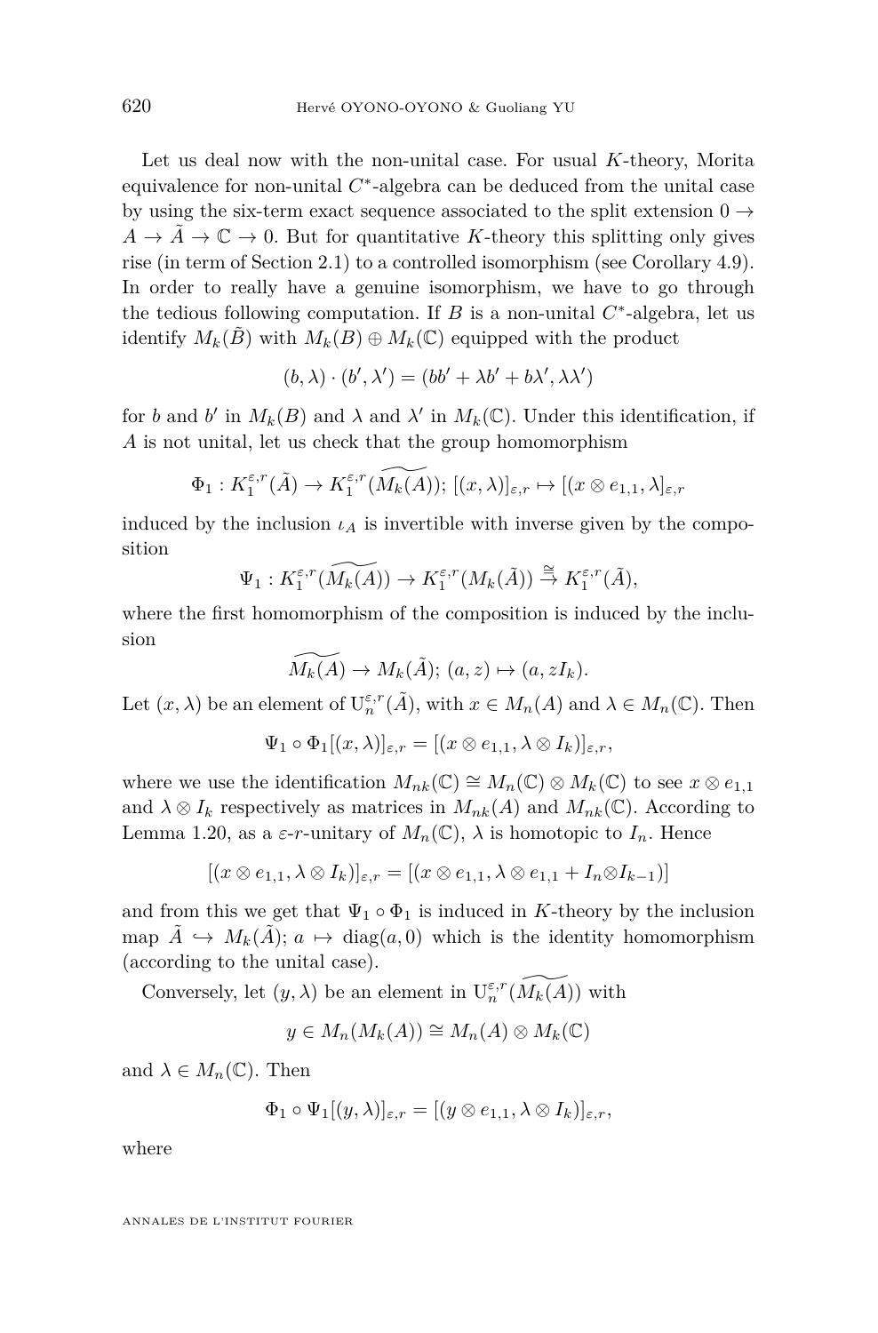Let us deal now with the non-unital case. For usual $K$-theory, Morita equivalence for non-unital $C^*$-algebra can be deduced from the unital case by using the six-term exact sequence associated to the split extension $0 \to A \to \tilde{A} \to \mathbb{C} \to 0$. But for quantitative $K$-theory this splitting only gives rise (in term of Section 2.1) to a controlled isomorphism (see Corollary 4.9). In order to really have a genuine isomorphism, we have to go through the tedious following computation. If $B$ is a non-unital $C^*$-algebra, let us identify $M_k(\tilde{B})$ with $M_k(B) \oplus M_k(\mathbb{C})$ equipped with the product

$$(b, \lambda) \cdot (b', \lambda') = (bb' + \lambda b' + b\lambda', \lambda\lambda')$$

for $b$ and $b'$ in $M_k(B)$ and $\lambda$ and $\lambda'$ in $M_k(\mathbb{C})$. Under this identification, if $A$ is not unital, let us check that the group homomorphism

$$\Phi_1 : K_1^{\varepsilon,r}(\tilde{A}) \to K_1^{\varepsilon,r}(\widetilde{M_k(A)});\, [(x, \lambda)]_{\varepsilon,r} \mapsto [(x \otimes e_{1,1}, \lambda]_{\varepsilon,r}$$

induced by the inclusion $\iota_A$ is invertible with inverse given by the composition

$$\Psi_1 : K_1^{\varepsilon,r}(\widetilde{M_k(A)}) \to K_1^{\varepsilon,r}(M_k(\tilde{A})) \stackrel{\cong}{\to} K_1^{\varepsilon,r}(\tilde{A}),$$

where the first homomorphism of the composition is induced by the inclusion

$$\widetilde{M_k(A)} \to M_k(\tilde{A});\, (a, z) \mapsto (a, zI_k).$$

Let $(x, \lambda)$ be an element of $\mathrm{U}_n^{\varepsilon,r}(\tilde{A})$, with $x \in M_n(A)$ and $\lambda \in M_n(\mathbb{C})$. Then

$$\Psi_1 \circ \Phi_1[(x, \lambda)]_{\varepsilon,r} = [(x \otimes e_{1,1}, \lambda \otimes I_k)]_{\varepsilon,r},$$

where we use the identification $M_{nk}(\mathbb{C}) \cong M_n(\mathbb{C}) \otimes M_k(\mathbb{C})$ to see $x \otimes e_{1,1}$ and $\lambda \otimes I_k$ respectively as matrices in $M_{nk}(A)$ and $M_{nk}(\mathbb{C})$. According to Lemma 1.20, as a $\varepsilon$-$r$-unitary of $M_n(\mathbb{C})$, $\lambda$ is homotopic to $I_n$. Hence

$$[(x \otimes e_{1,1}, \lambda \otimes I_k)]_{\varepsilon,r} = [(x \otimes e_{1,1}, \lambda \otimes e_{1,1} + I_n \otimes I_{k-1})]$$

and from this we get that $\Psi_1 \circ \Phi_1$ is induced in $K$-theory by the inclusion map $\tilde{A} \hookrightarrow M_k(\tilde{A});\, a \mapsto \operatorname{diag}(a, 0)$ which is the identity homomorphism (according to the unital case).

Conversely, let $(y, \lambda)$ be an element in $\mathrm{U}_n^{\varepsilon,r}(\widetilde{M_k(A)})$ with

$$y \in M_n(M_k(A)) \cong M_n(A) \otimes M_k(\mathbb{C})$$

and $\lambda \in M_n(\mathbb{C})$. Then

$$\Phi_1 \circ \Psi_1[(y, \lambda)]_{\varepsilon,r} = [(y \otimes e_{1,1}, \lambda \otimes I_k)]_{\varepsilon,r},$$

where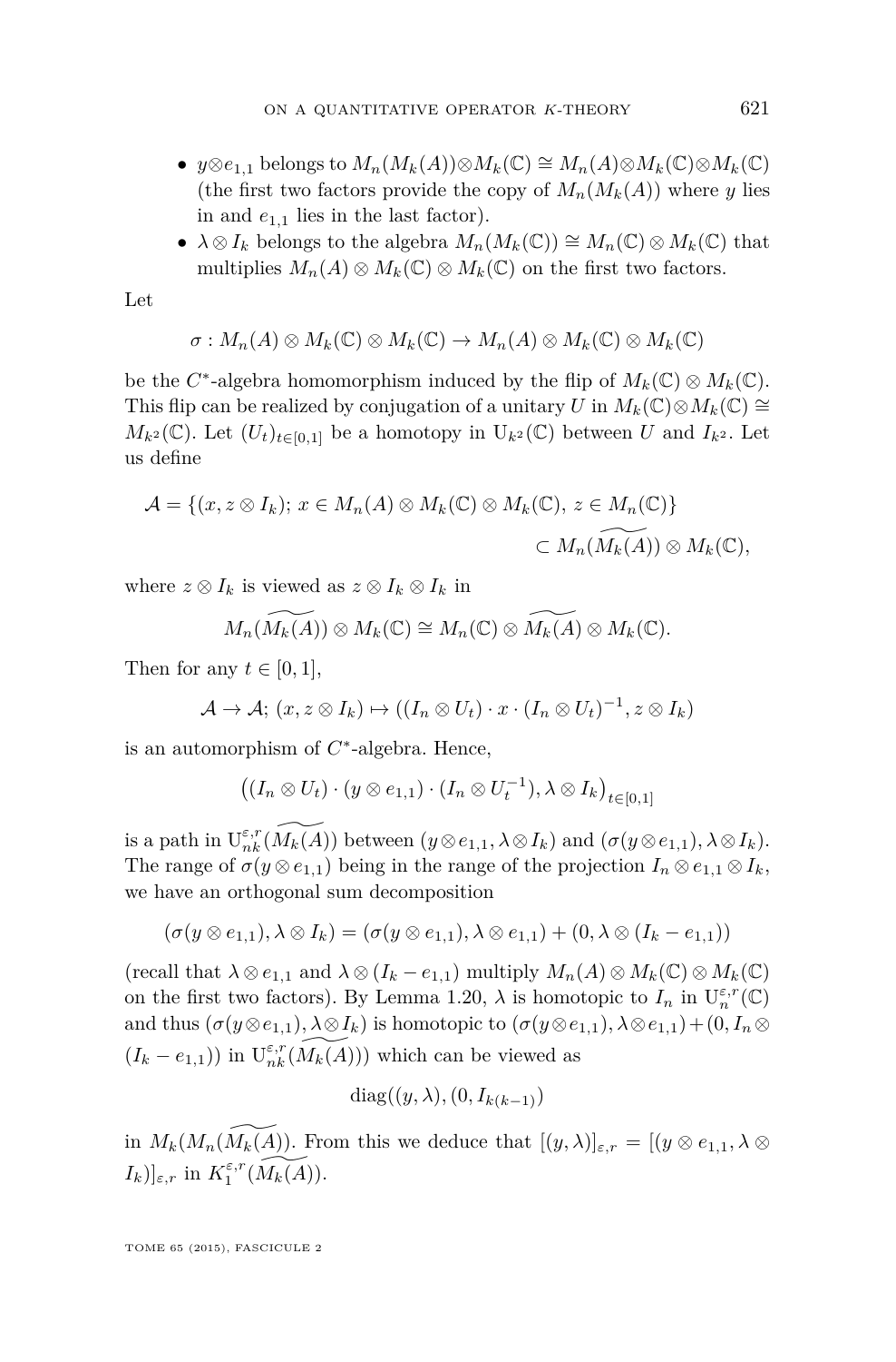- $y \otimes e_{1,1}$ belongs to $M_n(M_k(A)) \otimes M_k(\mathbb{C}) \cong M_n(A) \otimes M_k(\mathbb{C}) \otimes M_k(\mathbb{C})$ (the first two factors provide the copy of $M_n(M_k(A))$ where $y$ lies in and $e_{1,1}$ lies in the last factor).
- $\lambda \otimes I_k$ belongs to the algebra $M_n(M_k(\mathbb{C})) \cong M_n(\mathbb{C}) \otimes M_k(\mathbb{C})$ that multiplies $M_n(A) \otimes M_k(\mathbb{C}) \otimes M_k(\mathbb{C})$ on the first two factors.

Let

$$\sigma : M_n(A) \otimes M_k(\mathbb{C}) \otimes M_k(\mathbb{C}) \to M_n(A) \otimes M_k(\mathbb{C}) \otimes M_k(\mathbb{C})$$

be the $C^*$-algebra homomorphism induced by the flip of $M_k(\mathbb{C}) \otimes M_k(\mathbb{C})$. This flip can be realized by conjugation of a unitary $U$ in $M_k(\mathbb{C}) \otimes M_k(\mathbb{C}) \cong M_{k^2}(\mathbb{C})$. Let $(U_t)_{t \in [0,1]}$ be a homotopy in $\mathrm{U}_{k^2}(\mathbb{C})$ between $U$ and $I_{k^2}$. Let us define

$$\mathcal{A} = \{(x, z \otimes I_k);\, x \in M_n(A) \otimes M_k(\mathbb{C}) \otimes M_k(\mathbb{C}),\, z \in M_n(\mathbb{C})\} \subset M_n(\widetilde{M_k(A)}) \otimes M_k(\mathbb{C}),$$

where $z \otimes I_k$ is viewed as $z \otimes I_k \otimes I_k$ in

$$M_n(\widetilde{M_k(A)}) \otimes M_k(\mathbb{C}) \cong M_n(\mathbb{C}) \otimes \widetilde{M_k(A)} \otimes M_k(\mathbb{C}).$$

Then for any $t \in [0,1]$,

$$\mathcal{A} \to \mathcal{A};\, (x, z \otimes I_k) \mapsto ((I_n \otimes U_t) \cdot x \cdot (I_n \otimes U_t)^{-1}, z \otimes I_k)$$

is an automorphism of $C^*$-algebra. Hence,

$$\big((I_n \otimes U_t) \cdot (y \otimes e_{1,1}) \cdot (I_n \otimes U_t^{-1}), \lambda \otimes I_k\big)_{t \in [0,1]}$$

is a path in $\mathrm{U}_{nk}^{\varepsilon,r}(\widetilde{M_k(A)})$ between $(y \otimes e_{1,1}, \lambda \otimes I_k)$ and $(\sigma(y \otimes e_{1,1}), \lambda \otimes I_k)$. The range of $\sigma(y \otimes e_{1,1})$ being in the range of the projection $I_n \otimes e_{1,1} \otimes I_k$, we have an orthogonal sum decomposition

$$(\sigma(y \otimes e_{1,1}), \lambda \otimes I_k) = (\sigma(y \otimes e_{1,1}), \lambda \otimes e_{1,1}) + (0, \lambda \otimes (I_k - e_{1,1}))$$

(recall that $\lambda \otimes e_{1,1}$ and $\lambda \otimes (I_k - e_{1,1})$ multiply $M_n(A) \otimes M_k(\mathbb{C}) \otimes M_k(\mathbb{C})$ on the first two factors). By Lemma 1.20, $\lambda$ is homotopic to $I_n$ in $\mathrm{U}_n^{\varepsilon,r}(\mathbb{C})$ and thus $(\sigma(y \otimes e_{1,1}), \lambda \otimes I_k)$ is homotopic to $(\sigma(y \otimes e_{1,1}), \lambda \otimes e_{1,1}) + (0, I_n \otimes (I_k - e_{1,1}))$ in $\mathrm{U}_{nk}^{\varepsilon,r}(\widetilde{M_k(A)})$) which can be viewed as

$$\mathrm{diag}((y, \lambda), (0, I_{k(k-1)})$$

in $M_k(M_n(\widetilde{M_k(A)})$. From this we deduce that $[(y, \lambda)]_{\varepsilon,r} = [(y \otimes e_{1,1}, \lambda \otimes I_k)]_{\varepsilon,r}$ in $K_1^{\varepsilon,r}(\widetilde{M_k(A)})$.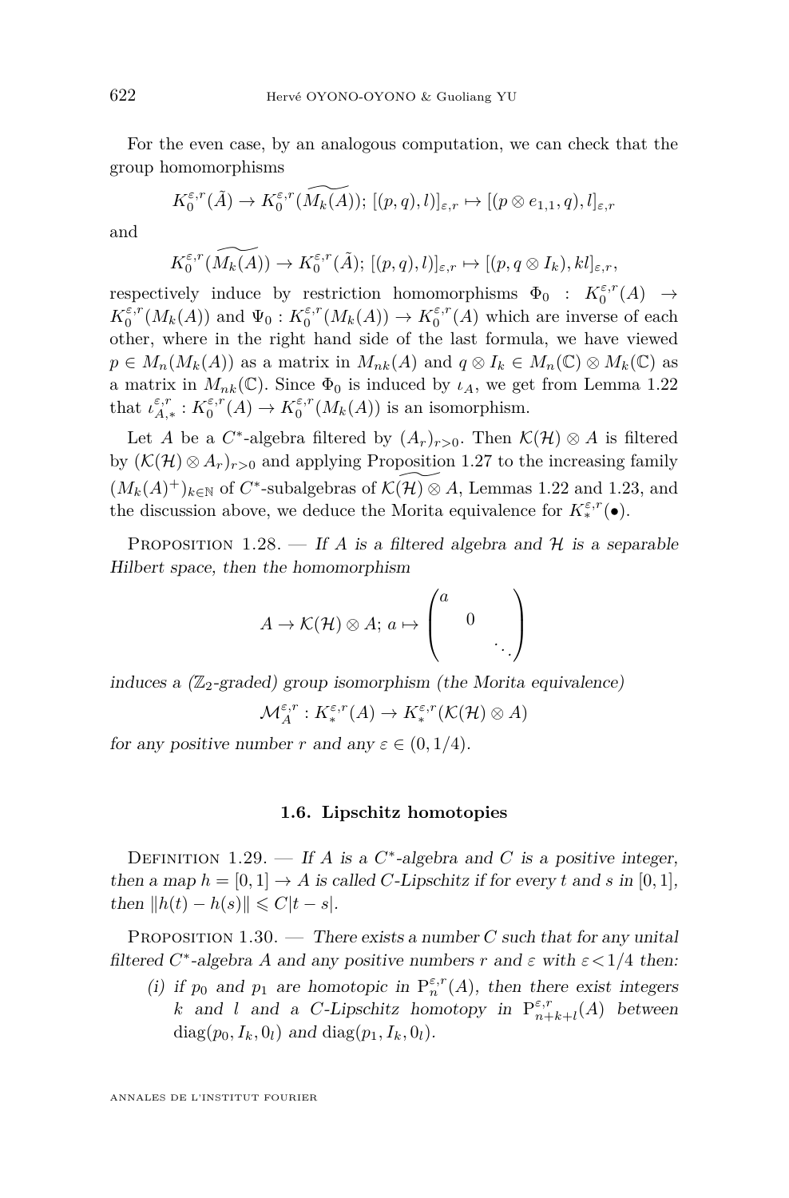For the even case, by an analogous computation, we can check that the group homomorphisms

$$K_0^{\varepsilon,r}(\tilde{A}) \to K_0^{\varepsilon,r}(\widetilde{M_k(A)});\ [(p,q),l]_{\varepsilon,r} \mapsto [(p \otimes e_{1,1}, q), l]_{\varepsilon,r}$$

and

$$K_0^{\varepsilon,r}(\widetilde{M_k(A)}) \to K_0^{\varepsilon,r}(\tilde{A});\ [(p,q),l]_{\varepsilon,r} \mapsto [(p, q \otimes I_k), kl]_{\varepsilon,r},$$

respectively induce by restriction homomorphisms $\Phi_0 : K_0^{\varepsilon,r}(A) \to K_0^{\varepsilon,r}(M_k(A))$ and $\Psi_0 : K_0^{\varepsilon,r}(M_k(A)) \to K_0^{\varepsilon,r}(A)$ which are inverse of each other, where in the right hand side of the last formula, we have viewed $p \in M_n(M_k(A))$ as a matrix in $M_{nk}(A)$ and $q \otimes I_k \in M_n(\mathbb{C}) \otimes M_k(\mathbb{C})$ as a matrix in $M_{nk}(\mathbb{C})$. Since $\Phi_0$ is induced by $\iota_A$, we get from Lemma 1.22 that $\iota_{A,*}^{\varepsilon,r} : K_0^{\varepsilon,r}(A) \to K_0^{\varepsilon,r}(M_k(A))$ is an isomorphism.

Let $A$ be a $C^*$-algebra filtered by $(A_r)_{r>0}$. Then $\mathcal{K}(\mathcal{H}) \otimes A$ is filtered by $(\mathcal{K}(\mathcal{H}) \otimes A_r)_{r>0}$ and applying Proposition 1.27 to the increasing family $(M_k(A)^+)_{k\in\mathbb{N}}$ of $C^*$-subalgebras of $\widetilde{\mathcal{K}(\mathcal{H}) \otimes A}$, Lemmas 1.22 and 1.23, and the discussion above, we deduce the Morita equivalence for $K_*^{\varepsilon,r}(\bullet)$.

Proposition 1.28. — *If $A$ is a filtered algebra and $\mathcal{H}$ is a separable Hilbert space, then the homomorphism*

$$A \to \mathcal{K}(\mathcal{H}) \otimes A;\ a \mapsto \begin{pmatrix} a & & \\ & 0 & \\ & & \ddots \end{pmatrix}$$

*induces a ($\mathbb{Z}_2$-graded) group isomorphism (the Morita equivalence)*

$$\mathcal{M}_A^{\varepsilon,r} : K_*^{\varepsilon,r}(A) \to K_*^{\varepsilon,r}(\mathcal{K}(\mathcal{H}) \otimes A)$$

*for any positive number $r$ and any $\varepsilon \in (0, 1/4)$.*

### 1.6. Lipschitz homotopies

Definition 1.29. — *If $A$ is a $C^*$-algebra and $C$ is a positive integer, then a map $h = [0,1] \to A$ is called $C$-Lipschitz if for every $t$ and $s$ in $[0,1]$, then $\|h(t) - h(s)\| \leqslant C|t-s|$.*

Proposition 1.30. — *There exists a number $C$ such that for any unital filtered $C^*$-algebra $A$ and any positive numbers $r$ and $\varepsilon$ with $\varepsilon < 1/4$ then:*

(i) *if $p_0$ and $p_1$ are homotopic in $\mathrm{P}_n^{\varepsilon,r}(A)$, then there exist integers $k$ and $l$ and a $C$-Lipschitz homotopy in $\mathrm{P}_{n+k+l}^{\varepsilon,r}(A)$ between $\operatorname{diag}(p_0, I_k, 0_l)$ and $\operatorname{diag}(p_1, I_k, 0_l)$.*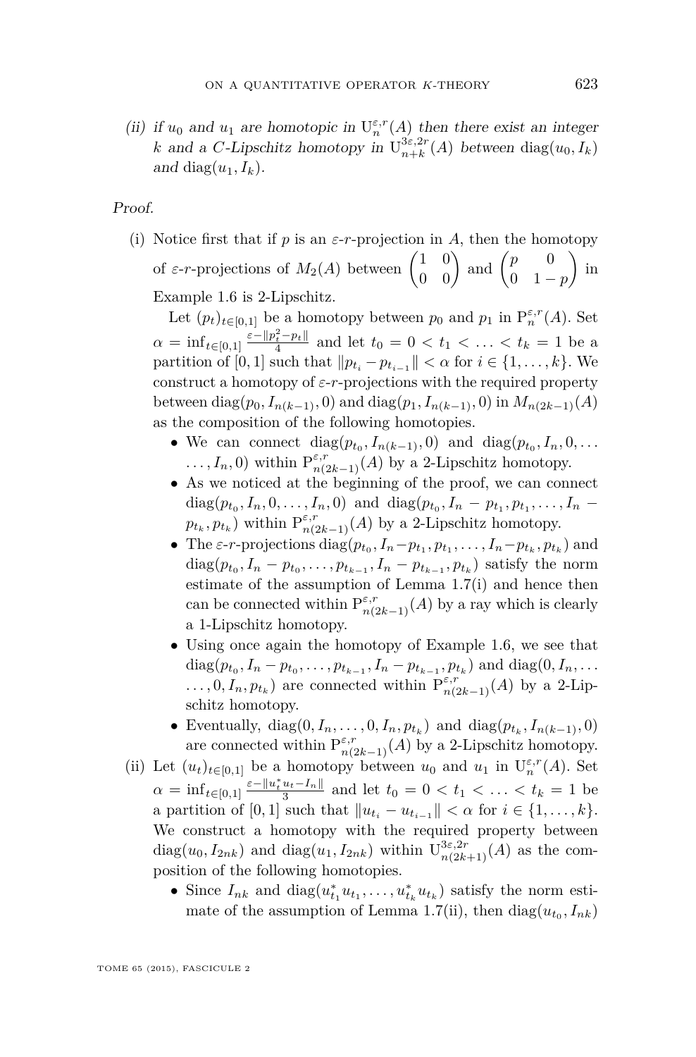(ii) *if $u_0$ and $u_1$ are homotopic in $\mathrm{U}_n^{\varepsilon,r}(A)$ then there exist an integer $k$ and a $C$-Lipschitz homotopy in $\mathrm{U}_{n+k}^{3\varepsilon,2r}(A)$ between* $\operatorname{diag}(u_0, I_k)$ *and* $\operatorname{diag}(u_1, I_k)$.

*Proof.*

(i) Notice first that if $p$ is an $\varepsilon$-$r$-projection in $A$, then the homotopy of $\varepsilon$-$r$-projections of $M_2(A)$ between $\begin{pmatrix} 1 & 0 \\ 0 & 0 \end{pmatrix}$ and $\begin{pmatrix} p & 0 \\ 0 & 1-p \end{pmatrix}$ in Example 1.6 is 2-Lipschitz.

Let $(p_t)_{t\in[0,1]}$ be a homotopy between $p_0$ and $p_1$ in $\mathrm{P}_n^{\varepsilon,r}(A)$. Set $\alpha = \inf_{t\in[0,1]} \frac{\varepsilon - \|p_t^2 - p_t\|}{4}$ and let $t_0 = 0 < t_1 < \ldots < t_k = 1$ be a partition of $[0,1]$ such that $\|p_{t_i} - p_{t_{i-1}}\| < \alpha$ for $i \in \{1, \ldots, k\}$. We construct a homotopy of $\varepsilon$-$r$-projections with the required property between $\operatorname{diag}(p_0, I_{n(k-1)}, 0)$ and $\operatorname{diag}(p_1, I_{n(k-1)}, 0)$ in $M_{n(2k-1)}(A)$ as the composition of the following homotopies.

- We can connect $\operatorname{diag}(p_{t_0}, I_{n(k-1)}, 0)$ and $\operatorname{diag}(p_{t_0}, I_n, 0, \ldots, I_n, 0)$ within $\mathrm{P}_{n(2k-1)}^{\varepsilon,r}(A)$ by a 2-Lipschitz homotopy.
- As we noticed at the beginning of the proof, we can connect $\operatorname{diag}(p_{t_0}, I_n, 0, \ldots, I_n, 0)$ and $\operatorname{diag}(p_{t_0}, I_n - p_{t_1}, p_{t_1}, \ldots, I_n - p_{t_k}, p_{t_k})$ within $\mathrm{P}_{n(2k-1)}^{\varepsilon,r}(A)$ by a 2-Lipschitz homotopy.
- The $\varepsilon$-$r$-projections $\operatorname{diag}(p_{t_0}, I_n - p_{t_1}, p_{t_1}, \ldots, I_n - p_{t_k}, p_{t_k})$ and $\operatorname{diag}(p_{t_0}, I_n - p_{t_0}, \ldots, p_{t_{k-1}}, I_n - p_{t_{k-1}}, p_{t_k})$ satisfy the norm estimate of the assumption of Lemma 1.7(i) and hence then can be connected within $\mathrm{P}_{n(2k-1)}^{\varepsilon,r}(A)$ by a ray which is clearly a 1-Lipschitz homotopy.
- Using once again the homotopy of Example 1.6, we see that $\operatorname{diag}(p_{t_0}, I_n - p_{t_0}, \ldots, p_{t_{k-1}}, I_n - p_{t_{k-1}}, p_{t_k})$ and $\operatorname{diag}(0, I_n, \ldots, 0, I_n, p_{t_k})$ are connected within $\mathrm{P}_{n(2k-1)}^{\varepsilon,r}(A)$ by a 2-Lipschitz homotopy.
- Eventually, $\operatorname{diag}(0, I_n, \ldots, 0, I_n, p_{t_k})$ and $\operatorname{diag}(p_{t_k}, I_{n(k-1)}, 0)$ are connected within $\mathrm{P}_{n(2k-1)}^{\varepsilon,r}(A)$ by a 2-Lipschitz homotopy.

(ii) Let $(u_t)_{t\in[0,1]}$ be a homotopy between $u_0$ and $u_1$ in $\mathrm{U}_n^{\varepsilon,r}(A)$. Set $\alpha = \inf_{t\in[0,1]} \frac{\varepsilon - \|u_t^* u_t - I_n\|}{3}$ and let $t_0 = 0 < t_1 < \ldots < t_k = 1$ be a partition of $[0,1]$ such that $\|u_{t_i} - u_{t_{i-1}}\| < \alpha$ for $i \in \{1, \ldots, k\}$. We construct a homotopy with the required property between $\operatorname{diag}(u_0, I_{2nk})$ and $\operatorname{diag}(u_1, I_{2nk})$ within $\mathrm{U}_{n(2k+1)}^{3\varepsilon,2r}(A)$ as the composition of the following homotopies.

- Since $I_{nk}$ and $\operatorname{diag}(u_{t_1}^* u_{t_1}, \ldots, u_{t_k}^* u_{t_k})$ satisfy the norm estimate of the assumption of Lemma 1.7(ii), then $\operatorname{diag}(u_{t_0}, I_{nk})$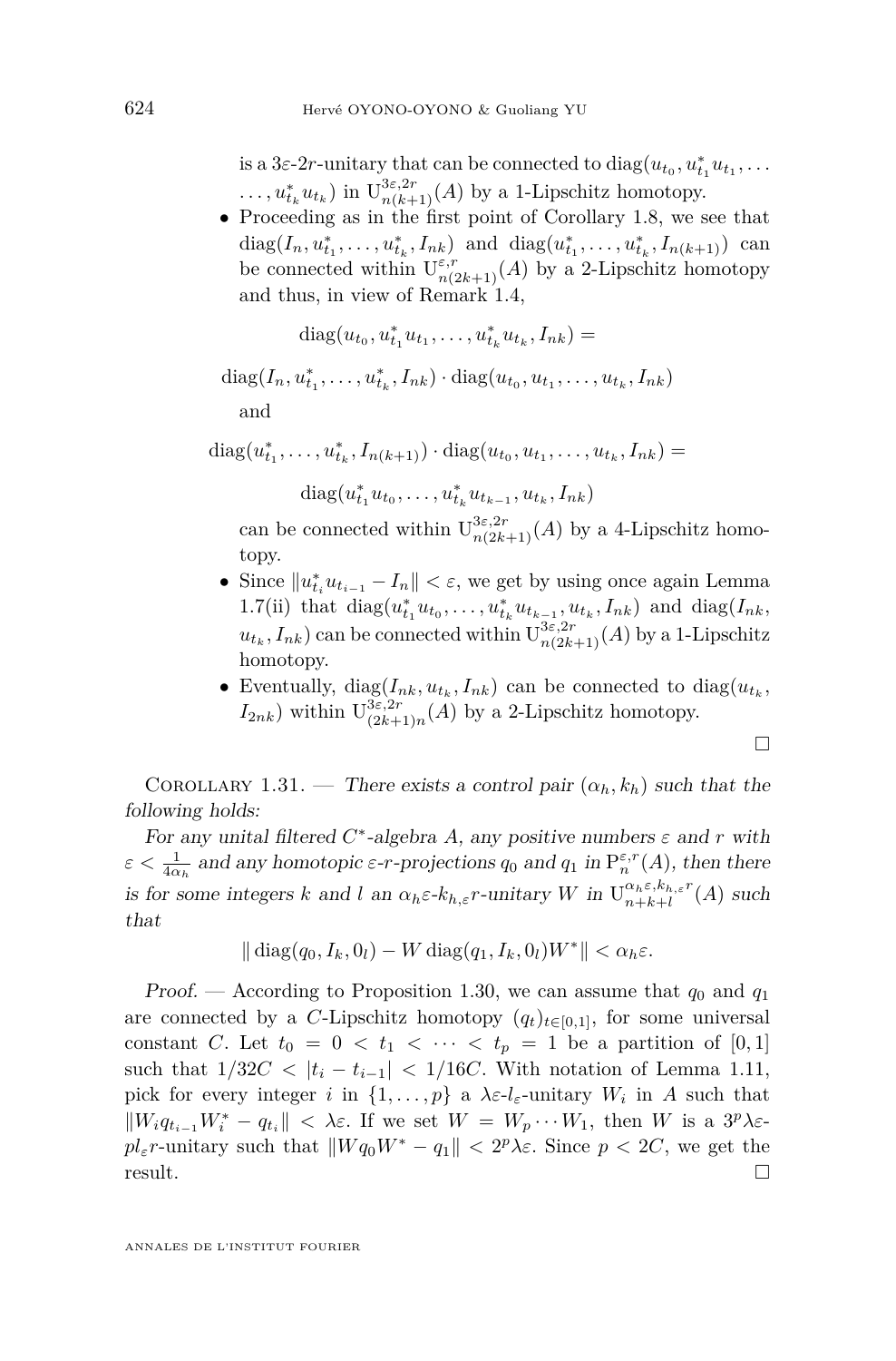is a $3\varepsilon$-$2r$-unitary that can be connected to $\operatorname{diag}(u_{t_0}, u^*_{t_1}u_{t_1}, \dots \dots, u^*_{t_k}u_{t_k})$ in $\mathrm{U}^{3\varepsilon,2r}_{n(k+1)}(A)$ by a 1-Lipschitz homotopy.

- Proceeding as in the first point of Corollary 1.8, we see that $\operatorname{diag}(I_n, u^*_{t_1}, \dots, u^*_{t_k}, I_{nk})$ and $\operatorname{diag}(u^*_{t_1}, \dots, u^*_{t_k}, I_{n(k+1)})$ can be connected within $\mathrm{U}^{\varepsilon,r}_{n(2k+1)}(A)$ by a 2-Lipschitz homotopy and thus, in view of Remark 1.4,

$$\operatorname{diag}(u_{t_0}, u^*_{t_1}u_{t_1}, \dots, u^*_{t_k}u_{t_k}, I_{nk}) =$$

$$\operatorname{diag}(I_n, u^*_{t_1}, \dots, u^*_{t_k}, I_{nk}) \cdot \operatorname{diag}(u_{t_0}, u_{t_1}, \dots, u_{t_k}, I_{nk})$$

and

$$\operatorname{diag}(u^*_{t_1}, \dots, u^*_{t_k}, I_{n(k+1)}) \cdot \operatorname{diag}(u_{t_0}, u_{t_1}, \dots, u_{t_k}, I_{nk}) =$$

$$\operatorname{diag}(u^*_{t_1}u_{t_0}, \dots, u^*_{t_k}u_{t_{k-1}}, u_{t_k}, I_{nk})$$

can be connected within $\mathrm{U}^{3\varepsilon,2r}_{n(2k+1)}(A)$ by a 4-Lipschitz homotopy.

- Since $\|u^*_{t_i}u_{t_{i-1}} - I_n\| < \varepsilon$, we get by using once again Lemma 1.7(ii) that $\operatorname{diag}(u^*_{t_1}u_{t_0}, \dots, u^*_{t_k}u_{t_{k-1}}, u_{t_k}, I_{nk})$ and $\operatorname{diag}(I_{nk}, u_{t_k}, I_{nk})$ can be connected within $\mathrm{U}^{3\varepsilon,2r}_{n(2k+1)}(A)$ by a 1-Lipschitz homotopy.
- Eventually, $\operatorname{diag}(I_{nk}, u_{t_k}, I_{nk})$ can be connected to $\operatorname{diag}(u_{t_k}, I_{2nk})$ within $\mathrm{U}^{3\varepsilon,2r}_{(2k+1)n}(A)$ by a 2-Lipschitz homotopy.

∎

Corollary 1.31. — *There exists a control pair $(\alpha_h, k_h)$ such that the following holds:*

*For any unital filtered $C^*$-algebra $A$, any positive numbers $\varepsilon$ and $r$ with $\varepsilon < \frac{1}{4\alpha_h}$ and any homotopic $\varepsilon$-$r$-projections $q_0$ and $q_1$ in $\mathrm{P}^{\varepsilon,r}_n(A)$, then there is for some integers $k$ and $l$ an $\alpha_h\varepsilon$-$k_{h,\varepsilon}r$-unitary $W$ in $\mathrm{U}^{\alpha_h\varepsilon,k_{h,\varepsilon}r}_{n+k+l}(A)$ such that*

$$\|\operatorname{diag}(q_0, I_k, 0_l) - W\operatorname{diag}(q_1, I_k, 0_l)W^*\| < \alpha_h\varepsilon.$$

*Proof.* — According to Proposition 1.30, we can assume that $q_0$ and $q_1$ are connected by a $C$-Lipschitz homotopy $(q_t)_{t\in[0,1]}$, for some universal constant $C$. Let $t_0 = 0 < t_1 < \cdots < t_p = 1$ be a partition of $[0,1]$ such that $1/32C < |t_i - t_{i-1}| < 1/16C$. With notation of Lemma 1.11, pick for every integer $i$ in $\{1, \dots, p\}$ a $\lambda\varepsilon$-$l_\varepsilon$-unitary $W_i$ in $A$ such that $\|W_i q_{t_{i-1}} W_i^* - q_{t_i}\| < \lambda\varepsilon$. If we set $W = W_p \cdots W_1$, then $W$ is a $3^p\lambda\varepsilon$-$pl_\varepsilon r$-unitary such that $\|Wq_0W^* - q_1\| < 2^p\lambda\varepsilon$. Since $p < 2C$, we get the result. ∎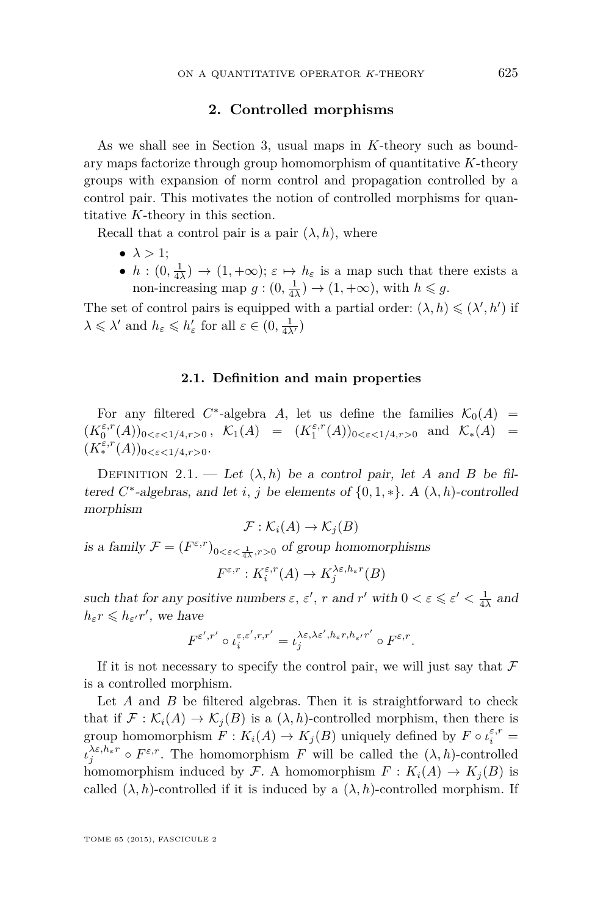## 2. Controlled morphisms

As we shall see in Section 3, usual maps in $K$-theory such as boundary maps factorize through group homomorphism of quantitative $K$-theory groups with expansion of norm control and propagation controlled by a control pair. This motivates the notion of controlled morphisms for quantitative $K$-theory in this section.

Recall that a control pair is a pair $(\lambda, h)$, where

- $\lambda > 1$;
- $h : (0, \frac{1}{4\lambda}) \to (1, +\infty); \varepsilon \mapsto h_\varepsilon$ is a map such that there exists a non-increasing map $g : (0, \frac{1}{4\lambda}) \to (1, +\infty)$, with $h \leqslant g$.

The set of control pairs is equipped with a partial order: $(\lambda, h) \leqslant (\lambda', h')$ if $\lambda \leqslant \lambda'$ and $h_\varepsilon \leqslant h'_\varepsilon$ for all $\varepsilon \in (0, \frac{1}{4\lambda'})$

### 2.1. Definition and main properties

For any filtered $C^*$-algebra $A$, let us define the families $\mathcal{K}_0(A) = (K_0^{\varepsilon,r}(A))_{0<\varepsilon<1/4, r>0}$, $\mathcal{K}_1(A) = (K_1^{\varepsilon,r}(A))_{0<\varepsilon<1/4, r>0}$ and $\mathcal{K}_*(A) = (K_*^{\varepsilon,r}(A))_{0<\varepsilon<1/4, r>0}$.

Definition 2.1. — *Let $(\lambda, h)$ be a control pair, let $A$ and $B$ be filtered $C^*$-algebras, and let $i$, $j$ be elements of $\{0, 1, *\}$. A $(\lambda, h)$-controlled morphism*

$$\mathcal{F} : \mathcal{K}_i(A) \to \mathcal{K}_j(B)$$

*is a family $\mathcal{F} = (F^{\varepsilon,r})_{0<\varepsilon<\frac{1}{4\lambda}, r>0}$ of group homomorphisms*

$$F^{\varepsilon,r} : K_i^{\varepsilon,r}(A) \to K_j^{\lambda\varepsilon, h_\varepsilon r}(B)$$

*such that for any positive numbers $\varepsilon$, $\varepsilon'$, $r$ and $r'$ with $0 < \varepsilon \leqslant \varepsilon' < \frac{1}{4\lambda}$ and $h_\varepsilon r \leqslant h_{\varepsilon'} r'$, we have*

$$F^{\varepsilon',r'} \circ \iota_i^{\varepsilon,\varepsilon',r,r'} = \iota_j^{\lambda\varepsilon,\lambda\varepsilon',h_\varepsilon r,h_{\varepsilon'} r'} \circ F^{\varepsilon,r}.$$

If it is not necessary to specify the control pair, we will just say that $\mathcal{F}$ is a controlled morphism.

Let $A$ and $B$ be filtered algebras. Then it is straightforward to check that if $\mathcal{F} : \mathcal{K}_i(A) \to \mathcal{K}_j(B)$ is a $(\lambda, h)$-controlled morphism, then there is group homomorphism $F : K_i(A) \to K_j(B)$ uniquely defined by $F \circ \iota_i^{\varepsilon,r} = \iota_j^{\lambda\varepsilon,h_\varepsilon r} \circ F^{\varepsilon,r}$. The homomorphism $F$ will be called the $(\lambda, h)$-controlled homomorphism induced by $\mathcal{F}$. A homomorphism $F : K_i(A) \to K_j(B)$ is called $(\lambda, h)$-controlled if it is induced by a $(\lambda, h)$-controlled morphism. If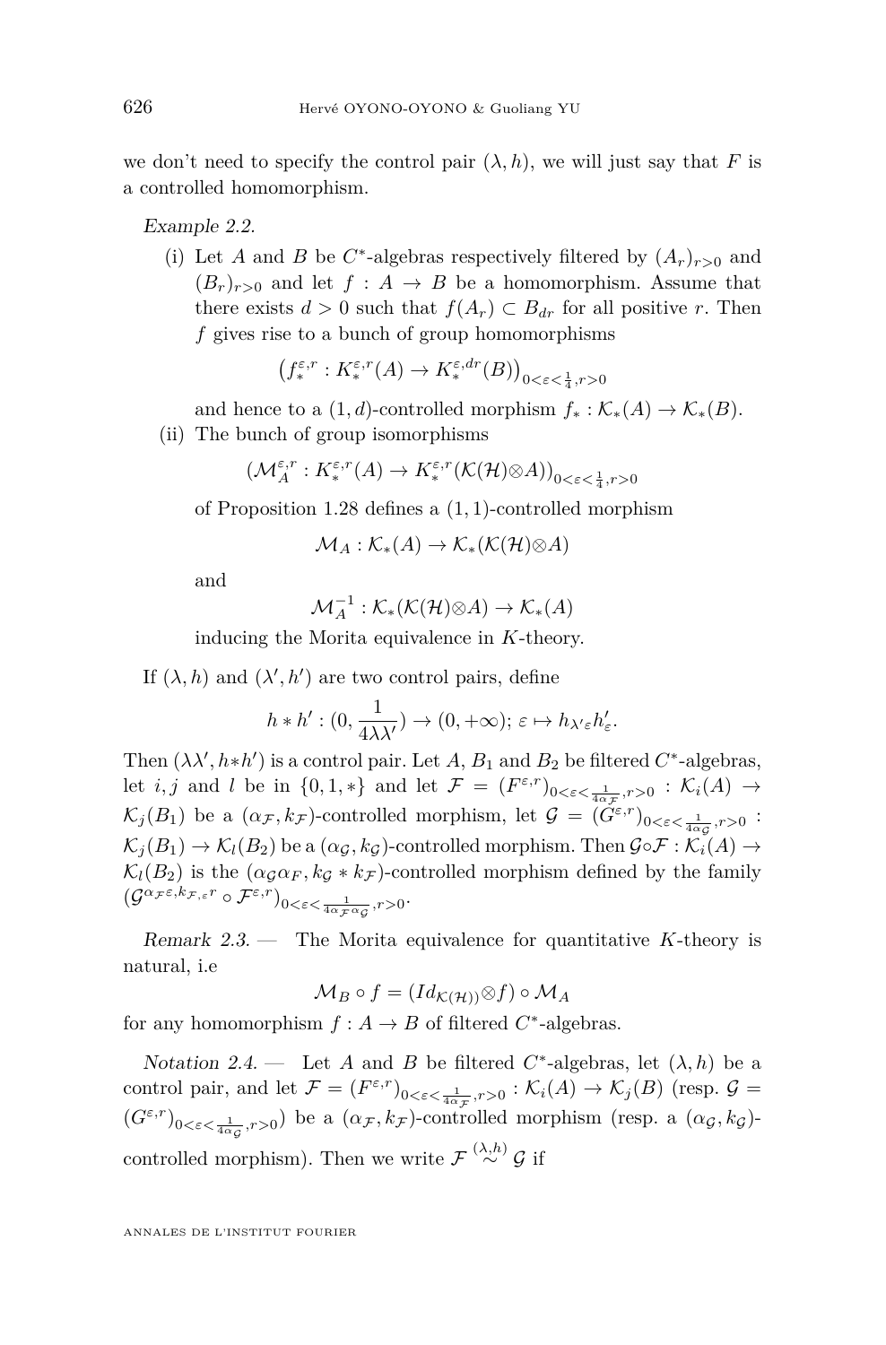we don't need to specify the control pair $(\lambda, h)$, we will just say that $F$ is a controlled homomorphism.

*Example 2.2.*

(i) Let $A$ and $B$ be $C^*$-algebras respectively filtered by $(A_r)_{r>0}$ and $(B_r)_{r>0}$ and let $f : A \to B$ be a homomorphism. Assume that there exists $d > 0$ such that $f(A_r) \subset B_{dr}$ for all positive $r$. Then $f$ gives rise to a bunch of group homomorphisms

$$\left(f_*^{\varepsilon,r} : K_*^{\varepsilon,r}(A) \to K_*^{\varepsilon,dr}(B)\right)_{0<\varepsilon<\frac{1}{4},r>0}$$

and hence to a $(1,d)$-controlled morphism $f_* : \mathcal{K}_*(A) \to \mathcal{K}_*(B)$.

(ii) The bunch of group isomorphisms

$$(\mathcal{M}_A^{\varepsilon,r} : K_*^{\varepsilon,r}(A) \to K_*^{\varepsilon,r}(\mathcal{K}(\mathcal{H})\otimes A))_{0<\varepsilon<\frac{1}{4},r>0}$$

of Proposition 1.28 defines a $(1,1)$-controlled morphism

$$\mathcal{M}_A : \mathcal{K}_*(A) \to \mathcal{K}_*(\mathcal{K}(\mathcal{H})\otimes A)$$

and

$$\mathcal{M}_A^{-1} : \mathcal{K}_*(\mathcal{K}(\mathcal{H})\otimes A) \to \mathcal{K}_*(A)$$

inducing the Morita equivalence in $K$-theory.

If $(\lambda, h)$ and $(\lambda', h')$ are two control pairs, define

$$h * h' : (0, \frac{1}{4\lambda\lambda'}) \to (0, +\infty);\ \varepsilon \mapsto h_{\lambda'\varepsilon}h'_\varepsilon.$$

Then $(\lambda\lambda', h{*}h')$ is a control pair. Let $A$, $B_1$ and $B_2$ be filtered $C^*$-algebras, let $i, j$ and $l$ be in $\{0,1,*\}$ and let $\mathcal{F} = (F^{\varepsilon,r})_{0<\varepsilon<\frac{1}{4\alpha_\mathcal{F}},r>0} : \mathcal{K}_i(A) \to \mathcal{K}_j(B_1)$ be a $(\alpha_\mathcal{F}, k_\mathcal{F})$-controlled morphism, let $\mathcal{G} = (G^{\varepsilon,r})_{0<\varepsilon<\frac{1}{4\alpha_\mathcal{G}},r>0} : \mathcal{K}_j(B_1) \to \mathcal{K}_l(B_2)$ be a $(\alpha_\mathcal{G}, k_\mathcal{G})$-controlled morphism. Then $\mathcal{G}\circ\mathcal{F} : \mathcal{K}_i(A) \to \mathcal{K}_l(B_2)$ is the $(\alpha_\mathcal{G}\alpha_F, k_\mathcal{G} * k_\mathcal{F})$-controlled morphism defined by the family $(\mathcal{G}^{\alpha_\mathcal{F}\varepsilon,k_{\mathcal{F},\varepsilon}r} \circ \mathcal{F}^{\varepsilon,r})_{0<\varepsilon<\frac{1}{4\alpha_\mathcal{F}\alpha_\mathcal{G}},r>0}$.

*Remark 2.3.* — The Morita equivalence for quantitative $K$-theory is natural, i.e

$$\mathcal{M}_B \circ f = (Id_{\mathcal{K}(\mathcal{H}))}\otimes f) \circ \mathcal{M}_A$$

for any homomorphism $f : A \to B$ of filtered $C^*$-algebras.

*Notation 2.4.* — Let $A$ and $B$ be filtered $C^*$-algebras, let $(\lambda, h)$ be a control pair, and let $\mathcal{F} = (F^{\varepsilon,r})_{0<\varepsilon<\frac{1}{4\alpha_\mathcal{F}},r>0} : \mathcal{K}_i(A) \to \mathcal{K}_j(B)$ (resp. $\mathcal{G} = (G^{\varepsilon,r})_{0<\varepsilon<\frac{1}{4\alpha_\mathcal{G}},r>0}$) be a $(\alpha_\mathcal{F}, k_\mathcal{F})$-controlled morphism (resp. a $(\alpha_\mathcal{G}, k_\mathcal{G})$-controlled morphism). Then we write $\mathcal{F} \overset{(\lambda,h)}{\sim} \mathcal{G}$ if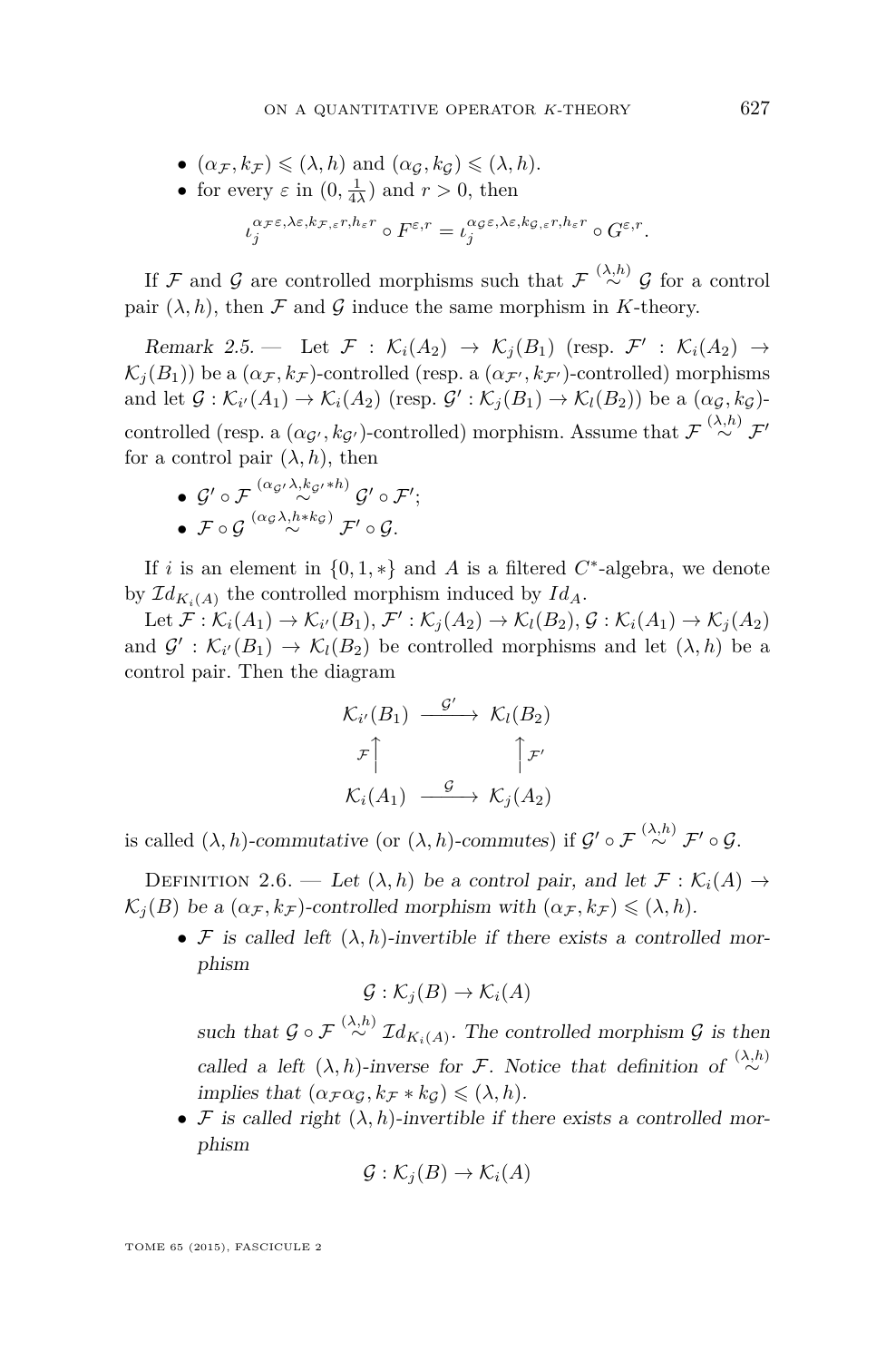- $(\alpha_{\mathcal{F}}, k_{\mathcal{F}}) \leqslant (\lambda, h)$ and $(\alpha_{\mathcal{G}}, k_{\mathcal{G}}) \leqslant (\lambda, h)$.
- for every $\varepsilon$ in $(0, \frac{1}{4\lambda})$ and $r > 0$, then

$$\iota_j^{\alpha_{\mathcal{F}}\varepsilon, \lambda\varepsilon, k_{\mathcal{F},\varepsilon}r, h_\varepsilon r} \circ F^{\varepsilon,r} = \iota_j^{\alpha_{\mathcal{G}}\varepsilon, \lambda\varepsilon, k_{\mathcal{G},\varepsilon}r, h_\varepsilon r} \circ G^{\varepsilon,r}.$$

If $\mathcal{F}$ and $\mathcal{G}$ are controlled morphisms such that $\mathcal{F} \stackrel{(\lambda,h)}{\sim} \mathcal{G}$ for a control pair $(\lambda, h)$, then $\mathcal{F}$ and $\mathcal{G}$ induce the same morphism in $K$-theory.

*Remark 2.5.* — Let $\mathcal{F} : \mathcal{K}_i(A_2) \to \mathcal{K}_j(B_1)$ (resp. $\mathcal{F}' : \mathcal{K}_i(A_2) \to \mathcal{K}_j(B_1)$) be a $(\alpha_{\mathcal{F}}, k_{\mathcal{F}})$-controlled (resp. a $(\alpha_{\mathcal{F}'}, k_{\mathcal{F}'})$-controlled) morphisms and let $\mathcal{G} : \mathcal{K}_{i'}(A_1) \to \mathcal{K}_i(A_2)$ (resp. $\mathcal{G}' : \mathcal{K}_j(B_1) \to \mathcal{K}_l(B_2)$) be a $(\alpha_{\mathcal{G}}, k_{\mathcal{G}})$-controlled (resp. a $(\alpha_{\mathcal{G}'}, k_{\mathcal{G}'})$-controlled) morphism. Assume that $\mathcal{F} \stackrel{(\lambda,h)}{\sim} \mathcal{F}'$ for a control pair $(\lambda, h)$, then

- $\mathcal{G}' \circ \mathcal{F} \stackrel{(\alpha_{\mathcal{G}'}\lambda, k_{\mathcal{G}'} * h)}{\sim} \mathcal{G}' \circ \mathcal{F}'$;
- $\mathcal{F} \circ \mathcal{G} \stackrel{(\alpha_{\mathcal{G}}\lambda, h * k_{\mathcal{G}})}{\sim} \mathcal{F}' \circ \mathcal{G}$.

If $i$ is an element in $\{0, 1, *\}$ and $A$ is a filtered $C^*$-algebra, we denote by $\mathcal{I}d_{K_i(A)}$ the controlled morphism induced by $Id_A$.

Let $\mathcal{F} : \mathcal{K}_i(A_1) \to \mathcal{K}_{i'}(B_1)$, $\mathcal{F}' : \mathcal{K}_j(A_2) \to \mathcal{K}_l(B_2)$, $\mathcal{G} : \mathcal{K}_i(A_1) \to \mathcal{K}_j(A_2)$ and $\mathcal{G}' : \mathcal{K}_{i'}(B_1) \to \mathcal{K}_l(B_2)$ be controlled morphisms and let $(\lambda, h)$ be a control pair. Then the diagram

$$\begin{array}{ccc} \mathcal{K}_{i'}(B_1) & \xrightarrow{\mathcal{G}'} & \mathcal{K}_l(B_2) \\ {\scriptstyle \mathcal{F}}\uparrow & & \uparrow{\scriptstyle \mathcal{F}'} \\ \mathcal{K}_i(A_1) & \xrightarrow{\mathcal{G}} & \mathcal{K}_j(A_2) \end{array}$$

is called $(\lambda, h)$-*commutative* (or $(\lambda, h)$-*commutes*) if $\mathcal{G}' \circ \mathcal{F} \stackrel{(\lambda,h)}{\sim} \mathcal{F}' \circ \mathcal{G}$.

Definition 2.6. — *Let $(\lambda, h)$ be a control pair, and let $\mathcal{F} : \mathcal{K}_i(A) \to \mathcal{K}_j(B)$ be a $(\alpha_{\mathcal{F}}, k_{\mathcal{F}})$-controlled morphism with $(\alpha_{\mathcal{F}}, k_{\mathcal{F}}) \leqslant (\lambda, h)$.*

- *$\mathcal{F}$ is called left $(\lambda, h)$-invertible if there exists a controlled morphism*

$$\mathcal{G} : \mathcal{K}_j(B) \to \mathcal{K}_i(A)$$

*such that $\mathcal{G} \circ \mathcal{F} \stackrel{(\lambda,h)}{\sim} \mathcal{I}d_{K_i(A)}$. The controlled morphism $\mathcal{G}$ is then called a left $(\lambda, h)$-inverse for $\mathcal{F}$. Notice that definition of $\stackrel{(\lambda,h)}{\sim}$ implies that $(\alpha_{\mathcal{F}}\alpha_{\mathcal{G}}, k_{\mathcal{F}} * k_{\mathcal{G}}) \leqslant (\lambda, h)$.*

- *$\mathcal{F}$ is called right $(\lambda, h)$-invertible if there exists a controlled morphism*

$$\mathcal{G} : \mathcal{K}_j(B) \to \mathcal{K}_i(A)$$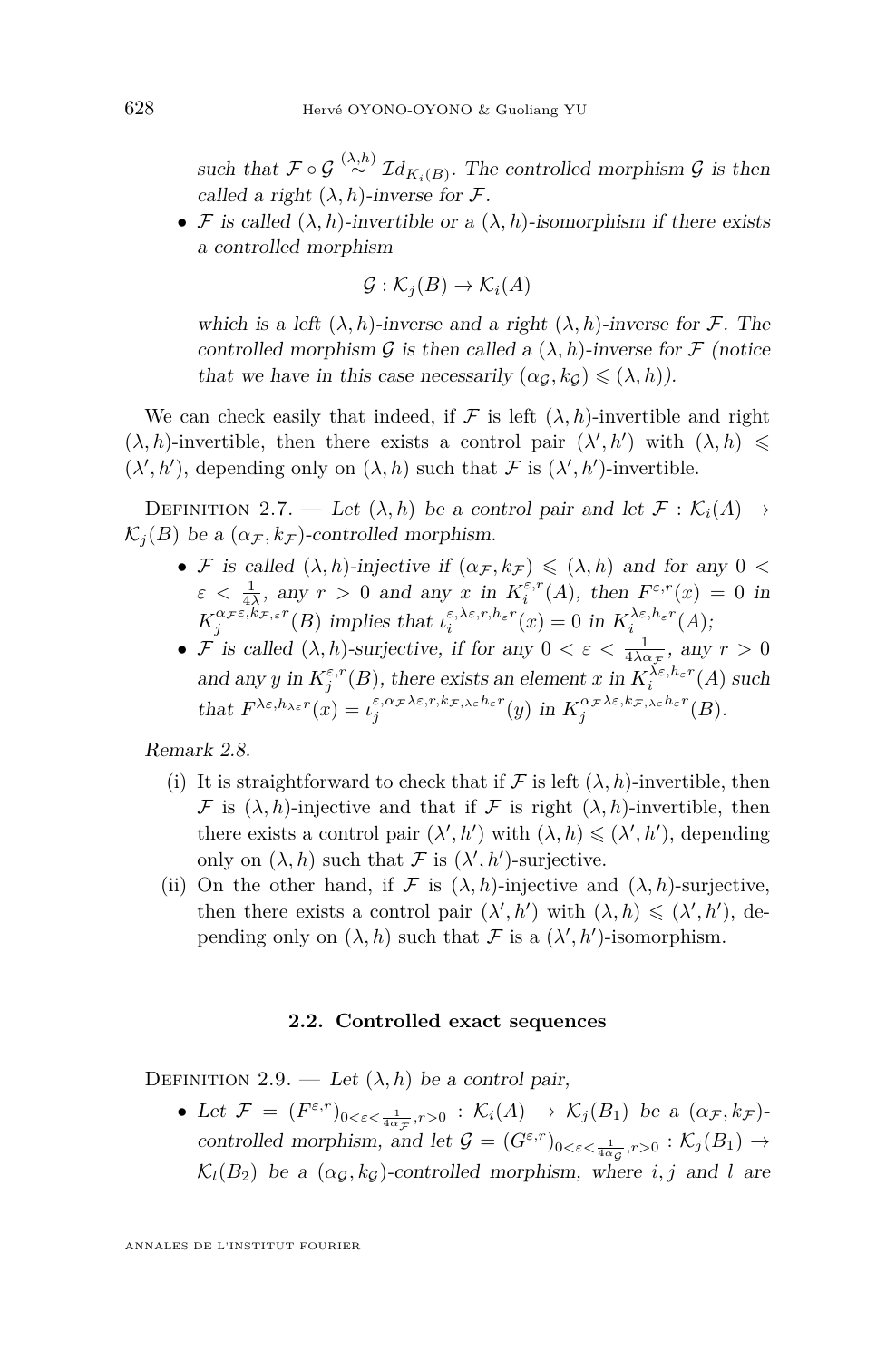such that $\mathcal{F}\circ\mathcal{G} \stackrel{(\lambda,h)}{\sim} \mathcal{I}d_{K_i(B)}$. The controlled morphism $\mathcal{G}$ is then called a right $(\lambda,h)$-inverse for $\mathcal{F}$.

- $\mathcal{F}$ is called $(\lambda,h)$-invertible or a $(\lambda,h)$-isomorphism if there exists a controlled morphism

$$\mathcal{G}:\mathcal{K}_j(B)\to\mathcal{K}_i(A)$$

which is a left $(\lambda,h)$-inverse and a right $(\lambda,h)$-inverse for $\mathcal{F}$. The controlled morphism $\mathcal{G}$ is then called a $(\lambda,h)$-inverse for $\mathcal{F}$ (notice that we have in this case necessarily $(\alpha_{\mathcal{G}},k_{\mathcal{G}})\leqslant(\lambda,h)$).

We can check easily that indeed, if $\mathcal{F}$ is left $(\lambda,h)$-invertible and right $(\lambda,h)$-invertible, then there exists a control pair $(\lambda',h')$ with $(\lambda,h)\leqslant(\lambda',h')$, depending only on $(\lambda,h)$ such that $\mathcal{F}$ is $(\lambda',h')$-invertible.

Definition 2.7. — *Let $(\lambda,h)$ be a control pair and let $\mathcal{F}:\mathcal{K}_i(A)\to\mathcal{K}_j(B)$ be a $(\alpha_{\mathcal{F}},k_{\mathcal{F}})$-controlled morphism.*

- *$\mathcal{F}$ is called $(\lambda,h)$-injective if $(\alpha_{\mathcal{F}},k_{\mathcal{F}})\leqslant(\lambda,h)$ and for any $0<\varepsilon<\frac{1}{4\lambda}$, any $r>0$ and any $x$ in $K_i^{\varepsilon,r}(A)$, then $F^{\varepsilon,r}(x)=0$ in $K_j^{\alpha_{\mathcal{F}}\varepsilon,k_{\mathcal{F},\varepsilon}r}(B)$ implies that $\iota_i^{\varepsilon,\lambda\varepsilon,r,h_\varepsilon r}(x)=0$ in $K_i^{\lambda\varepsilon,h_\varepsilon r}(A)$;*
- *$\mathcal{F}$ is called $(\lambda,h)$-surjective, if for any $0<\varepsilon<\frac{1}{4\lambda\alpha_{\mathcal{F}}}$, any $r>0$ and any $y$ in $K_j^{\varepsilon,r}(B)$, there exists an element $x$ in $K_i^{\lambda\varepsilon,h_\varepsilon r}(A)$ such that $F^{\lambda\varepsilon,h_{\lambda\varepsilon}r}(x)=\iota_j^{\varepsilon,\alpha_{\mathcal{F}}\lambda\varepsilon,r,k_{\mathcal{F},\lambda\varepsilon}h_\varepsilon r}(y)$ in $K_j^{\alpha_{\mathcal{F}}\lambda\varepsilon,k_{\mathcal{F},\lambda\varepsilon}h_\varepsilon r}(B)$.*

*Remark 2.8.*

(i) It is straightforward to check that if $\mathcal{F}$ is left $(\lambda,h)$-invertible, then $\mathcal{F}$ is $(\lambda,h)$-injective and that if $\mathcal{F}$ is right $(\lambda,h)$-invertible, then there exists a control pair $(\lambda',h')$ with $(\lambda,h)\leqslant(\lambda',h')$, depending only on $(\lambda,h)$ such that $\mathcal{F}$ is $(\lambda',h')$-surjective.

(ii) On the other hand, if $\mathcal{F}$ is $(\lambda,h)$-injective and $(\lambda,h)$-surjective, then there exists a control pair $(\lambda',h')$ with $(\lambda,h)\leqslant(\lambda',h')$, depending only on $(\lambda,h)$ such that $\mathcal{F}$ is a $(\lambda',h')$-isomorphism.

### 2.2. Controlled exact sequences

Definition 2.9. — *Let $(\lambda,h)$ be a control pair,*

- *Let $\mathcal{F}=(F^{\varepsilon,r})_{0<\varepsilon<\frac{1}{4\alpha_{\mathcal{F}}},r>0}:\mathcal{K}_i(A)\to\mathcal{K}_j(B_1)$ be a $(\alpha_{\mathcal{F}},k_{\mathcal{F}})$-controlled morphism, and let $\mathcal{G}=(G^{\varepsilon,r})_{0<\varepsilon<\frac{1}{4\alpha_{\mathcal{G}}},r>0}:\mathcal{K}_j(B_1)\to\mathcal{K}_l(B_2)$ be a $(\alpha_{\mathcal{G}},k_{\mathcal{G}})$-controlled morphism, where $i,j$ and $l$ are*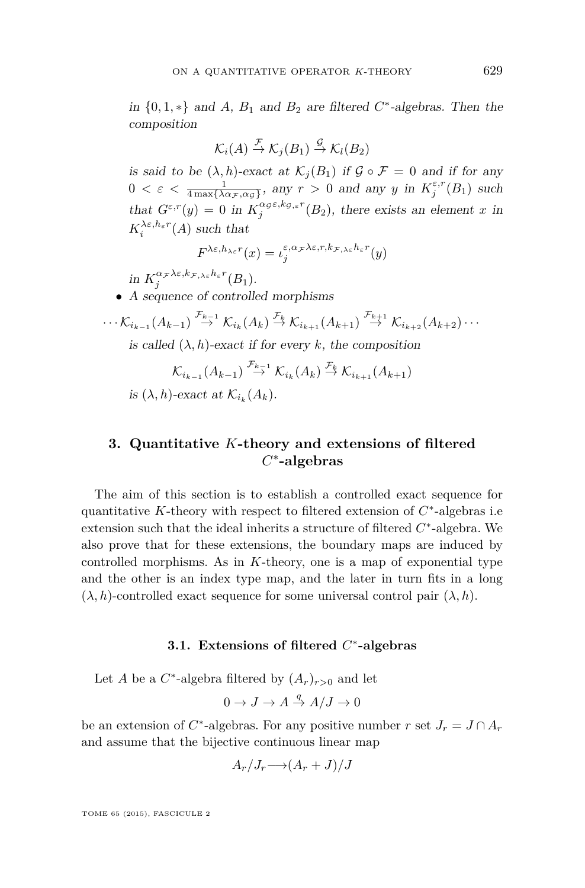*in $\{0,1,*\}$ and $A$, $B_1$ and $B_2$ are filtered $C^*$-algebras. Then the composition*

$$\mathcal{K}_i(A) \stackrel{\mathcal{F}}{\to} \mathcal{K}_j(B_1) \stackrel{\mathcal{G}}{\to} \mathcal{K}_l(B_2)$$

*is said to be $(\lambda, h)$-exact at $\mathcal{K}_j(B_1)$ if $\mathcal{G} \circ \mathcal{F} = 0$ and if for any $0 < \varepsilon < \frac{1}{4\max\{\lambda\alpha_{\mathcal{F}}, \alpha_{\mathcal{G}}\}}$, any $r > 0$ and any $y$ in $K_j^{\varepsilon,r}(B_1)$ such that $G^{\varepsilon,r}(y) = 0$ in $K_j^{\alpha_{\mathcal{G}}\varepsilon, k_{\mathcal{G},\varepsilon} r}(B_2)$, there exists an element $x$ in $K_i^{\lambda\varepsilon, h_\varepsilon r}(A)$ such that*

$$F^{\lambda\varepsilon, h_{\lambda\varepsilon} r}(x) = \iota_j^{\varepsilon, \alpha_{\mathcal{F}}\lambda\varepsilon, r, k_{\mathcal{F},\lambda\varepsilon} h_\varepsilon r}(y)$$

*in $K_j^{\alpha_{\mathcal{F}}\lambda\varepsilon, k_{\mathcal{F},\lambda\varepsilon} h_\varepsilon r}(B_1)$.*

- *A sequence of controlled morphisms*

$$\cdots \mathcal{K}_{i_{k-1}}(A_{k-1}) \stackrel{\mathcal{F}_{k-1}}{\to} \mathcal{K}_{i_k}(A_k) \stackrel{\mathcal{F}_k}{\to} \mathcal{K}_{i_{k+1}}(A_{k+1}) \stackrel{\mathcal{F}_{k+1}}{\to} \mathcal{K}_{i_{k+2}}(A_{k+2}) \cdots$$

*is called $(\lambda, h)$-exact if for every $k$, the composition*

$$\mathcal{K}_{i_{k-1}}(A_{k-1}) \stackrel{\mathcal{F}_{k-1}}{\to} \mathcal{K}_{i_k}(A_k) \stackrel{\mathcal{F}_k}{\to} \mathcal{K}_{i_{k+1}}(A_{k+1})$$

*is $(\lambda, h)$-exact at $\mathcal{K}_{i_k}(A_k)$.*

## 3. Quantitative $K$-theory and extensions of filtered $C^*$-algebras

The aim of this section is to establish a controlled exact sequence for quantitative $K$-theory with respect to filtered extension of $C^*$-algebras i.e extension such that the ideal inherits a structure of filtered $C^*$-algebra. We also prove that for these extensions, the boundary maps are induced by controlled morphisms. As in $K$-theory, one is a map of exponential type and the other is an index type map, and the later in turn fits in a long $(\lambda, h)$-controlled exact sequence for some universal control pair $(\lambda, h)$.

### 3.1. Extensions of filtered $C^*$-algebras

Let $A$ be a $C^*$-algebra filtered by $(A_r)_{r>0}$ and let

$$0 \to J \to A \stackrel{q}{\to} A/J \to 0$$

be an extension of $C^*$-algebras. For any positive number $r$ set $J_r = J \cap A_r$ and assume that the bijective continuous linear map

$$A_r/J_r \longrightarrow (A_r + J)/J$$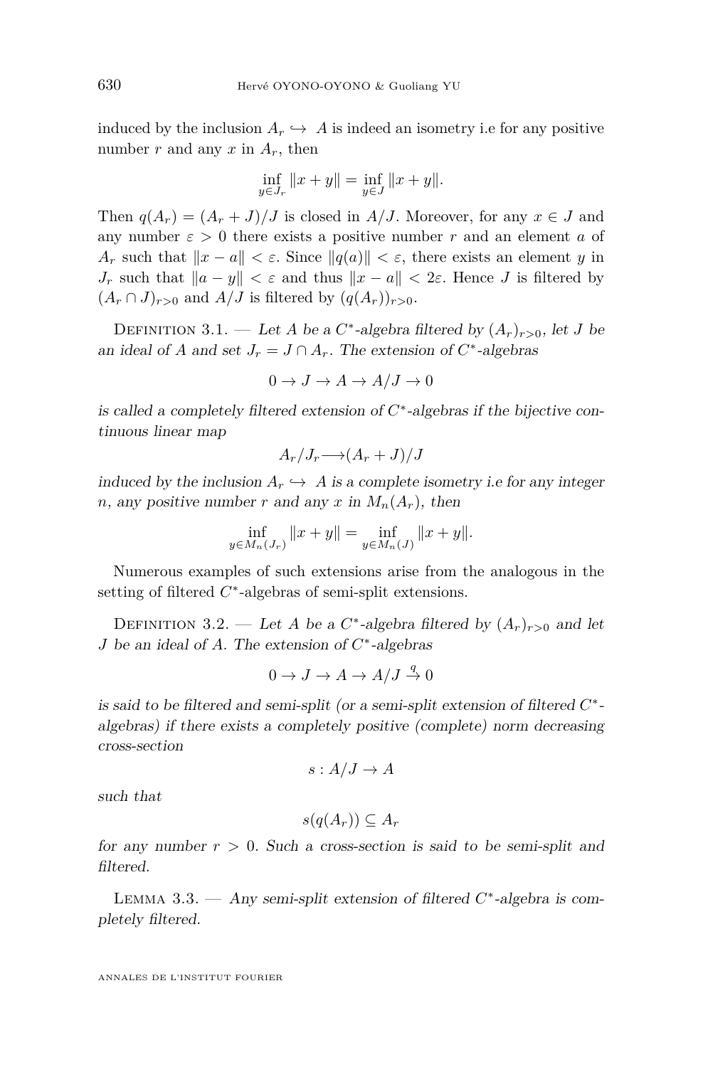induced by the inclusion $A_r \hookrightarrow A$ is indeed an isometry i.e for any positive number $r$ and any $x$ in $A_r$, then

$$\inf_{y \in J_r} \|x+y\| = \inf_{y \in J} \|x+y\|.$$

Then $q(A_r) = (A_r + J)/J$ is closed in $A/J$. Moreover, for any $x \in J$ and any number $\varepsilon > 0$ there exists a positive number $r$ and an element $a$ of $A_r$ such that $\|x - a\| < \varepsilon$. Since $\|q(a)\| < \varepsilon$, there exists an element $y$ in $J_r$ such that $\|a - y\| < \varepsilon$ and thus $\|x - a\| < 2\varepsilon$. Hence $J$ is filtered by $(A_r \cap J)_{r>0}$ and $A/J$ is filtered by $(q(A_r))_{r>0}$.

Definition 3.1. — *Let $A$ be a $C^*$-algebra filtered by $(A_r)_{r>0}$, let $J$ be an ideal of $A$ and set $J_r = J \cap A_r$. The extension of $C^*$-algebras*

$$0 \to J \to A \to A/J \to 0$$

*is called a completely filtered extension of $C^*$-algebras if the bijective continuous linear map*

$$A_r/J_r \longrightarrow (A_r + J)/J$$

*induced by the inclusion $A_r \hookrightarrow A$ is a complete isometry i.e for any integer $n$, any positive number $r$ and any $x$ in $M_n(A_r)$, then*

$$\inf_{y \in M_n(J_r)} \|x+y\| = \inf_{y \in M_n(J)} \|x+y\|.$$

Numerous examples of such extensions arise from the analogous in the setting of filtered $C^*$-algebras of semi-split extensions.

Definition 3.2. — *Let $A$ be a $C^*$-algebra filtered by $(A_r)_{r>0}$ and let $J$ be an ideal of $A$. The extension of $C^*$-algebras*

$$0 \to J \to A \to A/J \stackrel{q}{\to} 0$$

*is said to be filtered and semi-split (or a semi-split extension of filtered $C^*$-algebras) if there exists a completely positive (complete) norm decreasing cross-section*

$$s : A/J \to A$$

*such that*

$$s(q(A_r)) \subseteq A_r$$

*for any number $r > 0$. Such a cross-section is said to be semi-split and filtered.*

Lemma 3.3. — *Any semi-split extension of filtered $C^*$-algebra is completely filtered.*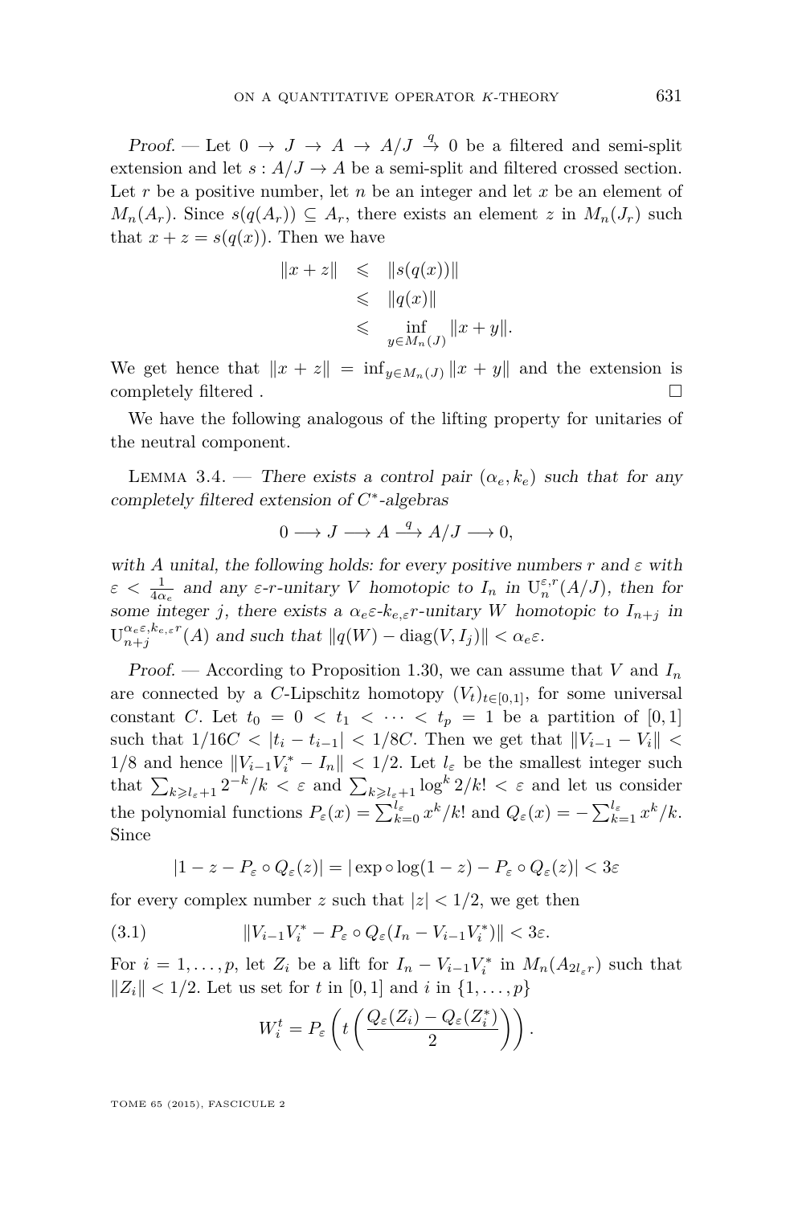*Proof.* — Let $0 \to J \to A \to A/J \stackrel{q}{\to} 0$ be a filtered and semi-split extension and let $s : A/J \to A$ be a semi-split and filtered crossed section. Let $r$ be a positive number, let $n$ be an integer and let $x$ be an element of $M_n(A_r)$. Since $s(q(A_r)) \subseteq A_r$, there exists an element $z$ in $M_n(J_r)$ such that $x + z = s(q(x))$. Then we have

$$\begin{aligned} \|x+z\| &\leqslant \|s(q(x))\| \\ &\leqslant \|q(x)\| \\ &\leqslant \inf_{y \in M_n(J)} \|x+y\|. \end{aligned}$$

We get hence that $\|x+z\| = \inf_{y\in M_n(J)} \|x+y\|$ and the extension is completely filtered . □

We have the following analogous of the lifting property for unitaries of the neutral component.

**Lemma 3.4.** — *There exists a control pair $(\alpha_e, k_e)$ such that for any completely filtered extension of $C^*$-algebras*

$$0 \longrightarrow J \longrightarrow A \stackrel{q}{\longrightarrow} A/J \longrightarrow 0,$$

*with $A$ unital, the following holds: for every positive numbers $r$ and $\varepsilon$ with $\varepsilon < \frac{1}{4\alpha_e}$ and any $\varepsilon$-$r$-unitary $V$ homotopic to $I_n$ in $\mathrm{U}_n^{\varepsilon,r}(A/J)$, then for some integer $j$, there exists a $\alpha_e\varepsilon$-$k_{e,\varepsilon}r$-unitary $W$ homotopic to $I_{n+j}$ in $\mathrm{U}_{n+j}^{\alpha_e\varepsilon,k_{e,\varepsilon}r}(A)$ and such that $\|q(W) - \mathrm{diag}(V, I_j)\| < \alpha_e\varepsilon$.*

*Proof.* — According to Proposition 1.30, we can assume that $V$ and $I_n$ are connected by a $C$-Lipschitz homotopy $(V_t)_{t\in[0,1]}$, for some universal constant $C$. Let $t_0 = 0 < t_1 < \cdots < t_p = 1$ be a partition of $[0,1]$ such that $1/16C < |t_i - t_{i-1}| < 1/8C$. Then we get that $\|V_{i-1} - V_i\| < 1/8$ and hence $\|V_{i-1}V_i^* - I_n\| < 1/2$. Let $l_\varepsilon$ be the smallest integer such that $\sum_{k\geqslant l_\varepsilon+1} 2^{-k}/k < \varepsilon$ and $\sum_{k\geqslant l_\varepsilon+1} \log^k 2/k! < \varepsilon$ and let us consider the polynomial functions $P_\varepsilon(x) = \sum_{k=0}^{l_\varepsilon} x^k/k!$ and $Q_\varepsilon(x) = -\sum_{k=1}^{l_\varepsilon} x^k/k$. Since

$$|1 - z - P_\varepsilon \circ Q_\varepsilon(z)| = |\exp\circ\log(1-z) - P_\varepsilon \circ Q_\varepsilon(z)| < 3\varepsilon$$

for every complex number $z$ such that $|z| < 1/2$, we get then

$$\|V_{i-1}V_i^* - P_\varepsilon \circ Q_\varepsilon(I_n - V_{i-1}V_i^*)\| < 3\varepsilon. \tag{3.1}$$

For $i = 1, \ldots, p$, let $Z_i$ be a lift for $I_n - V_{i-1}V_i^*$ in $M_n(A_{2l_\varepsilon r})$ such that $\|Z_i\| < 1/2$. Let us set for $t$ in $[0,1]$ and $i$ in $\{1, \ldots, p\}$

$$W_i^t = P_\varepsilon\left(t\left(\frac{Q_\varepsilon(Z_i) - Q_\varepsilon(Z_i^*)}{2}\right)\right).$$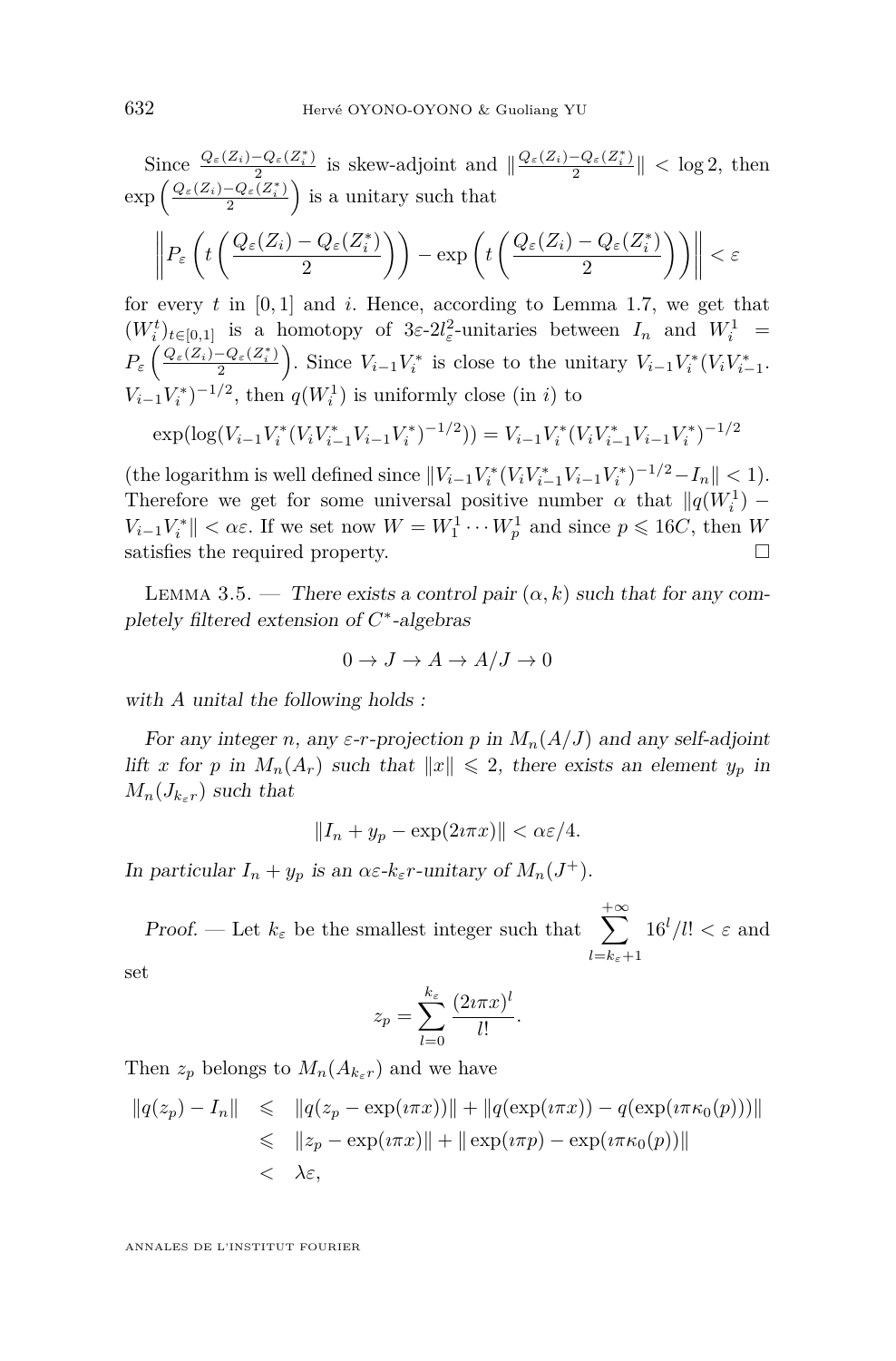Since $\frac{Q_\varepsilon(Z_i)-Q_\varepsilon(Z_i^*)}{2}$ is skew-adjoint and $\|\frac{Q_\varepsilon(Z_i)-Q_\varepsilon(Z_i^*)}{2}\| < \log 2$, then $\exp\left(\frac{Q_\varepsilon(Z_i)-Q_\varepsilon(Z_i^*)}{2}\right)$ is a unitary such that

$$\left\|P_\varepsilon\left(t\left(\frac{Q_\varepsilon(Z_i)-Q_\varepsilon(Z_i^*)}{2}\right)\right)-\exp\left(t\left(\frac{Q_\varepsilon(Z_i)-Q_\varepsilon(Z_i^*)}{2}\right)\right)\right\|<\varepsilon$$

for every $t$ in $[0,1]$ and $i$. Hence, according to Lemma 1.7, we get that $(W_i^t)_{t\in[0,1]}$ is a homotopy of $3\varepsilon$-$2l_\varepsilon^2$-unitaries between $I_n$ and $W_i^1 = P_\varepsilon\left(\frac{Q_\varepsilon(Z_i)-Q_\varepsilon(Z_i^*)}{2}\right)$. Since $V_{i-1}V_i^*$ is close to the unitary $V_{i-1}V_i^*(V_iV_{i-1}^*\cdot V_{i-1}V_i^*)^{-1/2}$, then $q(W_i^1)$ is uniformly close (in $i$) to

$$\exp(\log(V_{i-1}V_i^*(V_iV_{i-1}^*V_{i-1}V_i^*)^{-1/2}))=V_{i-1}V_i^*(V_iV_{i-1}^*V_{i-1}V_i^*)^{-1/2}$$

(the logarithm is well defined since $\|V_{i-1}V_i^*(V_iV_{i-1}^*V_{i-1}V_i^*)^{-1/2}-I_n\|<1$). Therefore we get for some universal positive number $\alpha$ that $\|q(W_i^1)-V_{i-1}V_i^*\|<\alpha\varepsilon$. If we set now $W=W_1^1\cdots W_p^1$ and since $p\leqslant 16C$, then $W$ satisfies the required property. $\square$

Lemma 3.5. — *There exists a control pair $(\alpha,k)$ such that for any completely filtered extension of $C^*$-algebras*

$$0\to J\to A\to A/J\to 0$$

*with $A$ unital the following holds :*

*For any integer $n$, any $\varepsilon$-$r$-projection $p$ in $M_n(A/J)$ and any self-adjoint lift $x$ for $p$ in $M_n(A_r)$ such that $\|x\|\leqslant 2$, there exists an element $y_p$ in $M_n(J_{k_\varepsilon r})$ such that*

$$\|I_n+y_p-\exp(2\imath\pi x)\|<\alpha\varepsilon/4.$$

*In particular $I_n+y_p$ is an $\alpha\varepsilon$-$k_\varepsilon r$-unitary of $M_n(J^+)$.*

*Proof.* — Let $k_\varepsilon$ be the smallest integer such that $\sum_{l=k_\varepsilon+1}^{+\infty}16^l/l!<\varepsilon$ and set

$$z_p=\sum_{l=0}^{k_\varepsilon}\frac{(2\imath\pi x)^l}{l!}.$$

Then $z_p$ belongs to $M_n(A_{k_\varepsilon r})$ and we have

$$\begin{aligned}
\|q(z_p)-I_n\| &\leqslant \|q(z_p-\exp(\imath\pi x))\|+\|q(\exp(\imath\pi x))-q(\exp(\imath\pi\kappa_0(p)))\|\\
&\leqslant \|z_p-\exp(\imath\pi x)\|+\|\exp(\imath\pi p)-\exp(\imath\pi\kappa_0(p))\|\\
&< \lambda\varepsilon,
\end{aligned}$$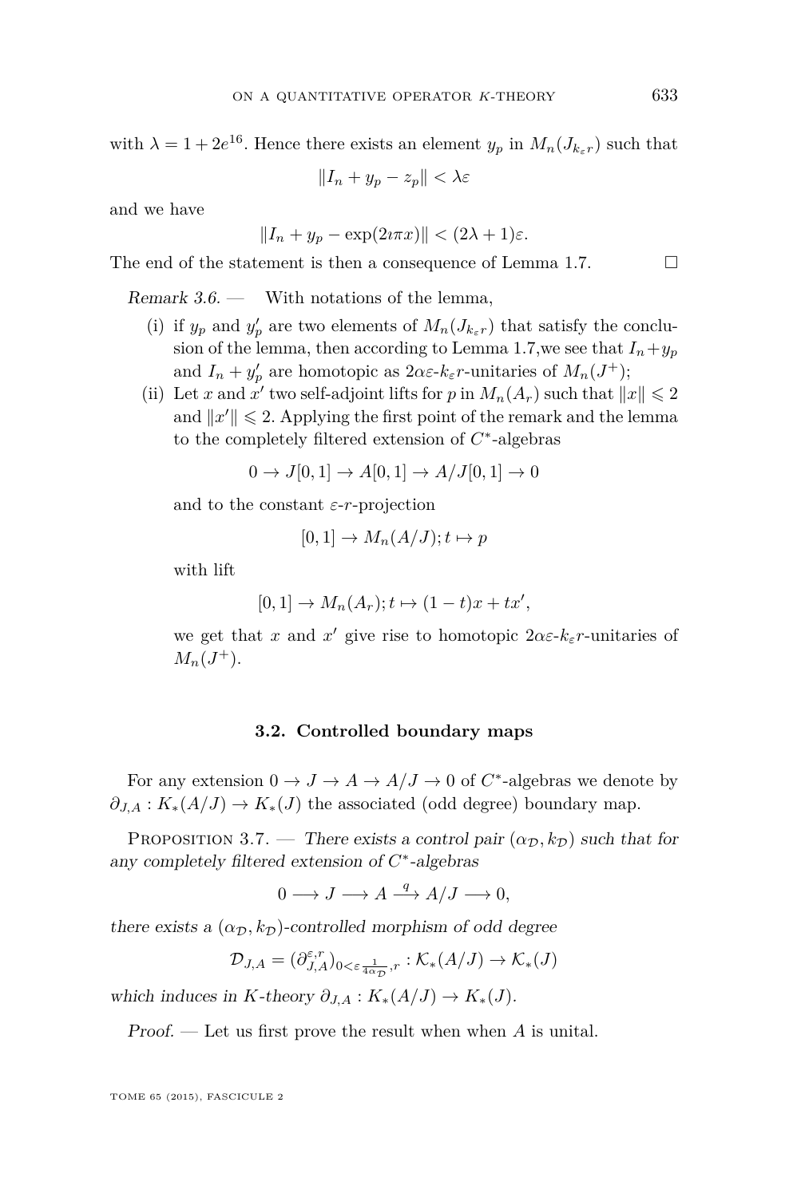with $\lambda = 1 + 2e^{16}$. Hence there exists an element $y_p$ in $M_n(J_{k_\varepsilon r})$ such that

$$\|I_n + y_p - z_p\| < \lambda\varepsilon$$

and we have

$$\|I_n + y_p - \exp(2\imath\pi x)\| < (2\lambda + 1)\varepsilon.$$

The end of the statement is then a consequence of Lemma 1.7. □

*Remark 3.6.* — With notations of the lemma,

(i) if $y_p$ and $y'_p$ are two elements of $M_n(J_{k_\varepsilon r})$ that satisfy the conclusion of the lemma, then according to Lemma 1.7,we see that $I_n + y_p$ and $I_n + y'_p$ are homotopic as $2\alpha\varepsilon$-$k_\varepsilon r$-unitaries of $M_n(J^+)$;

(ii) Let $x$ and $x'$ two self-adjoint lifts for $p$ in $M_n(A_r)$ such that $\|x\| \leqslant 2$ and $\|x'\| \leqslant 2$. Applying the first point of the remark and the lemma to the completely filtered extension of $C^*$-algebras

$$0 \to J[0,1] \to A[0,1] \to A/J[0,1] \to 0$$

and to the constant $\varepsilon$-$r$-projection

$$[0,1] \to M_n(A/J); t \mapsto p$$

with lift

$$[0,1] \to M_n(A_r); t \mapsto (1-t)x + tx',$$

we get that $x$ and $x'$ give rise to homotopic $2\alpha\varepsilon$-$k_\varepsilon r$-unitaries of $M_n(J^+)$.

### 3.2. Controlled boundary maps

For any extension $0 \to J \to A \to A/J \to 0$ of $C^*$-algebras we denote by $\partial_{J,A} : K_*(A/J) \to K_*(J)$ the associated (odd degree) boundary map.

PROPOSITION 3.7. — *There exists a control pair $(\alpha_{\mathcal{D}}, k_{\mathcal{D}})$ such that for any completely filtered extension of $C^*$-algebras*

$$0 \longrightarrow J \longrightarrow A \xrightarrow{q} A/J \longrightarrow 0,$$

*there exists a $(\alpha_{\mathcal{D}}, k_{\mathcal{D}})$-controlled morphism of odd degree*

$$\mathcal{D}_{J,A} = (\partial^{\varepsilon,r}_{J,A})_{0<\varepsilon\frac{1}{4\alpha_{\mathcal{D}}},r} : \mathcal{K}_*(A/J) \to \mathcal{K}_*(J)$$

*which induces in $K$-theory $\partial_{J,A} : K_*(A/J) \to K_*(J)$.*

*Proof.* — Let us first prove the result when when $A$ is unital.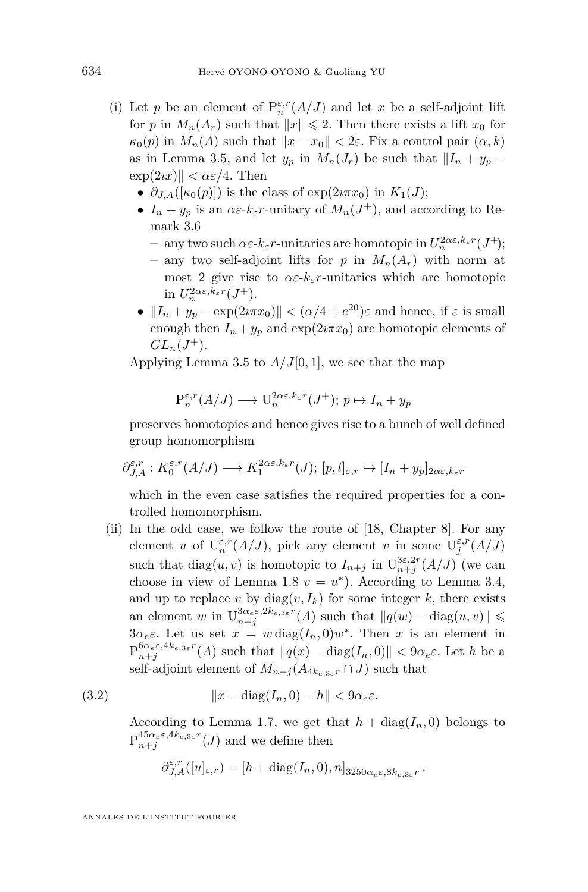(i) Let $p$ be an element of $\mathrm{P}_n^{\varepsilon,r}(A/J)$ and let $x$ be a self-adjoint lift for $p$ in $M_n(A_r)$ such that $\|x\| \leqslant 2$. Then there exists a lift $x_0$ for $\kappa_0(p)$ in $M_n(A)$ such that $\|x - x_0\| < 2\varepsilon$. Fix a control pair $(\alpha, k)$ as in Lemma 3.5, and let $y_p$ in $M_n(J_r)$ be such that $\|I_n + y_p - \exp(2\imath x)\| < \alpha\varepsilon/4$. Then

- $\partial_{J,A}([\kappa_0(p)])$ is the class of $\exp(2\imath\pi x_0)$ in $K_1(J)$;
- $I_n + y_p$ is an $\alpha\varepsilon$-$k_\varepsilon r$-unitary of $M_n(J^+)$, and according to Remark 3.6
  - any two such $\alpha\varepsilon$-$k_\varepsilon r$-unitaries are homotopic in $U_n^{2\alpha\varepsilon,k_\varepsilon r}(J^+)$;
  - any two self-adjoint lifts for $p$ in $M_n(A_r)$ with norm at most 2 give rise to $\alpha\varepsilon$-$k_\varepsilon r$-unitaries which are homotopic in $U_n^{2\alpha\varepsilon,k_\varepsilon r}(J^+)$.
- $\|I_n + y_p - \exp(2\imath\pi x_0)\| < (\alpha/4 + e^{20})\varepsilon$ and hence, if $\varepsilon$ is small enough then $I_n + y_p$ and $\exp(2\imath\pi x_0)$ are homotopic elements of $GL_n(J^+)$.

Applying Lemma 3.5 to $A/J[0,1]$, we see that the map

$$\mathrm{P}_n^{\varepsilon,r}(A/J) \longrightarrow \mathrm{U}_n^{2\alpha\varepsilon,k_\varepsilon r}(J^+);\ p \mapsto I_n + y_p$$

preserves homotopies and hence gives rise to a bunch of well defined group homomorphism

$$\partial_{J,A}^{\varepsilon,r} : K_0^{\varepsilon,r}(A/J) \longrightarrow K_1^{2\alpha\varepsilon,k_\varepsilon r}(J);\ [p,l]_{\varepsilon,r} \mapsto [I_n + y_p]_{2\alpha\varepsilon,k_\varepsilon r}$$

which in the even case satisfies the required properties for a controlled homomorphism.

(ii) In the odd case, we follow the route of [18, Chapter 8]. For any element $u$ of $\mathrm{U}_n^{\varepsilon,r}(A/J)$, pick any element $v$ in some $\mathrm{U}_j^{\varepsilon,r}(A/J)$ such that $\mathrm{diag}(u,v)$ is homotopic to $I_{n+j}$ in $\mathrm{U}_{n+j}^{3\varepsilon,2r}(A/J)$ (we can choose in view of Lemma 1.8 $v = u^*$). According to Lemma 3.4, and up to replace $v$ by $\mathrm{diag}(v, I_k)$ for some integer $k$, there exists an element $w$ in $\mathrm{U}_{n+j}^{3\alpha_e\varepsilon,2k_{e,3\varepsilon}r}(A)$ such that $\|q(w) - \mathrm{diag}(u,v)\| \leqslant 3\alpha_e\varepsilon$. Let us set $x = w\,\mathrm{diag}(I_n, 0)w^*$. Then $x$ is an element in $\mathrm{P}_{n+j}^{6\alpha_e\varepsilon,4k_{e,3\varepsilon}r}(A)$ such that $\|q(x) - \mathrm{diag}(I_n,0)\| < 9\alpha_e\varepsilon$. Let $h$ be a self-adjoint element of $M_{n+j}(A_{4k_{e,3\varepsilon}r} \cap J)$ such that

$$\|x - \mathrm{diag}(I_n,0) - h\| < 9\alpha_e\varepsilon. \tag{3.2}$$

According to Lemma 1.7, we get that $h + \mathrm{diag}(I_n,0)$ belongs to $\mathrm{P}_{n+j}^{45\alpha_e\varepsilon,4k_{e,3\varepsilon}r}(J)$ and we define then

$$\partial_{J,A}^{\varepsilon,r}([u]_{\varepsilon,r}) = [h + \mathrm{diag}(I_n,0), n]_{3250\alpha_e\varepsilon,8k_{e,3\varepsilon}r}\,.$$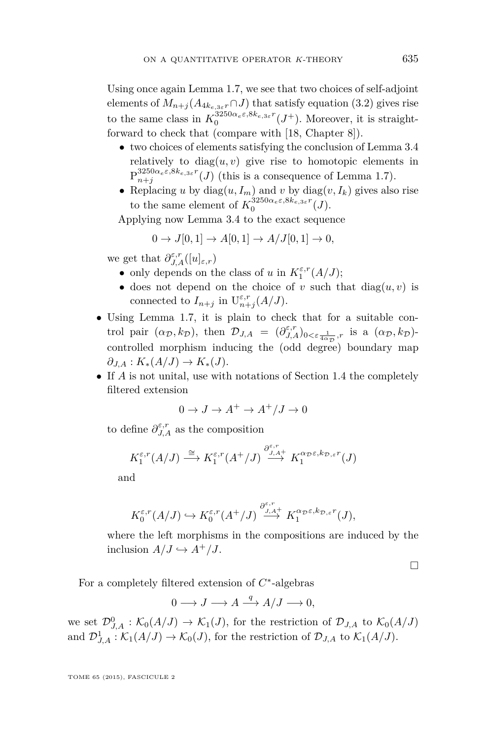Using once again Lemma 1.7, we see that two choices of self-adjoint elements of $M_{n+j}(A_{4k_{e,3\varepsilon}r} \cap J)$ that satisfy equation (3.2) gives rise to the same class in $K_0^{3250\alpha_e\varepsilon, 8k_{e,3\varepsilon}r}(J^+)$. Moreover, it is straightforward to check that (compare with [18, Chapter 8]).

- two choices of elements satisfying the conclusion of Lemma 3.4 relatively to $\operatorname{diag}(u, v)$ give rise to homotopic elements in $\mathrm{P}_{n+j}^{3250\alpha_e\varepsilon, 8k_{e,3\varepsilon}r}(J)$ (this is a consequence of Lemma 1.7).
- Replacing $u$ by $\operatorname{diag}(u, I_m)$ and $v$ by $\operatorname{diag}(v, I_k)$ gives also rise to the same element of $K_0^{3250\alpha_e\varepsilon, 8k_{e,3\varepsilon}r}(J)$.

Applying now Lemma 3.4 to the exact sequence

$$0 \to J[0,1] \to A[0,1] \to A/J[0,1] \to 0,$$

we get that $\partial_{J,A}^{\varepsilon,r}([u]_{\varepsilon,r})$

- only depends on the class of $u$ in $K_1^{\varepsilon,r}(A/J)$;
- does not depend on the choice of $v$ such that $\operatorname{diag}(u, v)$ is connected to $I_{n+j}$ in $\mathrm{U}_{n+j}^{\varepsilon,r}(A/J)$.

- Using Lemma 1.7, it is plain to check that for a suitable control pair $(\alpha_{\mathcal{D}}, k_{\mathcal{D}})$, then $\mathcal{D}_{J,A} = (\partial_{J,A}^{\varepsilon,r})_{0<\varepsilon\frac{1}{4\alpha_{\mathcal{D}}},r}$ is a $(\alpha_{\mathcal{D}}, k_{\mathcal{D}})$-controlled morphism inducing the (odd degree) boundary map $\partial_{J,A} : K_*(A/J) \to K_*(J)$.
- If $A$ is not unital, use with notations of Section 1.4 the completely filtered extension

$$0 \to J \to A^+ \to A^+/J \to 0$$

to define $\partial_{J,A}^{\varepsilon,r}$ as the composition

$$K_1^{\varepsilon,r}(A/J) \xrightarrow{\cong} K_1^{\varepsilon,r}(A^+/J) \xrightarrow{\partial_{J,A^+}^{\varepsilon,r}} K_1^{\alpha_{\mathcal{D}}\varepsilon, k_{\mathcal{D},\varepsilon}r}(J)$$

and

$$K_0^{\varepsilon,r}(A/J) \hookrightarrow K_0^{\varepsilon,r}(A^+/J) \xrightarrow{\partial_{J,A^+}^{\varepsilon,r}} K_1^{\alpha_{\mathcal{D}}\varepsilon, k_{\mathcal{D},\varepsilon}r}(J),$$

where the left morphisms in the compositions are induced by the inclusion $A/J \hookrightarrow A^+/J$.

□

For a completely filtered extension of $C^*$-algebras

$$0 \longrightarrow J \longrightarrow A \xrightarrow{q} A/J \longrightarrow 0,$$

we set $\mathcal{D}_{J,A}^0 : \mathcal{K}_0(A/J) \to \mathcal{K}_1(J)$, for the restriction of $\mathcal{D}_{J,A}$ to $\mathcal{K}_0(A/J)$ and $\mathcal{D}_{J,A}^1 : \mathcal{K}_1(A/J) \to \mathcal{K}_0(J)$, for the restriction of $\mathcal{D}_{J,A}$ to $\mathcal{K}_1(A/J)$.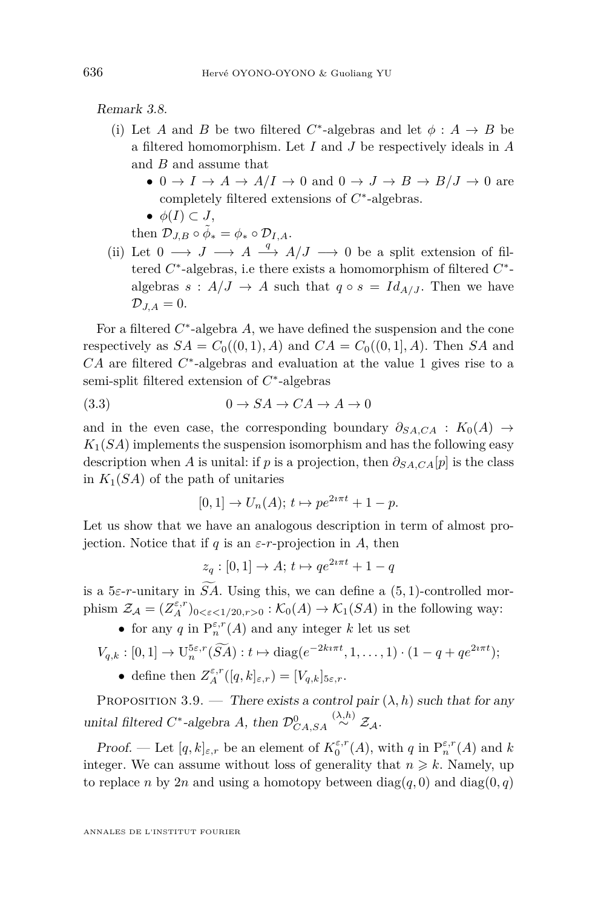*Remark 3.8.*

(i) Let $A$ and $B$ be two filtered $C^*$-algebras and let $\phi : A \to B$ be a filtered homomorphism. Let $I$ and $J$ be respectively ideals in $A$ and $B$ and assume that
   - $0 \to I \to A \to A/I \to 0$ and $0 \to J \to B \to B/J \to 0$ are completely filtered extensions of $C^*$-algebras.
   - $\phi(I) \subset J$,

   then $\mathcal{D}_{J,B} \circ \tilde{\phi}_* = \phi_* \circ \mathcal{D}_{I,A}$.

(ii) Let $0 \longrightarrow J \longrightarrow A \stackrel{q}{\longrightarrow} A/J \longrightarrow 0$ be a split extension of filtered $C^*$-algebras, i.e there exists a homomorphism of filtered $C^*$-algebras $s : A/J \to A$ such that $q \circ s = Id_{A/J}$. Then we have $\mathcal{D}_{J,A} = 0$.

For a filtered $C^*$-algebra $A$, we have defined the suspension and the cone respectively as $SA = C_0((0,1), A)$ and $CA = C_0((0,1], A)$. Then $SA$ and $CA$ are filtered $C^*$-algebras and evaluation at the value 1 gives rise to a semi-split filtered extension of $C^*$-algebras

$$0 \to SA \to CA \to A \to 0 \tag{3.3}$$

and in the even case, the corresponding boundary $\partial_{SA,CA} : K_0(A) \to K_1(SA)$ implements the suspension isomorphism and has the following easy description when $A$ is unital: if $p$ is a projection, then $\partial_{SA,CA}[p]$ is the class in $K_1(SA)$ of the path of unitaries

$$[0,1] \to U_n(A);\ t \mapsto pe^{2\imath\pi t} + 1 - p.$$

Let us show that we have an analogous description in term of almost projection. Notice that if $q$ is an $\varepsilon$-$r$-projection in $A$, then

$$z_q : [0,1] \to A;\ t \mapsto qe^{2\imath\pi t} + 1 - q$$

is a $5\varepsilon$-$r$-unitary in $\widetilde{SA}$. Using this, we can define a $(5,1)$-controlled morphism $\mathcal{Z}_{\mathcal{A}} = (Z_A^{\varepsilon,r})_{0<\varepsilon<1/20, r>0} : \mathcal{K}_0(A) \to \mathcal{K}_1(SA)$ in the following way:

- for any $q$ in $\mathrm{P}_n^{\varepsilon,r}(A)$ and any integer $k$ let us set

$$V_{q,k} : [0,1] \to \mathrm{U}_n^{5\varepsilon,r}(\widetilde{SA}) : t \mapsto \mathrm{diag}(e^{-2k\imath\pi t}, 1, \ldots, 1) \cdot (1 - q + qe^{2\imath\pi t});$$

- define then $Z_A^{\varepsilon,r}([q,k]_{\varepsilon,r}) = [V_{q,k}]_{5\varepsilon,r}$.

Proposition 3.9. — *There exists a control pair $(\lambda, h)$ such that for any unital filtered $C^*$-algebra $A$, then $\mathcal{D}^0_{CA,SA} \stackrel{(\lambda,h)}{\sim} \mathcal{Z}_{\mathcal{A}}$.*

*Proof.* — Let $[q,k]_{\varepsilon,r}$ be an element of $K_0^{\varepsilon,r}(A)$, with $q$ in $\mathrm{P}_n^{\varepsilon,r}(A)$ and $k$ integer. We can assume without loss of generality that $n \geqslant k$. Namely, up to replace $n$ by $2n$ and using a homotopy between $\mathrm{diag}(q,0)$ and $\mathrm{diag}(0,q)$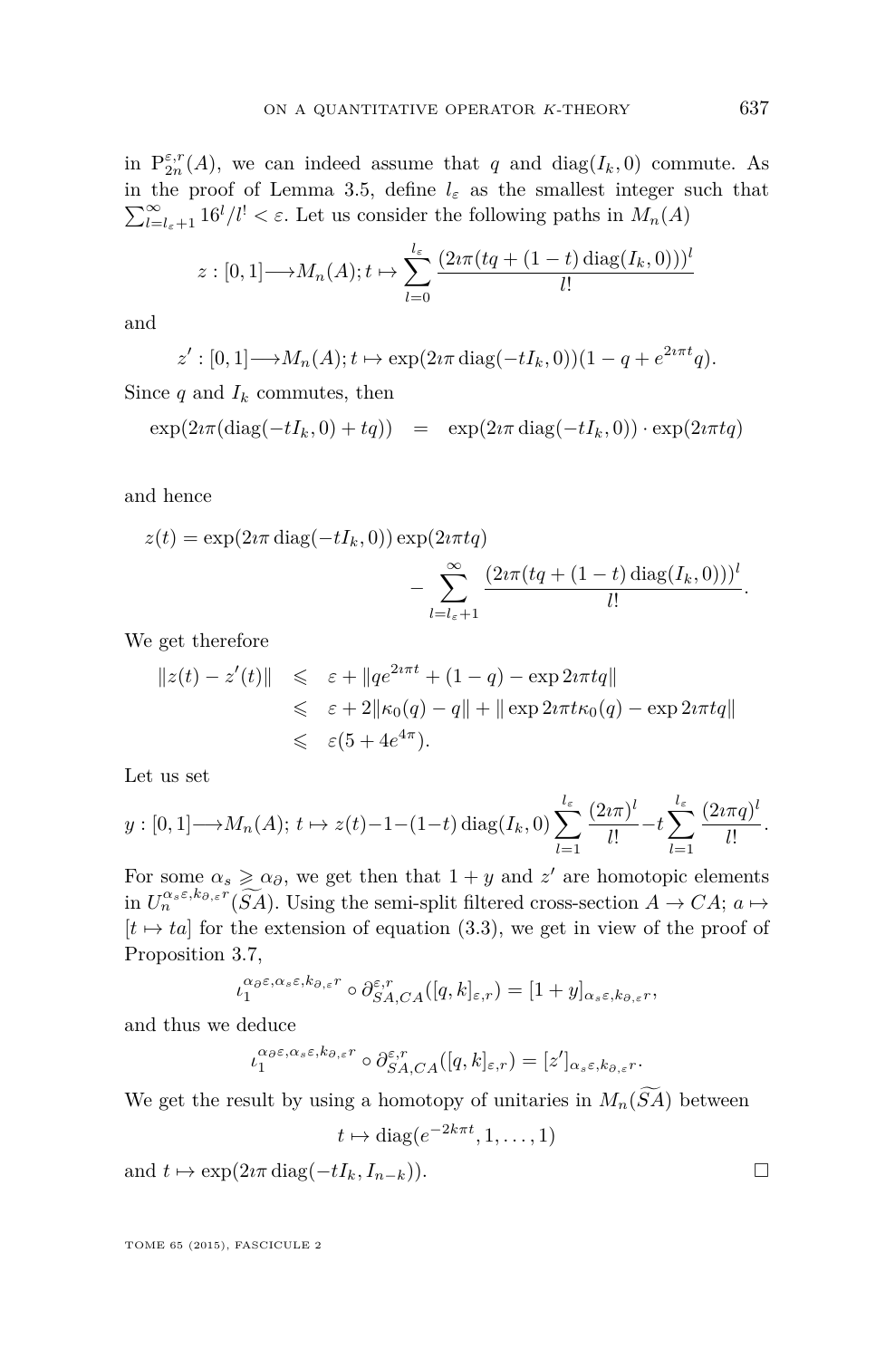in $\mathrm{P}_{2n}^{\varepsilon,r}(A)$, we can indeed assume that $q$ and $\operatorname{diag}(I_k, 0)$ commute. As in the proof of Lemma 3.5, define $l_\varepsilon$ as the smallest integer such that $\sum_{l=l_\varepsilon+1}^{\infty} 16^l/l! < \varepsilon$. Let us consider the following paths in $M_n(A)$

$$z : [0,1] \longrightarrow M_n(A); t \mapsto \sum_{l=0}^{l_\varepsilon} \frac{(2\imath\pi(tq + (1-t)\operatorname{diag}(I_k, 0)))^l}{l!}$$

and

$$z' : [0,1] \longrightarrow M_n(A); t \mapsto \exp(2\imath\pi \operatorname{diag}(-tI_k, 0))(1 - q + e^{2\imath\pi t} q).$$

Since $q$ and $I_k$ commutes, then

$$\exp(2\imath\pi(\operatorname{diag}(-tI_k, 0) + tq)) \quad = \quad \exp(2\imath\pi \operatorname{diag}(-tI_k, 0)) \cdot \exp(2\imath\pi tq)$$

and hence

$$z(t) = \exp(2\imath\pi \operatorname{diag}(-tI_k, 0)) \exp(2\imath\pi tq) - \sum_{l=l_\varepsilon+1}^{\infty} \frac{(2\imath\pi(tq + (1-t)\operatorname{diag}(I_k, 0)))^l}{l!}.$$

We get therefore

$$\begin{aligned} \|z(t) - z'(t)\| &\leqslant \varepsilon + \|qe^{2\imath\pi t} + (1-q) - \exp 2\imath\pi tq\| \\ &\leqslant \varepsilon + 2\|\kappa_0(q) - q\| + \|\exp 2\imath\pi t\kappa_0(q) - \exp 2\imath\pi tq\| \\ &\leqslant \varepsilon(5 + 4e^{4\pi}). \end{aligned}$$

Let us set

$$y : [0,1] \longrightarrow M_n(A);\ t \mapsto z(t) - 1 - (1-t)\operatorname{diag}(I_k, 0) \sum_{l=1}^{l_\varepsilon} \frac{(2\imath\pi)^l}{l!} - t \sum_{l=1}^{l_\varepsilon} \frac{(2\imath\pi q)^l}{l!}.$$

For some $\alpha_s \geqslant \alpha_\partial$, we get then that $1 + y$ and $z'$ are homotopic elements in $U_n^{\alpha_s\varepsilon, k_{\partial,\varepsilon} r}(\widetilde{SA})$. Using the semi-split filtered cross-section $A \to CA$; $a \mapsto [t \mapsto ta]$ for the extension of equation (3.3), we get in view of the proof of Proposition 3.7,

$$\iota_1^{\alpha_\partial\varepsilon, \alpha_s\varepsilon, k_{\partial,\varepsilon} r} \circ \partial_{SA,CA}^{\varepsilon,r}([q,k]_{\varepsilon,r}) = [1+y]_{\alpha_s\varepsilon, k_{\partial,\varepsilon} r},$$

and thus we deduce

$$\iota_1^{\alpha_\partial\varepsilon, \alpha_s\varepsilon, k_{\partial,\varepsilon} r} \circ \partial_{SA,CA}^{\varepsilon,r}([q,k]_{\varepsilon,r}) = [z']_{\alpha_s\varepsilon, k_{\partial,\varepsilon} r}.$$

We get the result by using a homotopy of unitaries in $M_n(\widetilde{SA})$ between

$$t \mapsto \operatorname{diag}(e^{-2k\pi t}, 1, \ldots, 1)$$

and $t \mapsto \exp(2\imath\pi \operatorname{diag}(-tI_k, I_{n-k}))$. □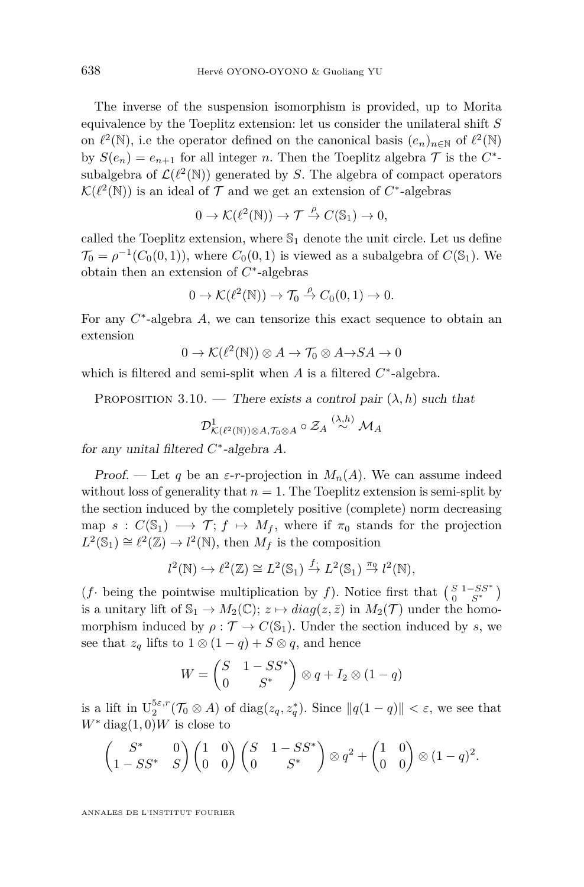The inverse of the suspension isomorphism is provided, up to Morita equivalence by the Toeplitz extension: let us consider the unilateral shift $S$ on $\ell^2(\mathbb{N})$, i.e the operator defined on the canonical basis $(e_n)_{n\in\mathbb{N}}$ of $\ell^2(\mathbb{N})$ by $S(e_n)=e_{n+1}$ for all integer $n$. Then the Toeplitz algebra $\mathcal{T}$ is the $C^*$-subalgebra of $\mathcal{L}(\ell^2(\mathbb{N}))$ generated by $S$. The algebra of compact operators $\mathcal{K}(\ell^2(\mathbb{N}))$ is an ideal of $\mathcal{T}$ and we get an extension of $C^*$-algebras

$$0\to\mathcal{K}(\ell^2(\mathbb{N}))\to\mathcal{T}\stackrel{\rho}{\to}C(\mathbb{S}_1)\to 0,$$

called the Toeplitz extension, where $\mathbb{S}_1$ denote the unit circle. Let us define $\mathcal{T}_0=\rho^{-1}(C_0(0,1))$, where $C_0(0,1)$ is viewed as a subalgebra of $C(\mathbb{S}_1)$. We obtain then an extension of $C^*$-algebras

$$0\to\mathcal{K}(\ell^2(\mathbb{N}))\to\mathcal{T}_0\stackrel{\rho}{\to}C_0(0,1)\to 0.$$

For any $C^*$-algebra $A$, we can tensorize this exact sequence to obtain an extension

$$0\to\mathcal{K}(\ell^2(\mathbb{N}))\otimes A\to\mathcal{T}_0\otimes A\to SA\to 0$$

which is filtered and semi-split when $A$ is a filtered $C^*$-algebra.

Proposition 3.10. — *There exists a control pair $(\lambda,h)$ such that*

$$\mathcal{D}^1_{\mathcal{K}(\ell^2(\mathbb{N}))\otimes A,\mathcal{T}_0\otimes A}\circ\mathcal{Z}_A\stackrel{(\lambda,h)}{\sim}\mathcal{M}_A$$

*for any unital filtered $C^*$-algebra $A$.*

*Proof.* — Let $q$ be an $\varepsilon$-$r$-projection in $M_n(A)$. We can assume indeed without loss of generality that $n=1$. The Toeplitz extension is semi-split by the section induced by the completely positive (complete) norm decreasing map $s:C(\mathbb{S}_1)\longrightarrow\mathcal{T};\ f\mapsto M_f$, where if $\pi_0$ stands for the projection $L^2(\mathbb{S}_1)\cong\ell^2(\mathbb{Z})\to l^2(\mathbb{N})$, then $M_f$ is the composition

$$l^2(\mathbb{N})\hookrightarrow\ell^2(\mathbb{Z})\cong L^2(\mathbb{S}_1)\stackrel{f\cdot}{\to}L^2(\mathbb{S}_1)\stackrel{\pi_0}{\to}l^2(\mathbb{N}),$$

($f\cdot$ being the pointwise multiplication by $f$). Notice first that $\begin{pmatrix}S & 1-SS^*\\ 0 & S^*\end{pmatrix}$ is a unitary lift of $\mathbb{S}_1\to M_2(\mathbb{C});\ z\mapsto diag(z,\bar z)$ in $M_2(\mathcal{T})$ under the homomorphism induced by $\rho:\mathcal{T}\to C(\mathbb{S}_1)$. Under the section induced by $s$, we see that $z_q$ lifts to $1\otimes(1-q)+S\otimes q$, and hence

$$W=\begin{pmatrix}S & 1-SS^*\\ 0 & S^*\end{pmatrix}\otimes q+I_2\otimes(1-q)$$

is a lift in $\mathrm{U}_2^{5\varepsilon,r}(\mathcal{T}_0\otimes A)$ of $\operatorname{diag}(z_q,z_q^*)$. Since $\|q(1-q)\|<\varepsilon$, we see that $W^*\operatorname{diag}(1,0)W$ is close to

$$\begin{pmatrix}S^* & 0\\ 1-SS^* & S\end{pmatrix}\begin{pmatrix}1 & 0\\ 0 & 0\end{pmatrix}\begin{pmatrix}S & 1-SS^*\\ 0 & S^*\end{pmatrix}\otimes q^2+\begin{pmatrix}1 & 0\\ 0 & 0\end{pmatrix}\otimes(1-q)^2.$$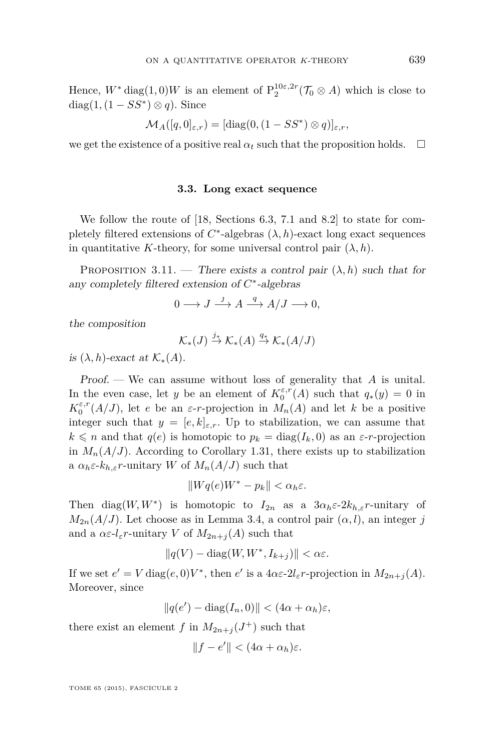Hence, $W^* \operatorname{diag}(1,0)W$ is an element of $\mathrm{P}_2^{10\varepsilon,2r}(\mathcal{T}_0 \otimes A)$ which is close to $\operatorname{diag}(1,(1-SS^*)\otimes q)$. Since

$$\mathcal{M}_A([q,0]_{\varepsilon,r}) = [\operatorname{diag}(0,(1-SS^*)\otimes q)]_{\varepsilon,r},$$

we get the existence of a positive real $\alpha_t$ such that the proposition holds. □

### 3.3. Long exact sequence

We follow the route of [18, Sections 6.3, 7.1 and 8.2] to state for completely filtered extensions of $C^*$-algebras $(\lambda,h)$-exact long exact sequences in quantitative $K$-theory, for some universal control pair $(\lambda,h)$.

Proposition 3.11. — *There exists a control pair $(\lambda,h)$ such that for any completely filtered extension of $C^*$-algebras*

$$0 \longrightarrow J \overset{\jmath}{\longrightarrow} A \overset{q}{\longrightarrow} A/J \longrightarrow 0,$$

*the composition*

$$\mathcal{K}_*(J) \overset{\jmath_*}{\to} \mathcal{K}_*(A) \overset{q_*}{\to} \mathcal{K}_*(A/J)$$

*is $(\lambda,h)$-exact at $\mathcal{K}_*(A)$.*

*Proof.* — We can assume without loss of generality that $A$ is unital. In the even case, let $y$ be an element of $K_0^{\varepsilon,r}(A)$ such that $q_*(y)=0$ in $K_0^{\varepsilon,r}(A/J)$, let $e$ be an $\varepsilon$-$r$-projection in $M_n(A)$ and let $k$ be a positive integer such that $y=[e,k]_{\varepsilon,r}$. Up to stabilization, we can assume that $k \leqslant n$ and that $q(e)$ is homotopic to $p_k = \operatorname{diag}(I_k,0)$ as an $\varepsilon$-$r$-projection in $M_n(A/J)$. According to Corollary 1.31, there exists up to stabilization a $\alpha_h\varepsilon$-$k_{h,\varepsilon}r$-unitary $W$ of $M_n(A/J)$ such that

$$\|Wq(e)W^* - p_k\| < \alpha_h\varepsilon.$$

Then $\operatorname{diag}(W,W^*)$ is homotopic to $I_{2n}$ as a $3\alpha_h\varepsilon$-$2k_{h,\varepsilon}r$-unitary of $M_{2n}(A/J)$. Let choose as in Lemma 3.4, a control pair $(\alpha,l)$, an integer $j$ and a $\alpha\varepsilon$-$l_\varepsilon r$-unitary $V$ of $M_{2n+j}(A)$ such that

$$\|q(V) - \operatorname{diag}(W,W^*,I_{k+j})\| < \alpha\varepsilon.$$

If we set $e' = V\operatorname{diag}(e,0)V^*$, then $e'$ is a $4\alpha\varepsilon$-$2l_\varepsilon r$-projection in $M_{2n+j}(A)$. Moreover, since

$$\|q(e') - \operatorname{diag}(I_n,0)\| < (4\alpha+\alpha_h)\varepsilon,$$

there exist an element $f$ in $M_{2n+j}(J^+)$ such that

$$\|f - e'\| < (4\alpha+\alpha_h)\varepsilon.$$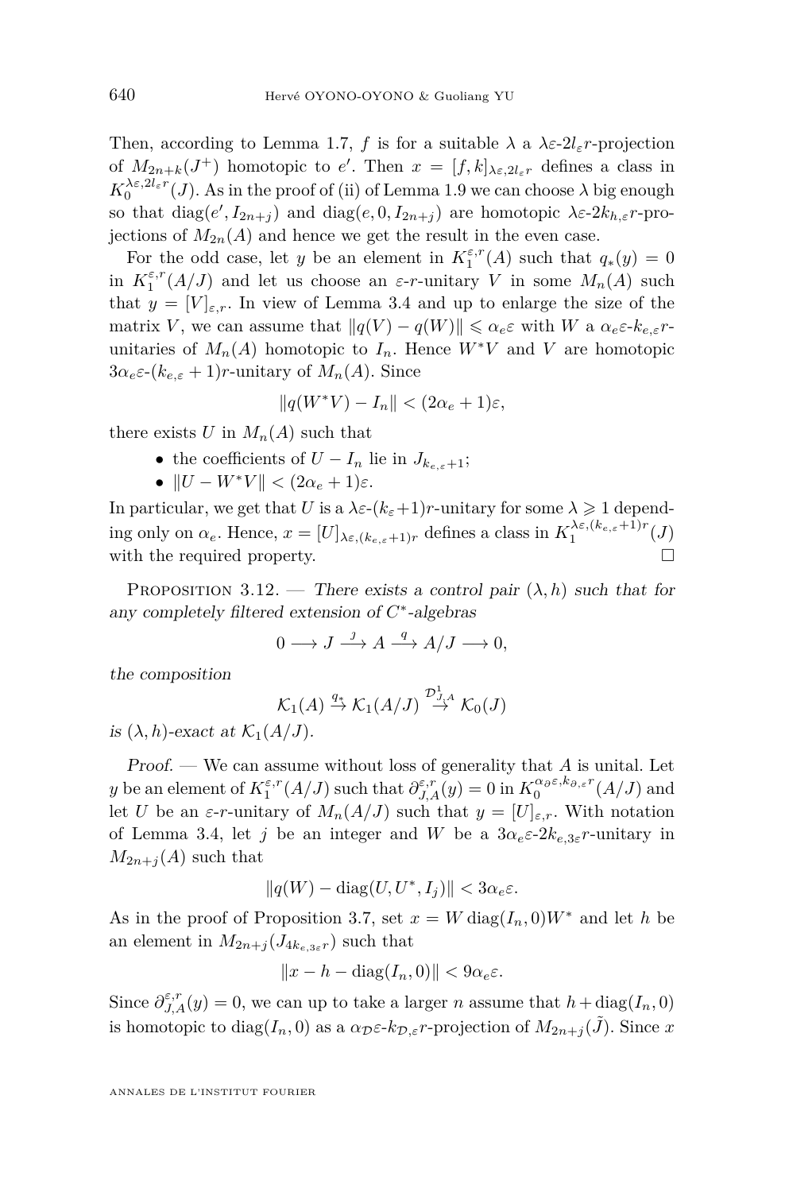Then, according to Lemma 1.7, $f$ is for a suitable $\lambda$ a $\lambda\varepsilon$-$2l_\varepsilon r$-projection of $M_{2n+k}(J^+)$ homotopic to $e'$. Then $x = [f,k]_{\lambda\varepsilon,2l_\varepsilon r}$ defines a class in $K_0^{\lambda\varepsilon,2l_\varepsilon r}(J)$. As in the proof of (ii) of Lemma 1.9 we can choose $\lambda$ big enough so that $\operatorname{diag}(e', I_{2n+j})$ and $\operatorname{diag}(e, 0, I_{2n+j})$ are homotopic $\lambda\varepsilon$-$2k_{h,\varepsilon}r$-projections of $M_{2n}(A)$ and hence we get the result in the even case.

For the odd case, let $y$ be an element in $K_1^{\varepsilon,r}(A)$ such that $q_*(y) = 0$ in $K_1^{\varepsilon,r}(A/J)$ and let us choose an $\varepsilon$-$r$-unitary $V$ in some $M_n(A)$ such that $y = [V]_{\varepsilon,r}$. In view of Lemma 3.4 and up to enlarge the size of the matrix $V$, we can assume that $\|q(V) - q(W)\| \leqslant \alpha_e\varepsilon$ with $W$ a $\alpha_e\varepsilon$-$k_{e,\varepsilon}r$-unitaries of $M_n(A)$ homotopic to $I_n$. Hence $W^*V$ and $V$ are homotopic $3\alpha_e\varepsilon$-$(k_{e,\varepsilon}+1)r$-unitary of $M_n(A)$. Since

$$\|q(W^*V) - I_n\| < (2\alpha_e + 1)\varepsilon,$$

there exists $U$ in $M_n(A)$ such that

- the coefficients of $U - I_n$ lie in $J_{k_{e,\varepsilon}+1}$;
- $\|U - W^*V\| < (2\alpha_e + 1)\varepsilon$.

In particular, we get that $U$ is a $\lambda\varepsilon$-$(k_\varepsilon+1)r$-unitary for some $\lambda \geqslant 1$ depending only on $\alpha_e$. Hence, $x = [U]_{\lambda\varepsilon,(k_{e,\varepsilon}+1)r}$ defines a class in $K_1^{\lambda\varepsilon,(k_{e,\varepsilon}+1)r}(J)$ with the required property. $\square$

Proposition 3.12. — *There exists a control pair $(\lambda, h)$ such that for any completely filtered extension of $C^*$-algebras*

$$0 \longrightarrow J \xrightarrow{\jmath} A \xrightarrow{q} A/J \longrightarrow 0,$$

*the composition*

$$\mathcal{K}_1(A) \stackrel{q_*}{\to} \mathcal{K}_1(A/J) \stackrel{\mathcal{D}^1_{J,A}}{\to} \mathcal{K}_0(J)$$

*is $(\lambda, h)$-exact at $\mathcal{K}_1(A/J)$.*

*Proof.* — We can assume without loss of generality that $A$ is unital. Let $y$ be an element of $K_1^{\varepsilon,r}(A/J)$ such that $\partial^{\varepsilon,r}_{J,A}(y) = 0$ in $K_0^{\alpha_\partial\varepsilon,k_{\partial,\varepsilon}r}(A/J)$ and let $U$ be an $\varepsilon$-$r$-unitary of $M_n(A/J)$ such that $y = [U]_{\varepsilon,r}$. With notation of Lemma 3.4, let $j$ be an integer and $W$ be a $3\alpha_e\varepsilon$-$2k_{e,3\varepsilon}r$-unitary in $M_{2n+j}(A)$ such that

$$\|q(W) - \operatorname{diag}(U, U^*, I_j)\| < 3\alpha_e\varepsilon.$$

As in the proof of Proposition 3.7, set $x = W\operatorname{diag}(I_n, 0)W^*$ and let $h$ be an element in $M_{2n+j}(J_{4k_{e,3\varepsilon}r})$ such that

$$\|x - h - \operatorname{diag}(I_n, 0)\| < 9\alpha_e\varepsilon.$$

Since $\partial^{\varepsilon,r}_{J,A}(y) = 0$, we can up to take a larger $n$ assume that $h + \operatorname{diag}(I_n, 0)$ is homotopic to $\operatorname{diag}(I_n, 0)$ as a $\alpha_{\mathcal{D}}\varepsilon$-$k_{\mathcal{D},\varepsilon}r$-projection of $M_{2n+j}(\tilde{J})$. Since $x$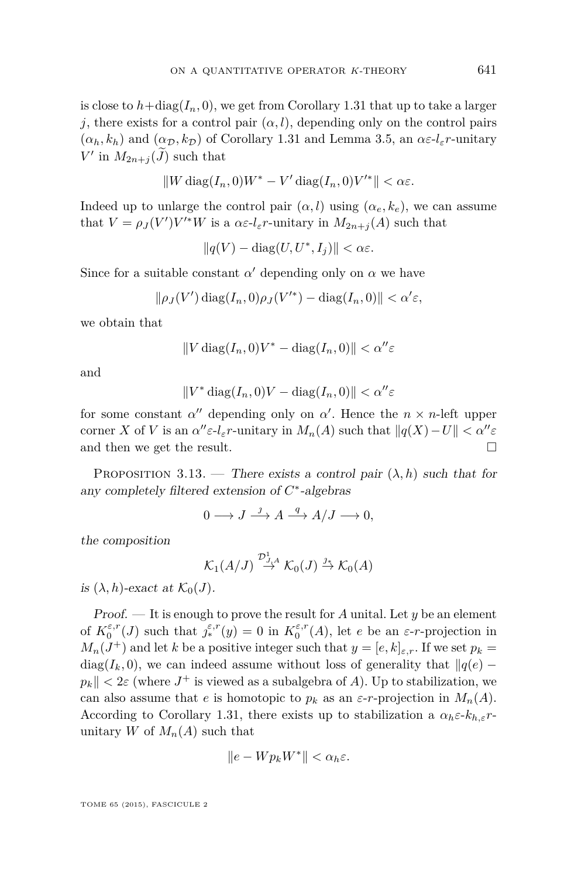is close to $h+\operatorname{diag}(I_n,0)$, we get from Corollary 1.31 that up to take a larger $j$, there exists for a control pair $(\alpha,l)$, depending only on the control pairs $(\alpha_h,k_h)$ and $(\alpha_{\mathcal{D}},k_{\mathcal{D}})$ of Corollary 1.31 and Lemma 3.5, an $\alpha\varepsilon$-$l_\varepsilon r$-unitary $V'$ in $M_{2n+j}(\widetilde{J})$ such that

$$\|W\operatorname{diag}(I_n,0)W^* - V'\operatorname{diag}(I_n,0)V'^*\| < \alpha\varepsilon.$$

Indeed up to unlarge the control pair $(\alpha,l)$ using $(\alpha_e,k_e)$, we can assume that $V=\rho_J(V')V'^*W$ is a $\alpha\varepsilon$-$l_\varepsilon r$-unitary in $M_{2n+j}(A)$ such that

$$\|q(V)-\operatorname{diag}(U,U^*,I_j)\| < \alpha\varepsilon.$$

Since for a suitable constant $\alpha'$ depending only on $\alpha$ we have

$$\|\rho_J(V')\operatorname{diag}(I_n,0)\rho_J(V'^*) - \operatorname{diag}(I_n,0)\| < \alpha'\varepsilon,$$

we obtain that

$$\|V\operatorname{diag}(I_n,0)V^* - \operatorname{diag}(I_n,0)\| < \alpha''\varepsilon$$

and

$$\|V^*\operatorname{diag}(I_n,0)V - \operatorname{diag}(I_n,0)\| < \alpha''\varepsilon$$

for some constant $\alpha''$ depending only on $\alpha'$. Hence the $n\times n$-left upper corner $X$ of $V$ is an $\alpha''\varepsilon$-$l_\varepsilon r$-unitary in $M_n(A)$ such that $\|q(X)-U\|<\alpha''\varepsilon$ and then we get the result. □

Proposition 3.13. — *There exists a control pair $(\lambda,h)$ such that for any completely filtered extension of $C^*$-algebras*

$$0\longrightarrow J\stackrel{\jmath}{\longrightarrow} A\stackrel{q}{\longrightarrow} A/J\longrightarrow 0,$$

*the composition*

$$\mathcal{K}_1(A/J)\stackrel{\mathcal{D}^1_{J,A}}{\to}\mathcal{K}_0(J)\stackrel{\jmath_*}{\to}\mathcal{K}_0(A)$$

*is $(\lambda,h)$-exact at $\mathcal{K}_0(J)$.*

*Proof.* — It is enough to prove the result for $A$ unital. Let $y$ be an element of $K_0^{\varepsilon,r}(J)$ such that $\jmath_*^{\varepsilon,r}(y)=0$ in $K_0^{\varepsilon,r}(A)$, let $e$ be an $\varepsilon$-$r$-projection in $M_n(J^+)$ and let $k$ be a positive integer such that $y=[e,k]_{\varepsilon,r}$. If we set $p_k=\operatorname{diag}(I_k,0)$, we can indeed assume without loss of generality that $\|q(e)-p_k\|<2\varepsilon$ (where $J^+$ is viewed as a subalgebra of $A$). Up to stabilization, we can also assume that $e$ is homotopic to $p_k$ as an $\varepsilon$-$r$-projection in $M_n(A)$. According to Corollary 1.31, there exists up to stabilization a $\alpha_h\varepsilon$-$k_{h,\varepsilon}r$-unitary $W$ of $M_n(A)$ such that

$$\|e-Wp_kW^*\|<\alpha_h\varepsilon.$$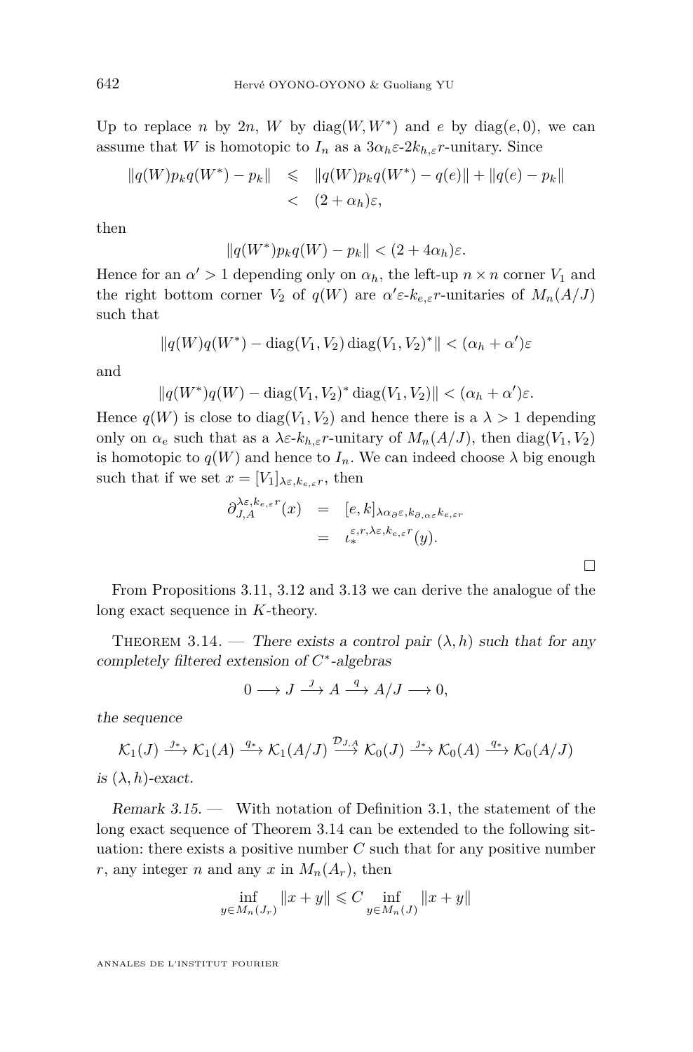Up to replace $n$ by $2n$, $W$ by $\operatorname{diag}(W, W^*)$ and $e$ by $\operatorname{diag}(e, 0)$, we can assume that $W$ is homotopic to $I_n$ as a $3\alpha_h\varepsilon$-$2k_{h,\varepsilon}r$-unitary. Since

$$\begin{aligned}\|q(W)p_k q(W^*) - p_k\| &\leqslant \|q(W)p_k q(W^*) - q(e)\| + \|q(e) - p_k\| \\ &< (2+\alpha_h)\varepsilon,\end{aligned}$$

then

$$\|q(W^*)p_k q(W) - p_k\| < (2 + 4\alpha_h)\varepsilon.$$

Hence for an $\alpha' > 1$ depending only on $\alpha_h$, the left-up $n \times n$ corner $V_1$ and the right bottom corner $V_2$ of $q(W)$ are $\alpha'\varepsilon$-$k_{e,\varepsilon}r$-unitaries of $M_n(A/J)$ such that

$$\|q(W)q(W^*) - \operatorname{diag}(V_1, V_2)\operatorname{diag}(V_1, V_2)^*\| < (\alpha_h + \alpha')\varepsilon$$

and

$$\|q(W^*)q(W) - \operatorname{diag}(V_1, V_2)^*\operatorname{diag}(V_1, V_2)\| < (\alpha_h + \alpha')\varepsilon.$$

Hence $q(W)$ is close to $\operatorname{diag}(V_1, V_2)$ and hence there is a $\lambda > 1$ depending only on $\alpha_e$ such that as a $\lambda\varepsilon$-$k_{h,\varepsilon}r$-unitary of $M_n(A/J)$, then $\operatorname{diag}(V_1, V_2)$ is homotopic to $q(W)$ and hence to $I_n$. We can indeed choose $\lambda$ big enough such that if we set $x = [V_1]_{\lambda\varepsilon, k_{e,\varepsilon}r}$, then

$$\begin{aligned}\partial_{J,A}^{\lambda\varepsilon, k_{e,\varepsilon}r}(x) &= [e,k]_{\lambda\alpha_\partial\varepsilon, k_{\partial,\alpha_\varepsilon}k_{e,\varepsilon}r} \\ &= \iota_*^{\varepsilon, r, \lambda\varepsilon, k_{e,\varepsilon}r}(y).\end{aligned}$$

$\square$

From Propositions 3.11, 3.12 and 3.13 we can derive the analogue of the long exact sequence in $K$-theory.

**Theorem 3.14.** — *There exists a control pair $(\lambda, h)$ such that for any completely filtered extension of $C^*$-algebras*

$$0 \longrightarrow J \stackrel{\jmath}{\longrightarrow} A \stackrel{q}{\longrightarrow} A/J \longrightarrow 0,$$

*the sequence*

$$\mathcal{K}_1(J) \stackrel{\jmath_*}{\longrightarrow} \mathcal{K}_1(A) \stackrel{q_*}{\longrightarrow} \mathcal{K}_1(A/J) \stackrel{\mathcal{D}_{J,A}}{\longrightarrow} \mathcal{K}_0(J) \stackrel{\jmath_*}{\longrightarrow} \mathcal{K}_0(A) \stackrel{q_*}{\longrightarrow} \mathcal{K}_0(A/J)$$

*is $(\lambda, h)$-exact.*

*Remark 3.15.* — With notation of Definition 3.1, the statement of the long exact sequence of Theorem 3.14 can be extended to the following situation: there exists a positive number $C$ such that for any positive number $r$, any integer $n$ and any $x$ in $M_n(A_r)$, then

$$\inf_{y \in M_n(J_r)} \|x + y\| \leqslant C \inf_{y \in M_n(J)} \|x + y\|$$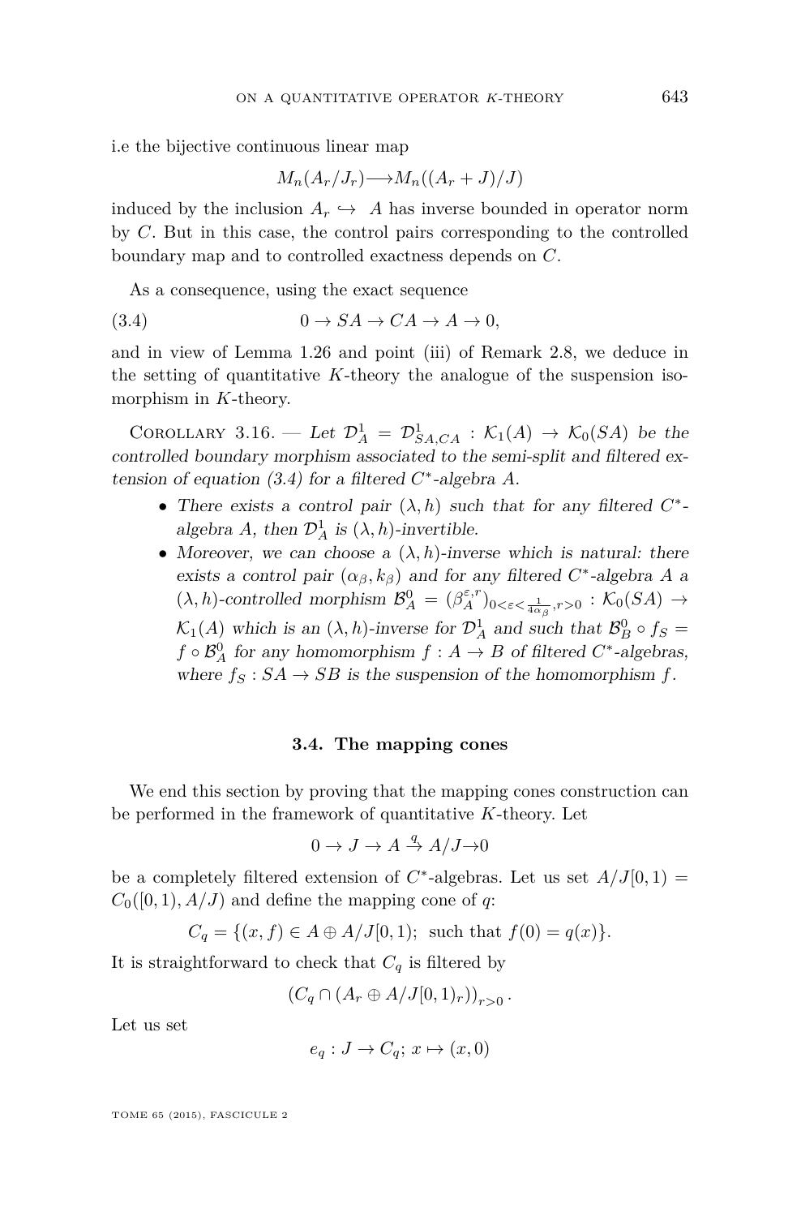i.e the bijective continuous linear map

$$M_n(A_r/J_r) \longrightarrow M_n((A_r+J)/J)$$

induced by the inclusion $A_r \hookrightarrow A$ has inverse bounded in operator norm by $C$. But in this case, the control pairs corresponding to the controlled boundary map and to controlled exactness depends on $C$.

As a consequence, using the exact sequence

$$0 \to SA \to CA \to A \to 0, \tag{3.4}$$

and in view of Lemma 1.26 and point (iii) of Remark 2.8, we deduce in the setting of quantitative $K$-theory the analogue of the suspension isomorphism in $K$-theory.

Corollary 3.16. — *Let $\mathcal{D}_A^1 = \mathcal{D}_{SA,CA}^1 : \mathcal{K}_1(A) \to \mathcal{K}_0(SA)$ be the controlled boundary morphism associated to the semi-split and filtered extension of equation (3.4) for a filtered $C^*$-algebra $A$.*

- *There exists a control pair $(\lambda, h)$ such that for any filtered $C^*$-algebra $A$, then $\mathcal{D}_A^1$ is $(\lambda, h)$-invertible.*
- *Moreover, we can choose a $(\lambda, h)$-inverse which is natural: there exists a control pair $(\alpha_\beta, k_\beta)$ and for any filtered $C^*$-algebra $A$ a $(\lambda, h)$-controlled morphism $\mathcal{B}_A^0 = (\beta_A^{\varepsilon,r})_{0<\varepsilon<\frac{1}{4\alpha_\beta}, r>0} : \mathcal{K}_0(SA) \to \mathcal{K}_1(A)$ which is an $(\lambda, h)$-inverse for $\mathcal{D}_A^1$ and such that $\mathcal{B}_B^0 \circ f_S = f \circ \mathcal{B}_A^0$ for any homomorphism $f : A \to B$ of filtered $C^*$-algebras, where $f_S : SA \to SB$ is the suspension of the homomorphism $f$.*

### 3.4. The mapping cones

We end this section by proving that the mapping cones construction can be performed in the framework of quantitative $K$-theory. Let

$$0 \to J \to A \stackrel{q}{\to} A/J \to 0$$

be a completely filtered extension of $C^*$-algebras. Let us set $A/J[0,1) = C_0([0,1), A/J)$ and define the mapping cone of $q$:

$$C_q = \{(x,f) \in A \oplus A/J[0,1);\ \text{such that } f(0) = q(x)\}.$$

It is straightforward to check that $C_q$ is filtered by

$$\left(C_q \cap (A_r \oplus A/J[0,1)_r)\right)_{r>0}.$$

Let us set

$$e_q : J \to C_q;\ x \mapsto (x, 0)$$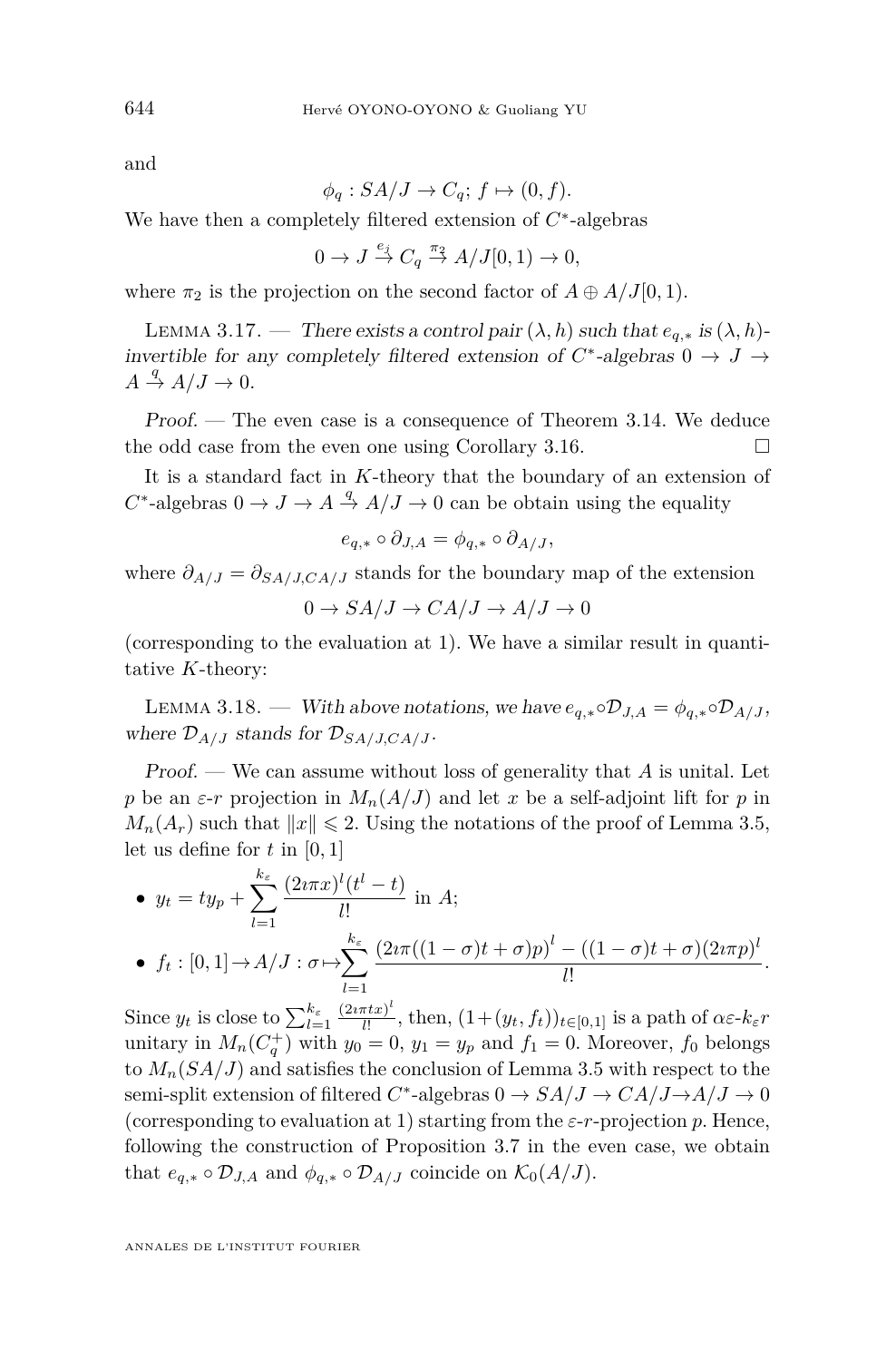and

$$\phi_q : SA/J \to C_q;\ f \mapsto (0, f).$$

We have then a completely filtered extension of $C^*$-algebras

$$0 \to J \stackrel{e_j}{\to} C_q \stackrel{\pi_2}{\to} A/J[0,1) \to 0,$$

where $\pi_2$ is the projection on the second factor of $A \oplus A/J[0,1)$.

Lemma 3.17. — *There exists a control pair $(\lambda, h)$ such that $e_{q,*}$ is $(\lambda, h)$-invertible for any completely filtered extension of $C^*$-algebras $0 \to J \to A \stackrel{q}{\to} A/J \to 0$.*

*Proof.* — The even case is a consequence of Theorem 3.14. We deduce the odd case from the even one using Corollary 3.16. □

It is a standard fact in $K$-theory that the boundary of an extension of $C^*$-algebras $0 \to J \to A \stackrel{q}{\to} A/J \to 0$ can be obtain using the equality

$$e_{q,*} \circ \partial_{J,A} = \phi_{q,*} \circ \partial_{A/J},$$

where $\partial_{A/J} = \partial_{SA/J,CA/J}$ stands for the boundary map of the extension

$$0 \to SA/J \to CA/J \to A/J \to 0$$

(corresponding to the evaluation at 1). We have a similar result in quantitative $K$-theory:

Lemma 3.18. — *With above notations, we have $e_{q,*} \circ \mathcal{D}_{J,A} = \phi_{q,*} \circ \mathcal{D}_{A/J}$, where $\mathcal{D}_{A/J}$ stands for $\mathcal{D}_{SA/J,CA/J}$.*

*Proof.* — We can assume without loss of generality that $A$ is unital. Let $p$ be an $\varepsilon$-$r$ projection in $M_n(A/J)$ and let $x$ be a self-adjoint lift for $p$ in $M_n(A_r)$ such that $\|x\| \leqslant 2$. Using the notations of the proof of Lemma 3.5, let us define for $t$ in $[0,1]$

- $y_t = t y_p + \displaystyle\sum_{l=1}^{k_\varepsilon} \frac{(2\imath\pi x)^l (t^l - t)}{l!}$ in $A$;
- $f_t : [0,1] \to A/J : \sigma \mapsto \displaystyle\sum_{l=1}^{k_\varepsilon} \frac{(2\imath\pi((1-\sigma)t + \sigma)p)^l - ((1-\sigma)t+\sigma)(2\imath\pi p)^l}{l!}$.

Since $y_t$ is close to $\sum_{l=1}^{k_\varepsilon} \frac{(2\imath\pi t x)^l}{l!}$, then, $(1 + (y_t, f_t))_{t\in[0,1]}$ is a path of $\alpha\varepsilon$-$k_\varepsilon r$ unitary in $M_n(C_q^+)$ with $y_0 = 0$, $y_1 = y_p$ and $f_1 = 0$. Moreover, $f_0$ belongs to $M_n(SA/J)$ and satisfies the conclusion of Lemma 3.5 with respect to the semi-split extension of filtered $C^*$-algebras $0 \to SA/J \to CA/J \to A/J \to 0$ (corresponding to evaluation at 1) starting from the $\varepsilon$-$r$-projection $p$. Hence, following the construction of Proposition 3.7 in the even case, we obtain that $e_{q,*} \circ \mathcal{D}_{J,A}$ and $\phi_{q,*} \circ \mathcal{D}_{A/J}$ coincide on $\mathcal{K}_0(A/J)$.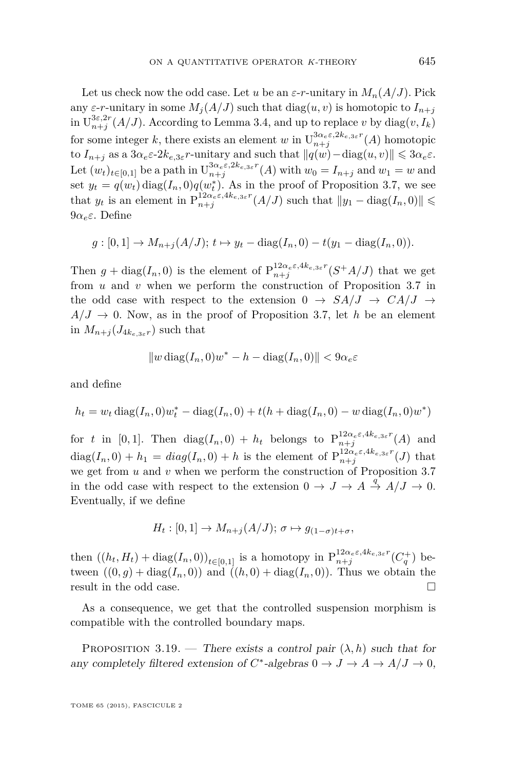Let us check now the odd case. Let $u$ be an $\varepsilon$-$r$-unitary in $M_n(A/J)$. Pick any $\varepsilon$-$r$-unitary in some $M_j(A/J)$ such that $\operatorname{diag}(u,v)$ is homotopic to $I_{n+j}$ in $\mathrm{U}^{3\varepsilon,2r}_{n+j}(A/J)$. According to Lemma 3.4, and up to replace $v$ by $\operatorname{diag}(v, I_k)$ for some integer $k$, there exists an element $w$ in $\mathrm{U}^{3\alpha_e\varepsilon,2k_{e,3\varepsilon}r}_{n+j}(A)$ homotopic to $I_{n+j}$ as a $3\alpha_e\varepsilon$-$2k_{e,3\varepsilon}r$-unitary and such that $\|q(w)-\operatorname{diag}(u,v)\| \leqslant 3\alpha_e\varepsilon$. Let $(w_t)_{t\in[0,1]}$ be a path in $\mathrm{U}^{3\alpha_e\varepsilon,2k_{e,3\varepsilon}r}_{n+j}(A)$ with $w_0 = I_{n+j}$ and $w_1 = w$ and set $y_t = q(w_t)\operatorname{diag}(I_n, 0)q(w_t^*)$. As in the proof of Proposition 3.7, we see that $y_t$ is an element in $\mathrm{P}^{12\alpha_e\varepsilon,4k_{e,3\varepsilon}r}_{n+j}(A/J)$ such that $\|y_1 - \operatorname{diag}(I_n, 0)\| \leqslant 9\alpha_e\varepsilon$. Define

$$g : [0,1] \to M_{n+j}(A/J);\ t \mapsto y_t - \operatorname{diag}(I_n, 0) - t(y_1 - \operatorname{diag}(I_n, 0)).$$

Then $g + \operatorname{diag}(I_n, 0)$ is the element of $\mathrm{P}^{12\alpha_e\varepsilon,4k_{e,3\varepsilon}r}_{n+j}(S^+A/J)$ that we get from $u$ and $v$ when we perform the construction of Proposition 3.7 in the odd case with respect to the extension $0 \to SA/J \to CA/J \to A/J \to 0$. Now, as in the proof of Proposition 3.7, let $h$ be an element in $M_{n+j}(J_{4k_{e,3\varepsilon}r})$ such that

$$\|w \operatorname{diag}(I_n, 0)w^* - h - \operatorname{diag}(I_n, 0)\| < 9\alpha_e\varepsilon$$

and define

$$h_t = w_t \operatorname{diag}(I_n, 0)w_t^* - \operatorname{diag}(I_n, 0) + t(h + \operatorname{diag}(I_n, 0) - w \operatorname{diag}(I_n, 0)w^*)$$

for $t$ in $[0,1]$. Then $\operatorname{diag}(I_n, 0) + h_t$ belongs to $\mathrm{P}^{12\alpha_e\varepsilon,4k_{e,3\varepsilon}r}_{n+j}(A)$ and $\operatorname{diag}(I_n, 0) + h_1 = diag(I_n, 0) + h$ is the element of $\mathrm{P}^{12\alpha_e\varepsilon,4k_{e,3\varepsilon}r}_{n+j}(J)$ that we get from $u$ and $v$ when we perform the construction of Proposition 3.7 in the odd case with respect to the extension $0 \to J \to A \xrightarrow{q} A/J \to 0$. Eventually, if we define

$$H_t : [0,1] \to M_{n+j}(A/J);\ \sigma \mapsto g_{(1-\sigma)t+\sigma},$$

then $((h_t, H_t) + \operatorname{diag}(I_n, 0))_{t\in[0,1]}$ is a homotopy in $\mathrm{P}^{12\alpha_e\varepsilon,4k_{e,3\varepsilon}r}_{n+j}(C_q^+)$ between $((0, g) + \operatorname{diag}(I_n, 0))$ and $((h, 0) + \operatorname{diag}(I_n, 0))$. Thus we obtain the result in the odd case. $\square$

As a consequence, we get that the controlled suspension morphism is compatible with the controlled boundary maps.

Proposition 3.19. — *There exists a control pair $(\lambda, h)$ such that for any completely filtered extension of $C^*$-algebras $0 \to J \to A \to A/J \to 0$,*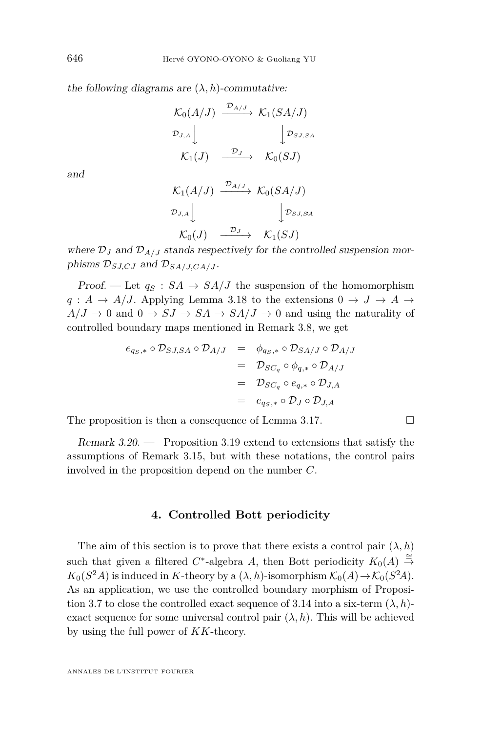*the following diagrams are* $(\lambda, h)$*-commutative:*

$$\begin{array}{ccc} \mathcal{K}_0(A/J) & \xrightarrow{\mathcal{D}_{A/J}} & \mathcal{K}_1(SA/J) \\ {\scriptstyle \mathcal{D}_{J,A}}\downarrow & & \downarrow{\scriptstyle \mathcal{D}_{SJ,SA}} \\ \mathcal{K}_1(J) & \xrightarrow{\mathcal{D}_J} & \mathcal{K}_0(SJ) \end{array}$$

*and*

$$\begin{array}{ccc} \mathcal{K}_1(A/J) & \xrightarrow{\mathcal{D}_{A/J}} & \mathcal{K}_0(SA/J) \\ {\scriptstyle \mathcal{D}_{J,A}}\downarrow & & \downarrow{\scriptstyle \mathcal{D}_{SJ,SA}} \\ \mathcal{K}_0(J) & \xrightarrow{\mathcal{D}_J} & \mathcal{K}_1(SJ) \end{array}$$

*where* $\mathcal{D}_J$ *and* $\mathcal{D}_{A/J}$ *stands respectively for the controlled suspension morphisms* $\mathcal{D}_{SJ,CJ}$ *and* $\mathcal{D}_{SA/J,CA/J}$*.*

*Proof.* — Let $q_S : SA \to SA/J$ the suspension of the homomorphism $q : A \to A/J$. Applying Lemma 3.18 to the extensions $0 \to J \to A \to A/J \to 0$ and $0 \to SJ \to SA \to SA/J \to 0$ and using the naturality of controlled boundary maps mentioned in Remark 3.8, we get

$$\begin{aligned} e_{q_S,*} \circ \mathcal{D}_{SJ,SA} \circ \mathcal{D}_{A/J} &= \phi_{q_S,*} \circ \mathcal{D}_{SA/J} \circ \mathcal{D}_{A/J} \\ &= \mathcal{D}_{SC_q} \circ \phi_{q,*} \circ \mathcal{D}_{A/J} \\ &= \mathcal{D}_{SC_q} \circ e_{q,*} \circ \mathcal{D}_{J,A} \\ &= e_{q_S,*} \circ \mathcal{D}_J \circ \mathcal{D}_{J,A} \end{aligned}$$

The proposition is then a consequence of Lemma 3.17. □

*Remark 3.20.* — Proposition 3.19 extend to extensions that satisfy the assumptions of Remark 3.15, but with these notations, the control pairs involved in the proposition depend on the number $C$.

## 4. Controlled Bott periodicity

The aim of this section is to prove that there exists a control pair $(\lambda, h)$ such that given a filtered $C^*$-algebra $A$, then Bott periodicity $K_0(A) \stackrel{\cong}{\to} K_0(S^2A)$ is induced in $K$-theory by a $(\lambda, h)$-isomorphism $\mathcal{K}_0(A) \to \mathcal{K}_0(S^2A)$. As an application, we use the controlled boundary morphism of Proposition 3.7 to close the controlled exact sequence of 3.14 into a six-term $(\lambda, h)$-exact sequence for some universal control pair $(\lambda, h)$. This will be achieved by using the full power of $KK$-theory.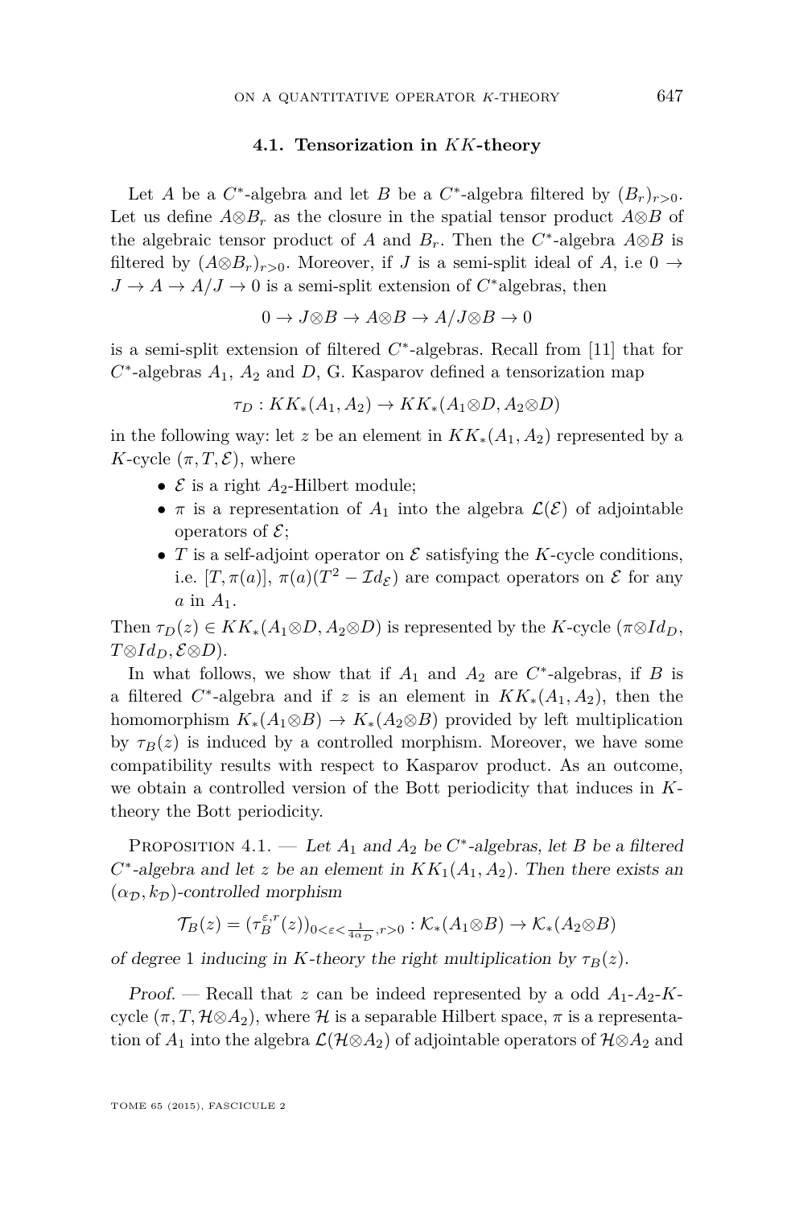### 4.1. Tensorization in $KK$-theory

Let $A$ be a $C^*$-algebra and let $B$ be a $C^*$-algebra filtered by $(B_r)_{r>0}$. Let us define $A\otimes B_r$ as the closure in the spatial tensor product $A\otimes B$ of the algebraic tensor product of $A$ and $B_r$. Then the $C^*$-algebra $A\otimes B$ is filtered by $(A\otimes B_r)_{r>0}$. Moreover, if $J$ is a semi-split ideal of $A$, i.e $0 \to J \to A \to A/J \to 0$ is a semi-split extension of $C^*$algebras, then

$$0 \to J\otimes B \to A\otimes B \to A/J\otimes B \to 0$$

is a semi-split extension of filtered $C^*$-algebras. Recall from [11] that for $C^*$-algebras $A_1$, $A_2$ and $D$, G. Kasparov defined a tensorization map

$$\tau_D : KK_*(A_1, A_2) \to KK_*(A_1\otimes D, A_2\otimes D)$$

in the following way: let $z$ be an element in $KK_*(A_1, A_2)$ represented by a $K$-cycle $(\pi, T, \mathcal{E})$, where

- $\mathcal{E}$ is a right $A_2$-Hilbert module;
- $\pi$ is a representation of $A_1$ into the algebra $\mathcal{L}(\mathcal{E})$ of adjointable operators of $\mathcal{E}$;
- $T$ is a self-adjoint operator on $\mathcal{E}$ satisfying the $K$-cycle conditions, i.e. $[T, \pi(a)]$, $\pi(a)(T^2 - \mathcal{I}d_{\mathcal{E}})$ are compact operators on $\mathcal{E}$ for any $a$ in $A_1$.

Then $\tau_D(z) \in KK_*(A_1\otimes D, A_2\otimes D)$ is represented by the $K$-cycle $(\pi\otimes Id_D, T\otimes Id_D, \mathcal{E}\otimes D)$.

In what follows, we show that if $A_1$ and $A_2$ are $C^*$-algebras, if $B$ is a filtered $C^*$-algebra and if $z$ is an element in $KK_*(A_1, A_2)$, then the homomorphism $K_*(A_1\otimes B) \to K_*(A_2\otimes B)$ provided by left multiplication by $\tau_B(z)$ is induced by a controlled morphism. Moreover, we have some compatibility results with respect to Kasparov product. As an outcome, we obtain a controlled version of the Bott periodicity that induces in $K$-theory the Bott periodicity.

Proposition 4.1. — *Let $A_1$ and $A_2$ be $C^*$-algebras, let $B$ be a filtered $C^*$-algebra and let $z$ be an element in $KK_1(A_1, A_2)$. Then there exists an $(\alpha_{\mathcal{D}}, k_{\mathcal{D}})$-controlled morphism*

$$\mathcal{T}_B(z) = (\tau_B^{\varepsilon,r}(z))_{0<\varepsilon<\frac{1}{4\alpha_{\mathcal{D}}}, r>0} : \mathcal{K}_*(A_1\otimes B) \to \mathcal{K}_*(A_2\otimes B)$$

*of degree 1 inducing in $K$-theory the right multiplication by $\tau_B(z)$.*

*Proof.* — Recall that $z$ can be indeed represented by a odd $A_1$-$A_2$-$K$-cycle $(\pi, T, \mathcal{H}\otimes A_2)$, where $\mathcal{H}$ is a separable Hilbert space, $\pi$ is a representation of $A_1$ into the algebra $\mathcal{L}(\mathcal{H}\otimes A_2)$ of adjointable operators of $\mathcal{H}\otimes A_2$ and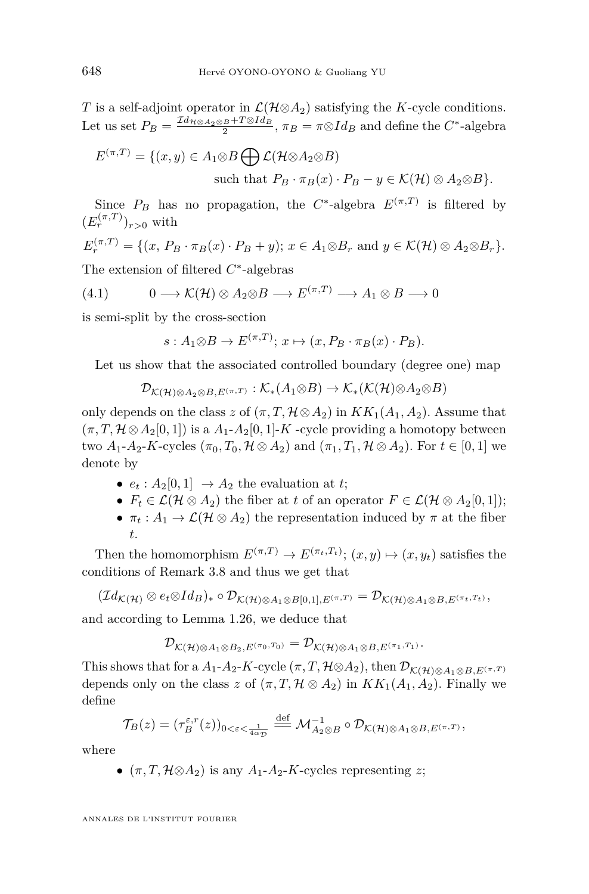$T$ is a self-adjoint operator in $\mathcal{L}(\mathcal{H}\otimes A_2)$ satisfying the $K$-cycle conditions. Let us set $P_B = \frac{\mathcal{I}d_{\mathcal{H}\otimes A_2\otimes B}+T\otimes Id_B}{2}$, $\pi_B = \pi\otimes Id_B$ and define the $C^*$-algebra

$$E^{(\pi,T)} = \{(x,y) \in A_1\otimes B \bigoplus \mathcal{L}(\mathcal{H}\otimes A_2\otimes B) \\ \text{such that } P_B\cdot\pi_B(x)\cdot P_B - y \in \mathcal{K}(\mathcal{H})\otimes A_2\otimes B\}.$$

Since $P_B$ has no propagation, the $C^*$-algebra $E^{(\pi,T)}$ is filtered by $(E_r^{(\pi,T)})_{r>0}$ with

$$E_r^{(\pi,T)} = \{(x,\, P_B\cdot\pi_B(x)\cdot P_B + y);\, x \in A_1\otimes B_r \text{ and } y \in \mathcal{K}(\mathcal{H})\otimes A_2\otimes B_r\}.$$

The extension of filtered $C^*$-algebras

$$0 \longrightarrow \mathcal{K}(\mathcal{H})\otimes A_2\otimes B \longrightarrow E^{(\pi,T)} \longrightarrow A_1\otimes B \longrightarrow 0 \tag{4.1}$$

is semi-split by the cross-section

$$s : A_1\otimes B \to E^{(\pi,T)};\, x \mapsto (x, P_B\cdot\pi_B(x)\cdot P_B).$$

Let us show that the associated controlled boundary (degree one) map

$$\mathcal{D}_{\mathcal{K}(\mathcal{H})\otimes A_2\otimes B, E^{(\pi,T)}} : \mathcal{K}_*(A_1\otimes B) \to \mathcal{K}_*(\mathcal{K}(\mathcal{H})\otimes A_2\otimes B)$$

only depends on the class $z$ of $(\pi, T, \mathcal{H}\otimes A_2)$ in $KK_1(A_1, A_2)$. Assume that $(\pi, T, \mathcal{H}\otimes A_2[0,1])$ is a $A_1$-$A_2[0,1]$-$K$ -cycle providing a homotopy between two $A_1$-$A_2$-$K$-cycles $(\pi_0, T_0, \mathcal{H}\otimes A_2)$ and $(\pi_1, T_1, \mathcal{H}\otimes A_2)$. For $t\in[0,1]$ we denote by

- $e_t : A_2[0,1] \to A_2$ the evaluation at $t$;
- $F_t \in \mathcal{L}(\mathcal{H}\otimes A_2)$ the fiber at $t$ of an operator $F \in \mathcal{L}(\mathcal{H}\otimes A_2[0,1])$;
- $\pi_t : A_1 \to \mathcal{L}(\mathcal{H}\otimes A_2)$ the representation induced by $\pi$ at the fiber $t$.

Then the homomorphism $E^{(\pi,T)} \to E^{(\pi_t,T_t)};\, (x,y)\mapsto (x,y_t)$ satisfies the conditions of Remark 3.8 and thus we get that

$$(\mathcal{I}d_{\mathcal{K}(\mathcal{H})}\otimes e_t\otimes Id_B)_*\circ \mathcal{D}_{\mathcal{K}(\mathcal{H})\otimes A_1\otimes B[0,1], E^{(\pi,T)}} = \mathcal{D}_{\mathcal{K}(\mathcal{H})\otimes A_1\otimes B, E^{(\pi_t,T_t)}},$$

and according to Lemma 1.26, we deduce that

$$\mathcal{D}_{\mathcal{K}(\mathcal{H})\otimes A_1\otimes B_2, E^{(\pi_0,T_0)}} = \mathcal{D}_{\mathcal{K}(\mathcal{H})\otimes A_1\otimes B, E^{(\pi_1,T_1)}}.$$

This shows that for a $A_1$-$A_2$-$K$-cycle $(\pi, T, \mathcal{H}\otimes A_2)$, then $\mathcal{D}_{\mathcal{K}(\mathcal{H})\otimes A_1\otimes B, E^{(\pi,T)}}$ depends only on the class $z$ of $(\pi, T, \mathcal{H}\otimes A_2)$ in $KK_1(A_1, A_2)$. Finally we define

$$\mathcal{T}_B(z) = (\tau_B^{\varepsilon,r}(z))_{0<\varepsilon<\frac{1}{4\alpha_{\mathcal{D}}}} \overset{\text{def}}{=\!=} \mathcal{M}^{-1}_{A_2\otimes B}\circ \mathcal{D}_{\mathcal{K}(\mathcal{H})\otimes A_1\otimes B, E^{(\pi,T)}},$$

where

- $(\pi, T, \mathcal{H}\otimes A_2)$ is any $A_1$-$A_2$-$K$-cycles representing $z$;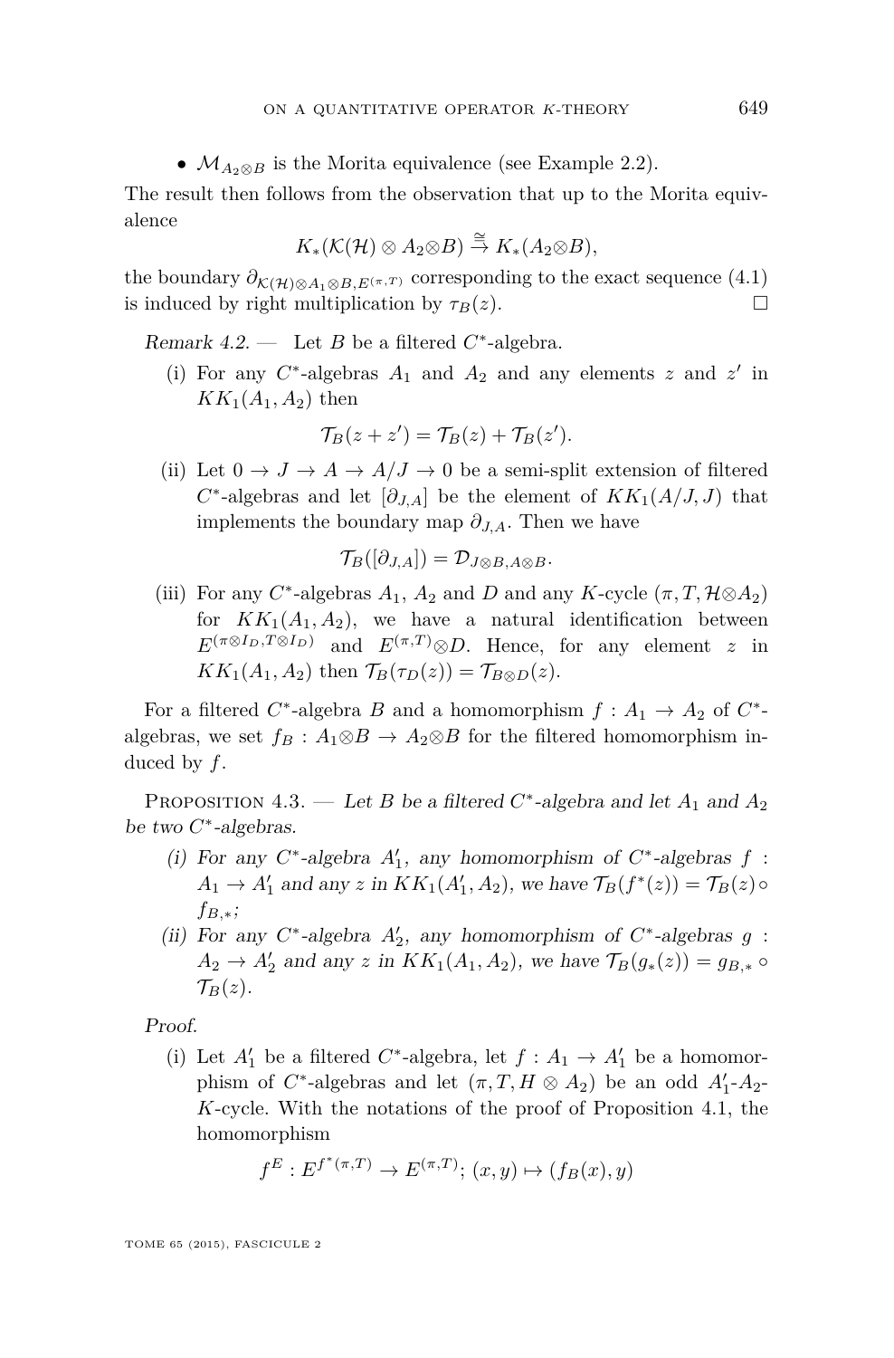- $\mathcal{M}_{A_2 \otimes B}$ is the Morita equivalence (see Example 2.2).

The result then follows from the observation that up to the Morita equivalence

$$K_*(\mathcal{K}(\mathcal{H}) \otimes A_2 \otimes B) \stackrel{\cong}{\to} K_*(A_2 \otimes B),$$

the boundary $\partial_{\mathcal{K}(\mathcal{H}) \otimes A_1 \otimes B, E^{(\pi,T)}}$ corresponding to the exact sequence (4.1) is induced by right multiplication by $\tau_B(z)$. □

*Remark 4.2.* — Let $B$ be a filtered $C^*$-algebra.

(i) For any $C^*$-algebras $A_1$ and $A_2$ and any elements $z$ and $z'$ in $KK_1(A_1, A_2)$ then

$$\mathcal{T}_B(z + z') = \mathcal{T}_B(z) + \mathcal{T}_B(z').$$

(ii) Let $0 \to J \to A \to A/J \to 0$ be a semi-split extension of filtered $C^*$-algebras and let $[\partial_{J,A}]$ be the element of $KK_1(A/J, J)$ that implements the boundary map $\partial_{J,A}$. Then we have

$$\mathcal{T}_B([\partial_{J,A}]) = \mathcal{D}_{J \otimes B, A \otimes B}.$$

(iii) For any $C^*$-algebras $A_1$, $A_2$ and $D$ and any $K$-cycle $(\pi, T, \mathcal{H} \otimes A_2)$ for $KK_1(A_1, A_2)$, we have a natural identification between $E^{(\pi \otimes I_D, T \otimes I_D)}$ and $E^{(\pi,T)} \otimes D$. Hence, for any element $z$ in $KK_1(A_1, A_2)$ then $\mathcal{T}_B(\tau_D(z)) = \mathcal{T}_{B \otimes D}(z)$.

For a filtered $C^*$-algebra $B$ and a homomorphism $f : A_1 \to A_2$ of $C^*$-algebras, we set $f_B : A_1 \otimes B \to A_2 \otimes B$ for the filtered homomorphism induced by $f$.

Proposition 4.3. — *Let $B$ be a filtered $C^*$-algebra and let $A_1$ and $A_2$ be two $C^*$-algebras.*

*(i) For any $C^*$-algebra $A_1'$, any homomorphism of $C^*$-algebras $f : A_1 \to A_1'$ and any $z$ in $KK_1(A_1', A_2)$, we have $\mathcal{T}_B(f^*(z)) = \mathcal{T}_B(z) \circ f_{B,*}$;*

*(ii) For any $C^*$-algebra $A_2'$, any homomorphism of $C^*$-algebras $g : A_2 \to A_2'$ and any $z$ in $KK_1(A_1, A_2)$, we have $\mathcal{T}_B(g_*(z)) = g_{B,*} \circ \mathcal{T}_B(z)$.*

*Proof.*

(i) Let $A_1'$ be a filtered $C^*$-algebra, let $f : A_1 \to A_1'$ be a homomorphism of $C^*$-algebras and let $(\pi, T, H \otimes A_2)$ be an odd $A_1'$-$A_2$-$K$-cycle. With the notations of the proof of Proposition 4.1, the homomorphism

$$f^E : E^{f^*(\pi,T)} \to E^{(\pi,T)};\ (x, y) \mapsto (f_B(x), y)$$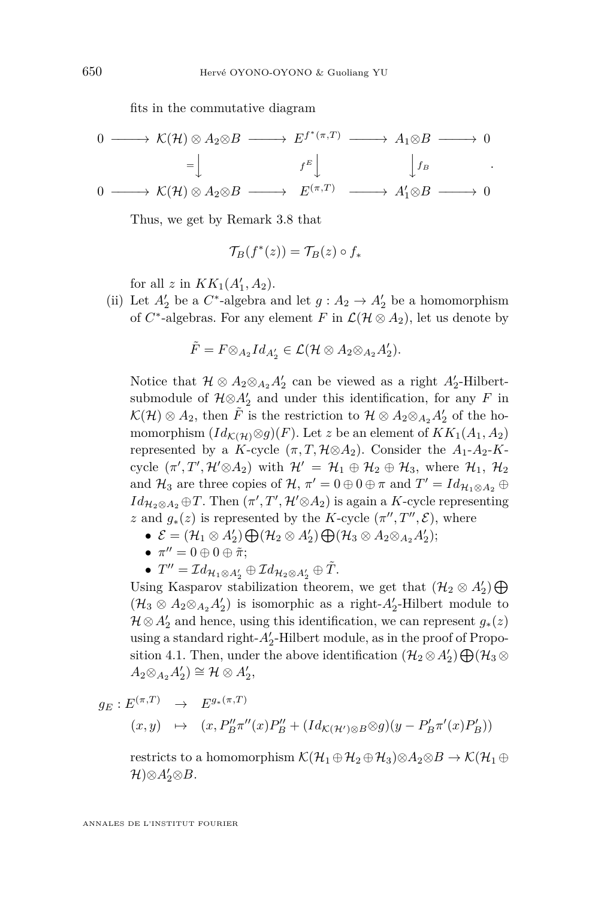fits in the commutative diagram

$$\begin{array}{ccccccccc}
0 & \longrightarrow & \mathcal{K}(\mathcal{H}) \otimes A_2 \otimes B & \longrightarrow & E^{f^*(\pi,T)} & \longrightarrow & A_1 \otimes B & \longrightarrow & 0 \\
 & & \Big\downarrow{=} & & \Big\downarrow{f^E} & & \Big\downarrow{f_B} & & . \\
0 & \longrightarrow & \mathcal{K}(\mathcal{H}) \otimes A_2 \otimes B & \longrightarrow & E^{(\pi,T)} & \longrightarrow & A_1' \otimes B & \longrightarrow & 0
\end{array}$$

Thus, we get by Remark 3.8 that

$$\mathcal{T}_B(f^*(z)) = \mathcal{T}_B(z) \circ f_*$$

for all $z$ in $KK_1(A_1', A_2)$.

(ii) Let $A_2'$ be a $C^*$-algebra and let $g : A_2 \to A_2'$ be a homomorphism of $C^*$-algebras. For any element $F$ in $\mathcal{L}(\mathcal{H} \otimes A_2)$, let us denote by

$$\tilde{F} = F \otimes_{A_2} Id_{A_2'} \in \mathcal{L}(\mathcal{H} \otimes A_2 \otimes_{A_2} A_2').$$

Notice that $\mathcal{H} \otimes A_2 \otimes_{A_2} A_2'$ can be viewed as a right $A_2'$-Hilbert-submodule of $\mathcal{H} \otimes A_2'$ and under this identification, for any $F$ in $\mathcal{K}(\mathcal{H}) \otimes A_2$, then $\tilde{F}$ is the restriction to $\mathcal{H} \otimes A_2 \otimes_{A_2} A_2'$ of the homomorphism $(Id_{\mathcal{K}(\mathcal{H})} \otimes g)(F)$. Let $z$ be an element of $KK_1(A_1, A_2)$ represented by a $K$-cycle $(\pi, T, \mathcal{H} \otimes A_2)$. Consider the $A_1$-$A_2$-$K$-cycle $(\pi', T', \mathcal{H}' \otimes A_2)$ with $\mathcal{H}' = \mathcal{H}_1 \oplus \mathcal{H}_2 \oplus \mathcal{H}_3$, where $\mathcal{H}_1$, $\mathcal{H}_2$ and $\mathcal{H}_3$ are three copies of $\mathcal{H}$, $\pi' = 0 \oplus 0 \oplus \pi$ and $T' = Id_{\mathcal{H}_1 \otimes A_2} \oplus Id_{\mathcal{H}_2 \otimes A_2} \oplus T$. Then $(\pi', T', \mathcal{H}' \otimes A_2)$ is again a $K$-cycle representing $z$ and $g_*(z)$ is represented by the $K$-cycle $(\pi'', T'', \mathcal{E})$, where

- $\mathcal{E} = (\mathcal{H}_1 \otimes A_2') \bigoplus (\mathcal{H}_2 \otimes A_2') \bigoplus (\mathcal{H}_3 \otimes A_2 \otimes_{A_2} A_2')$;
- $\pi'' = 0 \oplus 0 \oplus \tilde{\pi}$;
- $T'' = \mathcal{I}d_{\mathcal{H}_1 \otimes A_2'} \oplus \mathcal{I}d_{\mathcal{H}_2 \otimes A_2'} \oplus \tilde{T}$.

Using Kasparov stabilization theorem, we get that $(\mathcal{H}_2 \otimes A_2') \bigoplus (\mathcal{H}_3 \otimes A_2 \otimes_{A_2} A_2')$ is isomorphic as a right-$A_2'$-Hilbert module to $\mathcal{H} \otimes A_2'$ and hence, using this identification, we can represent $g_*(z)$ using a standard right-$A_2'$-Hilbert module, as in the proof of Proposition 4.1. Then, under the above identification $(\mathcal{H}_2 \otimes A_2') \bigoplus (\mathcal{H}_3 \otimes A_2 \otimes_{A_2} A_2') \cong \mathcal{H} \otimes A_2'$,

$$\begin{aligned}
g_E : E^{(\pi,T)} &\to E^{g_*(\pi,T)} \\
(x, y) &\mapsto (x, P_B'' \pi''(x) P_B'' + (Id_{\mathcal{K}(\mathcal{H}') \otimes B} \otimes g)(y - P_B' \pi'(x) P_B'))
\end{aligned}$$

restricts to a homomorphism $\mathcal{K}(\mathcal{H}_1 \oplus \mathcal{H}_2 \oplus \mathcal{H}_3) \otimes A_2 \otimes B \to \mathcal{K}(\mathcal{H}_1 \oplus \mathcal{H}) \otimes A_2' \otimes B$.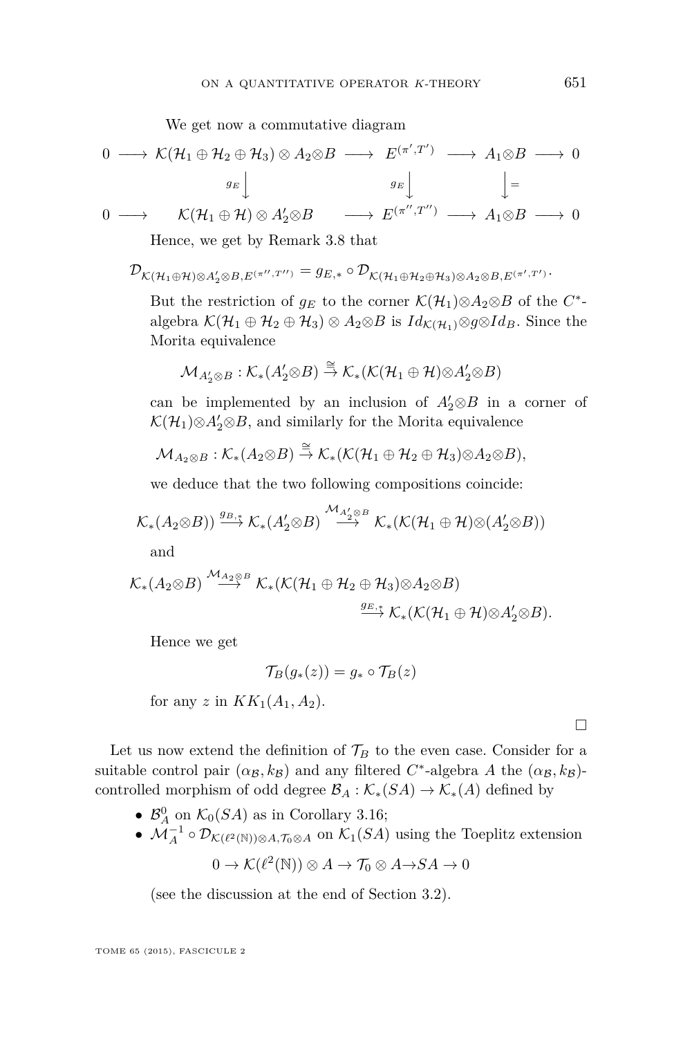We get now a commutative diagram

$$\begin{array}{ccccccccc}
0 & \longrightarrow & \mathcal{K}(\mathcal{H}_1\oplus\mathcal{H}_2\oplus\mathcal{H}_3)\otimes A_2\otimes B & \longrightarrow & E^{(\pi',T')} & \longrightarrow & A_1\otimes B & \longrightarrow & 0\\
 & & \Big\downarrow{\scriptstyle g_E} & & \Big\downarrow{\scriptstyle g_E} & & \Big\downarrow{\scriptstyle =} & & \\
0 & \longrightarrow & \mathcal{K}(\mathcal{H}_1\oplus\mathcal{H})\otimes A_2'\otimes B & \longrightarrow & E^{(\pi'',T'')} & \longrightarrow & A_1\otimes B & \longrightarrow & 0
\end{array}$$

Hence, we get by Remark 3.8 that

$$\mathcal{D}_{\mathcal{K}(\mathcal{H}_1\oplus\mathcal{H})\otimes A_2'\otimes B,E^{(\pi'',T'')}} = g_{E,*}\circ\mathcal{D}_{\mathcal{K}(\mathcal{H}_1\oplus\mathcal{H}_2\oplus\mathcal{H}_3)\otimes A_2\otimes B,E^{(\pi',T')}}.$$

But the restriction of $g_E$ to the corner $\mathcal{K}(\mathcal{H}_1)\otimes A_2\otimes B$ of the $C^*$-algebra $\mathcal{K}(\mathcal{H}_1\oplus\mathcal{H}_2\oplus\mathcal{H}_3)\otimes A_2\otimes B$ is $Id_{\mathcal{K}(\mathcal{H}_1)}\otimes g\otimes Id_B$. Since the Morita equivalence

$$\mathcal{M}_{A_2'\otimes B}:\mathcal{K}_*(A_2'\otimes B)\stackrel{\cong}{\to}\mathcal{K}_*(\mathcal{K}(\mathcal{H}_1\oplus\mathcal{H})\otimes A_2'\otimes B)$$

can be implemented by an inclusion of $A_2'\otimes B$ in a corner of $\mathcal{K}(\mathcal{H}_1)\otimes A_2'\otimes B$, and similarly for the Morita equivalence

$$\mathcal{M}_{A_2\otimes B}:\mathcal{K}_*(A_2\otimes B)\stackrel{\cong}{\to}\mathcal{K}_*(\mathcal{K}(\mathcal{H}_1\oplus\mathcal{H}_2\oplus\mathcal{H}_3)\otimes A_2\otimes B),$$

we deduce that the two following compositions coincide:

$$\mathcal{K}_*(A_2\otimes B))\stackrel{g_{B,*}}{\longrightarrow}\mathcal{K}_*(A_2'\otimes B)\stackrel{\mathcal{M}_{A_2'\otimes B}}{\longrightarrow}\mathcal{K}_*(\mathcal{K}(\mathcal{H}_1\oplus\mathcal{H})\otimes(A_2'\otimes B))$$

and

$$\mathcal{K}_*(A_2\otimes B)\stackrel{\mathcal{M}_{A_2\otimes B}}{\longrightarrow}\mathcal{K}_*(\mathcal{K}(\mathcal{H}_1\oplus\mathcal{H}_2\oplus\mathcal{H}_3)\otimes A_2\otimes B)\stackrel{g_{E,*}}{\longrightarrow}\mathcal{K}_*(\mathcal{K}(\mathcal{H}_1\oplus\mathcal{H})\otimes A_2'\otimes B).$$

Hence we get

$$\mathcal{T}_B(g_*(z)) = g_*\circ\mathcal{T}_B(z)$$

for any $z$ in $KK_1(A_1,A_2)$.

∎

Let us now extend the definition of $\mathcal{T}_B$ to the even case. Consider for a suitable control pair $(\alpha_{\mathcal{B}},k_{\mathcal{B}})$ and any filtered $C^*$-algebra $A$ the $(\alpha_{\mathcal{B}},k_{\mathcal{B}})$-controlled morphism of odd degree $\mathcal{B}_A:\mathcal{K}_*(SA)\to\mathcal{K}_*(A)$ defined by

- $\mathcal{B}_A^0$ on $\mathcal{K}_0(SA)$ as in Corollary 3.16;
- $\mathcal{M}_A^{-1}\circ\mathcal{D}_{\mathcal{K}(\ell^2(\mathbb{N}))\otimes A,\mathcal{T}_0\otimes A}$ on $\mathcal{K}_1(SA)$ using the Toeplitz extension

$$0\to\mathcal{K}(\ell^2(\mathbb{N}))\otimes A\to\mathcal{T}_0\otimes A\to SA\to 0$$

(see the discussion at the end of Section 3.2).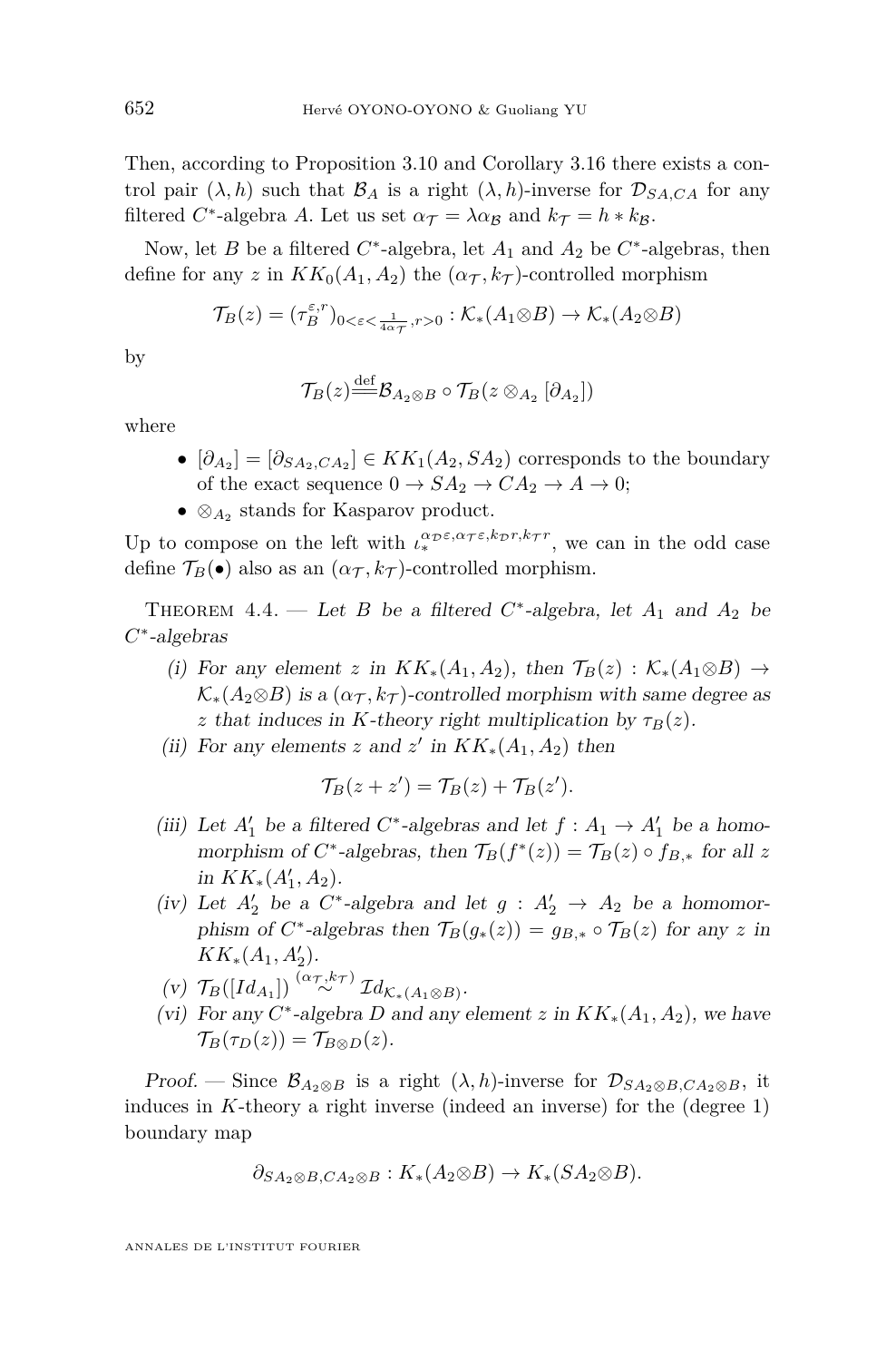Then, according to Proposition 3.10 and Corollary 3.16 there exists a control pair $(\lambda, h)$ such that $\mathcal{B}_A$ is a right $(\lambda, h)$-inverse for $\mathcal{D}_{SA,CA}$ for any filtered $C^*$-algebra $A$. Let us set $\alpha_{\mathcal{T}} = \lambda\alpha_{\mathcal{B}}$ and $k_{\mathcal{T}} = h * k_{\mathcal{B}}$.

Now, let $B$ be a filtered $C^*$-algebra, let $A_1$ and $A_2$ be $C^*$-algebras, then define for any $z$ in $KK_0(A_1, A_2)$ the $(\alpha_{\mathcal{T}}, k_{\mathcal{T}})$-controlled morphism

$$\mathcal{T}_B(z) = (\tau_B^{\varepsilon,r})_{0<\varepsilon<\frac{1}{4\alpha_{\mathcal{T}}}, r>0} : \mathcal{K}_*(A_1 \otimes B) \to \mathcal{K}_*(A_2 \otimes B)$$

by

$$\mathcal{T}_B(z) \stackrel{\text{def}}{=\!=} \mathcal{B}_{A_2\otimes B} \circ \mathcal{T}_B(z \otimes_{A_2} [\partial_{A_2}])$$

where

- $[\partial_{A_2}] = [\partial_{SA_2,CA_2}] \in KK_1(A_2, SA_2)$ corresponds to the boundary of the exact sequence $0 \to SA_2 \to CA_2 \to A \to 0$;
- $\otimes_{A_2}$ stands for Kasparov product.

Up to compose on the left with $\iota_*^{\alpha_{\mathcal{D}}\varepsilon,\alpha_{\mathcal{T}}\varepsilon,k_{\mathcal{D}}r,k_{\mathcal{T}}r}$, we can in the odd case define $\mathcal{T}_B(\bullet)$ also as an $(\alpha_{\mathcal{T}}, k_{\mathcal{T}})$-controlled morphism.

Theorem 4.4. — *Let $B$ be a filtered $C^*$-algebra, let $A_1$ and $A_2$ be $C^*$-algebras*

(i) *For any element $z$ in $KK_*(A_1, A_2)$, then $\mathcal{T}_B(z) : \mathcal{K}_*(A_1 \otimes B) \to \mathcal{K}_*(A_2 \otimes B)$ is a $(\alpha_{\mathcal{T}}, k_{\mathcal{T}})$-controlled morphism with same degree as $z$ that induces in $K$-theory right multiplication by $\tau_B(z)$.*

(ii) *For any elements $z$ and $z'$ in $KK_*(A_1, A_2)$ then*
$$\mathcal{T}_B(z + z') = \mathcal{T}_B(z) + \mathcal{T}_B(z').$$

(iii) *Let $A'_1$ be a filtered $C^*$-algebras and let $f : A_1 \to A'_1$ be a homomorphism of $C^*$-algebras, then $\mathcal{T}_B(f^*(z)) = \mathcal{T}_B(z) \circ f_{B,*}$ for all $z$ in $KK_*(A'_1, A_2)$.*

(iv) *Let $A'_2$ be a $C^*$-algebra and let $g : A'_2 \to A_2$ be a homomorphism of $C^*$-algebras then $\mathcal{T}_B(g_*(z)) = g_{B,*} \circ \mathcal{T}_B(z)$ for any $z$ in $KK_*(A_1, A'_2)$.*

(v) *$\mathcal{T}_B([Id_{A_1}]) \stackrel{(\alpha_{\mathcal{T}},k_{\mathcal{T}})}{\sim} \mathcal{I}d_{\mathcal{K}_*(A_1\otimes B)}$.*

(vi) *For any $C^*$-algebra $D$ and any element $z$ in $KK_*(A_1, A_2)$, we have $\mathcal{T}_B(\tau_D(z)) = \mathcal{T}_{B\otimes D}(z)$.*

*Proof.* — Since $\mathcal{B}_{A_2\otimes B}$ is a right $(\lambda, h)$-inverse for $\mathcal{D}_{SA_2\otimes B,CA_2\otimes B}$, it induces in $K$-theory a right inverse (indeed an inverse) for the (degree 1) boundary map

$$\partial_{SA_2\otimes B,CA_2\otimes B} : K_*(A_2 \otimes B) \to K_*(SA_2 \otimes B).$$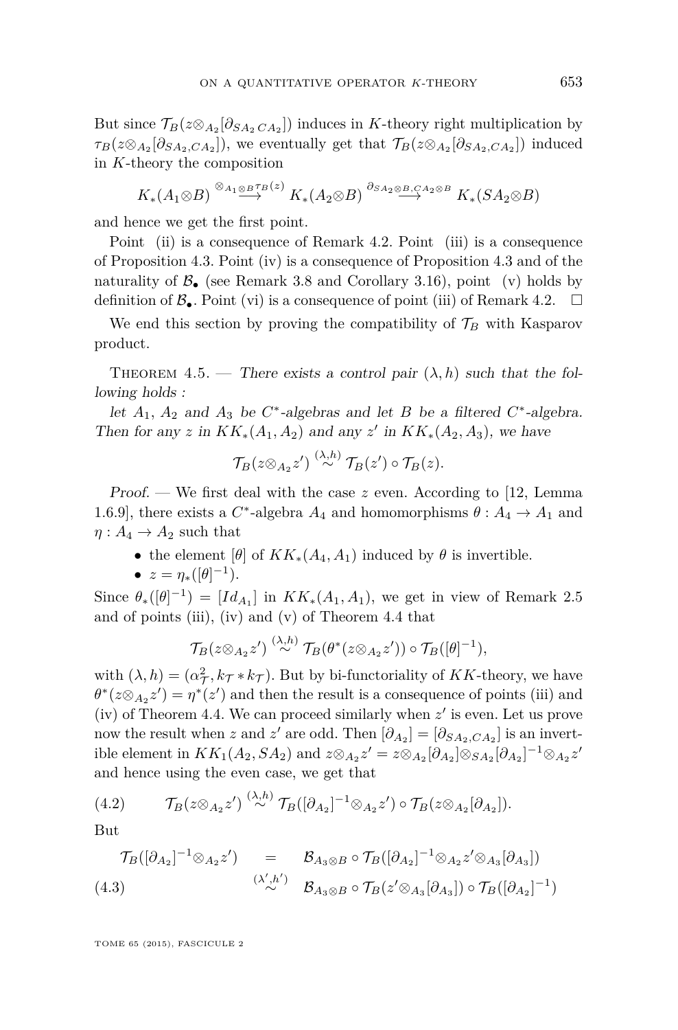But since $\mathcal{T}_B(z\otimes_{A_2}[\partial_{SA_2\,CA_2}])$ induces in $K$-theory right multiplication by $\tau_B(z\otimes_{A_2}[\partial_{SA_2,CA_2}])$, we eventually get that $\mathcal{T}_B(z\otimes_{A_2}[\partial_{SA_2,CA_2}])$ induced in $K$-theory the composition

$$K_*(A_1\otimes B) \stackrel{\otimes_{A_1\otimes B}\tau_B(z)}{\longrightarrow} K_*(A_2\otimes B) \stackrel{\partial_{SA_2\otimes B,CA_2\otimes B}}{\longrightarrow} K_*(SA_2\otimes B)$$

and hence we get the first point.

Point (ii) is a consequence of Remark 4.2. Point (iii) is a consequence of Proposition 4.3. Point (iv) is a consequence of Proposition 4.3 and of the naturality of $\mathcal{B}_\bullet$ (see Remark 3.8 and Corollary 3.16), point (v) holds by definition of $\mathcal{B}_\bullet$. Point (vi) is a consequence of point (iii) of Remark 4.2. $\square$

We end this section by proving the compatibility of $\mathcal{T}_B$ with Kasparov product.

Theorem 4.5. — *There exists a control pair $(\lambda, h)$ such that the following holds :*

*let $A_1$, $A_2$ and $A_3$ be $C^*$-algebras and let $B$ be a filtered $C^*$-algebra. Then for any $z$ in $KK_*(A_1, A_2)$ and any $z'$ in $KK_*(A_2, A_3)$, we have*

$$\mathcal{T}_B(z\otimes_{A_2}z') \stackrel{(\lambda,h)}{\sim} \mathcal{T}_B(z') \circ \mathcal{T}_B(z).$$

*Proof.* — We first deal with the case $z$ even. According to [12, Lemma 1.6.9], there exists a $C^*$-algebra $A_4$ and homomorphisms $\theta : A_4 \to A_1$ and $\eta : A_4 \to A_2$ such that

- the element $[\theta]$ of $KK_*(A_4, A_1)$ induced by $\theta$ is invertible.
- $z = \eta_*([\theta]^{-1})$.

Since $\theta_*([\theta]^{-1}) = [Id_{A_1}]$ in $KK_*(A_1, A_1)$, we get in view of Remark 2.5 and of points (iii), (iv) and (v) of Theorem 4.4 that

$$\mathcal{T}_B(z\otimes_{A_2}z') \stackrel{(\lambda,h)}{\sim} \mathcal{T}_B(\theta^*(z\otimes_{A_2}z')) \circ \mathcal{T}_B([\theta]^{-1}),$$

with $(\lambda, h) = (\alpha_{\mathcal{T}}^2, k_{\mathcal{T}} * k_{\mathcal{T}})$. But by bi-functoriality of $KK$-theory, we have $\theta^*(z\otimes_{A_2}z') = \eta^*(z')$ and then the result is a consequence of points (iii) and (iv) of Theorem 4.4. We can proceed similarly when $z'$ is even. Let us prove now the result when $z$ and $z'$ are odd. Then $[\partial_{A_2}] = [\partial_{SA_2,CA_2}]$ is an invertible element in $KK_1(A_2, SA_2)$ and $z\otimes_{A_2}z' = z\otimes_{A_2}[\partial_{A_2}]\otimes_{SA_2}[\partial_{A_2}]^{-1}\otimes_{A_2}z'$ and hence using the even case, we get that

$$\mathcal{T}_B(z\otimes_{A_2}z') \stackrel{(\lambda,h)}{\sim} \mathcal{T}_B([\partial_{A_2}]^{-1}\otimes_{A_2}z') \circ \mathcal{T}_B(z\otimes_{A_2}[\partial_{A_2}]). \tag{4.2}$$

But

$$\begin{aligned} \mathcal{T}_B([\partial_{A_2}]^{-1}\otimes_{A_2}z') &= \mathcal{B}_{A_3\otimes B} \circ \mathcal{T}_B([\partial_{A_2}]^{-1}\otimes_{A_2}z'\otimes_{A_3}[\partial_{A_3}]) \\ &\stackrel{(\lambda',h')}{\sim} \mathcal{B}_{A_3\otimes B} \circ \mathcal{T}_B(z'\otimes_{A_3}[\partial_{A_3}]) \circ \mathcal{T}_B([\partial_{A_2}]^{-1}) \end{aligned} \tag{4.3}$$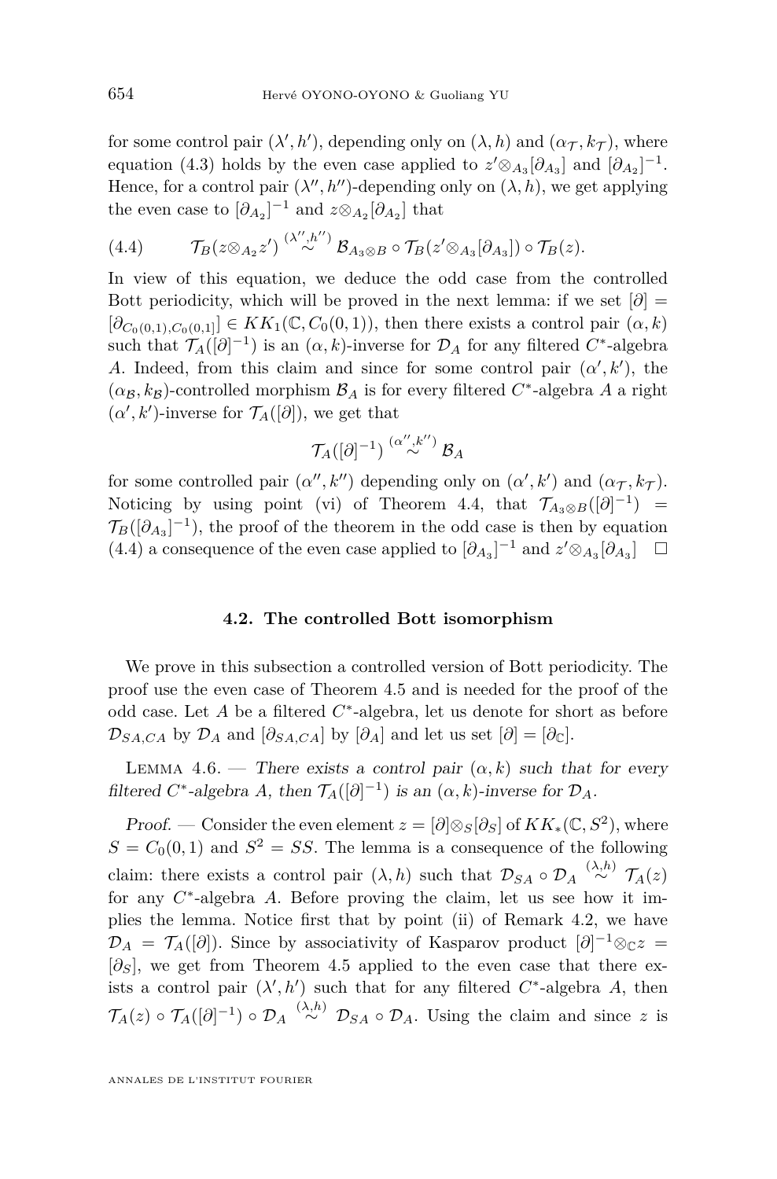for some control pair $(\lambda', h')$, depending only on $(\lambda, h)$ and $(\alpha_{\mathcal{T}}, k_{\mathcal{T}})$, where equation (4.3) holds by the even case applied to $z'\otimes_{A_3}[\partial_{A_3}]$ and $[\partial_{A_2}]^{-1}$. Hence, for a control pair $(\lambda'', h'')$-depending only on $(\lambda, h)$, we get applying the even case to $[\partial_{A_2}]^{-1}$ and $z\otimes_{A_2}[\partial_{A_2}]$ that

$$\mathcal{T}_B(z\otimes_{A_2}z') \overset{(\lambda'',h'')}{\sim} \mathcal{B}_{A_3\otimes B}\circ \mathcal{T}_B(z'\otimes_{A_3}[\partial_{A_3}])\circ \mathcal{T}_B(z). \tag{4.4}$$

In view of this equation, we deduce the odd case from the controlled Bott periodicity, which will be proved in the next lemma: if we set $[\partial] = [\partial_{C_0(0,1),C_0(0,1]}] \in KK_1(\mathbb{C}, C_0(0,1))$, then there exists a control pair $(\alpha, k)$ such that $\mathcal{T}_A([\partial]^{-1})$ is an $(\alpha, k)$-inverse for $\mathcal{D}_A$ for any filtered $C^*$-algebra $A$. Indeed, from this claim and since for some control pair $(\alpha', k')$, the $(\alpha_{\mathcal{B}}, k_{\mathcal{B}})$-controlled morphism $\mathcal{B}_A$ is for every filtered $C^*$-algebra $A$ a right $(\alpha', k')$-inverse for $\mathcal{T}_A([\partial])$, we get that

$$\mathcal{T}_A([\partial]^{-1}) \overset{(\alpha'',k'')}{\sim} \mathcal{B}_A$$

for some controlled pair $(\alpha'', k'')$ depending only on $(\alpha', k')$ and $(\alpha_{\mathcal{T}}, k_{\mathcal{T}})$. Noticing by using point (vi) of Theorem 4.4, that $\mathcal{T}_{A_3\otimes B}([\partial]^{-1}) = \mathcal{T}_B([\partial_{A_3}]^{-1})$, the proof of the theorem in the odd case is then by equation (4.4) a consequence of the even case applied to $[\partial_{A_3}]^{-1}$ and $z'\otimes_{A_3}[\partial_{A_3}]$ $\square$

### 4.2. The controlled Bott isomorphism

We prove in this subsection a controlled version of Bott periodicity. The proof use the even case of Theorem 4.5 and is needed for the proof of the odd case. Let $A$ be a filtered $C^*$-algebra, let us denote for short as before $\mathcal{D}_{SA,CA}$ by $\mathcal{D}_A$ and $[\partial_{SA,CA}]$ by $[\partial_A]$ and let us set $[\partial] = [\partial_{\mathbb{C}}]$.

Lemma 4.6. — *There exists a control pair $(\alpha, k)$ such that for every filtered $C^*$-algebra $A$, then $\mathcal{T}_A([\partial]^{-1})$ is an $(\alpha, k)$-inverse for $\mathcal{D}_A$.*

*Proof.* — Consider the even element $z = [\partial]\otimes_S[\partial_S]$ of $KK_*(\mathbb{C}, S^2)$, where $S = C_0(0,1)$ and $S^2 = SS$. The lemma is a consequence of the following claim: there exists a control pair $(\lambda, h)$ such that $\mathcal{D}_{SA}\circ\mathcal{D}_A \overset{(\lambda,h)}{\sim} \mathcal{T}_A(z)$ for any $C^*$-algebra $A$. Before proving the claim, let us see how it implies the lemma. Notice first that by point (ii) of Remark 4.2, we have $\mathcal{D}_A = \mathcal{T}_A([\partial])$. Since by associativity of Kasparov product $[\partial]^{-1}\otimes_{\mathbb{C}} z = [\partial_S]$, we get from Theorem 4.5 applied to the even case that there exists a control pair $(\lambda', h')$ such that for any filtered $C^*$-algebra $A$, then $\mathcal{T}_A(z)\circ\mathcal{T}_A([\partial]^{-1})\circ\mathcal{D}_A \overset{(\lambda,h)}{\sim} \mathcal{D}_{SA}\circ\mathcal{D}_A$. Using the claim and since $z$ is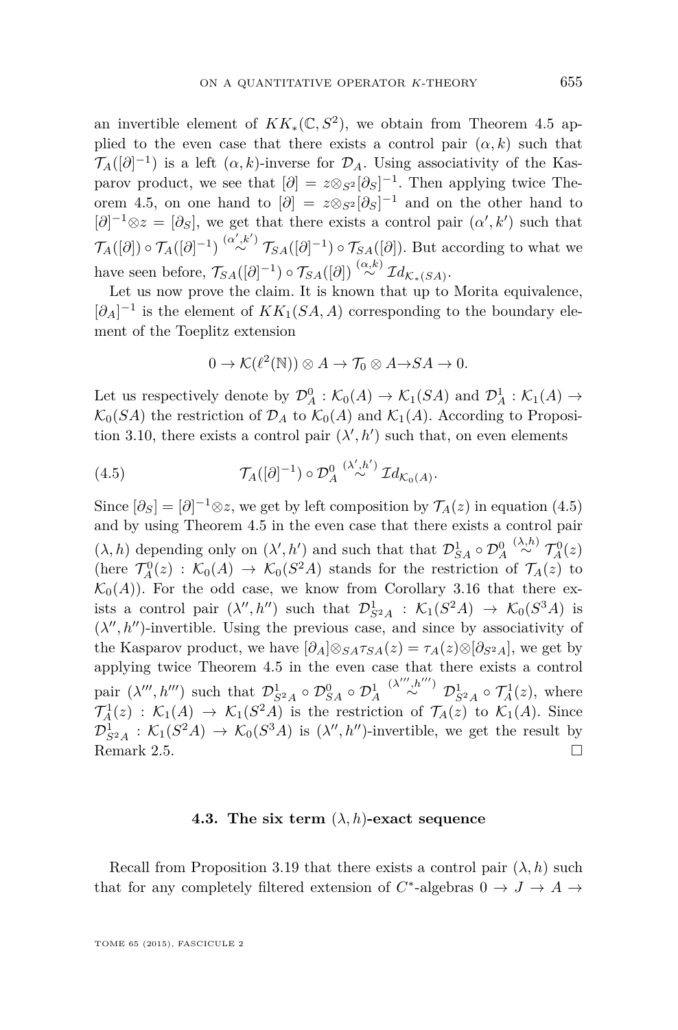an invertible element of $KK_*(\mathbb{C}, S^2)$, we obtain from Theorem 4.5 applied to the even case that there exists a control pair $(\alpha, k)$ such that $\mathcal{T}_A([\partial]^{-1})$ is a left $(\alpha, k)$-inverse for $\mathcal{D}_A$. Using associativity of the Kasparov product, we see that $[\partial] = z \otimes_{S^2} [\partial_S]^{-1}$. Then applying twice Theorem 4.5, on one hand to $[\partial] = z \otimes_{S^2} [\partial_S]^{-1}$ and on the other hand to $[\partial]^{-1} \otimes z = [\partial_S]$, we get that there exists a control pair $(\alpha', k')$ such that $\mathcal{T}_A([\partial]) \circ \mathcal{T}_A([\partial]^{-1}) \overset{(\alpha',k')}{\sim} \mathcal{T}_{SA}([\partial]^{-1}) \circ \mathcal{T}_{SA}([\partial])$. But according to what we have seen before, $\mathcal{T}_{SA}([\partial]^{-1}) \circ \mathcal{T}_{SA}([\partial]) \overset{(\alpha,k)}{\sim} \mathcal{I}d_{\mathcal{K}_*(SA)}$.

Let us now prove the claim. It is known that up to Morita equivalence, $[\partial_A]^{-1}$ is the element of $KK_1(SA, A)$ corresponding to the boundary element of the Toeplitz extension

$$0 \to \mathcal{K}(\ell^2(\mathbb{N})) \otimes A \to \mathcal{T}_0 \otimes A \to SA \to 0.$$

Let us respectively denote by $\mathcal{D}^0_A : \mathcal{K}_0(A) \to \mathcal{K}_1(SA)$ and $\mathcal{D}^1_A : \mathcal{K}_1(A) \to \mathcal{K}_0(SA)$ the restriction of $\mathcal{D}_A$ to $\mathcal{K}_0(A)$ and $\mathcal{K}_1(A)$. According to Proposition 3.10, there exists a control pair $(\lambda', h')$ such that, on even elements

$$\mathcal{T}_A([\partial]^{-1}) \circ \mathcal{D}^0_A \overset{(\lambda',h')}{\sim} \mathcal{I}d_{\mathcal{K}_0(A)}. \tag{4.5}$$

Since $[\partial_S] = [\partial]^{-1} \otimes z$, we get by left composition by $\mathcal{T}_A(z)$ in equation (4.5) and by using Theorem 4.5 in the even case that there exists a control pair $(\lambda, h)$ depending only on $(\lambda', h')$ and such that that $\mathcal{D}^1_{SA} \circ \mathcal{D}^0_A \overset{(\lambda,h)}{\sim} \mathcal{T}^0_A(z)$ (here $\mathcal{T}^0_A(z) : \mathcal{K}_0(A) \to \mathcal{K}_0(S^2A)$ stands for the restriction of $\mathcal{T}_A(z)$ to $\mathcal{K}_0(A)$). For the odd case, we know from Corollary 3.16 that there exists a control pair $(\lambda'', h'')$ such that $\mathcal{D}^1_{S^2A} : \mathcal{K}_1(S^2A) \to \mathcal{K}_0(S^3A)$ is $(\lambda'', h'')$-invertible. Using the previous case, and since by associativity of the Kasparov product, we have $[\partial_A] \otimes_{SA} \tau_{SA}(z) = \tau_A(z) \otimes [\partial_{S^2A}]$, we get by applying twice Theorem 4.5 in the even case that there exists a control pair $(\lambda''', h''')$ such that $\mathcal{D}^1_{S^2A} \circ \mathcal{D}^0_{SA} \circ \mathcal{D}^1_A \overset{(\lambda''',h''')}{\sim} \mathcal{D}^1_{S^2A} \circ \mathcal{T}^1_A(z)$, where $\mathcal{T}^1_A(z) : \mathcal{K}_1(A) \to \mathcal{K}_1(S^2A)$ is the restriction of $\mathcal{T}_A(z)$ to $\mathcal{K}_1(A)$. Since $\mathcal{D}^1_{S^2A} : \mathcal{K}_1(S^2A) \to \mathcal{K}_0(S^3A)$ is $(\lambda'', h'')$-invertible, we get the result by Remark 2.5. □

### 4.3. The six term $(\lambda, h)$-exact sequence

Recall from Proposition 3.19 that there exists a control pair $(\lambda, h)$ such that for any completely filtered extension of $C^*$-algebras $0 \to J \to A \to$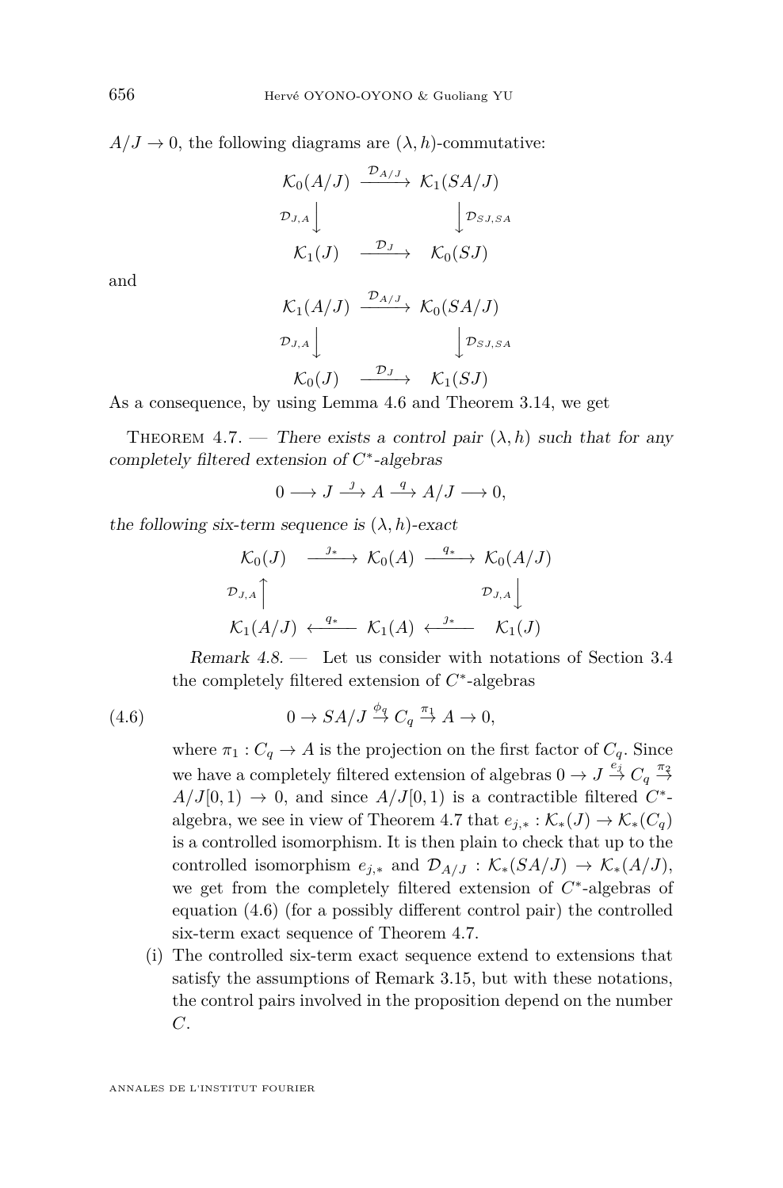$A/J \to 0$, the following diagrams are $(\lambda,h)$-commutative:

$$\begin{array}{ccc}
\mathcal{K}_0(A/J) & \xrightarrow{\mathcal{D}_{A/J}} & \mathcal{K}_1(SA/J)\\
{\scriptstyle \mathcal{D}_{J,A}}\big\downarrow & & \big\downarrow{\scriptstyle \mathcal{D}_{SJ,SA}}\\
\mathcal{K}_1(J) & \xrightarrow{\mathcal{D}_{J}} & \mathcal{K}_0(SJ)
\end{array}$$

and

$$\begin{array}{ccc}
\mathcal{K}_1(A/J) & \xrightarrow{\mathcal{D}_{A/J}} & \mathcal{K}_0(SA/J)\\
{\scriptstyle \mathcal{D}_{J,A}}\big\downarrow & & \big\downarrow{\scriptstyle \mathcal{D}_{SJ,SA}}\\
\mathcal{K}_0(J) & \xrightarrow{\mathcal{D}_{J}} & \mathcal{K}_1(SJ)
\end{array}$$

As a consequence, by using Lemma 4.6 and Theorem 3.14, we get

Theorem 4.7. — *There exists a control pair $(\lambda,h)$ such that for any completely filtered extension of $C^*$-algebras*

$$0 \longrightarrow J \xrightarrow{\jmath} A \xrightarrow{q} A/J \longrightarrow 0,$$

*the following six-term sequence is $(\lambda,h)$-exact*

$$\begin{array}{ccccc}
\mathcal{K}_0(J) & \xrightarrow{\jmath_*} & \mathcal{K}_0(A) & \xrightarrow{q_*} & \mathcal{K}_0(A/J)\\
{\scriptstyle \mathcal{D}_{J,A}}\big\uparrow & & & & \big\downarrow{\scriptstyle \mathcal{D}_{J,A}}\\
\mathcal{K}_1(A/J) & \xleftarrow{q_*} & \mathcal{K}_1(A) & \xleftarrow{\jmath_*} & \mathcal{K}_1(J)
\end{array}$$

*Remark 4.8.* — Let us consider with notations of Section 3.4 the completely filtered extension of $C^*$-algebras

$$0 \to SA/J \stackrel{\phi_q}{\to} C_q \stackrel{\pi_1}{\to} A \to 0, \tag{4.6}$$

where $\pi_1 : C_q \to A$ is the projection on the first factor of $C_q$. Since we have a completely filtered extension of algebras $0 \to J \stackrel{e_j}{\to} C_q \stackrel{\pi_2}{\to} A/J[0,1) \to 0$, and since $A/J[0,1)$ is a contractible filtered $C^*$-algebra, we see in view of Theorem 4.7 that $e_{j,*} : \mathcal{K}_*(J) \to \mathcal{K}_*(C_q)$ is a controlled isomorphism. It is then plain to check that up to the controlled isomorphism $e_{j,*}$ and $\mathcal{D}_{A/J} : \mathcal{K}_*(SA/J) \to \mathcal{K}_*(A/J)$, we get from the completely filtered extension of $C^*$-algebras of equation (4.6) (for a possibly different control pair) the controlled six-term exact sequence of Theorem 4.7.

(i) The controlled six-term exact sequence extend to extensions that satisfy the assumptions of Remark 3.15, but with these notations, the control pairs involved in the proposition depend on the number $C$.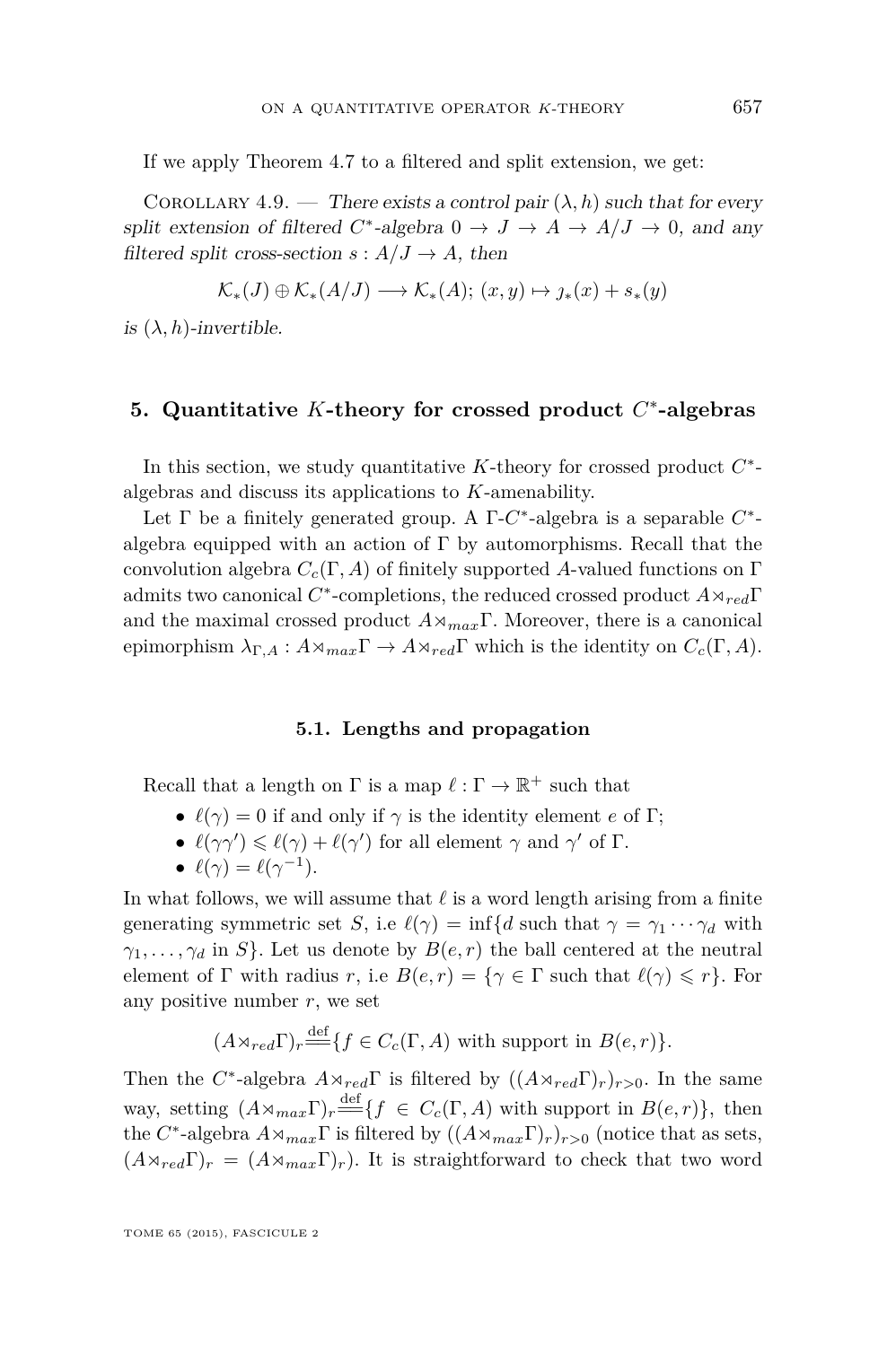If we apply Theorem 4.7 to a filtered and split extension, we get:

Corollary 4.9. — *There exists a control pair $(\lambda, h)$ such that for every split extension of filtered $C^*$-algebra $0 \to J \to A \to A/J \to 0$, and any filtered split cross-section $s : A/J \to A$, then*

$$\mathcal{K}_*(J) \oplus \mathcal{K}_*(A/J) \longrightarrow \mathcal{K}_*(A);\ (x, y) \mapsto \jmath_*(x) + s_*(y)$$

*is $(\lambda, h)$-invertible.*

## 5. Quantitative $K$-theory for crossed product $C^*$-algebras

In this section, we study quantitative $K$-theory for crossed product $C^*$-algebras and discuss its applications to $K$-amenability.

Let $\Gamma$ be a finitely generated group. A $\Gamma$-$C^*$-algebra is a separable $C^*$-algebra equipped with an action of $\Gamma$ by automorphisms. Recall that the convolution algebra $C_c(\Gamma, A)$ of finitely supported $A$-valued functions on $\Gamma$ admits two canonical $C^*$-completions, the reduced crossed product $A \rtimes_{red} \Gamma$ and the maximal crossed product $A \rtimes_{max} \Gamma$. Moreover, there is a canonical epimorphism $\lambda_{\Gamma, A} : A \rtimes_{max} \Gamma \to A \rtimes_{red} \Gamma$ which is the identity on $C_c(\Gamma, A)$.

### 5.1. Lengths and propagation

Recall that a length on $\Gamma$ is a map $\ell : \Gamma \to \mathbb{R}^+$ such that

- $\ell(\gamma) = 0$ if and only if $\gamma$ is the identity element $e$ of $\Gamma$;
- $\ell(\gamma\gamma') \leqslant \ell(\gamma) + \ell(\gamma')$ for all element $\gamma$ and $\gamma'$ of $\Gamma$.
- $\ell(\gamma) = \ell(\gamma^{-1})$.

In what follows, we will assume that $\ell$ is a word length arising from a finite generating symmetric set $S$, i.e $\ell(\gamma) = \inf\{d$ such that $\gamma = \gamma_1 \cdots \gamma_d$ with $\gamma_1, \ldots, \gamma_d$ in $S\}$. Let us denote by $B(e, r)$ the ball centered at the neutral element of $\Gamma$ with radius $r$, i.e $B(e, r) = \{\gamma \in \Gamma$ such that $\ell(\gamma) \leqslant r\}$. For any positive number $r$, we set

$$(A \rtimes_{red} \Gamma)_r \overset{\text{def}}{=\!=} \{f \in C_c(\Gamma, A) \text{ with support in } B(e, r)\}.$$

Then the $C^*$-algebra $A \rtimes_{red} \Gamma$ is filtered by $((A \rtimes_{red} \Gamma)_r)_{r>0}$. In the same way, setting $(A \rtimes_{max} \Gamma)_r \overset{\text{def}}{=\!=} \{f \in C_c(\Gamma, A)$ with support in $B(e, r)\}$, then the $C^*$-algebra $A \rtimes_{max} \Gamma$ is filtered by $((A \rtimes_{max} \Gamma)_r)_{r>0}$ (notice that as sets, $(A \rtimes_{red} \Gamma)_r = (A \rtimes_{max} \Gamma)_r$). It is straightforward to check that two word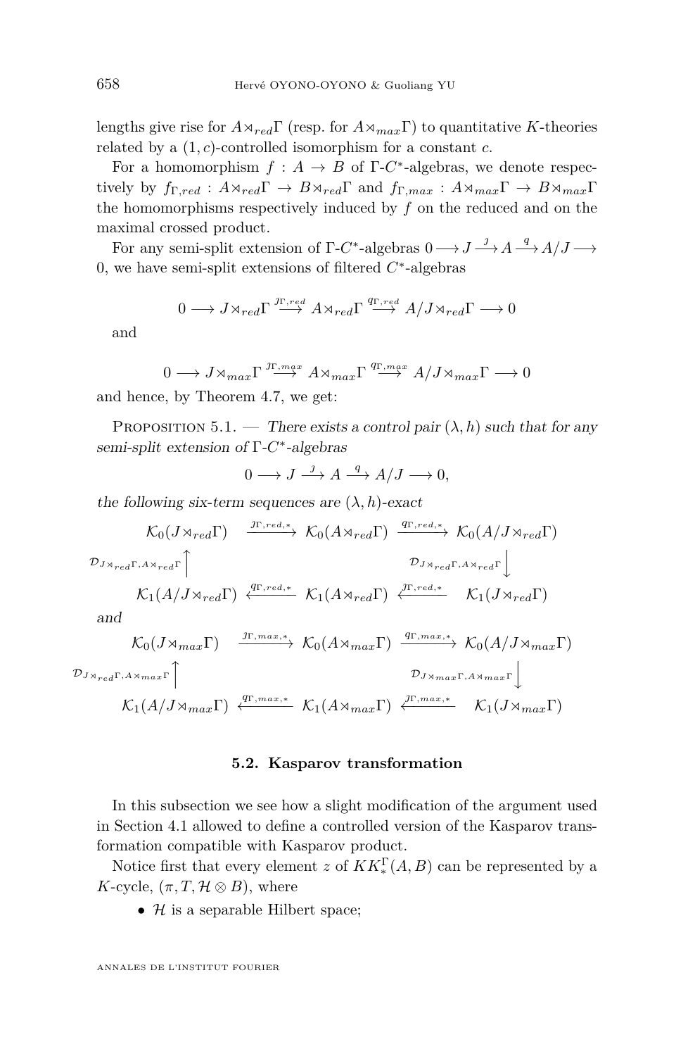lengths give rise for $A\rtimes_{red}\Gamma$ (resp. for $A\rtimes_{max}\Gamma$) to quantitative $K$-theories related by a $(1,c)$-controlled isomorphism for a constant $c$.

For a homomorphism $f : A \to B$ of $\Gamma$-$C^*$-algebras, we denote respectively by $f_{\Gamma,red} : A\rtimes_{red}\Gamma \to B\rtimes_{red}\Gamma$ and $f_{\Gamma,max} : A\rtimes_{max}\Gamma \to B\rtimes_{max}\Gamma$ the homomorphisms respectively induced by $f$ on the reduced and on the maximal crossed product.

For any semi-split extension of $\Gamma$-$C^*$-algebras $0 \longrightarrow J \stackrel{\jmath}{\longrightarrow} A \stackrel{q}{\longrightarrow} A/J \longrightarrow 0$, we have semi-split extensions of filtered $C^*$-algebras

$$0 \longrightarrow J\rtimes_{red}\Gamma \stackrel{\jmath_{\Gamma,red}}{\longrightarrow} A\rtimes_{red}\Gamma \stackrel{q_{\Gamma,red}}{\longrightarrow} A/J\rtimes_{red}\Gamma \longrightarrow 0$$

and

$$0 \longrightarrow J\rtimes_{max}\Gamma \stackrel{\jmath_{\Gamma,max}}{\longrightarrow} A\rtimes_{max}\Gamma \stackrel{q_{\Gamma,max}}{\longrightarrow} A/J\rtimes_{max}\Gamma \longrightarrow 0$$

and hence, by Theorem 4.7, we get:

Proposition 5.1. — *There exists a control pair $(\lambda,h)$ such that for any semi-split extension of $\Gamma$-$C^*$-algebras*

$$0 \longrightarrow J \stackrel{\jmath}{\longrightarrow} A \stackrel{q}{\longrightarrow} A/J \longrightarrow 0,$$

*the following six-term sequences are $(\lambda,h)$-exact*

$$\begin{array}{ccccc}
\mathcal{K}_0(J\rtimes_{red}\Gamma) & \stackrel{\jmath_{\Gamma,red,*}}{\longrightarrow} & \mathcal{K}_0(A\rtimes_{red}\Gamma) & \stackrel{q_{\Gamma,red,*}}{\longrightarrow} & \mathcal{K}_0(A/J\rtimes_{red}\Gamma) \\
{\scriptstyle \mathcal{D}_{J\rtimes_{red}\Gamma,A\rtimes_{red}\Gamma}}\uparrow & & & & \downarrow{\scriptstyle \mathcal{D}_{J\rtimes_{red}\Gamma,A\rtimes_{red}\Gamma}} \\
\mathcal{K}_1(A/J\rtimes_{red}\Gamma) & \stackrel{q_{\Gamma,red,*}}{\longleftarrow} & \mathcal{K}_1(A\rtimes_{red}\Gamma) & \stackrel{\jmath_{\Gamma,red,*}}{\longleftarrow} & \mathcal{K}_1(J\rtimes_{red}\Gamma)
\end{array}$$

*and*

$$\begin{array}{ccccc}
\mathcal{K}_0(J\rtimes_{max}\Gamma) & \stackrel{\jmath_{\Gamma,max,*}}{\longrightarrow} & \mathcal{K}_0(A\rtimes_{max}\Gamma) & \stackrel{q_{\Gamma,max,*}}{\longrightarrow} & \mathcal{K}_0(A/J\rtimes_{max}\Gamma) \\
{\scriptstyle \mathcal{D}_{J\rtimes_{red}\Gamma,A\rtimes_{max}\Gamma}}\uparrow & & & & \downarrow{\scriptstyle \mathcal{D}_{J\rtimes_{max}\Gamma,A\rtimes_{max}\Gamma}} \\
\mathcal{K}_1(A/J\rtimes_{max}\Gamma) & \stackrel{q_{\Gamma,max,*}}{\longleftarrow} & \mathcal{K}_1(A\rtimes_{max}\Gamma) & \stackrel{\jmath_{\Gamma,max,*}}{\longleftarrow} & \mathcal{K}_1(J\rtimes_{max}\Gamma)
\end{array}$$

### 5.2. Kasparov transformation

In this subsection we see how a slight modification of the argument used in Section 4.1 allowed to define a controlled version of the Kasparov transformation compatible with Kasparov product.

Notice first that every element $z$ of $KK_*^\Gamma(A,B)$ can be represented by a $K$-cycle, $(\pi,T,\mathcal{H}\otimes B)$, where

- $\mathcal{H}$ is a separable Hilbert space;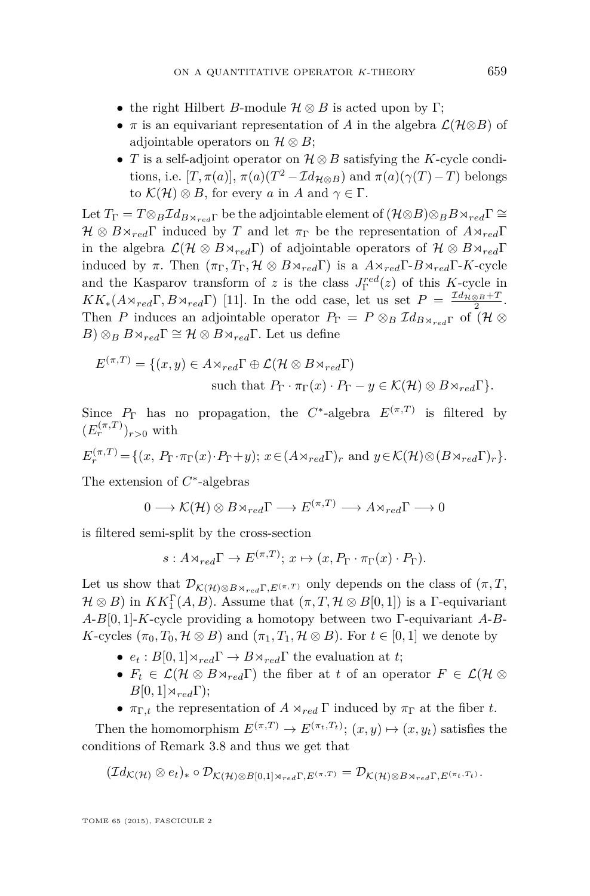- the right Hilbert $B$-module $\mathcal{H} \otimes B$ is acted upon by $\Gamma$;
- $\pi$ is an equivariant representation of $A$ in the algebra $\mathcal{L}(\mathcal{H}\otimes B)$ of adjointable operators on $\mathcal{H} \otimes B$;
- $T$ is a self-adjoint operator on $\mathcal{H} \otimes B$ satisfying the $K$-cycle conditions, i.e. $[T, \pi(a)]$, $\pi(a)(T^2 - \mathcal{I}d_{\mathcal{H}\otimes B})$ and $\pi(a)(\gamma(T) - T)$ belongs to $\mathcal{K}(\mathcal{H}) \otimes B$, for every $a$ in $A$ and $\gamma \in \Gamma$.

Let $T_\Gamma = T \otimes_B \mathcal{I}d_{B\rtimes_{red}\Gamma}$ be the adjointable element of $(\mathcal{H}\otimes B)\otimes_B B\rtimes_{red}\Gamma \cong \mathcal{H} \otimes B\rtimes_{red}\Gamma$ induced by $T$ and let $\pi_\Gamma$ be the representation of $A\rtimes_{red}\Gamma$ in the algebra $\mathcal{L}(\mathcal{H} \otimes B\rtimes_{red}\Gamma)$ of adjointable operators of $\mathcal{H} \otimes B\rtimes_{red}\Gamma$ induced by $\pi$. Then $(\pi_\Gamma, T_\Gamma, \mathcal{H} \otimes B\rtimes_{red}\Gamma)$ is a $A\rtimes_{red}\Gamma$-$B\rtimes_{red}\Gamma$-$K$-cycle and the Kasparov transform of $z$ is the class $J^{red}_\Gamma(z)$ of this $K$-cycle in $KK_*(A\rtimes_{red}\Gamma, B\rtimes_{red}\Gamma)$ [11]. In the odd case, let us set $P = \frac{\mathcal{I}d_{\mathcal{H}\otimes B}+T}{2}$. Then $P$ induces an adjointable operator $P_\Gamma = P \otimes_B \mathcal{I}d_{B\rtimes_{red}\Gamma}$ of $(\mathcal{H} \otimes B) \otimes_B B\rtimes_{red}\Gamma \cong \mathcal{H} \otimes B\rtimes_{red}\Gamma$. Let us define

$$\begin{aligned} E^{(\pi,T)} = \{(x, y) \in A\rtimes_{red}\Gamma \oplus \mathcal{L}(\mathcal{H} \otimes B\rtimes_{red}\Gamma) \\ \text{such that } P_\Gamma \cdot \pi_\Gamma(x) \cdot P_\Gamma - y \in \mathcal{K}(\mathcal{H}) \otimes B\rtimes_{red}\Gamma\}. \end{aligned}$$

Since $P_\Gamma$ has no propagation, the $C^*$-algebra $E^{(\pi,T)}$ is filtered by $(E^{(\pi,T)}_r)_{r>0}$ with

$$E^{(\pi,T)}_r = \{(x,\ P_\Gamma \cdot \pi_\Gamma(x) \cdot P_\Gamma + y);\ x \in (A\rtimes_{red}\Gamma)_r \text{ and } y \in \mathcal{K}(\mathcal{H}) \otimes (B\rtimes_{red}\Gamma)_r\}.$$

The extension of $C^*$-algebras

$$0 \longrightarrow \mathcal{K}(\mathcal{H}) \otimes B\rtimes_{red}\Gamma \longrightarrow E^{(\pi,T)} \longrightarrow A\rtimes_{red}\Gamma \longrightarrow 0$$

is filtered semi-split by the cross-section

$$s : A\rtimes_{red}\Gamma \to E^{(\pi,T)};\ x \mapsto (x, P_\Gamma \cdot \pi_\Gamma(x) \cdot P_\Gamma).$$

Let us show that $\mathcal{D}_{\mathcal{K}(\mathcal{H})\otimes B\rtimes_{red}\Gamma, E^{(\pi,T)}}$ only depends on the class of $(\pi, T, \mathcal{H} \otimes B)$ in $KK^\Gamma_1(A, B)$. Assume that $(\pi, T, \mathcal{H} \otimes B[0, 1])$ is a $\Gamma$-equivariant $A$-$B[0, 1]$-$K$-cycle providing a homotopy between two $\Gamma$-equivariant $A$-$B$-$K$-cycles $(\pi_0, T_0, \mathcal{H} \otimes B)$ and $(\pi_1, T_1, \mathcal{H} \otimes B)$. For $t \in [0, 1]$ we denote by

- $e_t : B[0, 1]\rtimes_{red}\Gamma \to B\rtimes_{red}\Gamma$ the evaluation at $t$;
- $F_t \in \mathcal{L}(\mathcal{H} \otimes B\rtimes_{red}\Gamma)$ the fiber at $t$ of an operator $F \in \mathcal{L}(\mathcal{H} \otimes B[0, 1]\rtimes_{red}\Gamma)$;
- $\pi_{\Gamma,t}$ the representation of $A \rtimes_{red} \Gamma$ induced by $\pi_\Gamma$ at the fiber $t$.

Then the homomorphism $E^{(\pi,T)} \to E^{(\pi_t,T_t)}$; $(x, y) \mapsto (x, y_t)$ satisfies the conditions of Remark 3.8 and thus we get that

$$(\mathcal{I}d_{\mathcal{K}(\mathcal{H})} \otimes e_t)_* \circ \mathcal{D}_{\mathcal{K}(\mathcal{H})\otimes B[0,1]\rtimes_{red}\Gamma, E^{(\pi,T)}} = \mathcal{D}_{\mathcal{K}(\mathcal{H})\otimes B\rtimes_{red}\Gamma, E^{(\pi_t,T_t)}}.$$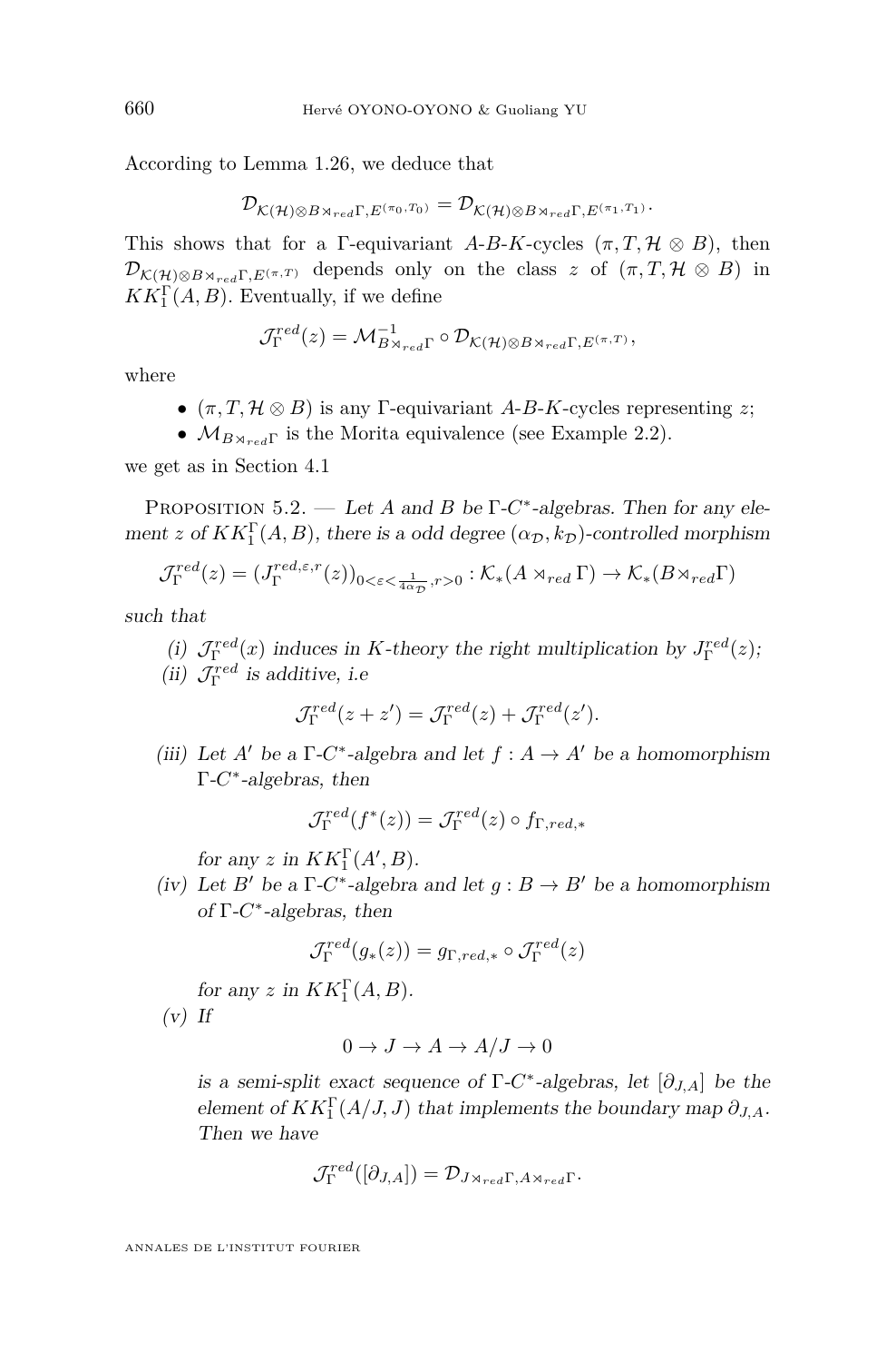According to Lemma 1.26, we deduce that

$$\mathcal{D}_{\mathcal{K}(\mathcal{H})\otimes B\rtimes_{red}\Gamma, E^{(\pi_0,T_0)}} = \mathcal{D}_{\mathcal{K}(\mathcal{H})\otimes B\rtimes_{red}\Gamma, E^{(\pi_1,T_1)}}.$$

This shows that for a $\Gamma$-equivariant $A$-$B$-$K$-cycles $(\pi, T, \mathcal{H}\otimes B)$, then $\mathcal{D}_{\mathcal{K}(\mathcal{H})\otimes B\rtimes_{red}\Gamma, E^{(\pi,T)}}$ depends only on the class $z$ of $(\pi, T, \mathcal{H}\otimes B)$ in $KK_1^\Gamma(A,B)$. Eventually, if we define

$$\mathcal{J}_\Gamma^{red}(z) = \mathcal{M}^{-1}_{B\rtimes_{red}\Gamma}\circ \mathcal{D}_{\mathcal{K}(\mathcal{H})\otimes B\rtimes_{red}\Gamma, E^{(\pi,T)}},$$

where

- $(\pi, T, \mathcal{H}\otimes B)$ is any $\Gamma$-equivariant $A$-$B$-$K$-cycles representing $z$;
- $\mathcal{M}_{B\rtimes_{red}\Gamma}$ is the Morita equivalence (see Example 2.2).

we get as in Section 4.1

Proposition 5.2. — *Let $A$ and $B$ be $\Gamma$-$C^*$-algebras. Then for any element $z$ of $KK_1^\Gamma(A,B)$, there is a odd degree $(\alpha_\mathcal{D}, k_\mathcal{D})$-controlled morphism*

$$\mathcal{J}_\Gamma^{red}(z) = (J_\Gamma^{red,\varepsilon,r}(z))_{0<\varepsilon<\frac{1}{4\alpha_\mathcal{D}}, r>0} : \mathcal{K}_*(A\rtimes_{red}\Gamma)\to \mathcal{K}_*(B\rtimes_{red}\Gamma)$$

*such that*

*(i) $\mathcal{J}_\Gamma^{red}(x)$ induces in $K$-theory the right multiplication by $J_\Gamma^{red}(z)$;*

*(ii) $\mathcal{J}_\Gamma^{red}$ is additive, i.e*

$$\mathcal{J}_\Gamma^{red}(z+z') = \mathcal{J}_\Gamma^{red}(z) + \mathcal{J}_\Gamma^{red}(z').$$

*(iii) Let $A'$ be a $\Gamma$-$C^*$-algebra and let $f : A\to A'$ be a homomorphism $\Gamma$-$C^*$-algebras, then*

$$\mathcal{J}_\Gamma^{red}(f^*(z)) = \mathcal{J}_\Gamma^{red}(z)\circ f_{\Gamma,red,*}$$

*for any $z$ in $KK_1^\Gamma(A',B)$.*

*(iv) Let $B'$ be a $\Gamma$-$C^*$-algebra and let $g : B\to B'$ be a homomorphism of $\Gamma$-$C^*$-algebras, then*

$$\mathcal{J}_\Gamma^{red}(g_*(z)) = g_{\Gamma,red,*}\circ \mathcal{J}_\Gamma^{red}(z)$$

*for any $z$ in $KK_1^\Gamma(A,B)$.*

*(v) If*

$$0\to J\to A\to A/J\to 0$$

*is a semi-split exact sequence of $\Gamma$-$C^*$-algebras, let $[\partial_{J,A}]$ be the element of $KK_1^\Gamma(A/J,J)$ that implements the boundary map $\partial_{J,A}$. Then we have*

$$\mathcal{J}_\Gamma^{red}([\partial_{J,A}]) = \mathcal{D}_{J\rtimes_{red}\Gamma, A\rtimes_{red}\Gamma}.$$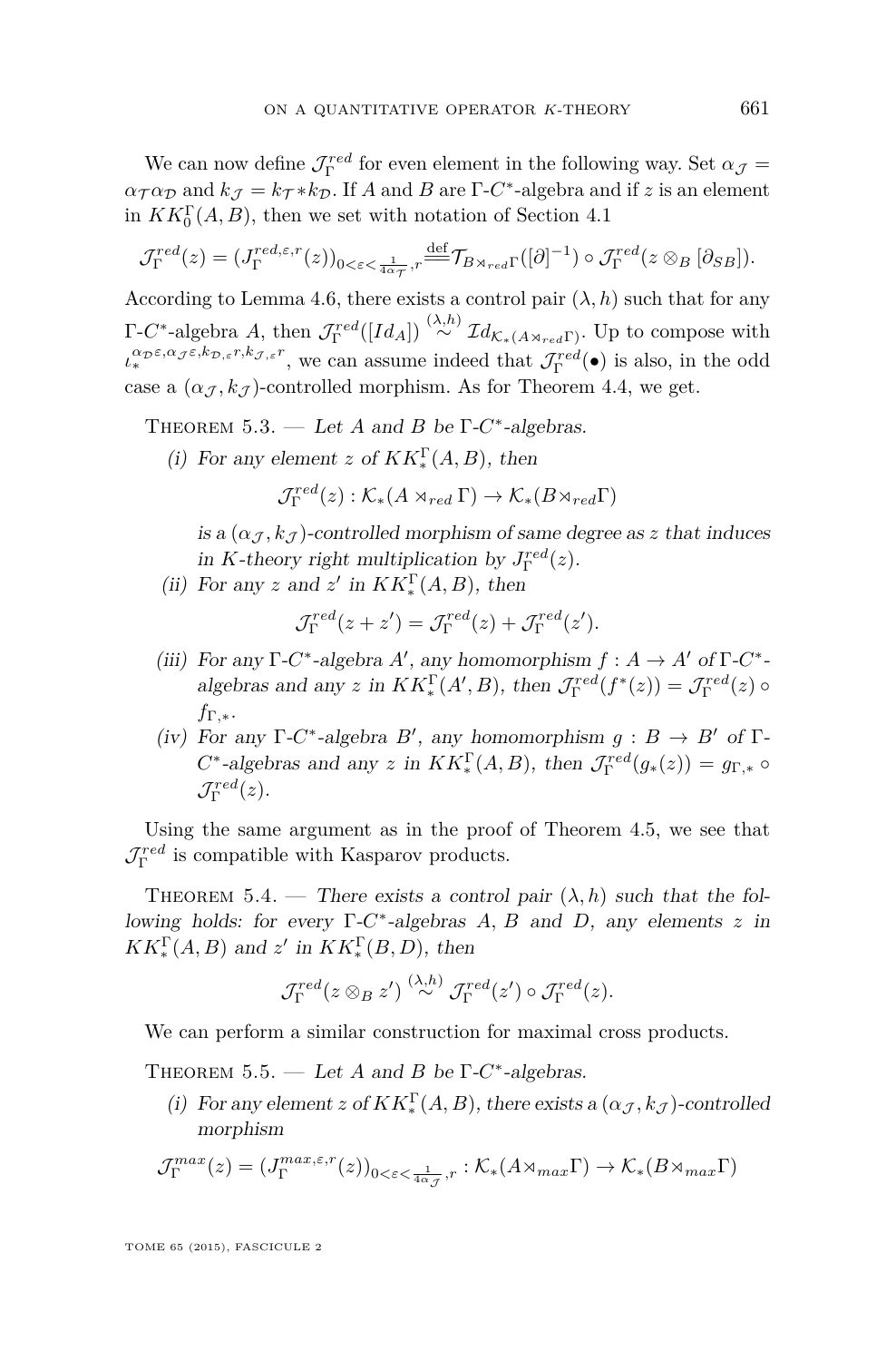We can now define $\mathcal{J}_\Gamma^{red}$ for even element in the following way. Set $\alpha_{\mathcal{J}} = \alpha_{\mathcal{T}}\alpha_{\mathcal{D}}$ and $k_{\mathcal{J}} = k_{\mathcal{T}} * k_{\mathcal{D}}$. If $A$ and $B$ are $\Gamma$-$C^*$-algebra and if $z$ is an element in $KK_0^\Gamma(A,B)$, then we set with notation of Section 4.1

$$\mathcal{J}_\Gamma^{red}(z) = (J_\Gamma^{red,\varepsilon,r}(z))_{0<\varepsilon<\frac{1}{4\alpha_{\mathcal{T}}},r} \stackrel{\text{def}}{=\!=} \mathcal{T}_{B\rtimes_{red}\Gamma}([\partial]^{-1}) \circ \mathcal{J}_\Gamma^{red}(z \otimes_B [\partial_{SB}]).$$

According to Lemma 4.6, there exists a control pair $(\lambda, h)$ such that for any $\Gamma$-$C^*$-algebra $A$, then $\mathcal{J}_\Gamma^{red}([Id_A]) \stackrel{(\lambda,h)}{\sim} \mathcal{I}d_{\mathcal{K}_*(A\rtimes_{red}\Gamma)}$. Up to compose with $\iota_*^{\alpha_{\mathcal{D}}\varepsilon,\alpha_{\mathcal{J}}\varepsilon,k_{\mathcal{D},\varepsilon}r,k_{\mathcal{J},\varepsilon}r}$, we can assume indeed that $\mathcal{J}_\Gamma^{red}(\bullet)$ is also, in the odd case a $(\alpha_{\mathcal{J}}, k_{\mathcal{J}})$-controlled morphism. As for Theorem 4.4, we get.

Theorem 5.3. — *Let $A$ and $B$ be $\Gamma$-$C^*$-algebras.*

*(i) For any element $z$ of $KK_*^\Gamma(A,B)$, then*

$$\mathcal{J}_\Gamma^{red}(z) : \mathcal{K}_*(A \rtimes_{red} \Gamma) \to \mathcal{K}_*(B \rtimes_{red} \Gamma)$$

*is a $(\alpha_{\mathcal{J}}, k_{\mathcal{J}})$-controlled morphism of same degree as $z$ that induces in $K$-theory right multiplication by $J_\Gamma^{red}(z)$.*

*(ii) For any $z$ and $z'$ in $KK_*^\Gamma(A,B)$, then*

$$\mathcal{J}_\Gamma^{red}(z + z') = \mathcal{J}_\Gamma^{red}(z) + \mathcal{J}_\Gamma^{red}(z').$$

*(iii) For any $\Gamma$-$C^*$-algebra $A'$, any homomorphism $f : A \to A'$ of $\Gamma$-$C^*$-algebras and any $z$ in $KK_*^\Gamma(A',B)$, then $\mathcal{J}_\Gamma^{red}(f^*(z)) = \mathcal{J}_\Gamma^{red}(z) \circ f_{\Gamma,*}$.*

*(iv) For any $\Gamma$-$C^*$-algebra $B'$, any homomorphism $g : B \to B'$ of $\Gamma$-$C^*$-algebras and any $z$ in $KK_*^\Gamma(A,B)$, then $\mathcal{J}_\Gamma^{red}(g_*(z)) = g_{\Gamma,*} \circ \mathcal{J}_\Gamma^{red}(z)$.*

Using the same argument as in the proof of Theorem 4.5, we see that $\mathcal{J}_\Gamma^{red}$ is compatible with Kasparov products.

Theorem 5.4. — *There exists a control pair $(\lambda, h)$ such that the following holds: for every $\Gamma$-$C^*$-algebras $A$, $B$ and $D$, any elements $z$ in $KK_*^\Gamma(A,B)$ and $z'$ in $KK_*^\Gamma(B,D)$, then*

$$\mathcal{J}_\Gamma^{red}(z \otimes_B z') \stackrel{(\lambda,h)}{\sim} \mathcal{J}_\Gamma^{red}(z') \circ \mathcal{J}_\Gamma^{red}(z).$$

We can perform a similar construction for maximal cross products.

Theorem 5.5. — *Let $A$ and $B$ be $\Gamma$-$C^*$-algebras.*

*(i) For any element $z$ of $KK_*^\Gamma(A,B)$, there exists a $(\alpha_{\mathcal{J}}, k_{\mathcal{J}})$-controlled morphism*

$$\mathcal{J}_\Gamma^{max}(z) = (J_\Gamma^{max,\varepsilon,r}(z))_{0<\varepsilon<\frac{1}{4\alpha_{\mathcal{J}}},r} : \mathcal{K}_*(A \rtimes_{max} \Gamma) \to \mathcal{K}_*(B \rtimes_{max} \Gamma)$$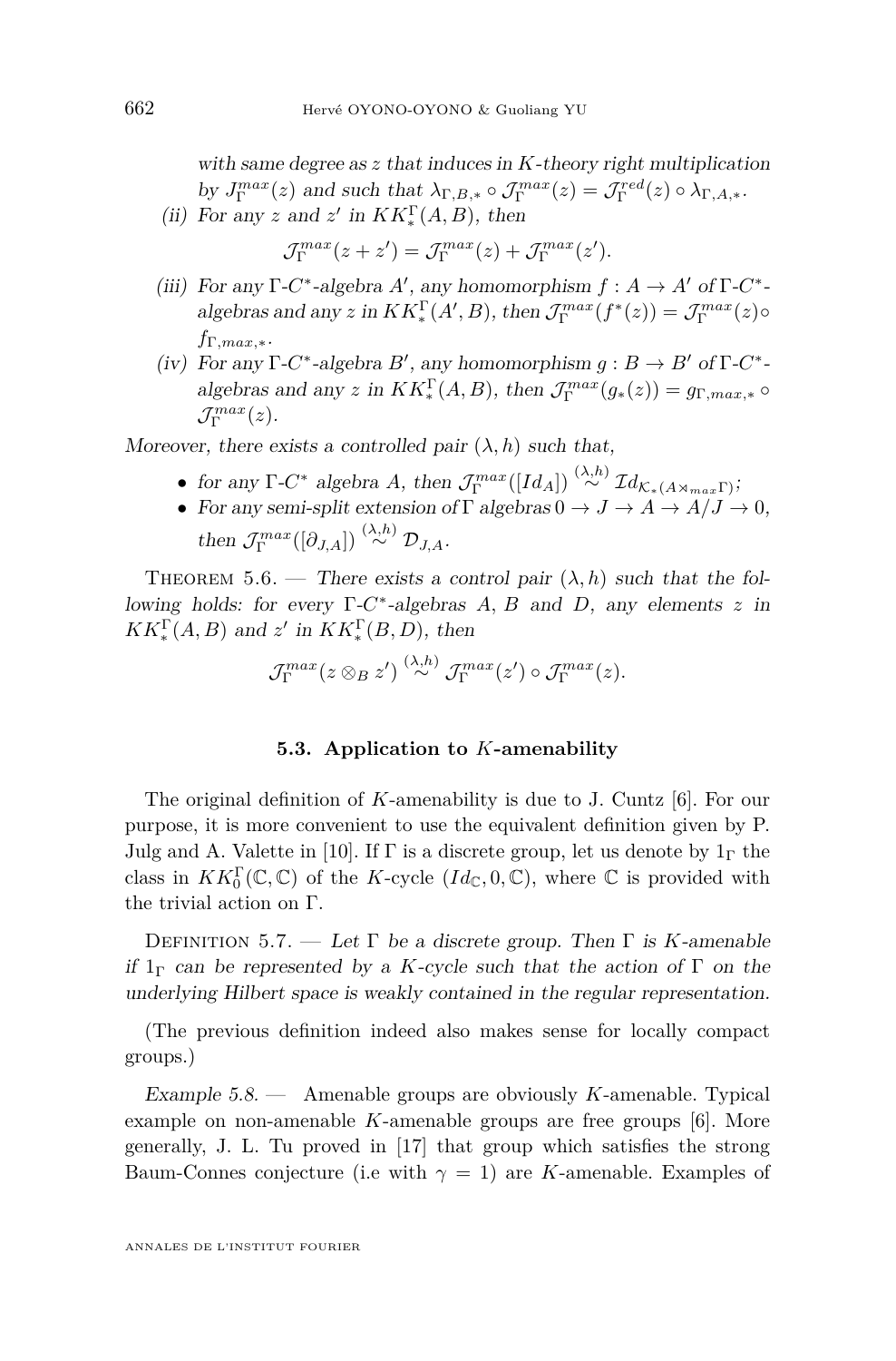with same degree as $z$ that induces in $K$-theory right multiplication by $J_\Gamma^{max}(z)$ and such that $\lambda_{\Gamma,B,*} \circ \mathcal{J}_\Gamma^{max}(z) = \mathcal{J}_\Gamma^{red}(z) \circ \lambda_{\Gamma,A,*}$.

(ii) For any $z$ and $z'$ in $KK_*^\Gamma(A,B)$, then

$$\mathcal{J}_\Gamma^{max}(z+z') = \mathcal{J}_\Gamma^{max}(z) + \mathcal{J}_\Gamma^{max}(z').$$

(iii) For any $\Gamma$-$C^*$-algebra $A'$, any homomorphism $f : A \to A'$ of $\Gamma$-$C^*$-algebras and any $z$ in $KK_*^\Gamma(A',B)$, then $\mathcal{J}_\Gamma^{max}(f^*(z)) = \mathcal{J}_\Gamma^{max}(z) \circ f_{\Gamma,max,*}$.

(iv) For any $\Gamma$-$C^*$-algebra $B'$, any homomorphism $g : B \to B'$ of $\Gamma$-$C^*$-algebras and any $z$ in $KK_*^\Gamma(A,B)$, then $\mathcal{J}_\Gamma^{max}(g_*(z)) = g_{\Gamma,max,*} \circ \mathcal{J}_\Gamma^{max}(z)$.

*Moreover, there exists a controlled pair* $(\lambda, h)$ *such that,*

- *for any* $\Gamma$-$C^*$ *algebra* $A$, *then* $\mathcal{J}_\Gamma^{max}([Id_A]) \overset{(\lambda,h)}{\sim} \mathcal{I}d_{\mathcal{K}_*(A \rtimes_{max} \Gamma)}$;
- *For any semi-split extension of* $\Gamma$ *algebras* $0 \to J \to A \to A/J \to 0$, *then* $\mathcal{J}_\Gamma^{max}([\partial_{J,A}]) \overset{(\lambda,h)}{\sim} \mathcal{D}_{J,A}$.

Theorem 5.6. — *There exists a control pair* $(\lambda, h)$ *such that the following holds: for every* $\Gamma$-$C^*$-*algebras* $A$, $B$ *and* $D$, *any elements* $z$ *in* $KK_*^\Gamma(A,B)$ *and* $z'$ *in* $KK_*^\Gamma(B,D)$, *then*

$$\mathcal{J}_\Gamma^{max}(z \otimes_B z') \overset{(\lambda,h)}{\sim} \mathcal{J}_\Gamma^{max}(z') \circ \mathcal{J}_\Gamma^{max}(z).$$

### 5.3. Application to $K$-amenability

The original definition of $K$-amenability is due to J. Cuntz [6]. For our purpose, it is more convenient to use the equivalent definition given by P. Julg and A. Valette in [10]. If $\Gamma$ is a discrete group, let us denote by $1_\Gamma$ the class in $KK_0^\Gamma(\mathbb{C},\mathbb{C})$ of the $K$-cycle $(Id_\mathbb{C}, 0, \mathbb{C})$, where $\mathbb{C}$ is provided with the trivial action on $\Gamma$.

Definition 5.7. — *Let* $\Gamma$ *be a discrete group. Then* $\Gamma$ *is* $K$-*amenable if* $1_\Gamma$ *can be represented by a* $K$-*cycle such that the action of* $\Gamma$ *on the underlying Hilbert space is weakly contained in the regular representation.*

(The previous definition indeed also makes sense for locally compact groups.)

*Example 5.8.* — Amenable groups are obviously $K$-amenable. Typical example on non-amenable $K$-amenable groups are free groups [6]. More generally, J. L. Tu proved in [17] that group which satisfies the strong Baum-Connes conjecture (i.e with $\gamma = 1$) are $K$-amenable. Examples of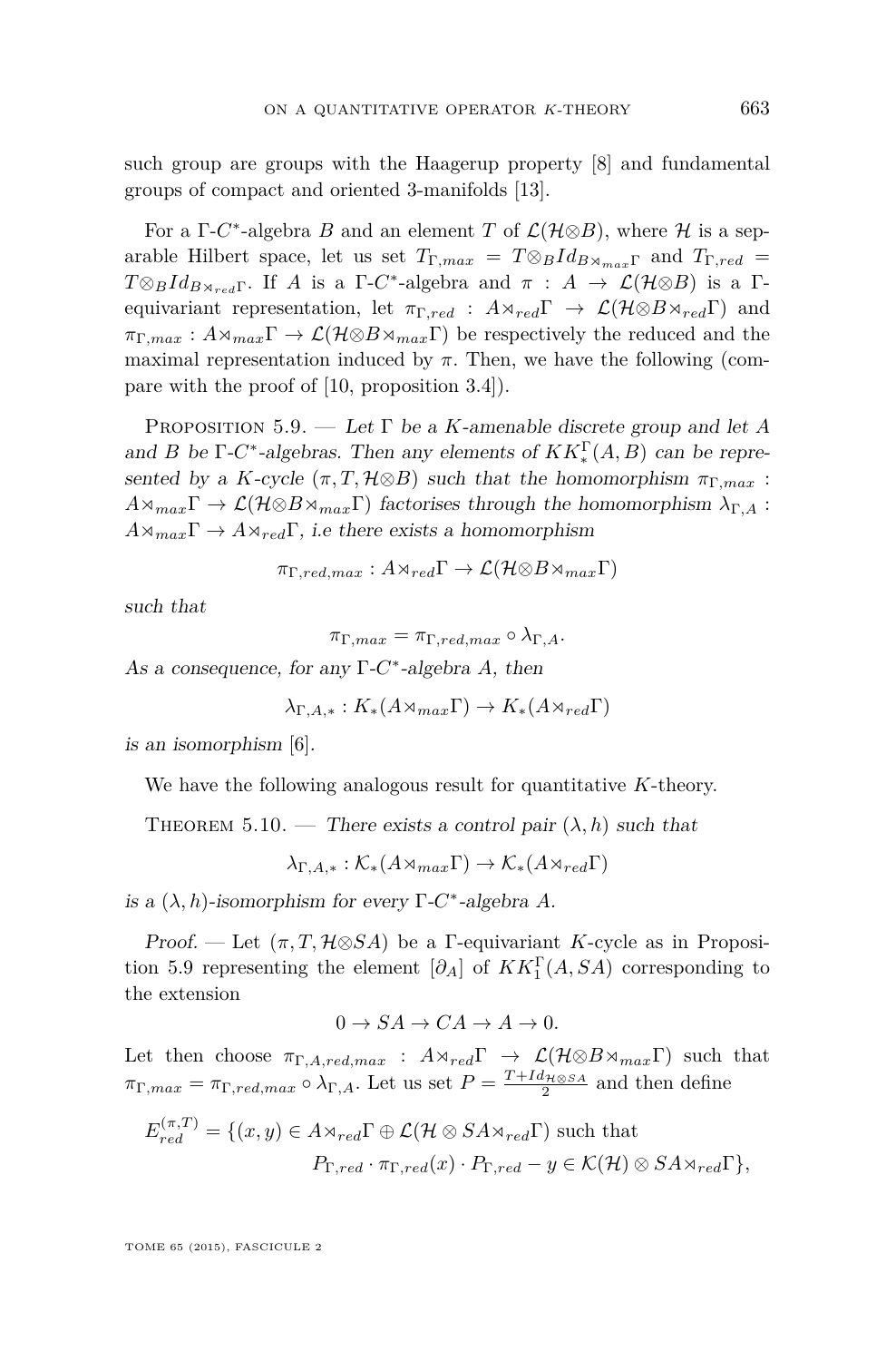such group are groups with the Haagerup property [8] and fundamental groups of compact and oriented 3-manifolds [13].

For a $\Gamma$-$C^*$-algebra $B$ and an element $T$ of $\mathcal{L}(\mathcal{H}\otimes B)$, where $\mathcal{H}$ is a separable Hilbert space, let us set $T_{\Gamma,max} = T\otimes_B Id_{B\rtimes_{max}\Gamma}$ and $T_{\Gamma,red} = T\otimes_B Id_{B\rtimes_{red}\Gamma}$. If $A$ is a $\Gamma$-$C^*$-algebra and $\pi : A \to \mathcal{L}(\mathcal{H}\otimes B)$ is a $\Gamma$-equivariant representation, let $\pi_{\Gamma,red} : A\rtimes_{red}\Gamma \to \mathcal{L}(\mathcal{H}\otimes B\rtimes_{red}\Gamma)$ and $\pi_{\Gamma,max} : A\rtimes_{max}\Gamma \to \mathcal{L}(\mathcal{H}\otimes B\rtimes_{max}\Gamma)$ be respectively the reduced and the maximal representation induced by $\pi$. Then, we have the following (compare with the proof of [10, proposition 3.4]).

Proposition 5.9. — *Let $\Gamma$ be a $K$-amenable discrete group and let $A$ and $B$ be $\Gamma$-$C^*$-algebras. Then any elements of $KK^\Gamma_*(A,B)$ can be represented by a $K$-cycle $(\pi, T, \mathcal{H}\otimes B)$ such that the homomorphism $\pi_{\Gamma,max} : A\rtimes_{max}\Gamma \to \mathcal{L}(\mathcal{H}\otimes B\rtimes_{max}\Gamma)$ factorises through the homomorphism $\lambda_{\Gamma,A} : A\rtimes_{max}\Gamma \to A\rtimes_{red}\Gamma$, i.e there exists a homomorphism*

$$\pi_{\Gamma,red,max} : A\rtimes_{red}\Gamma \to \mathcal{L}(\mathcal{H}\otimes B\rtimes_{max}\Gamma)$$

*such that*

$$\pi_{\Gamma,max} = \pi_{\Gamma,red,max} \circ \lambda_{\Gamma,A}.$$

*As a consequence, for any $\Gamma$-$C^*$-algebra $A$, then*

$$\lambda_{\Gamma,A,*} : K_*(A\rtimes_{max}\Gamma) \to K_*(A\rtimes_{red}\Gamma)$$

*is an isomorphism* [6].

We have the following analogous result for quantitative $K$-theory.

Theorem 5.10. — *There exists a control pair $(\lambda, h)$ such that*

$$\lambda_{\Gamma,A,*} : \mathcal{K}_*(A\rtimes_{max}\Gamma) \to \mathcal{K}_*(A\rtimes_{red}\Gamma)$$

*is a $(\lambda, h)$-isomorphism for every $\Gamma$-$C^*$-algebra $A$.*

*Proof.* — Let $(\pi, T, \mathcal{H}\otimes SA)$ be a $\Gamma$-equivariant $K$-cycle as in Proposition 5.9 representing the element $[\partial_A]$ of $KK^\Gamma_1(A, SA)$ corresponding to the extension

$$0 \to SA \to CA \to A \to 0.$$

Let then choose $\pi_{\Gamma,A,red,max} : A\rtimes_{red}\Gamma \to \mathcal{L}(\mathcal{H}\otimes B\rtimes_{max}\Gamma)$ such that $\pi_{\Gamma,max} = \pi_{\Gamma,red,max} \circ \lambda_{\Gamma,A}$. Let us set $P = \frac{T+Id_{\mathcal{H}\otimes SA}}{2}$ and then define

$$\begin{aligned} E^{(\pi,T)}_{red} = \{(x,y) \in A\rtimes_{red}\Gamma \oplus \mathcal{L}(\mathcal{H}\otimes SA\rtimes_{red}\Gamma) \text{ such that} \\ P_{\Gamma,red}\cdot \pi_{\Gamma,red}(x)\cdot P_{\Gamma,red} - y \in \mathcal{K}(\mathcal{H})\otimes SA\rtimes_{red}\Gamma\}, \end{aligned}$$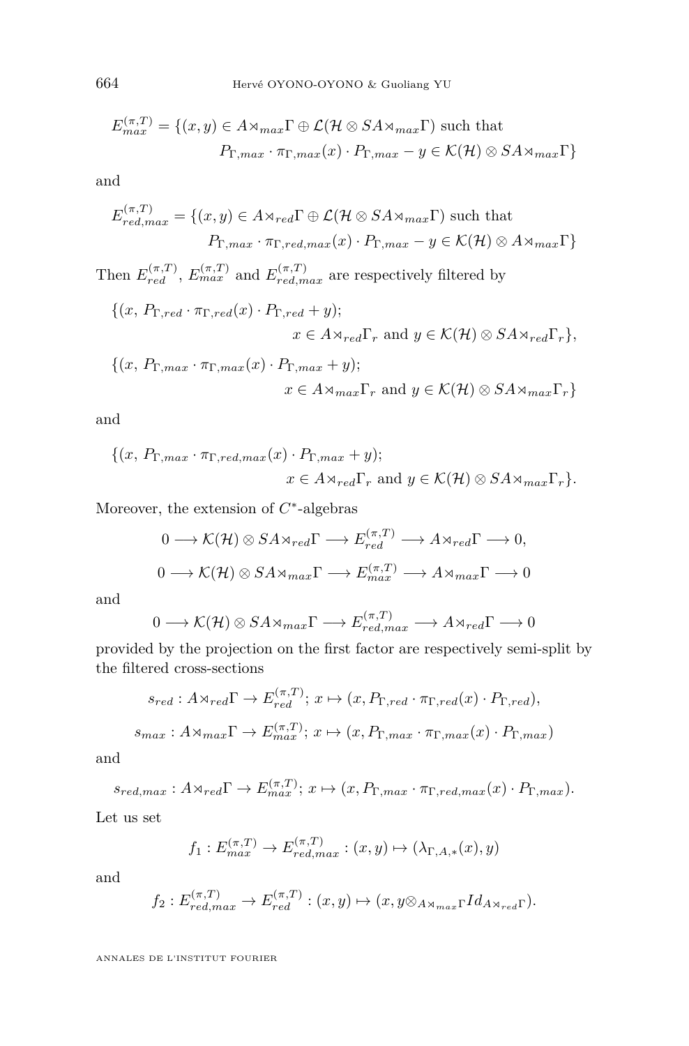$$E^{(\pi,T)}_{max} = \{(x,y) \in A\rtimes_{max}\Gamma \oplus \mathcal{L}(\mathcal{H}\otimes SA\rtimes_{max}\Gamma) \text{ such that}$$
$$P_{\Gamma,max}\cdot \pi_{\Gamma,max}(x)\cdot P_{\Gamma,max} - y \in \mathcal{K}(\mathcal{H})\otimes SA\rtimes_{max}\Gamma\}$$

and

$$E^{(\pi,T)}_{red,max} = \{(x,y) \in A\rtimes_{red}\Gamma \oplus \mathcal{L}(\mathcal{H}\otimes SA\rtimes_{max}\Gamma) \text{ such that}$$
$$P_{\Gamma,max}\cdot \pi_{\Gamma,red,max}(x)\cdot P_{\Gamma,max} - y \in \mathcal{K}(\mathcal{H})\otimes A\rtimes_{max}\Gamma\}$$

Then $E^{(\pi,T)}_{red}$, $E^{(\pi,T)}_{max}$ and $E^{(\pi,T)}_{red,max}$ are respectively filtered by

$$\{(x,\, P_{\Gamma,red}\cdot \pi_{\Gamma,red}(x)\cdot P_{\Gamma,red} + y);$$
$$x \in A\rtimes_{red}\Gamma_r \text{ and } y \in \mathcal{K}(\mathcal{H})\otimes SA\rtimes_{red}\Gamma_r\},$$

$$\{(x,\, P_{\Gamma,max}\cdot \pi_{\Gamma,max}(x)\cdot P_{\Gamma,max} + y);$$
$$x \in A\rtimes_{max}\Gamma_r \text{ and } y \in \mathcal{K}(\mathcal{H})\otimes SA\rtimes_{max}\Gamma_r\}$$

and

$$\{(x,\, P_{\Gamma,max}\cdot \pi_{\Gamma,red,max}(x)\cdot P_{\Gamma,max} + y);$$
$$x \in A\rtimes_{red}\Gamma_r \text{ and } y \in \mathcal{K}(\mathcal{H})\otimes SA\rtimes_{max}\Gamma_r\}.$$

Moreover, the extension of $C^*$-algebras

$$0 \longrightarrow \mathcal{K}(\mathcal{H})\otimes SA\rtimes_{red}\Gamma \longrightarrow E^{(\pi,T)}_{red} \longrightarrow A\rtimes_{red}\Gamma \longrightarrow 0,$$

$$0 \longrightarrow \mathcal{K}(\mathcal{H})\otimes SA\rtimes_{max}\Gamma \longrightarrow E^{(\pi,T)}_{max} \longrightarrow A\rtimes_{max}\Gamma \longrightarrow 0$$

and

$$0 \longrightarrow \mathcal{K}(\mathcal{H})\otimes SA\rtimes_{max}\Gamma \longrightarrow E^{(\pi,T)}_{red,max} \longrightarrow A\rtimes_{red}\Gamma \longrightarrow 0$$

provided by the projection on the first factor are respectively semi-split by the filtered cross-sections

$$s_{red} : A\rtimes_{red}\Gamma \to E^{(\pi,T)}_{red};\, x \mapsto (x, P_{\Gamma,red}\cdot \pi_{\Gamma,red}(x)\cdot P_{\Gamma,red}),$$

$$s_{max} : A\rtimes_{max}\Gamma \to E^{(\pi,T)}_{max};\, x \mapsto (x, P_{\Gamma,max}\cdot \pi_{\Gamma,max}(x)\cdot P_{\Gamma,max})$$

and

$$s_{red,max} : A\rtimes_{red}\Gamma \to E^{(\pi,T)}_{max};\, x \mapsto (x, P_{\Gamma,max}\cdot \pi_{\Gamma,red,max}(x)\cdot P_{\Gamma,max}).$$

Let us set

$$f_1 : E^{(\pi,T)}_{max} \to E^{(\pi,T)}_{red,max} : (x,y) \mapsto (\lambda_{\Gamma,A,*}(x), y)$$

and

$$f_2 : E^{(\pi,T)}_{red,max} \to E^{(\pi,T)}_{red} : (x,y) \mapsto (x, y\otimes_{A\rtimes_{max}\Gamma} Id_{A\rtimes_{red}\Gamma}).$$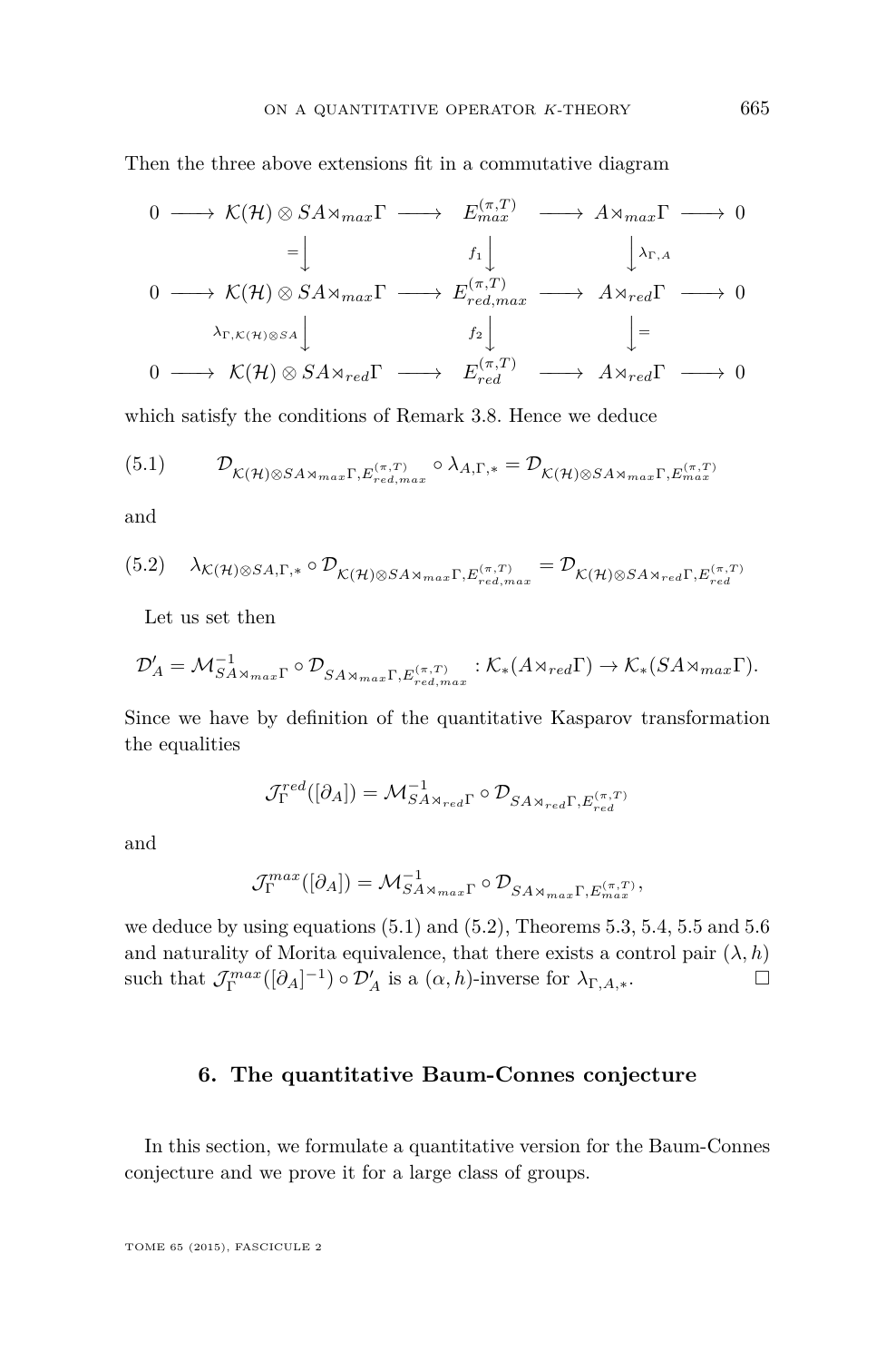Then the three above extensions fit in a commutative diagram

$$\begin{array}{ccccccccc}
0 & \longrightarrow & \mathcal{K}(\mathcal{H})\otimes SA\rtimes_{max}\Gamma & \longrightarrow & E^{(\pi,T)}_{max} & \longrightarrow & A\rtimes_{max}\Gamma & \longrightarrow & 0\\
 & & \big\downarrow{=} & & \big\downarrow{f_1} & & \big\downarrow{\lambda_{\Gamma,A}} & & \\
0 & \longrightarrow & \mathcal{K}(\mathcal{H})\otimes SA\rtimes_{max}\Gamma & \longrightarrow & E^{(\pi,T)}_{red,max} & \longrightarrow & A\rtimes_{red}\Gamma & \longrightarrow & 0\\
 & & \big\downarrow{\lambda_{\Gamma,\mathcal{K}(\mathcal{H})\otimes SA}} & & \big\downarrow{f_2} & & \big\downarrow{=} & & \\
0 & \longrightarrow & \mathcal{K}(\mathcal{H})\otimes SA\rtimes_{red}\Gamma & \longrightarrow & E^{(\pi,T)}_{red} & \longrightarrow & A\rtimes_{red}\Gamma & \longrightarrow & 0
\end{array}$$

which satisfy the conditions of Remark 3.8. Hence we deduce

$$\mathcal{D}_{\mathcal{K}(\mathcal{H})\otimes SA\rtimes_{max}\Gamma, E^{(\pi,T)}_{red,max}} \circ \lambda_{A,\Gamma,*} = \mathcal{D}_{\mathcal{K}(\mathcal{H})\otimes SA\rtimes_{max}\Gamma, E^{(\pi,T)}_{max}} \tag{5.1}$$

and

$$\lambda_{\mathcal{K}(\mathcal{H})\otimes SA,\Gamma,*} \circ \mathcal{D}_{\mathcal{K}(\mathcal{H})\otimes SA\rtimes_{max}\Gamma, E^{(\pi,T)}_{red,max}} = \mathcal{D}_{\mathcal{K}(\mathcal{H})\otimes SA\rtimes_{red}\Gamma, E^{(\pi,T)}_{red}} \tag{5.2}$$

Let us set then

$$\mathcal{D}'_A = \mathcal{M}^{-1}_{SA\rtimes_{max}\Gamma} \circ \mathcal{D}_{SA\rtimes_{max}\Gamma, E^{(\pi,T)}_{red,max}} : \mathcal{K}_*(A\rtimes_{red}\Gamma) \to \mathcal{K}_*(SA\rtimes_{max}\Gamma).$$

Since we have by definition of the quantitative Kasparov transformation the equalities

$$\mathcal{J}^{red}_{\Gamma}([\partial_A]) = \mathcal{M}^{-1}_{SA\rtimes_{red}\Gamma} \circ \mathcal{D}_{SA\rtimes_{red}\Gamma, E^{(\pi,T)}_{red}}$$

and

$$\mathcal{J}^{max}_{\Gamma}([\partial_A]) = \mathcal{M}^{-1}_{SA\rtimes_{max}\Gamma} \circ \mathcal{D}_{SA\rtimes_{max}\Gamma, E^{(\pi,T)}_{max}},$$

we deduce by using equations (5.1) and (5.2), Theorems 5.3, 5.4, 5.5 and 5.6 and naturality of Morita equivalence, that there exists a control pair $(\lambda, h)$ such that $\mathcal{J}^{max}_{\Gamma}([\partial_A]^{-1}) \circ \mathcal{D}'_A$ is a $(\alpha, h)$-inverse for $\lambda_{\Gamma,A,*}$. □

## 6. The quantitative Baum-Connes conjecture

In this section, we formulate a quantitative version for the Baum-Connes conjecture and we prove it for a large class of groups.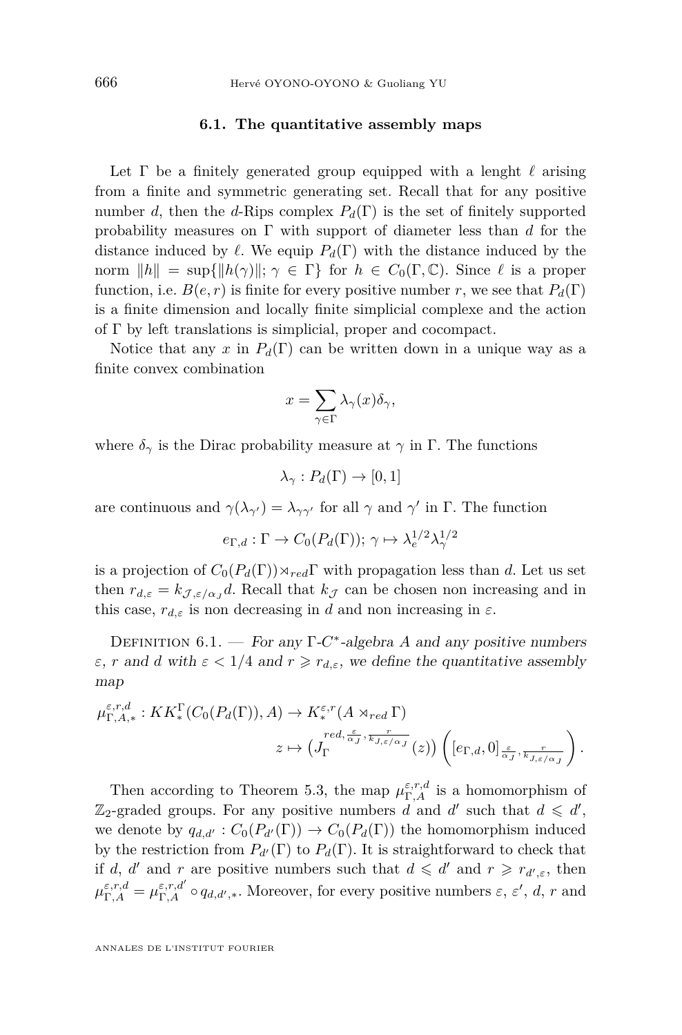### 6.1. The quantitative assembly maps

Let $\Gamma$ be a finitely generated group equipped with a lenght $\ell$ arising from a finite and symmetric generating set. Recall that for any positive number $d$, then the $d$-Rips complex $P_d(\Gamma)$ is the set of finitely supported probability measures on $\Gamma$ with support of diameter less than $d$ for the distance induced by $\ell$. We equip $P_d(\Gamma)$ with the distance induced by the norm $\|h\| = \sup\{\|h(\gamma)\|;\, \gamma \in \Gamma\}$ for $h \in C_0(\Gamma, \mathbb{C})$. Since $\ell$ is a proper function, i.e. $B(e, r)$ is finite for every positive number $r$, we see that $P_d(\Gamma)$ is a finite dimension and locally finite simplicial complexe and the action of $\Gamma$ by left translations is simplicial, proper and cocompact.

Notice that any $x$ in $P_d(\Gamma)$ can be written down in a unique way as a finite convex combination

$$x = \sum_{\gamma\in\Gamma} \lambda_\gamma(x)\delta_\gamma,$$

where $\delta_\gamma$ is the Dirac probability measure at $\gamma$ in $\Gamma$. The functions

$$\lambda_\gamma : P_d(\Gamma) \to [0, 1]$$

are continuous and $\gamma(\lambda_{\gamma'}) = \lambda_{\gamma\gamma'}$ for all $\gamma$ and $\gamma'$ in $\Gamma$. The function

$$e_{\Gamma,d} : \Gamma \to C_0(P_d(\Gamma));\, \gamma \mapsto \lambda_e^{1/2}\lambda_\gamma^{1/2}$$

is a projection of $C_0(P_d(\Gamma))\rtimes_{red}\Gamma$ with propagation less than $d$. Let us set then $r_{d,\varepsilon} = k_{\mathcal{J},\varepsilon/\alpha_\mathcal{J}} d$. Recall that $k_\mathcal{J}$ can be chosen non increasing and in this case, $r_{d,\varepsilon}$ is non decreasing in $d$ and non increasing in $\varepsilon$.

Definition 6.1. — *For any $\Gamma$-$C^*$-algebra $A$ and any positive numbers $\varepsilon$, $r$ and $d$ with $\varepsilon < 1/4$ and $r \geqslant r_{d,\varepsilon}$, we define the quantitative assembly map*

$$\begin{aligned}\mu^{\varepsilon,r,d}_{\Gamma,A,*} : KK^\Gamma_*(C_0(P_d(\Gamma)), A) &\to K^{\varepsilon,r}_*(A \rtimes_{red} \Gamma)\\ z &\mapsto \left(J_\Gamma^{red,\frac{\varepsilon}{\alpha_J},\frac{r}{k_{J,\varepsilon/\alpha_J}}}(z)\right)\left([e_{\Gamma,d}, 0]_{\frac{\varepsilon}{\alpha_J},\frac{r}{k_{J,\varepsilon/\alpha_J}}}\right).\end{aligned}$$

Then according to Theorem 5.3, the map $\mu^{\varepsilon,r,d}_{\Gamma,A}$ is a homomorphism of $\mathbb{Z}_2$-graded groups. For any positive numbers $d$ and $d'$ such that $d \leqslant d'$, we denote by $q_{d,d'} : C_0(P_{d'}(\Gamma)) \to C_0(P_d(\Gamma))$ the homomorphism induced by the restriction from $P_{d'}(\Gamma)$ to $P_d(\Gamma)$. It is straightforward to check that if $d$, $d'$ and $r$ are positive numbers such that $d \leqslant d'$ and $r \geqslant r_{d',\varepsilon}$, then $\mu^{\varepsilon,r,d}_{\Gamma,A} = \mu^{\varepsilon,r,d'}_{\Gamma,A} \circ q_{d,d',*}$. Moreover, for every positive numbers $\varepsilon$, $\varepsilon'$, $d$, $r$ and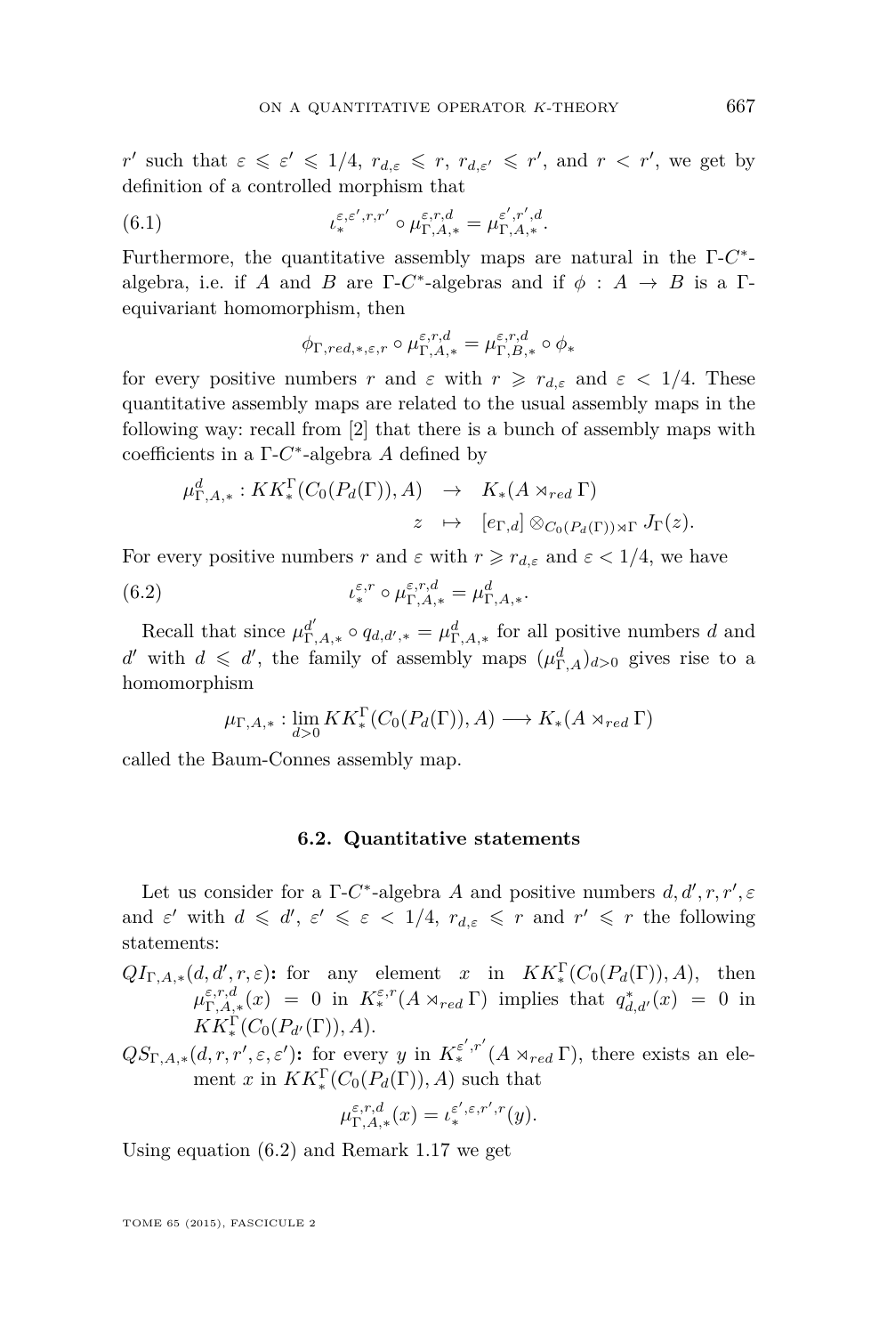$r'$ such that $\varepsilon \leqslant \varepsilon' \leqslant 1/4$, $r_{d,\varepsilon} \leqslant r$, $r_{d,\varepsilon'} \leqslant r'$, and $r < r'$, we get by definition of a controlled morphism that

$$\iota_*^{\varepsilon,\varepsilon',r,r'} \circ \mu_{\Gamma,A,*}^{\varepsilon,r,d} = \mu_{\Gamma,A,*}^{\varepsilon',r',d}. \tag{6.1}$$

Furthermore, the quantitative assembly maps are natural in the $\Gamma$-$C^*$-algebra, i.e. if $A$ and $B$ are $\Gamma$-$C^*$-algebras and if $\phi : A \to B$ is a $\Gamma$-equivariant homomorphism, then

$$\phi_{\Gamma,red,*,\varepsilon,r} \circ \mu_{\Gamma,A,*}^{\varepsilon,r,d} = \mu_{\Gamma,B,*}^{\varepsilon,r,d} \circ \phi_*$$

for every positive numbers $r$ and $\varepsilon$ with $r \geqslant r_{d,\varepsilon}$ and $\varepsilon < 1/4$. These quantitative assembly maps are related to the usual assembly maps in the following way: recall from [2] that there is a bunch of assembly maps with coefficients in a $\Gamma$-$C^*$-algebra $A$ defined by

$$\begin{array}{rcl}\mu_{\Gamma,A,*}^{d} : KK_*^{\Gamma}(C_0(P_d(\Gamma)),A) & \to & K_*(A \rtimes_{red} \Gamma) \\ z & \mapsto & [e_{\Gamma,d}] \otimes_{C_0(P_d(\Gamma))\rtimes\Gamma} J_\Gamma(z).\end{array}$$

For every positive numbers $r$ and $\varepsilon$ with $r \geqslant r_{d,\varepsilon}$ and $\varepsilon < 1/4$, we have

$$\iota_*^{\varepsilon,r} \circ \mu_{\Gamma,A,*}^{\varepsilon,r,d} = \mu_{\Gamma,A,*}^{d}. \tag{6.2}$$

Recall that since $\mu_{\Gamma,A,*}^{d'} \circ q_{d,d',*} = \mu_{\Gamma,A,*}^{d}$ for all positive numbers $d$ and $d'$ with $d \leqslant d'$, the family of assembly maps $(\mu_{\Gamma,A}^{d})_{d>0}$ gives rise to a homomorphism

$$\mu_{\Gamma,A,*} : \lim_{d>0} KK_*^{\Gamma}(C_0(P_d(\Gamma)),A) \longrightarrow K_*(A \rtimes_{red} \Gamma)$$

called the Baum-Connes assembly map.

### 6.2. Quantitative statements

Let us consider for a $\Gamma$-$C^*$-algebra $A$ and positive numbers $d, d', r, r', \varepsilon$ and $\varepsilon'$ with $d \leqslant d'$, $\varepsilon' \leqslant \varepsilon < 1/4$, $r_{d,\varepsilon} \leqslant r$ and $r' \leqslant r$ the following statements:

$QI_{\Gamma,A,*}(d,d',r,\varepsilon)$**:** for any element $x$ in $KK_*^{\Gamma}(C_0(P_d(\Gamma)),A)$, then $\mu_{\Gamma,A,*}^{\varepsilon,r,d}(x) = 0$ in $K_*^{\varepsilon,r}(A \rtimes_{red} \Gamma)$ implies that $q_{d,d'}^*(x) = 0$ in $KK_*^{\Gamma}(C_0(P_{d'}(\Gamma)),A)$.

$QS_{\Gamma,A,*}(d,r,r',\varepsilon,\varepsilon')$**:** for every $y$ in $K_*^{\varepsilon',r'}(A \rtimes_{red} \Gamma)$, there exists an element $x$ in $KK_*^{\Gamma}(C_0(P_d(\Gamma)),A)$ such that

$$\mu_{\Gamma,A,*}^{\varepsilon,r,d}(x) = \iota_*^{\varepsilon',\varepsilon,r',r}(y).$$

Using equation (6.2) and Remark 1.17 we get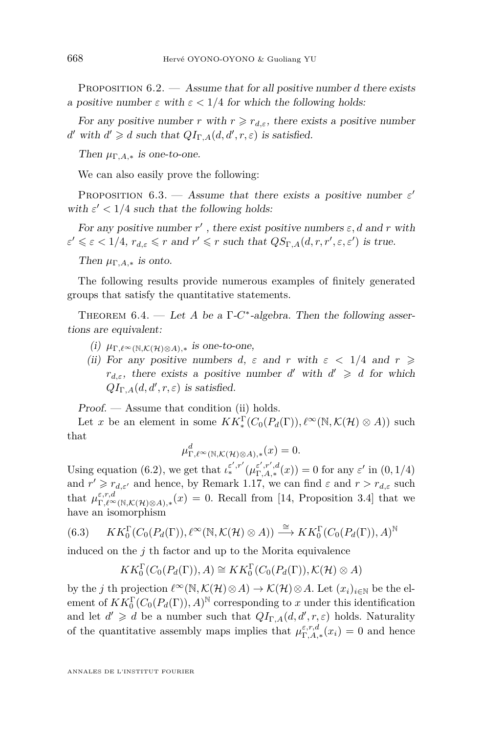Proposition 6.2. — *Assume that for all positive number $d$ there exists a positive number $\varepsilon$ with $\varepsilon < 1/4$ for which the following holds:*

*For any positive number $r$ with $r \geqslant r_{d,\varepsilon}$, there exists a positive number $d'$ with $d' \geqslant d$ such that $QI_{\Gamma,A}(d,d',r,\varepsilon)$ is satisfied.*

*Then $\mu_{\Gamma,A,*}$ is one-to-one.*

We can also easily prove the following:

Proposition 6.3. — *Assume that there exists a positive number $\varepsilon'$ with $\varepsilon' < 1/4$ such that the following holds:*

*For any positive number $r'$ , there exist positive numbers $\varepsilon, d$ and $r$ with $\varepsilon' \leqslant \varepsilon < 1/4$, $r_{d,\varepsilon} \leqslant r$ and $r' \leqslant r$ such that $QS_{\Gamma,A}(d,r,r',\varepsilon,\varepsilon')$ is true.*

*Then $\mu_{\Gamma,A,*}$ is onto.*

The following results provide numerous examples of finitely generated groups that satisfy the quantitative statements.

Theorem 6.4. — *Let $A$ be a $\Gamma$-$C^*$-algebra. Then the following assertions are equivalent:*

(i) *$\mu_{\Gamma,\ell^\infty(\mathbb{N},\mathcal{K}(\mathcal{H})\otimes A),*}$ is one-to-one,*
(ii) *For any positive numbers $d$, $\varepsilon$ and $r$ with $\varepsilon < 1/4$ and $r \geqslant r_{d,\varepsilon}$, there exists a positive number $d'$ with $d' \geqslant d$ for which $QI_{\Gamma,A}(d,d',r,\varepsilon)$ is satisfied.*

*Proof.* — Assume that condition (ii) holds.

Let $x$ be an element in some $KK^\Gamma_*(C_0(P_d(\Gamma)),\ell^\infty(\mathbb{N},\mathcal{K}(\mathcal{H})\otimes A))$ such that

$$\mu^d_{\Gamma,\ell^\infty(\mathbb{N},\mathcal{K}(\mathcal{H})\otimes A),*}(x) = 0.$$

Using equation (6.2), we get that $\iota^{\varepsilon',r'}_*(\mu^{\varepsilon',r',d}_{\Gamma,A,*}(x)) = 0$ for any $\varepsilon'$ in $(0,1/4)$ and $r' \geqslant r_{d,\varepsilon'}$ and hence, by Remark 1.17, we can find $\varepsilon$ and $r > r_{d,\varepsilon}$ such that $\mu^{\varepsilon,r,d}_{\Gamma,\ell^\infty(\mathbb{N},\mathcal{K}(\mathcal{H})\otimes A),*}(x) = 0$. Recall from [14, Proposition 3.4] that we have an isomorphism

$$KK^\Gamma_0(C_0(P_d(\Gamma)),\ell^\infty(\mathbb{N},\mathcal{K}(\mathcal{H})\otimes A)) \xrightarrow{\cong} KK^\Gamma_0(C_0(P_d(\Gamma)),A)^{\mathbb{N}} \tag{6.3}$$

induced on the $j$ th factor and up to the Morita equivalence

$$KK^\Gamma_0(C_0(P_d(\Gamma)),A) \cong KK^\Gamma_0(C_0(P_d(\Gamma)),\mathcal{K}(\mathcal{H})\otimes A)$$

by the $j$ th projection $\ell^\infty(\mathbb{N},\mathcal{K}(\mathcal{H})\otimes A) \to \mathcal{K}(\mathcal{H})\otimes A$. Let $(x_i)_{i\in\mathbb{N}}$ be the element of $KK^\Gamma_0(C_0(P_d(\Gamma)),A)^{\mathbb{N}}$ corresponding to $x$ under this identification and let $d' \geqslant d$ be a number such that $QI_{\Gamma,A}(d,d',r,\varepsilon)$ holds. Naturality of the quantitative assembly maps implies that $\mu^{\varepsilon,r,d}_{\Gamma,A,*}(x_i) = 0$ and hence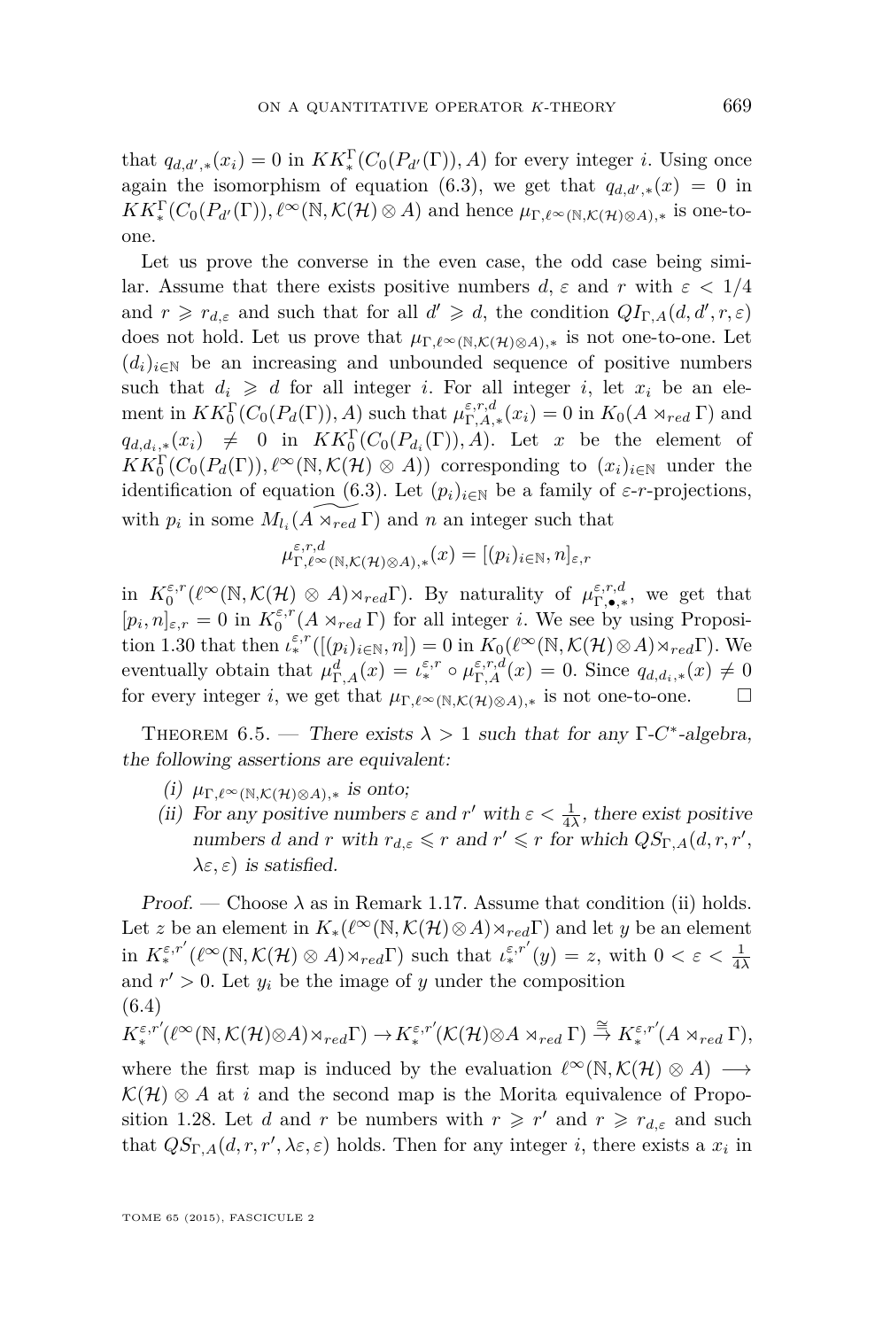that $q_{d,d',*}(x_i) = 0$ in $KK^\Gamma_*(C_0(P_{d'}(\Gamma)), A)$ for every integer $i$. Using once again the isomorphism of equation (6.3), we get that $q_{d,d',*}(x) = 0$ in $KK^\Gamma_*(C_0(P_{d'}(\Gamma)), \ell^\infty(\mathbb{N}, \mathcal{K}(\mathcal{H}) \otimes A)$ and hence $\mu_{\Gamma,\ell^\infty(\mathbb{N},\mathcal{K}(\mathcal{H})\otimes A),*}$ is one-to-one.

Let us prove the converse in the even case, the odd case being similar. Assume that there exists positive numbers $d$, $\varepsilon$ and $r$ with $\varepsilon < 1/4$ and $r \geqslant r_{d,\varepsilon}$ and such that for all $d' \geqslant d$, the condition $QI_{\Gamma,A}(d, d', r, \varepsilon)$ does not hold. Let us prove that $\mu_{\Gamma,\ell^\infty(\mathbb{N},\mathcal{K}(\mathcal{H})\otimes A),*}$ is not one-to-one. Let $(d_i)_{i\in\mathbb{N}}$ be an increasing and unbounded sequence of positive numbers such that $d_i \geqslant d$ for all integer $i$. For all integer $i$, let $x_i$ be an element in $KK^\Gamma_0(C_0(P_d(\Gamma)), A)$ such that $\mu^{\varepsilon,r,d}_{\Gamma,A,*}(x_i) = 0$ in $K_0(A \rtimes_{red} \Gamma)$ and $q_{d,d_i,*}(x_i) \neq 0$ in $KK^\Gamma_0(C_0(P_{d_i}(\Gamma)), A)$. Let $x$ be the element of $KK^\Gamma_0(C_0(P_d(\Gamma)), \ell^\infty(\mathbb{N}, \mathcal{K}(\mathcal{H}) \otimes A))$ corresponding to $(x_i)_{i\in\mathbb{N}}$ under the identification of equation (6.3). Let $(p_i)_{i\in\mathbb{N}}$ be a family of $\varepsilon$-$r$-projections, with $p_i$ in some $M_{l_i}(\widetilde{A \rtimes_{red} \Gamma})$ and $n$ an integer such that

$$\mu^{\varepsilon,r,d}_{\Gamma,\ell^\infty(\mathbb{N},\mathcal{K}(\mathcal{H})\otimes A),*}(x) = [(p_i)_{i\in\mathbb{N}}, n]_{\varepsilon,r}$$

in $K^{\varepsilon,r}_0(\ell^\infty(\mathbb{N}, \mathcal{K}(\mathcal{H}) \otimes A) \rtimes_{red} \Gamma)$. By naturality of $\mu^{\varepsilon,r,d}_{\Gamma,\bullet,*}$, we get that $[p_i, n]_{\varepsilon,r} = 0$ in $K^{\varepsilon,r}_0(A \rtimes_{red} \Gamma)$ for all integer $i$. We see by using Proposition 1.30 that then $\iota^{\varepsilon,r}_*([(p_i)_{i\in\mathbb{N}}, n]) = 0$ in $K_0(\ell^\infty(\mathbb{N}, \mathcal{K}(\mathcal{H}) \otimes A) \rtimes_{red} \Gamma)$. We eventually obtain that $\mu^d_{\Gamma,A}(x) = \iota^{\varepsilon,r}_* \circ \mu^{\varepsilon,r,d}_{\Gamma,A}(x) = 0$. Since $q_{d,d_i,*}(x) \neq 0$ for every integer $i$, we get that $\mu_{\Gamma,\ell^\infty(\mathbb{N},\mathcal{K}(\mathcal{H})\otimes A),*}$ is not one-to-one. □

Theorem 6.5. — *There exists $\lambda > 1$ such that for any $\Gamma$-$C^*$-algebra, the following assertions are equivalent:*

(i) *$\mu_{\Gamma,\ell^\infty(\mathbb{N},\mathcal{K}(\mathcal{H})\otimes A),*}$ is onto;*

(ii) *For any positive numbers $\varepsilon$ and $r'$ with $\varepsilon < \frac{1}{4\lambda}$, there exist positive numbers $d$ and $r$ with $r_{d,\varepsilon} \leqslant r$ and $r' \leqslant r$ for which $QS_{\Gamma,A}(d, r, r', \lambda\varepsilon, \varepsilon)$ is satisfied.*

*Proof.* — Choose $\lambda$ as in Remark 1.17. Assume that condition (ii) holds. Let $z$ be an element in $K_*(\ell^\infty(\mathbb{N}, \mathcal{K}(\mathcal{H}) \otimes A) \rtimes_{red} \Gamma)$ and let $y$ be an element in $K^{\varepsilon,r'}_*(\ell^\infty(\mathbb{N}, \mathcal{K}(\mathcal{H}) \otimes A) \rtimes_{red} \Gamma)$ such that $\iota^{\varepsilon,r'}_*(y) = z$, with $0 < \varepsilon < \frac{1}{4\lambda}$ and $r' > 0$. Let $y_i$ be the image of $y$ under the composition

(6.4)
$$K^{\varepsilon,r'}_*(\ell^\infty(\mathbb{N}, \mathcal{K}(\mathcal{H}) \otimes A) \rtimes_{red} \Gamma) \to K^{\varepsilon,r'}_*(\mathcal{K}(\mathcal{H}) \otimes A \rtimes_{red} \Gamma) \stackrel{\cong}{\to} K^{\varepsilon,r'}_*(A \rtimes_{red} \Gamma),$$

where the first map is induced by the evaluation $\ell^\infty(\mathbb{N}, \mathcal{K}(\mathcal{H}) \otimes A) \longrightarrow \mathcal{K}(\mathcal{H}) \otimes A$ at $i$ and the second map is the Morita equivalence of Proposition 1.28. Let $d$ and $r$ be numbers with $r \geqslant r'$ and $r \geqslant r_{d,\varepsilon}$ and such that $QS_{\Gamma,A}(d, r, r', \lambda\varepsilon, \varepsilon)$ holds. Then for any integer $i$, there exists a $x_i$ in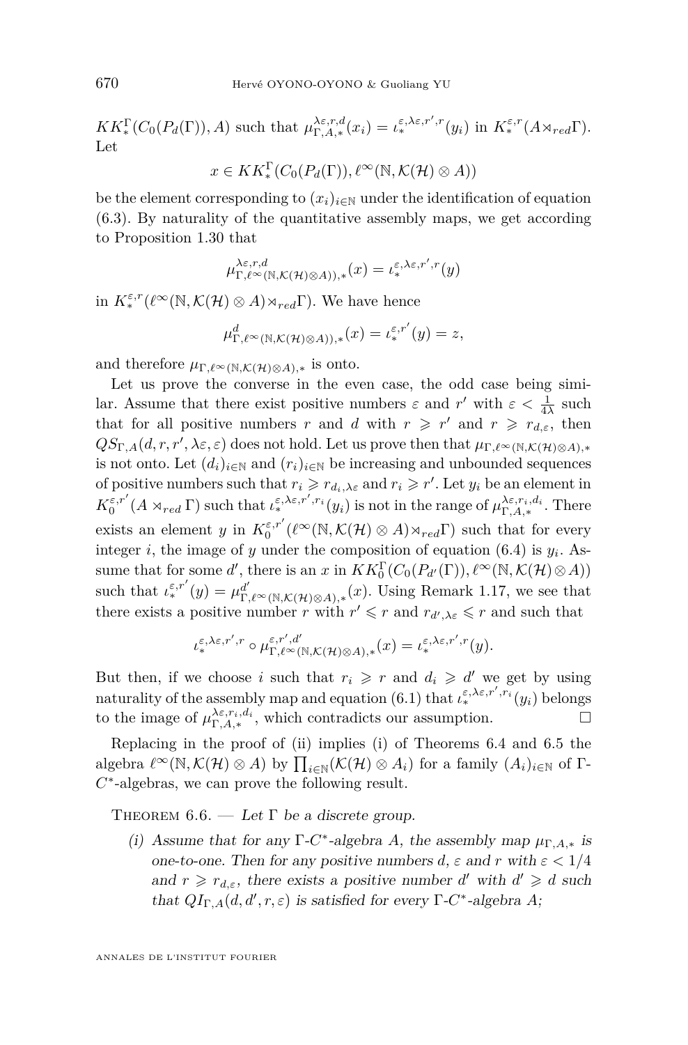$KK^{\Gamma}_*(C_0(P_d(\Gamma)), A)$ such that $\mu^{\lambda\varepsilon,r,d}_{\Gamma,A,*}(x_i) = \iota^{\varepsilon,\lambda\varepsilon,r',r}_*(y_i)$ in $K^{\varepsilon,r}_*(A\rtimes_{red}\Gamma)$. Let

$$x \in KK^{\Gamma}_*(C_0(P_d(\Gamma)), \ell^\infty(\mathbb{N}, \mathcal{K}(\mathcal{H})\otimes A))$$

be the element corresponding to $(x_i)_{i\in\mathbb{N}}$ under the identification of equation (6.3). By naturality of the quantitative assembly maps, we get according to Proposition 1.30 that

$$\mu^{\lambda\varepsilon,r,d}_{\Gamma,\ell^\infty(\mathbb{N},\mathcal{K}(\mathcal{H})\otimes A)),*}(x) = \iota^{\varepsilon,\lambda\varepsilon,r',r}_*(y)$$

in $K^{\varepsilon,r}_*(\ell^\infty(\mathbb{N}, \mathcal{K}(\mathcal{H})\otimes A)\rtimes_{red}\Gamma)$. We have hence

$$\mu^{d}_{\Gamma,\ell^\infty(\mathbb{N},\mathcal{K}(\mathcal{H})\otimes A)),*}(x) = \iota^{\varepsilon,r'}_*(y) = z,$$

and therefore $\mu_{\Gamma,\ell^\infty(\mathbb{N},\mathcal{K}(\mathcal{H})\otimes A),*}$ is onto.

Let us prove the converse in the even case, the odd case being similar. Assume that there exist positive numbers $\varepsilon$ and $r'$ with $\varepsilon < \frac{1}{4\lambda}$ such that for all positive numbers $r$ and $d$ with $r \geqslant r'$ and $r \geqslant r_{d,\varepsilon}$, then $QS_{\Gamma,A}(d, r, r', \lambda\varepsilon, \varepsilon)$ does not hold. Let us prove then that $\mu_{\Gamma,\ell^\infty(\mathbb{N},\mathcal{K}(\mathcal{H})\otimes A),*}$ is not onto. Let $(d_i)_{i\in\mathbb{N}}$ and $(r_i)_{i\in\mathbb{N}}$ be increasing and unbounded sequences of positive numbers such that $r_i \geqslant r_{d_i,\lambda\varepsilon}$ and $r_i \geqslant r'$. Let $y_i$ be an element in $K^{\varepsilon,r'}_0(A \rtimes_{red} \Gamma)$ such that $\iota^{\varepsilon,\lambda\varepsilon,r',r_i}_*(y_i)$ is not in the range of $\mu^{\lambda\varepsilon,r_i,d_i}_{\Gamma,A,*}$. There exists an element $y$ in $K^{\varepsilon,r'}_0(\ell^\infty(\mathbb{N}, \mathcal{K}(\mathcal{H}) \otimes A)\rtimes_{red}\Gamma)$ such that for every integer $i$, the image of $y$ under the composition of equation (6.4) is $y_i$. Assume that for some $d'$, there is an $x$ in $KK^{\Gamma}_0(C_0(P_{d'}(\Gamma)), \ell^\infty(\mathbb{N}, \mathcal{K}(\mathcal{H})\otimes A))$ such that $\iota^{\varepsilon,r'}_*(y) = \mu^{d'}_{\Gamma,\ell^\infty(\mathbb{N},\mathcal{K}(\mathcal{H})\otimes A),*}(x)$. Using Remark 1.17, we see that there exists a positive number $r$ with $r' \leqslant r$ and $r_{d',\lambda\varepsilon} \leqslant r$ and such that

$$\iota^{\varepsilon,\lambda\varepsilon,r',r}_* \circ \mu^{\varepsilon,r',d'}_{\Gamma,\ell^\infty(\mathbb{N},\mathcal{K}(\mathcal{H})\otimes A),*}(x) = \iota^{\varepsilon,\lambda\varepsilon,r',r}_*(y).$$

But then, if we choose $i$ such that $r_i \geqslant r$ and $d_i \geqslant d'$ we get by using naturality of the assembly map and equation (6.1) that $\iota^{\varepsilon,\lambda\varepsilon,r',r_i}_*(y_i)$ belongs to the image of $\mu^{\lambda\varepsilon,r_i,d_i}_{\Gamma,A,*}$, which contradicts our assumption. □

Replacing in the proof of (ii) implies (i) of Theorems 6.4 and 6.5 the algebra $\ell^\infty(\mathbb{N}, \mathcal{K}(\mathcal{H}) \otimes A)$ by $\prod_{i\in\mathbb{N}}(\mathcal{K}(\mathcal{H}) \otimes A_i)$ for a family $(A_i)_{i\in\mathbb{N}}$ of $\Gamma$-$C^*$-algebras, we can prove the following result.

Theorem 6.6. — *Let $\Gamma$ be a discrete group.*

*(i) Assume that for any $\Gamma$-$C^*$-algebra $A$, the assembly map $\mu_{\Gamma,A,*}$ is one-to-one. Then for any positive numbers $d$, $\varepsilon$ and $r$ with $\varepsilon < 1/4$ and $r \geqslant r_{d,\varepsilon}$, there exists a positive number $d'$ with $d' \geqslant d$ such that $QI_{\Gamma,A}(d, d', r, \varepsilon)$ is satisfied for every $\Gamma$-$C^*$-algebra $A$;*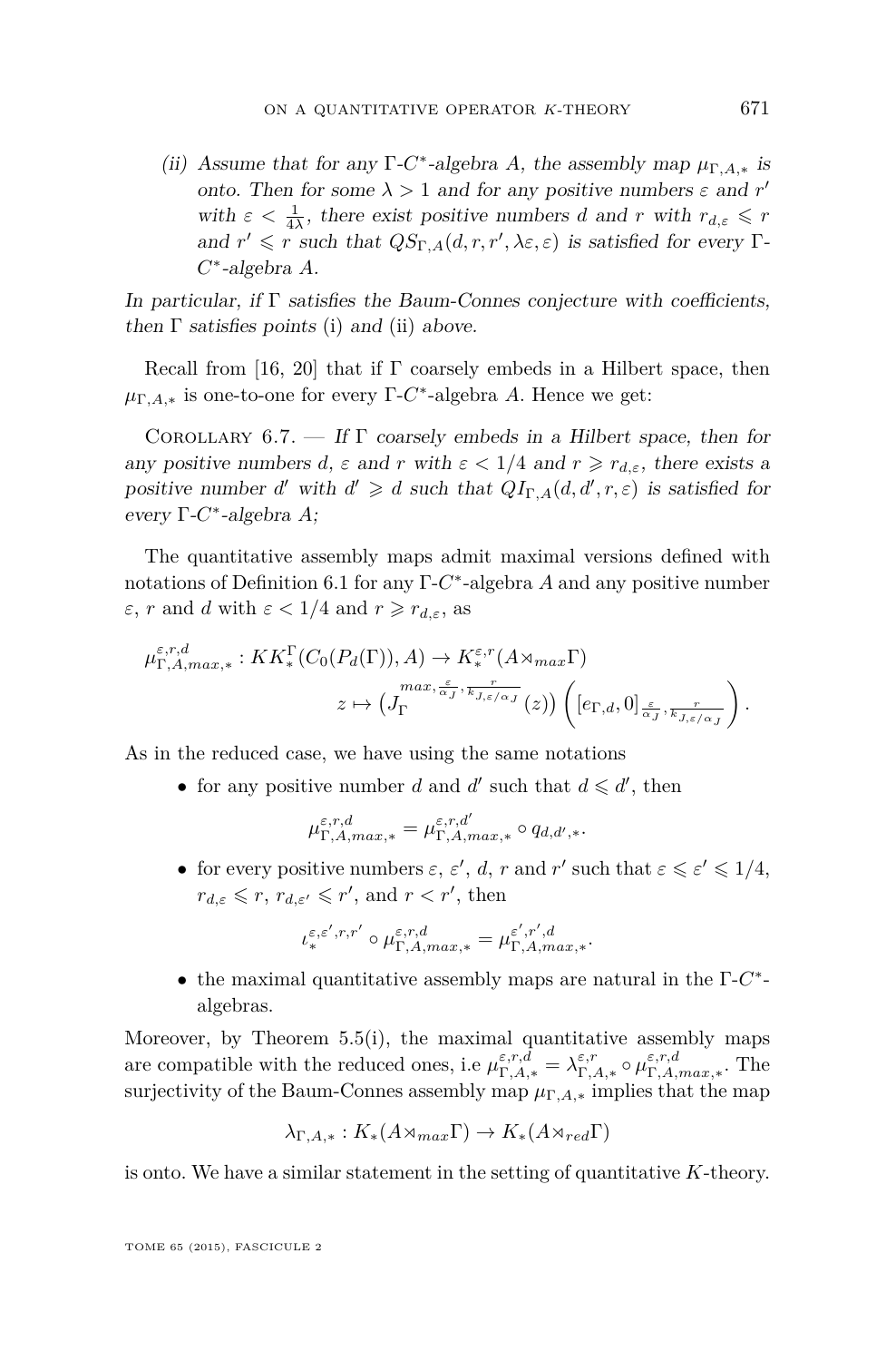(ii) *Assume that for any $\Gamma$-$C^*$-algebra $A$, the assembly map $\mu_{\Gamma,A,*}$ is onto. Then for some $\lambda > 1$ and for any positive numbers $\varepsilon$ and $r'$ with $\varepsilon < \frac{1}{4\lambda}$, there exist positive numbers $d$ and $r$ with $r_{d,\varepsilon} \leqslant r$ and $r' \leqslant r$ such that $QS_{\Gamma,A}(d, r, r', \lambda\varepsilon, \varepsilon)$ is satisfied for every $\Gamma$-$C^*$-algebra $A$.*

*In particular, if $\Gamma$ satisfies the Baum-Connes conjecture with coefficients, then $\Gamma$ satisfies points* (i) *and* (ii) *above.*

Recall from [16, 20] that if $\Gamma$ coarsely embeds in a Hilbert space, then $\mu_{\Gamma,A,*}$ is one-to-one for every $\Gamma$-$C^*$-algebra $A$. Hence we get:

Corollary 6.7. — *If $\Gamma$ coarsely embeds in a Hilbert space, then for any positive numbers $d$, $\varepsilon$ and $r$ with $\varepsilon < 1/4$ and $r \geqslant r_{d,\varepsilon}$, there exists a positive number $d'$ with $d' \geqslant d$ such that $QI_{\Gamma,A}(d, d', r, \varepsilon)$ is satisfied for every $\Gamma$-$C^*$-algebra $A$;*

The quantitative assembly maps admit maximal versions defined with notations of Definition 6.1 for any $\Gamma$-$C^*$-algebra $A$ and any positive number $\varepsilon$, $r$ and $d$ with $\varepsilon < 1/4$ and $r \geqslant r_{d,\varepsilon}$, as

$$\mu^{\varepsilon,r,d}_{\Gamma,A,max,*} : KK^{\Gamma}_*(C_0(P_d(\Gamma)), A) \to K^{\varepsilon,r}_*(A \rtimes_{max} \Gamma)$$
$$z \mapsto \left(J_{\Gamma}^{max,\frac{\varepsilon}{\alpha_J},\frac{r}{k_{J,\varepsilon/\alpha_J}}}(z)\right)\left([e_{\Gamma,d}, 0]_{\frac{\varepsilon}{\alpha_J},\frac{r}{k_{J,\varepsilon/\alpha_J}}}\right).$$

As in the reduced case, we have using the same notations

- for any positive number $d$ and $d'$ such that $d \leqslant d'$, then
$$\mu^{\varepsilon,r,d}_{\Gamma,A,max,*} = \mu^{\varepsilon,r,d'}_{\Gamma,A,max,*} \circ q_{d,d',*}.$$
- for every positive numbers $\varepsilon$, $\varepsilon'$, $d$, $r$ and $r'$ such that $\varepsilon \leqslant \varepsilon' \leqslant 1/4$, $r_{d,\varepsilon} \leqslant r$, $r_{d,\varepsilon'} \leqslant r'$, and $r < r'$, then
$$\iota^{\varepsilon,\varepsilon',r,r'}_* \circ \mu^{\varepsilon,r,d}_{\Gamma,A,max,*} = \mu^{\varepsilon',r',d}_{\Gamma,A,max,*}.$$
- the maximal quantitative assembly maps are natural in the $\Gamma$-$C^*$-algebras.

Moreover, by Theorem 5.5(i), the maximal quantitative assembly maps are compatible with the reduced ones, i.e $\mu^{\varepsilon,r,d}_{\Gamma,A,*} = \lambda^{\varepsilon,r}_{\Gamma,A,*} \circ \mu^{\varepsilon,r,d}_{\Gamma,A,max,*}$. The surjectivity of the Baum-Connes assembly map $\mu_{\Gamma,A,*}$ implies that the map

$$\lambda_{\Gamma,A,*} : K_*(A \rtimes_{max} \Gamma) \to K_*(A \rtimes_{red} \Gamma)$$

is onto. We have a similar statement in the setting of quantitative $K$-theory.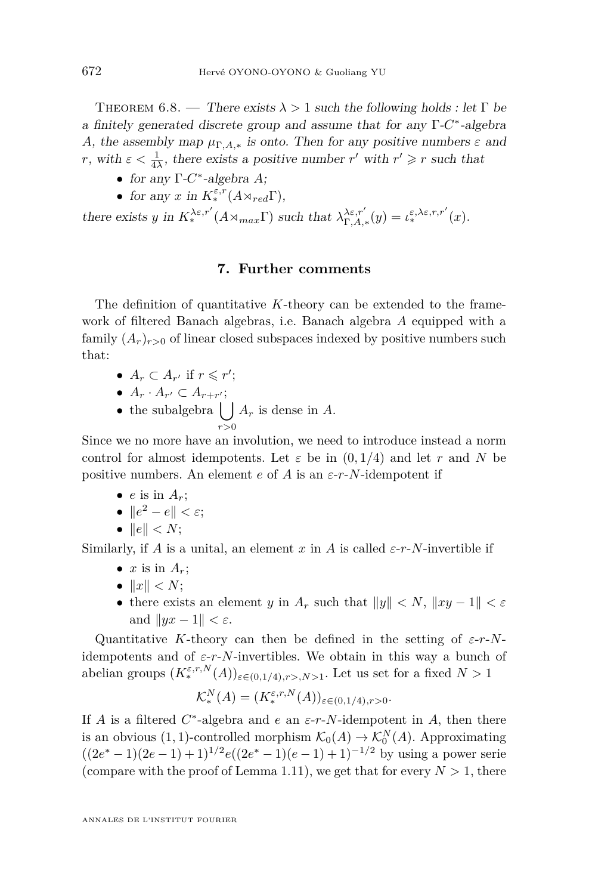Theorem 6.8. — *There exists $\lambda > 1$ such the following holds : let $\Gamma$ be a finitely generated discrete group and assume that for any $\Gamma$-$C^*$-algebra $A$, the assembly map $\mu_{\Gamma,A,*}$ is onto. Then for any positive numbers $\varepsilon$ and $r$, with $\varepsilon < \frac{1}{4\lambda}$, there exists a positive number $r'$ with $r' \geqslant r$ such that*

- *for any $\Gamma$-$C^*$-algebra $A$;*
- *for any $x$ in $K_*^{\varepsilon,r}(A \rtimes_{red} \Gamma)$,*

*there exists $y$ in $K_*^{\lambda\varepsilon,r'}(A \rtimes_{max} \Gamma)$ such that $\lambda_{\Gamma,A,*}^{\lambda\varepsilon,r'}(y) = \iota_*^{\varepsilon,\lambda\varepsilon,r,r'}(x)$.*

## 7. Further comments

The definition of quantitative $K$-theory can be extended to the framework of filtered Banach algebras, i.e. Banach algebra $A$ equipped with a family $(A_r)_{r>0}$ of linear closed subspaces indexed by positive numbers such that:

- $A_r \subset A_{r'}$ if $r \leqslant r'$;
- $A_r \cdot A_{r'} \subset A_{r+r'}$;
- the subalgebra $\bigcup_{r>0} A_r$ is dense in $A$.

Since we no more have an involution, we need to introduce instead a norm control for almost idempotents. Let $\varepsilon$ be in $(0, 1/4)$ and let $r$ and $N$ be positive numbers. An element $e$ of $A$ is an $\varepsilon$-$r$-$N$-idempotent if

- $e$ is in $A_r$;
- $\|e^2 - e\| < \varepsilon$;
- $\|e\| < N$;

Similarly, if $A$ is a unital, an element $x$ in $A$ is called $\varepsilon$-$r$-$N$-invertible if

- $x$ is in $A_r$;
- $\|x\| < N$;
- there exists an element $y$ in $A_r$ such that $\|y\| < N$, $\|xy - 1\| < \varepsilon$ and $\|yx - 1\| < \varepsilon$.

Quantitative $K$-theory can then be defined in the setting of $\varepsilon$-$r$-$N$-idempotents and of $\varepsilon$-$r$-$N$-invertibles. We obtain in this way a bunch of abelian groups $(K_*^{\varepsilon,r,N}(A))_{\varepsilon\in(0,1/4),r>,N>1}$. Let us set for a fixed $N > 1$

$$\mathcal{K}_*^N(A) = (K_*^{\varepsilon,r,N}(A))_{\varepsilon\in(0,1/4),r>0}.$$

If $A$ is a filtered $C^*$-algebra and $e$ an $\varepsilon$-$r$-$N$-idempotent in $A$, then there is an obvious $(1,1)$-controlled morphism $\mathcal{K}_0(A) \to \mathcal{K}_0^N(A)$. Approximating $((2e^* - 1)(2e - 1) + 1)^{1/2} e((2e^* - 1)(e - 1) + 1)^{-1/2}$ by using a power serie (compare with the proof of Lemma 1.11), we get that for every $N > 1$, there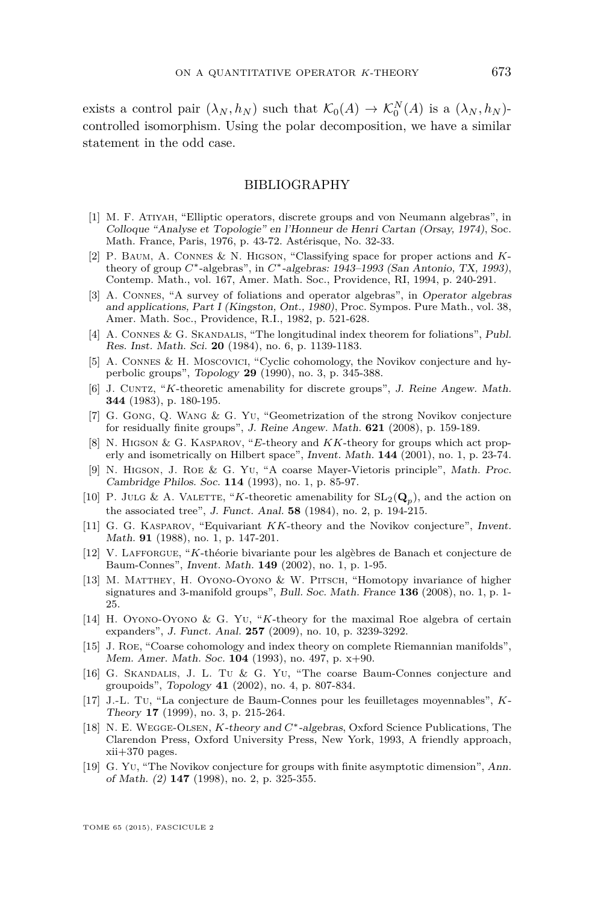exists a control pair $(\lambda_N, h_N)$ such that $\mathcal{K}_0(A) \to \mathcal{K}_0^N(A)$ is a $(\lambda_N, h_N)$-controlled isomorphism. Using the polar decomposition, we have a similar statement in the odd case.

## BIBLIOGRAPHY

[1] M. F. Atiyah, "Elliptic operators, discrete groups and von Neumann algebras", in *Colloque "Analyse et Topologie" en l'Honneur de Henri Cartan (Orsay, 1974)*, Soc. Math. France, Paris, 1976, p. 43-72. Astérisque, No. 32-33.

[2] P. Baum, A. Connes & N. Higson, "Classifying space for proper actions and $K$-theory of group $C^*$-algebras", in *$C^*$-algebras: 1943–1993 (San Antonio, TX, 1993)*, Contemp. Math., vol. 167, Amer. Math. Soc., Providence, RI, 1994, p. 240-291.

[3] A. Connes, "A survey of foliations and operator algebras", in *Operator algebras and applications, Part I (Kingston, Ont., 1980)*, Proc. Sympos. Pure Math., vol. 38, Amer. Math. Soc., Providence, R.I., 1982, p. 521-628.

[4] A. Connes & G. Skandalis, "The longitudinal index theorem for foliations", *Publ. Res. Inst. Math. Sci.* **20** (1984), no. 6, p. 1139-1183.

[5] A. Connes & H. Moscovici, "Cyclic cohomology, the Novikov conjecture and hyperbolic groups", *Topology* **29** (1990), no. 3, p. 345-388.

[6] J. Cuntz, "$K$-theoretic amenability for discrete groups", *J. Reine Angew. Math.* **344** (1983), p. 180-195.

[7] G. Gong, Q. Wang & G. Yu, "Geometrization of the strong Novikov conjecture for residually finite groups", *J. Reine Angew. Math.* **621** (2008), p. 159-189.

[8] N. Higson & G. Kasparov, "$E$-theory and $KK$-theory for groups which act properly and isometrically on Hilbert space", *Invent. Math.* **144** (2001), no. 1, p. 23-74.

[9] N. Higson, J. Roe & G. Yu, "A coarse Mayer-Vietoris principle", *Math. Proc. Cambridge Philos. Soc.* **114** (1993), no. 1, p. 85-97.

[10] P. Julg & A. Valette, "$K$-theoretic amenability for $\mathrm{SL}_2(\mathbf{Q}_p)$, and the action on the associated tree", *J. Funct. Anal.* **58** (1984), no. 2, p. 194-215.

[11] G. G. Kasparov, "Equivariant $KK$-theory and the Novikov conjecture", *Invent. Math.* **91** (1988), no. 1, p. 147-201.

[12] V. Lafforgue, "$K$-théorie bivariante pour les algèbres de Banach et conjecture de Baum-Connes", *Invent. Math.* **149** (2002), no. 1, p. 1-95.

[13] M. Matthey, H. Oyono-Oyono & W. Pitsch, "Homotopy invariance of higher signatures and 3-manifold groups", *Bull. Soc. Math. France* **136** (2008), no. 1, p. 1-25.

[14] H. Oyono-Oyono & G. Yu, "$K$-theory for the maximal Roe algebra of certain expanders", *J. Funct. Anal.* **257** (2009), no. 10, p. 3239-3292.

[15] J. Roe, "Coarse cohomology and index theory on complete Riemannian manifolds", *Mem. Amer. Math. Soc.* **104** (1993), no. 497, p. x+90.

[16] G. Skandalis, J. L. Tu & G. Yu, "The coarse Baum-Connes conjecture and groupoids", *Topology* **41** (2002), no. 4, p. 807-834.

[17] J.-L. Tu, "La conjecture de Baum-Connes pour les feuilletages moyennables", *$K$-Theory* **17** (1999), no. 3, p. 215-264.

[18] N. E. Wegge-Olsen, *$K$-theory and $C^*$-algebras*, Oxford Science Publications, The Clarendon Press, Oxford University Press, New York, 1993, A friendly approach, xii+370 pages.

[19] G. Yu, "The Novikov conjecture for groups with finite asymptotic dimension", *Ann. of Math. (2)* **147** (1998), no. 2, p. 325-355.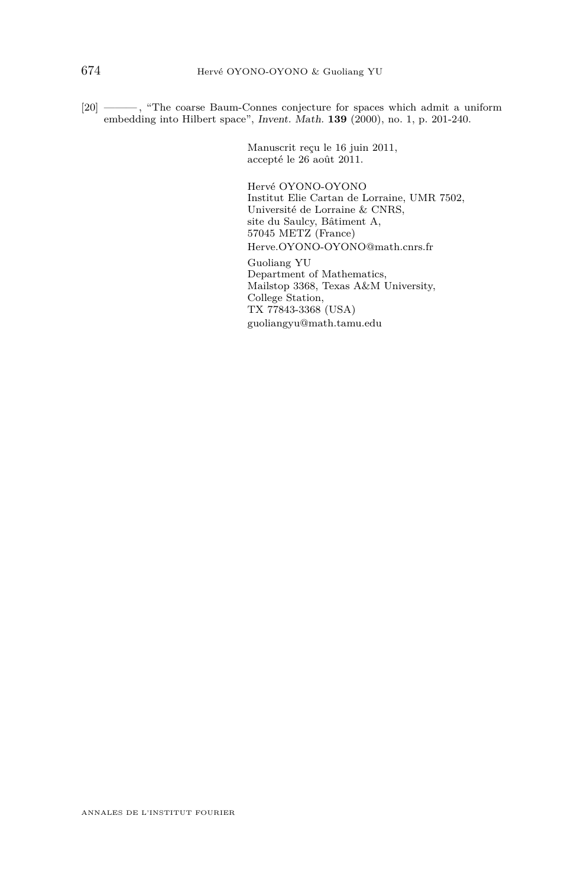[20] ———, "The coarse Baum-Connes conjecture for spaces which admit a uniform embedding into Hilbert space", *Invent. Math.* **139** (2000), no. 1, p. 201-240.

Manuscrit reçu le 16 juin 2011,
accepté le 26 août 2011.

Hervé OYONO-OYONO
Institut Elie Cartan de Lorraine, UMR 7502,
Université de Lorraine & CNRS,
site du Saulcy, Bâtiment A,
57045 METZ (France)
Herve.OYONO-OYONO@math.cnrs.fr

Guoliang YU
Department of Mathematics,
Mailstop 3368, Texas A&M University,
College Station,
TX 77843-3368 (USA)
guoliangyu@math.tamu.edu